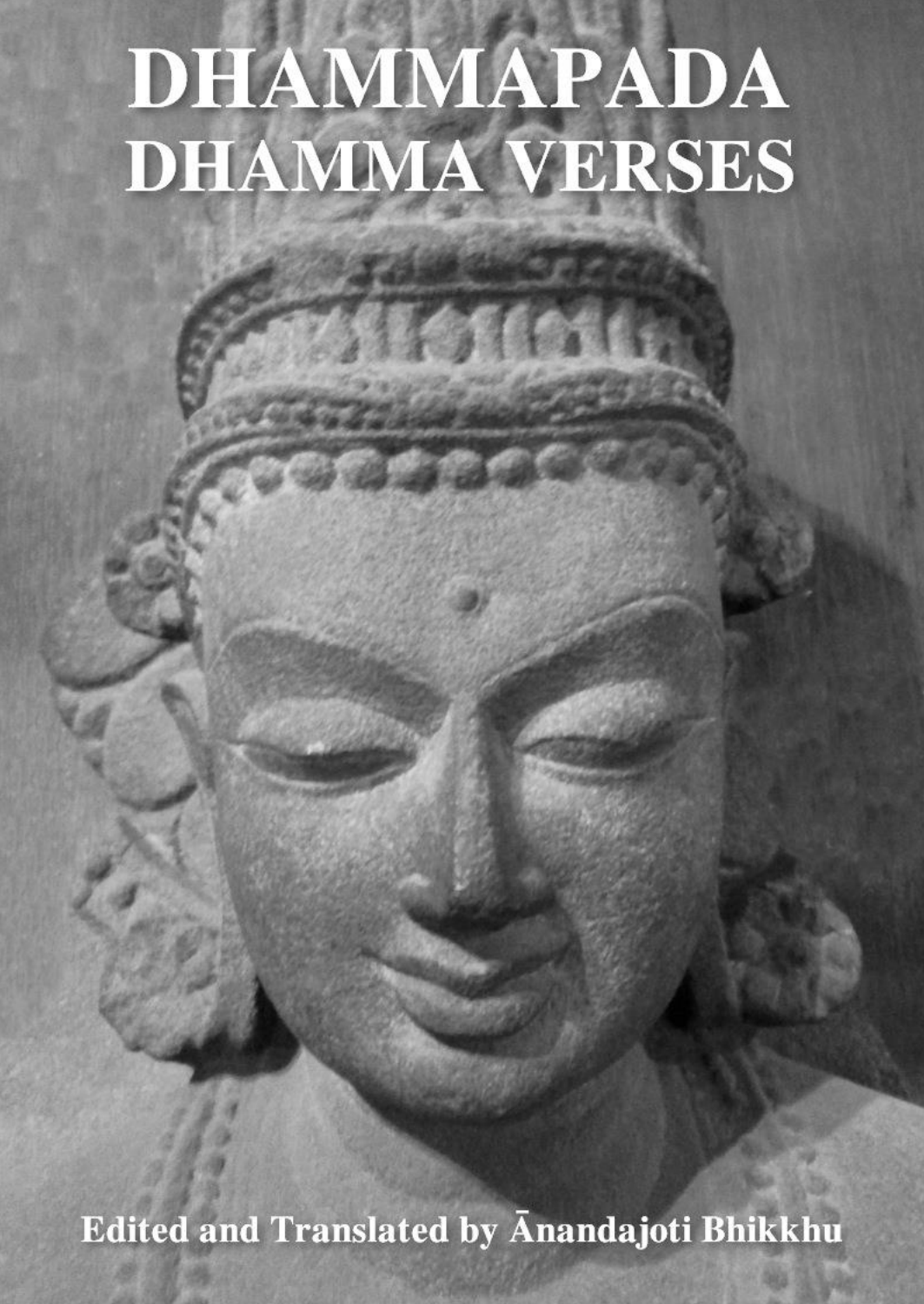# DHAMMAPADA DHAMMA VERSES

Edited and Translated by Ānandajoti Bhikkhu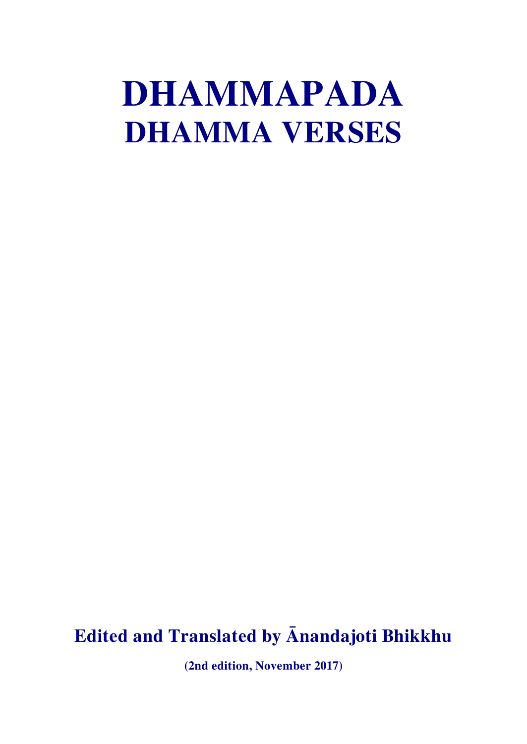# DHAMMAPADA
## DHAMMA VERSES

**Edited and Translated by Ānandajoti Bhikkhu**

**(2nd edition, November 2017)**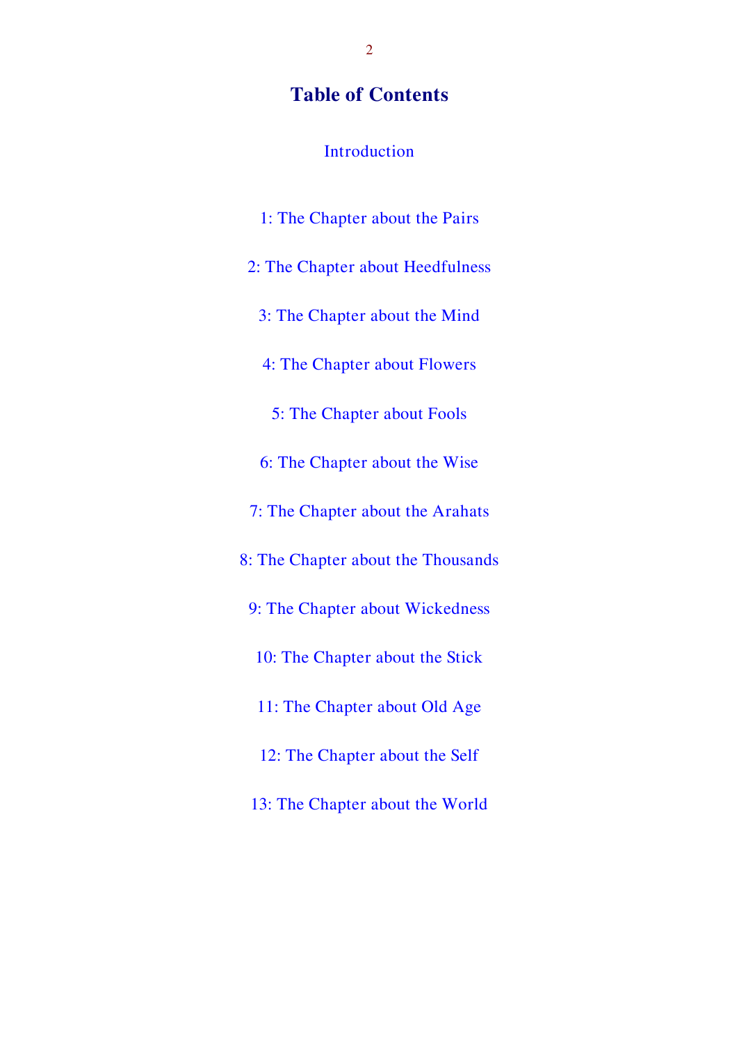# Table of Contents

Introduction

1: The Chapter about the Pairs

2: The Chapter about Heedfulness

3: The Chapter about the Mind

4: The Chapter about Flowers

5: The Chapter about Fools

6: The Chapter about the Wise

7: The Chapter about the Arahats

8: The Chapter about the Thousands

9: The Chapter about Wickedness

10: The Chapter about the Stick

11: The Chapter about Old Age

12: The Chapter about the Self

13: The Chapter about the World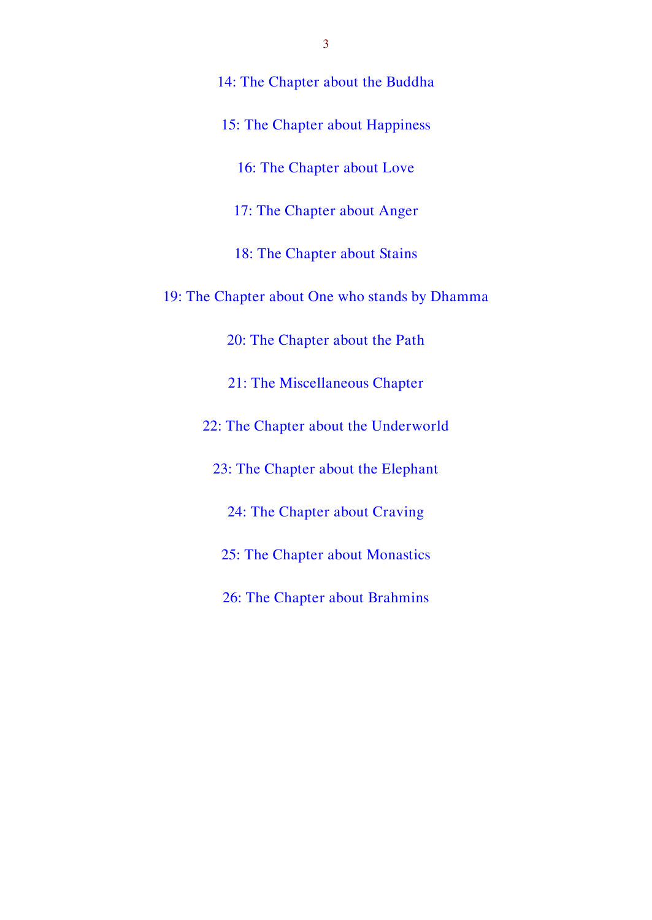14: The Chapter about the Buddha

15: The Chapter about Happiness

16: The Chapter about Love

17: The Chapter about Anger

18: The Chapter about Stains

19: The Chapter about One who stands by Dhamma

20: The Chapter about the Path

21: The Miscellaneous Chapter

22: The Chapter about the Underworld

23: The Chapter about the Elephant

24: The Chapter about Craving

25: The Chapter about Monastics

26: The Chapter about Brahmins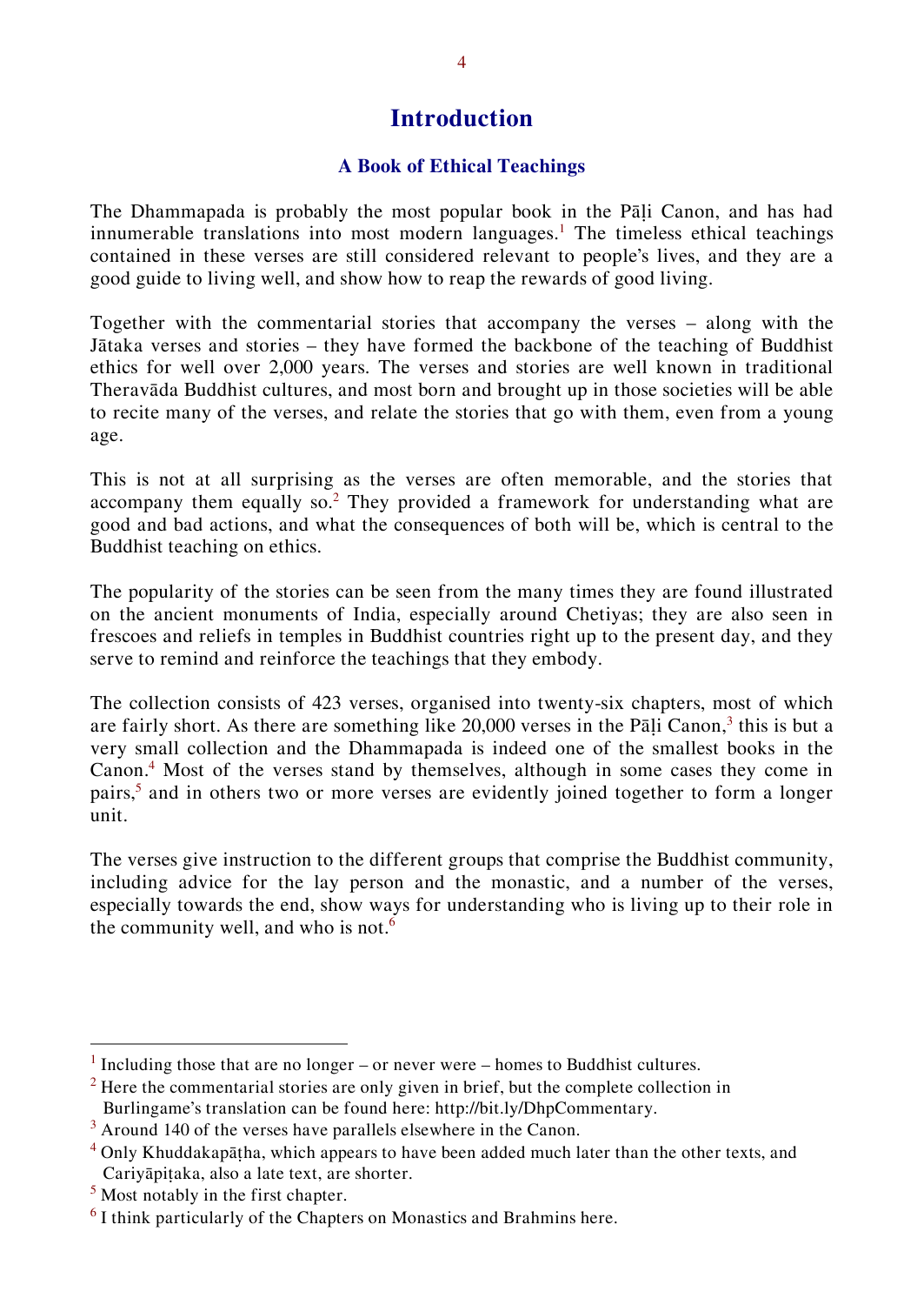# Introduction

## A Book of Ethical Teachings

The Dhammapada is probably the most popular book in the Pāḷi Canon, and has had innumerable translations into most modern languages.[1] The timeless ethical teachings contained in these verses are still considered relevant to people's lives, and they are a good guide to living well, and show how to reap the rewards of good living.

Together with the commentarial stories that accompany the verses – along with the Jātaka verses and stories – they have formed the backbone of the teaching of Buddhist ethics for well over 2,000 years. The verses and stories are well known in traditional Theravāda Buddhist cultures, and most born and brought up in those societies will be able to recite many of the verses, and relate the stories that go with them, even from a young age.

This is not at all surprising as the verses are often memorable, and the stories that accompany them equally so.[2] They provided a framework for understanding what are good and bad actions, and what the consequences of both will be, which is central to the Buddhist teaching on ethics.

The popularity of the stories can be seen from the many times they are found illustrated on the ancient monuments of India, especially around Chetiyas; they are also seen in frescoes and reliefs in temples in Buddhist countries right up to the present day, and they serve to remind and reinforce the teachings that they embody.

The collection consists of 423 verses, organised into twenty-six chapters, most of which are fairly short. As there are something like 20,000 verses in the Pāḷi Canon,[3] this is but a very small collection and the Dhammapada is indeed one of the smallest books in the Canon.[4] Most of the verses stand by themselves, although in some cases they come in pairs,[5] and in others two or more verses are evidently joined together to form a longer unit.

The verses give instruction to the different groups that comprise the Buddhist community, including advice for the lay person and the monastic, and a number of the verses, especially towards the end, show ways for understanding who is living up to their role in the community well, and who is not.[6]

---

[1] Including those that are no longer – or never were – homes to Buddhist cultures.

[2] Here the commentarial stories are only given in brief, but the complete collection in Burlingame's translation can be found here: http://bit.ly/DhpCommentary.

[3] Around 140 of the verses have parallels elsewhere in the Canon.

[4] Only Khuddakapāṭha, which appears to have been added much later than the other texts, and Cariyāpiṭaka, also a late text, are shorter.

[5] Most notably in the first chapter.

[6] I think particularly of the Chapters on Monastics and Brahmins here.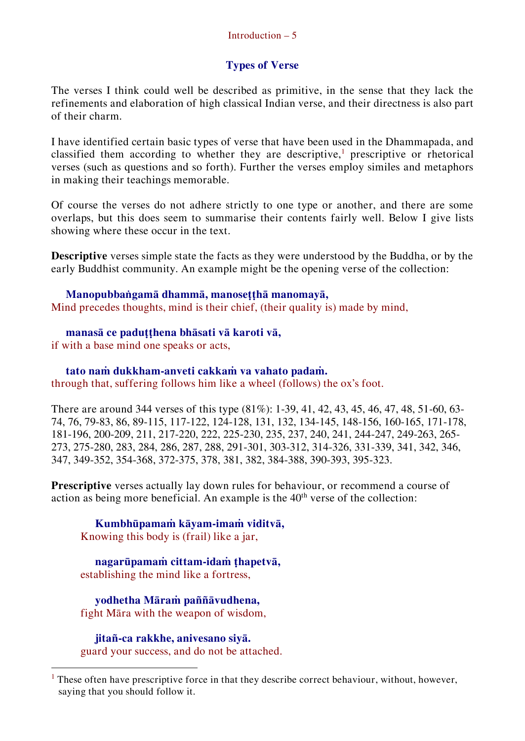## Types of Verse

The verses I think could well be described as primitive, in the sense that they lack the refinements and elaboration of high classical Indian verse, and their directness is also part of their charm.

I have identified certain basic types of verse that have been used in the Dhammapada, and classified them according to whether they are descriptive,[1] prescriptive or rhetorical verses (such as questions and so forth). Further the verses employ similes and metaphors in making their teachings memorable.

Of course the verses do not adhere strictly to one type or another, and there are some overlaps, but this does seem to summarise their contents fairly well. Below I give lists showing where these occur in the text.

**Descriptive** verses simple state the facts as they were understood by the Buddha, or by the early Buddhist community. An example might be the opening verse of the collection:

**Manopubbaṅgamā dhammā, manoseṭṭhā manomayā,**
Mind precedes thoughts, mind is their chief, (their quality is) made by mind,

**manasā ce paduṭṭhena bhāsati vā karoti vā,**
if with a base mind one speaks or acts,

**tato naṁ dukkham-anveti cakkaṁ va vahato padaṁ.**
through that, suffering follows him like a wheel (follows) the ox's foot.

There are around 344 verses of this type (81%): 1-39, 41, 42, 43, 45, 46, 47, 48, 51-60, 63-74, 76, 79-83, 86, 89-115, 117-122, 124-128, 131, 132, 134-145, 148-156, 160-165, 171-178, 181-196, 200-209, 211, 217-220, 222, 225-230, 235, 237, 240, 241, 244-247, 249-263, 265-273, 275-280, 283, 284, 286, 287, 288, 291-301, 303-312, 314-326, 331-339, 341, 342, 346, 347, 349-352, 354-368, 372-375, 378, 381, 382, 384-388, 390-393, 395-323.

**Prescriptive** verses actually lay down rules for behaviour, or recommend a course of action as being more beneficial. An example is the 40th verse of the collection:

**Kumbhūpamaṁ kāyam-imaṁ viditvā,**
Knowing this body is (frail) like a jar,

**nagarūpamaṁ cittam-idaṁ ṭhapetvā,**
establishing the mind like a fortress,

**yodhetha Māraṁ paññāvudhena,**
fight Māra with the weapon of wisdom,

**jitañ-ca rakkhe, anivesano siyā.**
guard your success, and do not be attached.

[1] These often have prescriptive force in that they describe correct behaviour, without, however, saying that you should follow it.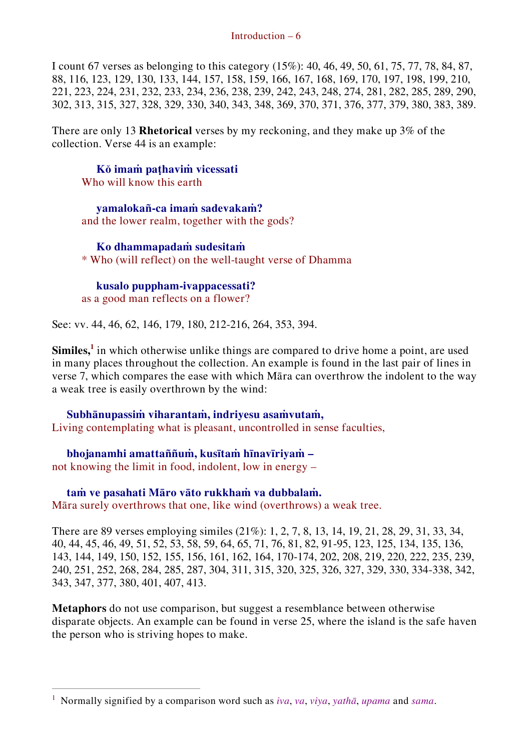I count 67 verses as belonging to this category (15%): 40, 46, 49, 50, 61, 75, 77, 78, 84, 87, 88, 116, 123, 129, 130, 133, 144, 157, 158, 159, 166, 167, 168, 169, 170, 197, 198, 199, 210, 221, 223, 224, 231, 232, 233, 234, 236, 238, 239, 242, 243, 248, 274, 281, 282, 285, 289, 290, 302, 313, 315, 327, 328, 329, 330, 340, 343, 348, 369, 370, 371, 376, 377, 379, 380, 383, 389.

There are only 13 **Rhetorical** verses by my reckoning, and they make up 3% of the collection. Verse 44 is an example:

> **Kŏ imaṁ paṭhaviṁ vicessati**
> Who will know this earth
>
> **yamalokañ-ca imaṁ sadevakaṁ?**
> and the lower realm, together with the gods?
>
> **Ko dhammapadaṁ sudesitaṁ**
> * Who (will reflect) on the well-taught verse of Dhamma
>
> **kusalo puppham-ivappacessati?**
> as a good man reflects on a flower?

See: vv. 44, 46, 62, 146, 179, 180, 212-216, 264, 353, 394.

**Similes,**[1] in which otherwise unlike things are compared to drive home a point, are used in many places throughout the collection. An example is found in the last pair of lines in verse 7, which compares the ease with which Māra can overthrow the indolent to the way a weak tree is easily overthrown by the wind:

> **Subhānupassiṁ viharantaṁ, indriyesu asaṁvutaṁ,**
> Living contemplating what is pleasant, uncontrolled in sense faculties,
>
> **bhojanamhi amattaññuṁ, kusītaṁ hīnavīriyaṁ –**
> not knowing the limit in food, indolent, low in energy –
>
> **taṁ ve pasahati Māro vāto rukkhaṁ va dubbalaṁ.**
> Māra surely overthrows that one, like wind (overthrows) a weak tree.

There are 89 verses employing similes (21%): 1, 2, 7, 8, 13, 14, 19, 21, 28, 29, 31, 33, 34, 40, 44, 45, 46, 49, 51, 52, 53, 58, 59, 64, 65, 71, 76, 81, 82, 91-95, 123, 125, 134, 135, 136, 143, 144, 149, 150, 152, 155, 156, 161, 162, 164, 170-174, 202, 208, 219, 220, 222, 235, 239, 240, 251, 252, 268, 284, 285, 287, 304, 311, 315, 320, 325, 326, 327, 329, 330, 334-338, 342, 343, 347, 377, 380, 401, 407, 413.

**Metaphors** do not use comparison, but suggest a resemblance between otherwise disparate objects. An example can be found in verse 25, where the island is the safe haven the person who is striving hopes to make.

---

[1] Normally signified by a comparison word such as *iva*, *va*, *viya*, *yathā*, *upama* and *sama*.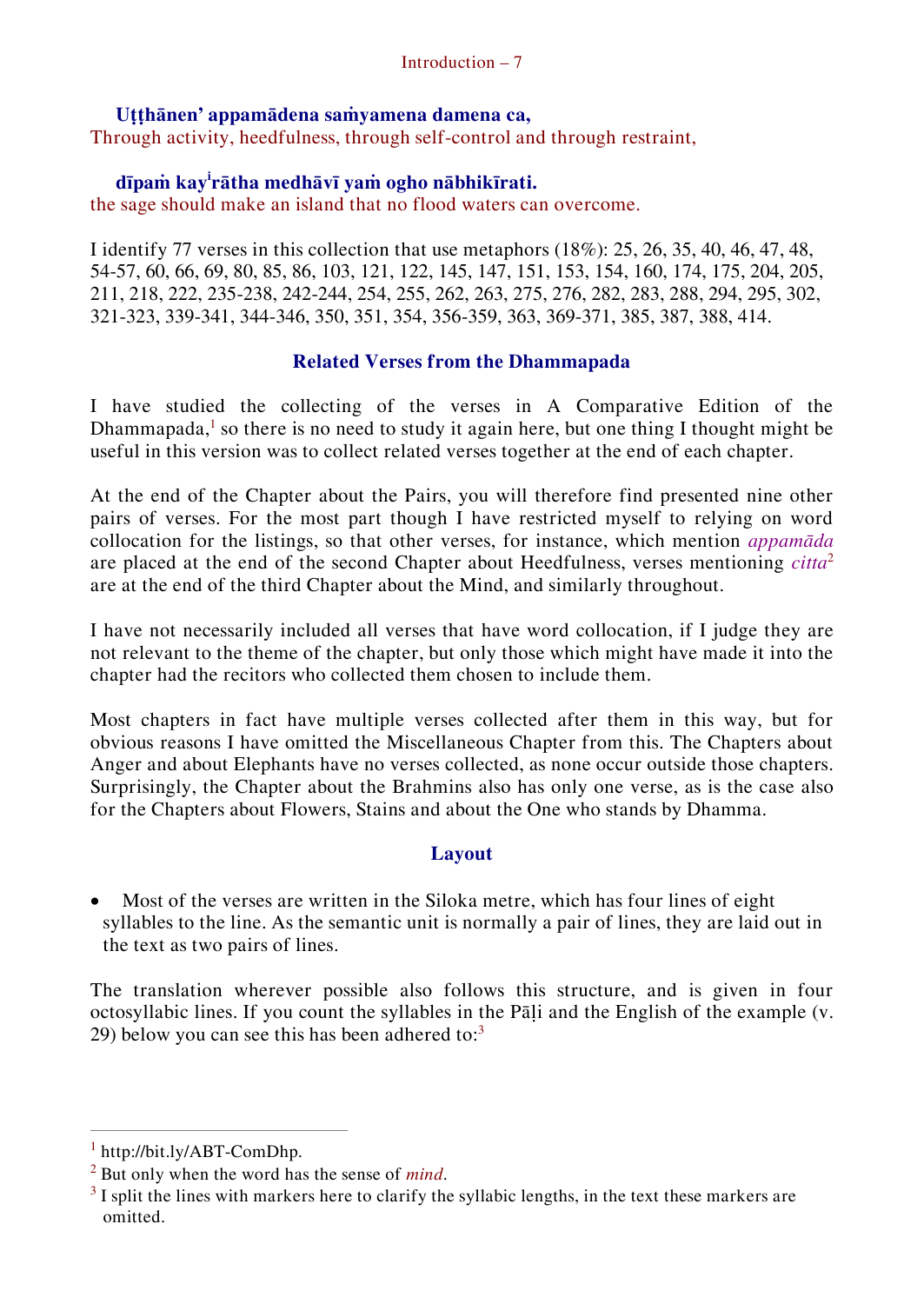**Uṭṭhānen' appamādena saṁyamena damena ca,**
Through activity, heedfulness, through self-control and through restraint,

**dīpaṁ kay[i]rātha medhāvī yaṁ ogho nābhikīrati.**
the sage should make an island that no flood waters can overcome.

I identify 77 verses in this collection that use metaphors (18%): 25, 26, 35, 40, 46, 47, 48, 54-57, 60, 66, 69, 80, 85, 86, 103, 121, 122, 145, 147, 151, 153, 154, 160, 174, 175, 204, 205, 211, 218, 222, 235-238, 242-244, 254, 255, 262, 263, 275, 276, 282, 283, 288, 294, 295, 302, 321-323, 339-341, 344-346, 350, 351, 354, 356-359, 363, 369-371, 385, 387, 388, 414.

## Related Verses from the Dhammapada

I have studied the collecting of the verses in A Comparative Edition of the Dhammapada,[1] so there is no need to study it again here, but one thing I thought might be useful in this version was to collect related verses together at the end of each chapter.

At the end of the Chapter about the Pairs, you will therefore find presented nine other pairs of verses. For the most part though I have restricted myself to relying on word collocation for the listings, so that other verses, for instance, which mention *appamāda* are placed at the end of the second Chapter about Heedfulness, verses mentioning *citta*[2] are at the end of the third Chapter about the Mind, and similarly throughout.

I have not necessarily included all verses that have word collocation, if I judge they are not relevant to the theme of the chapter, but only those which might have made it into the chapter had the recitors who collected them chosen to include them.

Most chapters in fact have multiple verses collected after them in this way, but for obvious reasons I have omitted the Miscellaneous Chapter from this. The Chapters about Anger and about Elephants have no verses collected, as none occur outside those chapters. Surprisingly, the Chapter about the Brahmins also has only one verse, as is the case also for the Chapters about Flowers, Stains and about the One who stands by Dhamma.

## Layout

- Most of the verses are written in the Siloka metre, which has four lines of eight syllables to the line. As the semantic unit is normally a pair of lines, they are laid out in the text as two pairs of lines.

The translation wherever possible also follows this structure, and is given in four octosyllabic lines. If you count the syllables in the Pāḷi and the English of the example (v. 29) below you can see this has been adhered to:[3]

---

[1] http://bit.ly/ABT-ComDhp.

[2] But only when the word has the sense of *mind*.

[3] I split the lines with markers here to clarify the syllabic lengths, in the text these markers are omitted.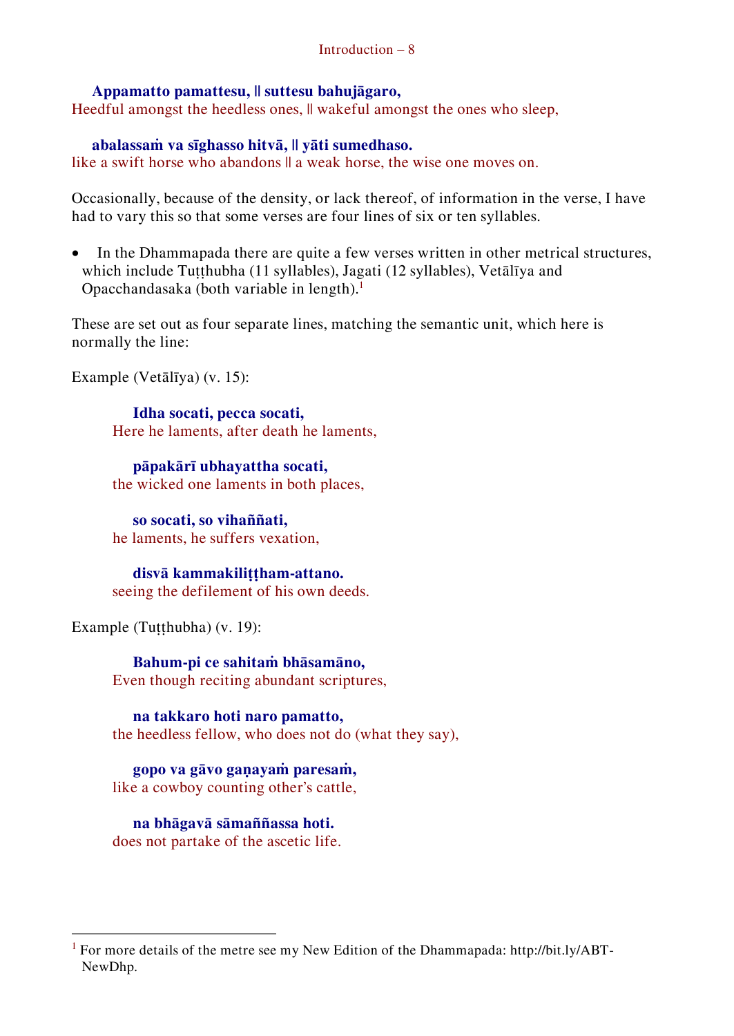**Appamatto pamattesu, || suttesu bahujāgaro,**
Heedful amongst the heedless ones, || wakeful amongst the ones who sleep,

**abalassaṁ va sīghasso hitvā, || yāti sumedhaso.**
like a swift horse who abandons || a weak horse, the wise one moves on.

Occasionally, because of the density, or lack thereof, of information in the verse, I have had to vary this so that some verses are four lines of six or ten syllables.

- In the Dhammapada there are quite a few verses written in other metrical structures, which include Tuṭṭhubha (11 syllables), Jagati (12 syllables), Vetālīya and Opacchandasaka (both variable in length).[1]

These are set out as four separate lines, matching the semantic unit, which here is normally the line:

Example (Vetālīya) (v. 15):

> **Idha socati, pecca socati,**
> Here he laments, after death he laments,
>
> **pāpakārī ubhayattha socati,**
> the wicked one laments in both places,
>
> **so socati, so vihaññati,**
> he laments, he suffers vexation,
>
> **disvā kammakiliṭṭham-attano.**
> seeing the defilement of his own deeds.

Example (Tuṭṭhubha) (v. 19):

> **Bahum-pi ce sahitaṁ bhāsamāno,**
> Even though reciting abundant scriptures,
>
> **na takkaro hoti naro pamatto,**
> the heedless fellow, who does not do (what they say),
>
> **gopo va gāvo gaṇayaṁ paresaṁ,**
> like a cowboy counting other's cattle,
>
> **na bhāgavā sāmaññassa hoti.**
> does not partake of the ascetic life.

---

[1] For more details of the metre see my New Edition of the Dhammapada: http://bit.ly/ABT-NewDhp.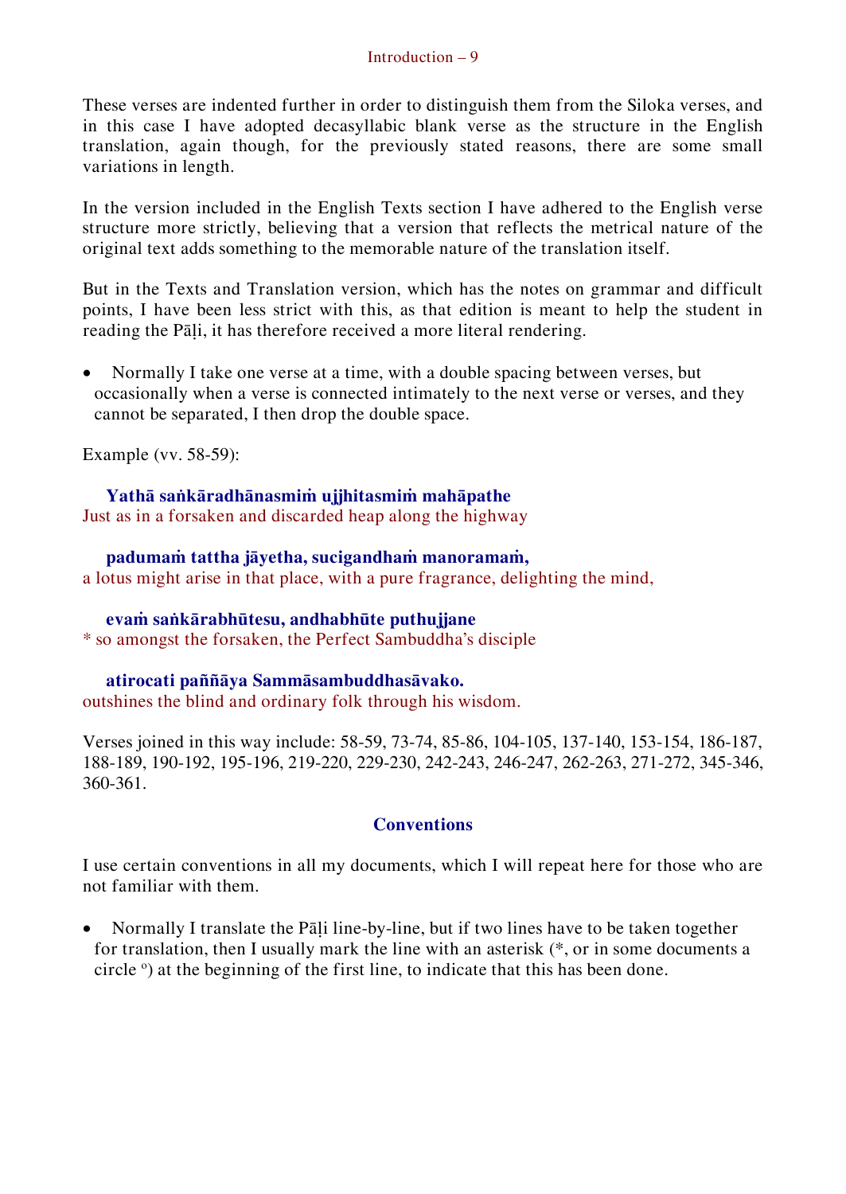These verses are indented further in order to distinguish them from the Siloka verses, and in this case I have adopted decasyllabic blank verse as the structure in the English translation, again though, for the previously stated reasons, there are some small variations in length.

In the version included in the English Texts section I have adhered to the English verse structure more strictly, believing that a version that reflects the metrical nature of the original text adds something to the memorable nature of the translation itself.

But in the Texts and Translation version, which has the notes on grammar and difficult points, I have been less strict with this, as that edition is meant to help the student in reading the Pāḷi, it has therefore received a more literal rendering.

- Normally I take one verse at a time, with a double spacing between verses, but occasionally when a verse is connected intimately to the next verse or verses, and they cannot be separated, I then drop the double space.

Example (vv. 58-59):

**Yathā saṅkāradhānasmiṁ ujjhitasmiṁ mahāpathe**
Just as in a forsaken and discarded heap along the highway

**padumaṁ tattha jāyetha, sucigandhaṁ manoramaṁ,**
a lotus might arise in that place, with a pure fragrance, delighting the mind,

**evaṁ saṅkārabhūtesu, andhabhūte puthujjane**
* so amongst the forsaken, the Perfect Sambuddha's disciple

**atirocati paññāya Sammāsambuddhasāvako.**
outshines the blind and ordinary folk through his wisdom.

Verses joined in this way include: 58-59, 73-74, 85-86, 104-105, 137-140, 153-154, 186-187, 188-189, 190-192, 195-196, 219-220, 229-230, 242-243, 246-247, 262-263, 271-272, 345-346, 360-361.

## Conventions

I use certain conventions in all my documents, which I will repeat here for those who are not familiar with them.

- Normally I translate the Pāḷi line-by-line, but if two lines have to be taken together for translation, then I usually mark the line with an asterisk (*, or in some documents a circle °) at the beginning of the first line, to indicate that this has been done.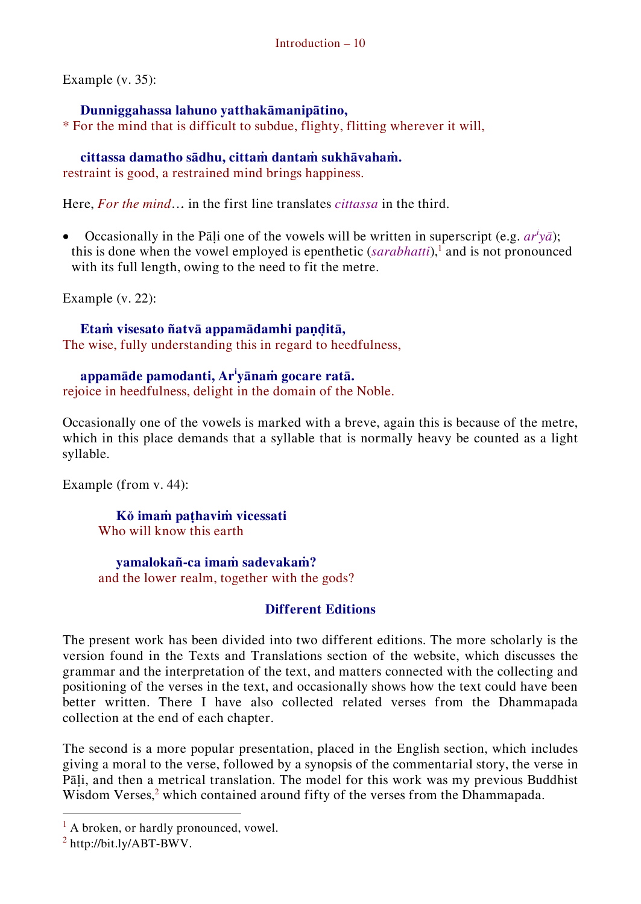Example (v. 35):

**Dunniggahassa lahuno yatthakāmanipātino,**
* For the mind that is difficult to subdue, flighty, flitting wherever it will,

**cittassa damatho sādhu, cittaṁ dantaṁ sukhāvahaṁ.**
restraint is good, a restrained mind brings happiness.

Here, *For the mind*… in the first line translates *cittassa* in the third.

- Occasionally in the Pāḷi one of the vowels will be written in superscript (e.g. *ar<sup>i</sup>yā*); this is done when the vowel employed is epenthetic (*sarabhatti*),[1] and is not pronounced with its full length, owing to the need to fit the metre.

Example (v. 22):

**Etaṁ visesato ñatvā appamādamhi paṇḍitā,**
The wise, fully understanding this in regard to heedfulness,

**appamāde pamodanti, Ar<sup>i</sup>yānaṁ gocare ratā.**
rejoice in heedfulness, delight in the domain of the Noble.

Occasionally one of the vowels is marked with a breve, again this is because of the metre, which in this place demands that a syllable that is normally heavy be counted as a light syllable.

Example (from v. 44):

**Kŏ imaṁ paṭhaviṁ vicessati**
Who will know this earth

**yamalokañ-ca imaṁ sadevakaṁ?**
and the lower realm, together with the gods?

## Different Editions

The present work has been divided into two different editions. The more scholarly is the version found in the Texts and Translations section of the website, which discusses the grammar and the interpretation of the text, and matters connected with the collecting and positioning of the verses in the text, and occasionally shows how the text could have been better written. There I have also collected related verses from the Dhammapada collection at the end of each chapter.

The second is a more popular presentation, placed in the English section, which includes giving a moral to the verse, followed by a synopsis of the commentarial story, the verse in Pāḷi, and then a metrical translation. The model for this work was my previous Buddhist Wisdom Verses,[2] which contained around fifty of the verses from the Dhammapada.

---

[1] A broken, or hardly pronounced, vowel.

[2] http://bit.ly/ABT-BWV.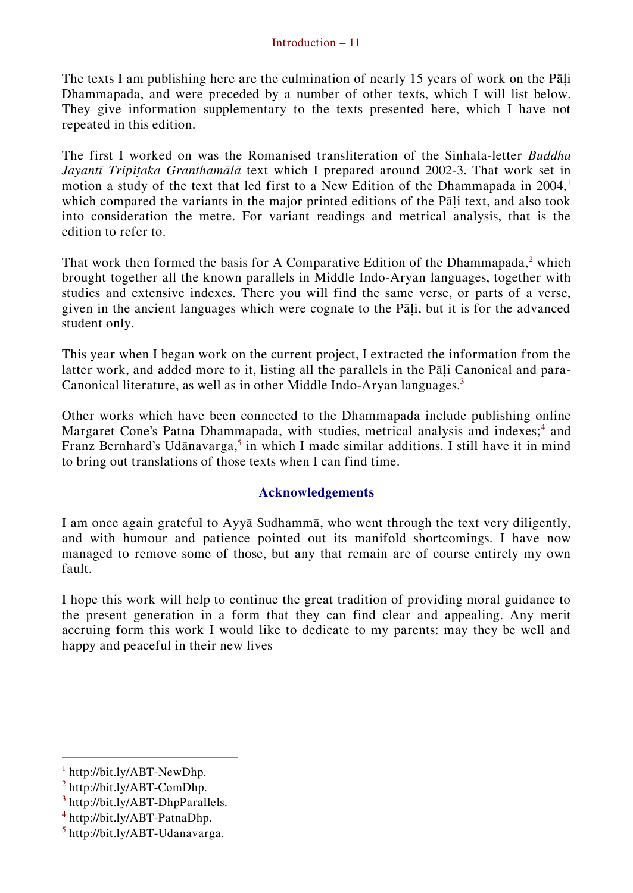The texts I am publishing here are the culmination of nearly 15 years of work on the Pāḷi Dhammapada, and were preceded by a number of other texts, which I will list below. They give information supplementary to the texts presented here, which I have not repeated in this edition.

The first I worked on was the Romanised transliteration of the Sinhala-letter *Buddha Jayantī Tripiṭaka Granthamālā* text which I prepared around 2002-3. That work set in motion a study of the text that led first to a New Edition of the Dhammapada in 2004,[1] which compared the variants in the major printed editions of the Pāḷi text, and also took into consideration the metre. For variant readings and metrical analysis, that is the edition to refer to.

That work then formed the basis for A Comparative Edition of the Dhammapada,[2] which brought together all the known parallels in Middle Indo-Aryan languages, together with studies and extensive indexes. There you will find the same verse, or parts of a verse, given in the ancient languages which were cognate to the Pāḷi, but it is for the advanced student only.

This year when I began work on the current project, I extracted the information from the latter work, and added more to it, listing all the parallels in the Pāḷi Canonical and para-Canonical literature, as well as in other Middle Indo-Aryan languages.[3]

Other works which have been connected to the Dhammapada include publishing online Margaret Cone's Patna Dhammapada, with studies, metrical analysis and indexes;[4] and Franz Bernhard's Udānavarga,[5] in which I made similar additions. I still have it in mind to bring out translations of those texts when I can find time.

## Acknowledgements

I am once again grateful to Ayyā Sudhammā, who went through the text very diligently, and with humour and patience pointed out its manifold shortcomings. I have now managed to remove some of those, but any that remain are of course entirely my own fault.

I hope this work will help to continue the great tradition of providing moral guidance to the present generation in a form that they can find clear and appealing. Any merit accruing form this work I would like to dedicate to my parents: may they be well and happy and peaceful in their new lives

---

[1] http://bit.ly/ABT-NewDhp.

[2] http://bit.ly/ABT-ComDhp.

[3] http://bit.ly/ABT-DhpParallels.

[4] http://bit.ly/ABT-PatnaDhp.

[5] http://bit.ly/ABT-Udanavarga.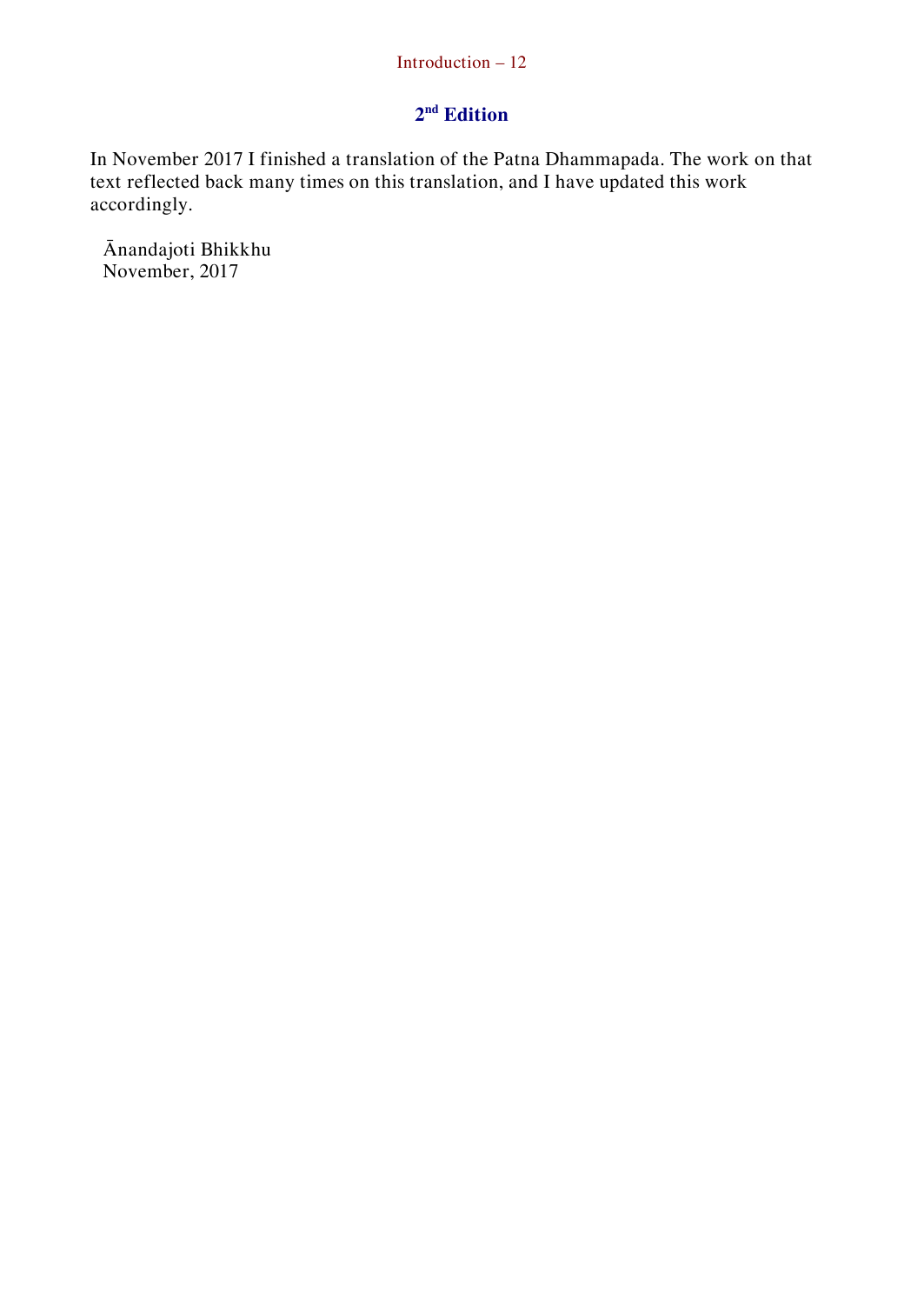## 2nd Edition

In November 2017 I finished a translation of the Patna Dhammapada. The work on that text reflected back many times on this translation, and I have updated this work accordingly.

Ānandajoti Bhikkhu
November, 2017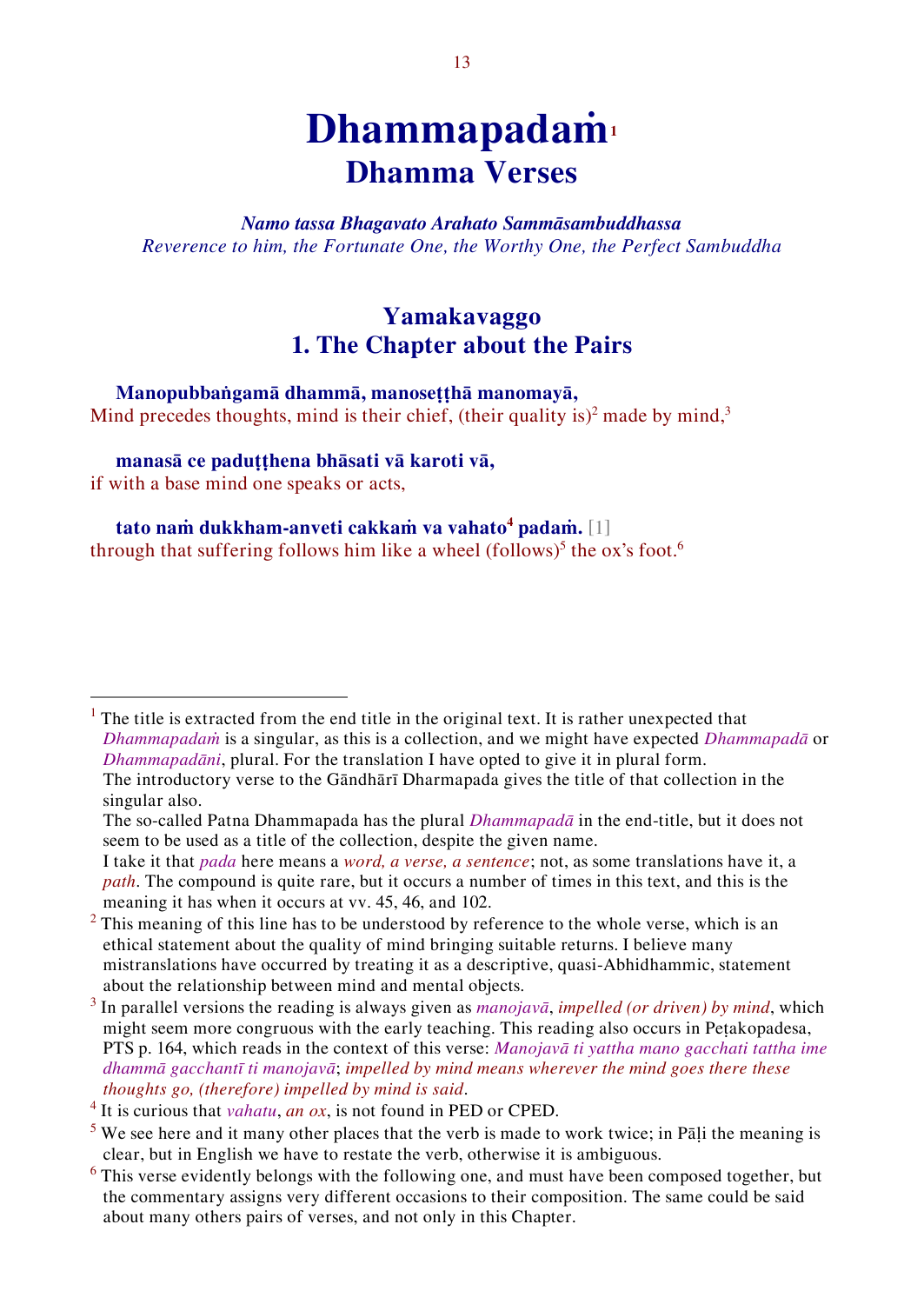# Dhammapadaṁ[1]
## Dhamma Verses

***Namo tassa Bhagavato Arahato Sammāsambuddhassa***
*Reverence to him, the Fortunate One, the Worthy One, the Perfect Sambuddha*

## Yamakavaggo
## 1. The Chapter about the Pairs

**Manopubbaṅgamā dhammā, manoseṭṭhā manomayā,**
Mind precedes thoughts, mind is their chief, (their quality is)[2] made by mind,[3]

**manasā ce paduṭṭhena bhāsati vā karoti vā,**
if with a base mind one speaks or acts,

**tato naṁ dukkham-anveti cakkaṁ va vahato[4] padaṁ.** [1]
through that suffering follows him like a wheel (follows)[5] the ox's foot.[6]

---

[1] The title is extracted from the end title in the original text. It is rather unexpected that *Dhammapadaṁ* is a singular, as this is a collection, and we might have expected *Dhammapadā* or *Dhammapadāni*, plural. For the translation I have opted to give it in plural form.
The introductory verse to the Gāndhārī Dharmapada gives the title of that collection in the singular also.
The so-called Patna Dhammapada has the plural *Dhammapadā* in the end-title, but it does not seem to be used as a title of the collection, despite the given name.
I take it that *pada* here means a *word, a verse, a sentence*; not, as some translations have it, a *path*. The compound is quite rare, but it occurs a number of times in this text, and this is the meaning it has when it occurs at vv. 45, 46, and 102.

[2] This meaning of this line has to be understood by reference to the whole verse, which is an ethical statement about the quality of mind bringing suitable returns. I believe many mistranslations have occurred by treating it as a descriptive, quasi-Abhidhammic, statement about the relationship between mind and mental objects.

[3] In parallel versions the reading is always given as *manojavā*, *impelled (or driven) by mind*, which might seem more congruous with the early teaching. This reading also occurs in Peṭakopadesa, PTS p. 164, which reads in the context of this verse: *Manojavā ti yattha mano gacchati tattha ime dhammā gacchantī ti manojavā*; *impelled by mind means wherever the mind goes there these thoughts go, (therefore) impelled by mind is said*.

[4] It is curious that *vahatu*, *an ox*, is not found in PED or CPED.

[5] We see here and it many other places that the verb is made to work twice; in Pāḷi the meaning is clear, but in English we have to restate the verb, otherwise it is ambiguous.

[6] This verse evidently belongs with the following one, and must have been composed together, but the commentary assigns very different occasions to their composition. The same could be said about many others pairs of verses, and not only in this Chapter.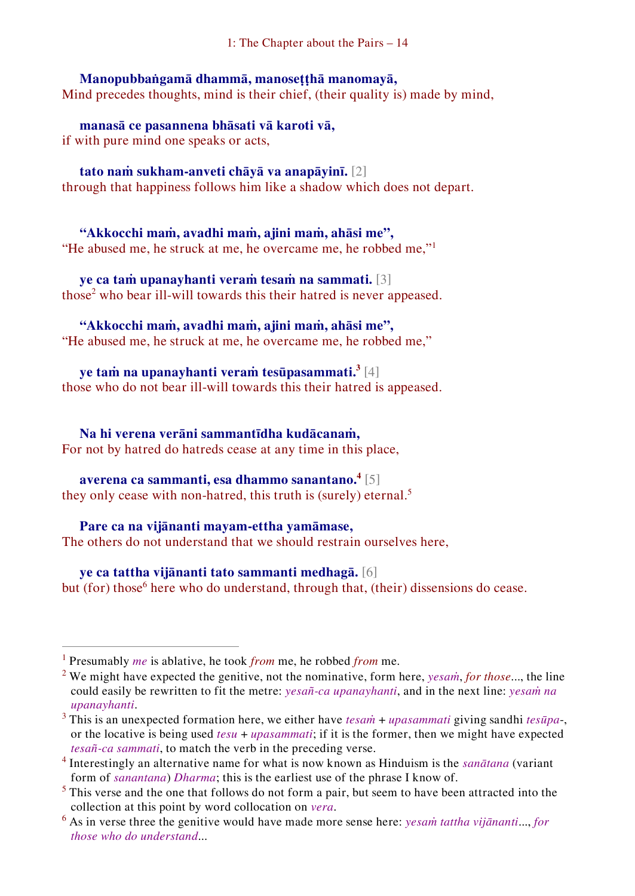**Manopubbaṅgamā dhammā, manoseṭṭhā manomayā,**
Mind precedes thoughts, mind is their chief, (their quality is) made by mind,

**manasā ce pasannena bhāsati vā karoti vā,**
if with pure mind one speaks or acts,

**tato naṁ sukham-anveti chāyā va anapāyinī.** [2]
through that happiness follows him like a shadow which does not depart.

**"Akkocchi maṁ, avadhi maṁ, ajini maṁ, ahāsi me",**
"He abused me, he struck at me, he overcame me, he robbed me,"[1]

**ye ca taṁ upanayhanti veraṁ tesaṁ na sammati.** [3]
those[2] who bear ill-will towards this their hatred is never appeased.

**"Akkocchi maṁ, avadhi maṁ, ajini maṁ, ahāsi me",**
"He abused me, he struck at me, he overcame me, he robbed me,"

**ye taṁ na upanayhanti veraṁ tesūpasammati.**[3] [4]
those who do not bear ill-will towards this their hatred is appeased.

**Na hi verena verāni sammantīdha kudācanaṁ,**
For not by hatred do hatreds cease at any time in this place,

**averena ca sammanti, esa dhammo sanantano.**[4] [5]
they only cease with non-hatred, this truth is (surely) eternal.[5]

**Pare ca na vijānanti mayam-ettha yamāmase,**
The others do not understand that we should restrain ourselves here,

**ye ca tattha vijānanti tato sammanti medhagā.** [6]
but (for) those[6] here who do understand, through that, (their) dissensions do cease.

---

[1] Presumably *me* is ablative, he took *from* me, he robbed *from* me.

[2] We might have expected the genitive, not the nominative, form here, *yesaṁ*, *for those*..., the line could easily be rewritten to fit the metre: *yesañ-ca upanayhanti*, and in the next line: *yesaṁ na upanayhanti*.

[3] This is an unexpected formation here, we either have *tesaṁ* + *upasammati* giving sandhi *tesūpa-*, or the locative is being used *tesu* + *upasammati*; if it is the former, then we might have expected *tesañ-ca sammati*, to match the verb in the preceding verse.

[4] Interestingly an alternative name for what is now known as Hinduism is the *sanātana* (variant form of *sanantana*) *Dharma*; this is the earliest use of the phrase I know of.

[5] This verse and the one that follows do not form a pair, but seem to have been attracted into the collection at this point by word collocation on *vera*.

[6] As in verse three the genitive would have made more sense here: *yesaṁ tattha vijānanti*..., *for those who do understand*...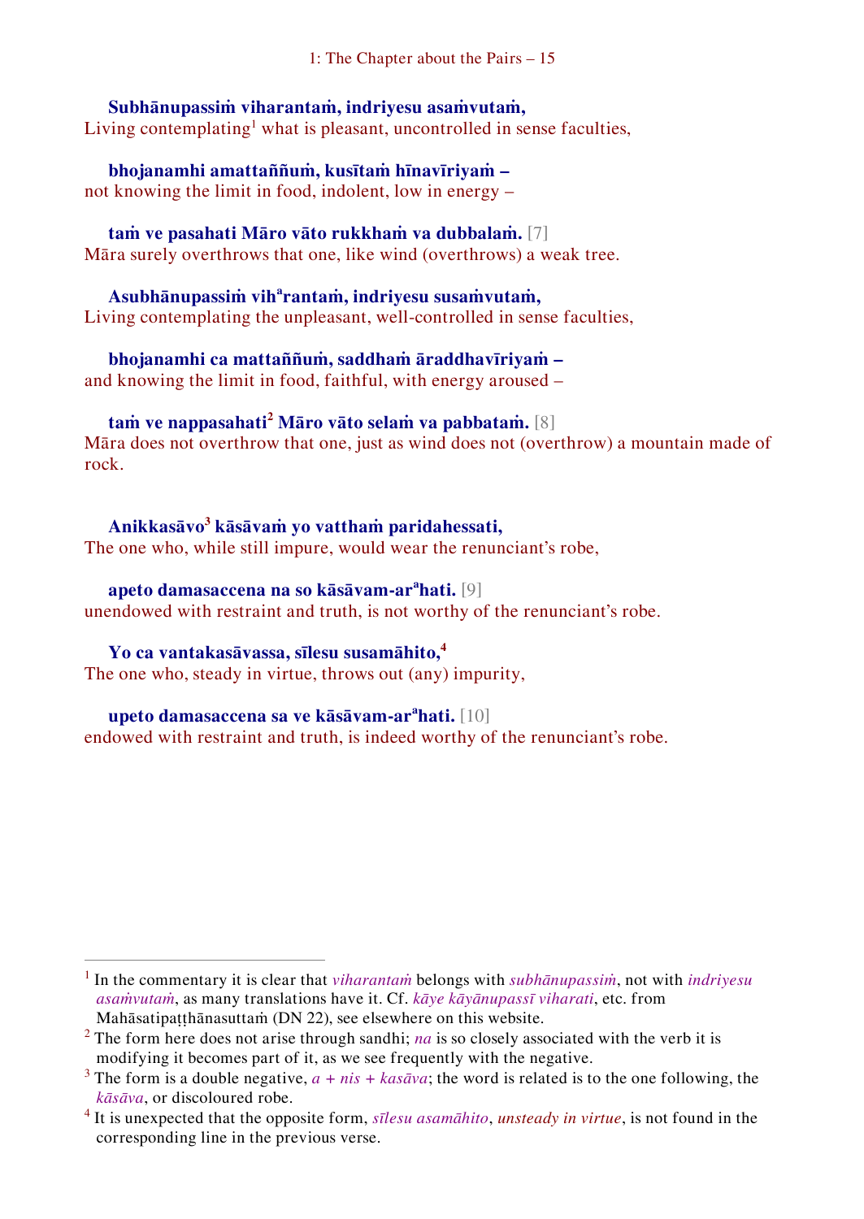**Subhānupassiṁ viharantaṁ, indriyesu asaṁvutaṁ,**
Living contemplating[1] what is pleasant, uncontrolled in sense faculties,

**bhojanamhi amattaññuṁ, kusītaṁ hīnavīriyaṁ –**
not knowing the limit in food, indolent, low in energy –

**taṁ ve pasahati Māro vāto rukkhaṁ va dubbalaṁ.** [7]
Māra surely overthrows that one, like wind (overthrows) a weak tree.

**Asubhānupassiṁ vihᵃrantaṁ, indriyesu susaṁvutaṁ,**
Living contemplating the unpleasant, well-controlled in sense faculties,

**bhojanamhi ca mattaññuṁ, saddhaṁ āraddhavīriyaṁ –**
and knowing the limit in food, faithful, with energy aroused –

**taṁ ve nappasahati[2] Māro vāto selaṁ va pabbataṁ.** [8]
Māra does not overthrow that one, just as wind does not (overthrow) a mountain made of rock.

**Anikkasāvo[3] kāsāvaṁ yo vatthaṁ paridahessati,**
The one who, while still impure, would wear the renunciant's robe,

**apeto damasaccena na so kāsāvam-arᵃhati.** [9]
unendowed with restraint and truth, is not worthy of the renunciant's robe.

**Yo ca vantakasāvassa, sīlesu susamāhito,[4]**
The one who, steady in virtue, throws out (any) impurity,

**upeto damasaccena sa ve kāsāvam-arᵃhati.** [10]
endowed with restraint and truth, is indeed worthy of the renunciant's robe.

---

[1] In the commentary it is clear that *viharantaṁ* belongs with *subhānupassiṁ*, not with *indriyesu asaṁvutaṁ*, as many translations have it. Cf. *kāye kāyānupassī viharati*, etc. from Mahāsatipaṭṭhānasuttaṁ (DN 22), see elsewhere on this website.

[2] The form here does not arise through sandhi; *na* is so closely associated with the verb it is modifying it becomes part of it, as we see frequently with the negative.

[3] The form is a double negative, *a + nis + kasāva*; the word is related is to the one following, the *kāsāva*, or discoloured robe.

[4] It is unexpected that the opposite form, *sīlesu asamāhito*, *unsteady in virtue*, is not found in the corresponding line in the previous verse.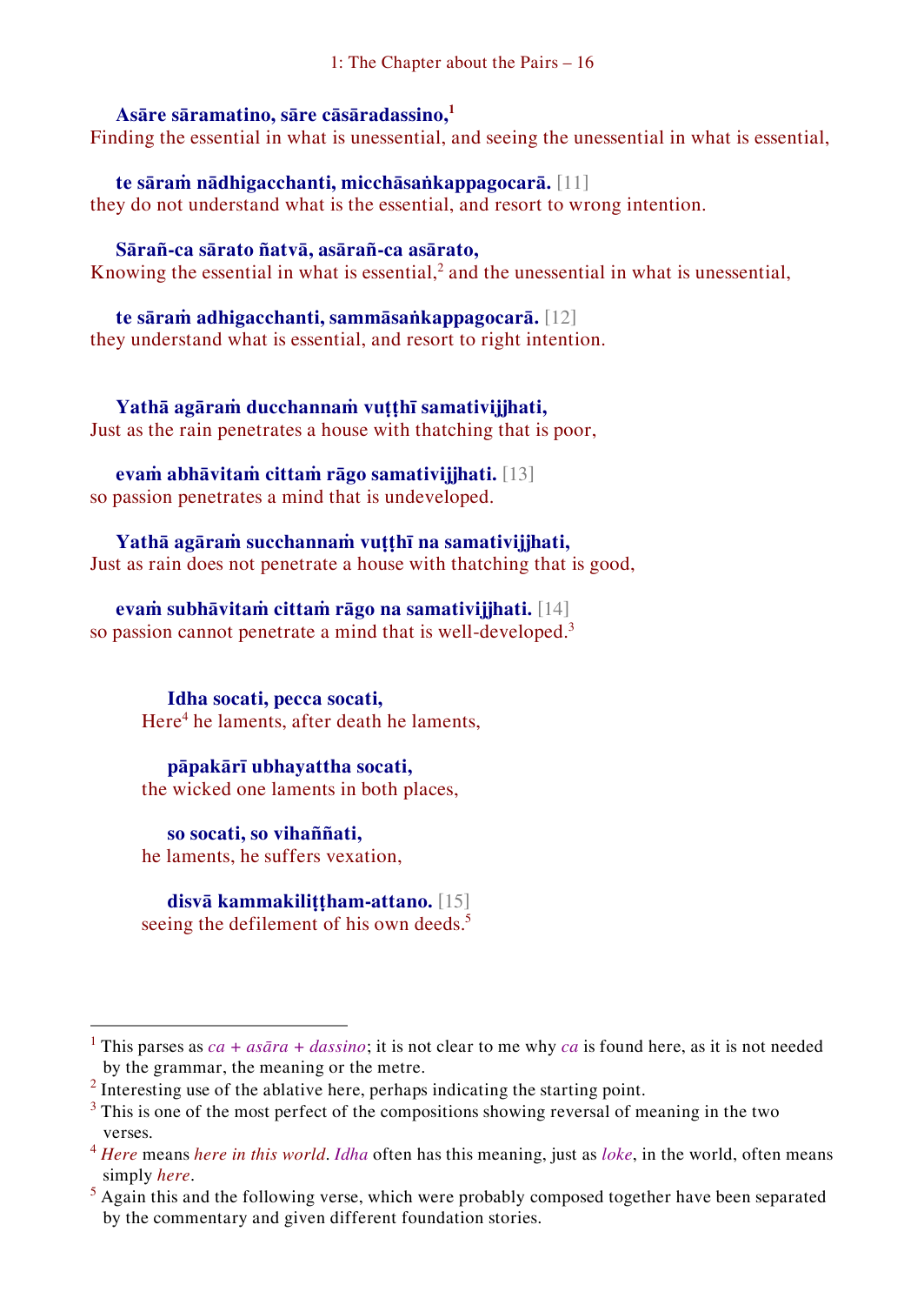**Asāre sāramatino, sāre cāsāradassino,**[1]
Finding the essential in what is unessential, and seeing the unessential in what is essential,

**te sāraṁ nādhigacchanti, micchāsaṅkappagocarā.** [11]
they do not understand what is the essential, and resort to wrong intention.

**Sārañ-ca sārato ñatvā, asārañ-ca asārato,**
Knowing the essential in what is essential,[2] and the unessential in what is unessential,

**te sāraṁ adhigacchanti, sammāsaṅkappagocarā.** [12]
they understand what is essential, and resort to right intention.

**Yathā agāraṁ ducchannaṁ vuṭṭhī samativijjhati,**
Just as the rain penetrates a house with thatching that is poor,

**evaṁ abhāvitaṁ cittaṁ rāgo samativijjhati.** [13]
so passion penetrates a mind that is undeveloped.

**Yathā agāraṁ succhannaṁ vuṭṭhī na samativijjhati,**
Just as rain does not penetrate a house with thatching that is good,

**evaṁ subhāvitaṁ cittaṁ rāgo na samativijjhati.** [14]
so passion cannot penetrate a mind that is well-developed.[3]

**Idha socati, pecca socati,**
Here[4] he laments, after death he laments,

**pāpakārī ubhayattha socati,**
the wicked one laments in both places,

**so socati, so vihaññati,**
he laments, he suffers vexation,

**disvā kammakiliṭṭham-attano.** [15]
seeing the defilement of his own deeds.[5]

---

[1] This parses as *ca + asāra + dassino*; it is not clear to me why *ca* is found here, as it is not needed by the grammar, the meaning or the metre.

[2] Interesting use of the ablative here, perhaps indicating the starting point.

[3] This is one of the most perfect of the compositions showing reversal of meaning in the two verses.

[4] *Here* means *here in this world*. *Idha* often has this meaning, just as *loke*, in the world, often means simply *here*.

[5] Again this and the following verse, which were probably composed together have been separated by the commentary and given different foundation stories.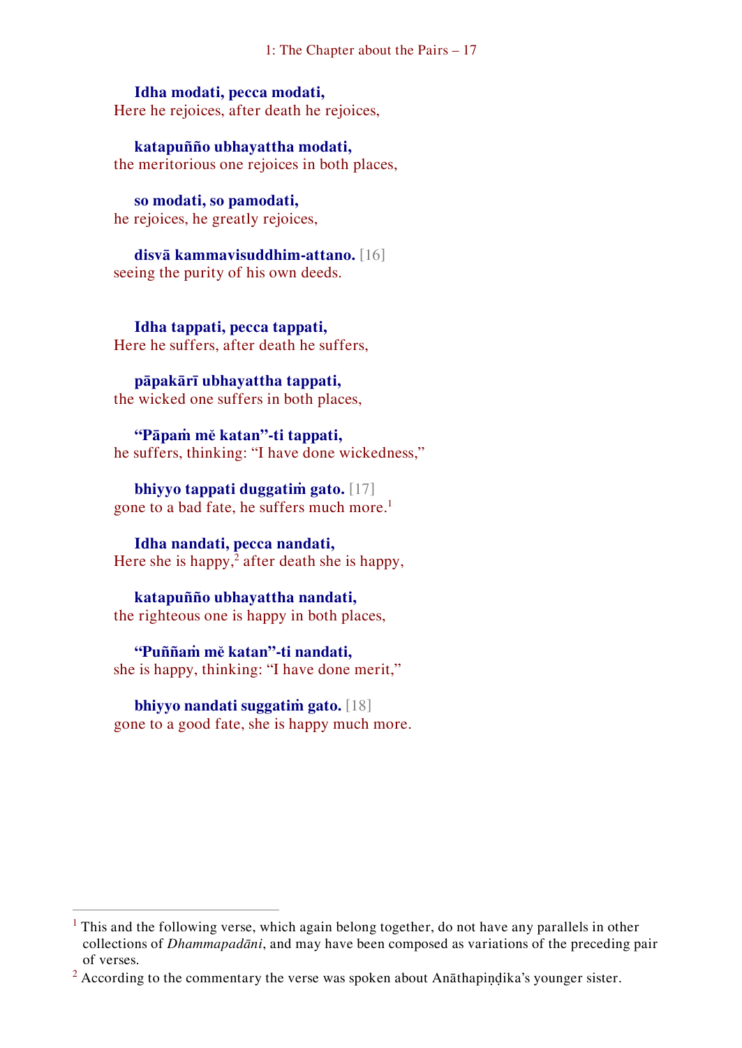**Idha modati, pecca modati,**
Here he rejoices, after death he rejoices,

**katapuñño ubhayattha modati,**
the meritorious one rejoices in both places,

**so modati, so pamodati,**
he rejoices, he greatly rejoices,

**disvā kammavisuddhim-attano.** [16]
seeing the purity of his own deeds.

**Idha tappati, pecca tappati,**
Here he suffers, after death he suffers,

**pāpakārī ubhayattha tappati,**
the wicked one suffers in both places,

**"Pāpaṁ mĕ katan"-ti tappati,**
he suffers, thinking: "I have done wickedness,"

**bhiyyo tappati duggatiṁ gato.** [17]
gone to a bad fate, he suffers much more.[1]

**Idha nandati, pecca nandati,**
Here she is happy,[2] after death she is happy,

**katapuñño ubhayattha nandati,**
the righteous one is happy in both places,

**"Puññaṁ mĕ katan"-ti nandati,**
she is happy, thinking: "I have done merit,"

**bhiyyo nandati suggatiṁ gato.** [18]
gone to a good fate, she is happy much more.

---

[1] This and the following verse, which again belong together, do not have any parallels in other collections of *Dhammapadāni*, and may have been composed as variations of the preceding pair of verses.

[2] According to the commentary the verse was spoken about Anāthapiṇḍika's younger sister.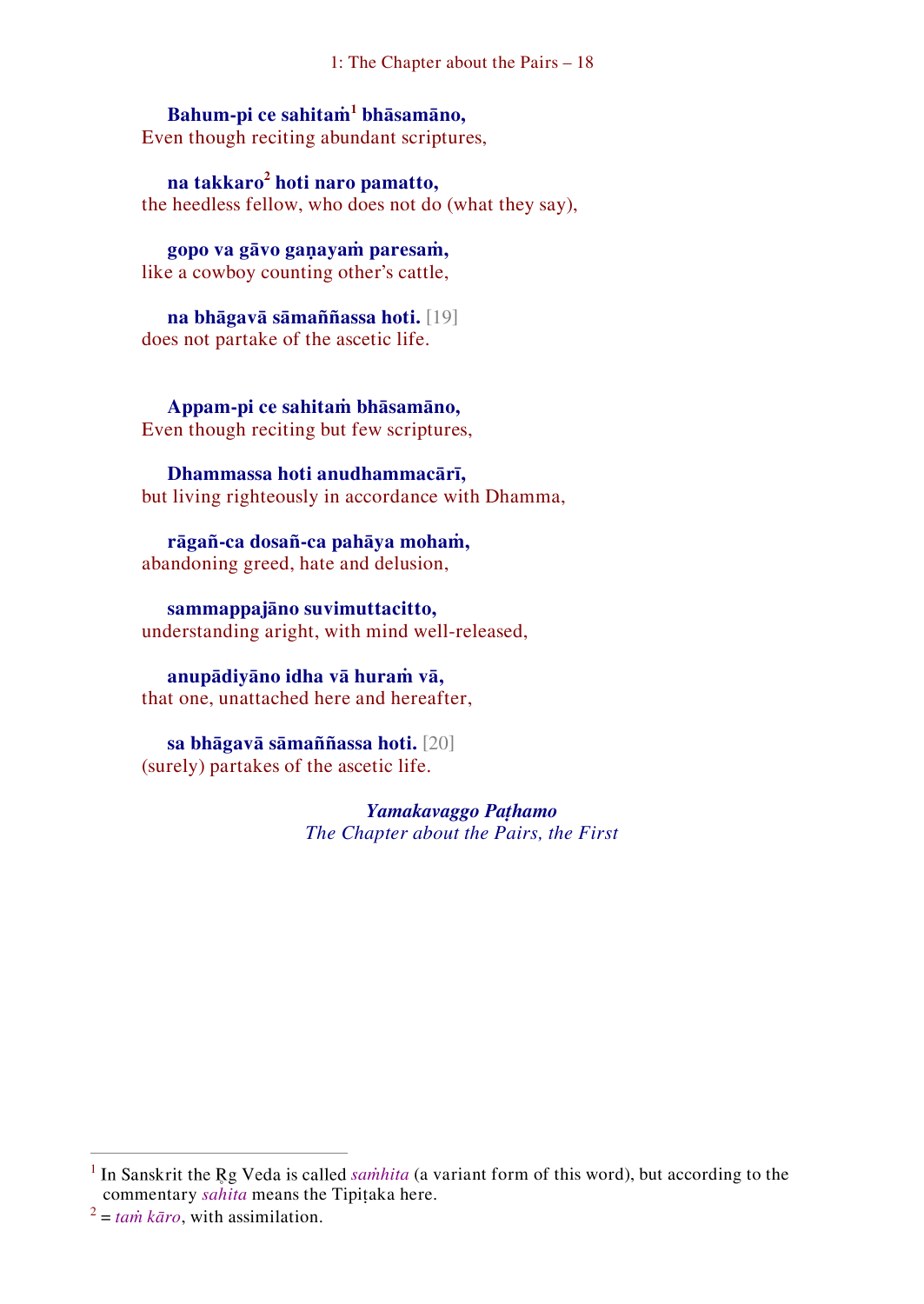**Bahum-pi ce sahitaṁ[1] bhāsamāno,**
Even though reciting abundant scriptures,

**na takkaro[2] hoti naro pamatto,**
the heedless fellow, who does not do (what they say),

**gopo va gāvo gaṇayaṁ paresaṁ,**
like a cowboy counting other's cattle,

**na bhāgavā sāmaññassa hoti.** [19]
does not partake of the ascetic life.

**Appam-pi ce sahitaṁ bhāsamāno,**
Even though reciting but few scriptures,

**Dhammassa hoti anudhammacārī,**
but living righteously in accordance with Dhamma,

**rāgañ-ca dosañ-ca pahāya mohaṁ,**
abandoning greed, hate and delusion,

**sammappajāno suvimuttacitto,**
understanding aright, with mind well-released,

**anupādiyāno idha vā huraṁ vā,**
that one, unattached here and hereafter,

**sa bhāgavā sāmaññassa hoti.** [20]
(surely) partakes of the ascetic life.

***Yamakavaggo Paṭhamo***
*The Chapter about the Pairs, the First*

---

[1] In Sanskrit the Ṛg Veda is called *saṁhita* (a variant form of this word), but according to the commentary *sahita* means the Tipiṭaka here.

[2] = *taṁ kāro*, with assimilation.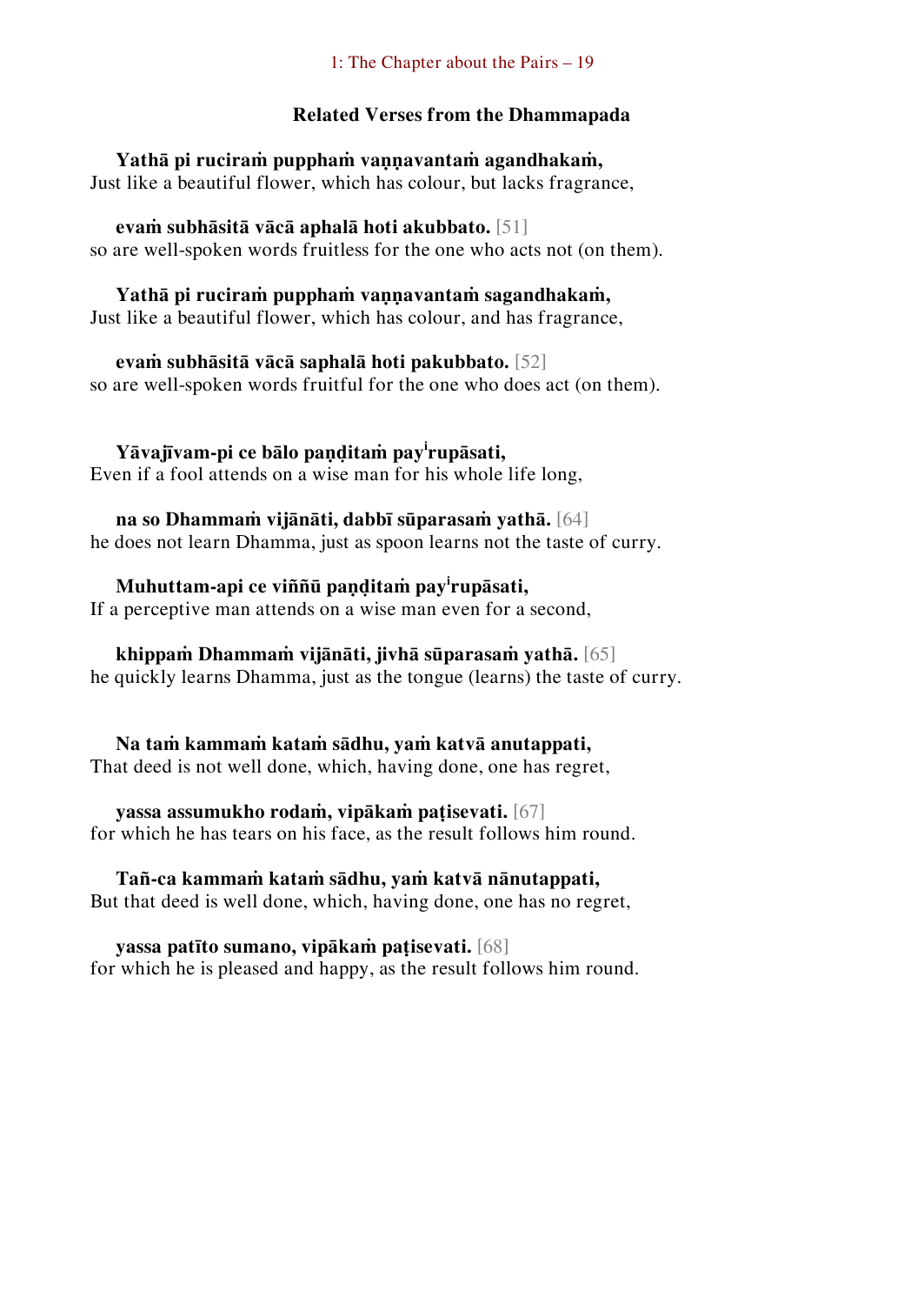### Related Verses from the Dhammapada

**Yathā pi ruciraṁ pupphaṁ vaṇṇavantaṁ agandhakaṁ,**
Just like a beautiful flower, which has colour, but lacks fragrance,

**evaṁ subhāsitā vācā aphalā hoti akubbato.** [51]
so are well-spoken words fruitless for the one who acts not (on them).

**Yathā pi ruciraṁ pupphaṁ vaṇṇavantaṁ sagandhakaṁ,**
Just like a beautiful flower, which has colour, and has fragrance,

**evaṁ subhāsitā vācā saphalā hoti pakubbato.** [52]
so are well-spoken words fruitful for the one who does act (on them).

**Yāvajīvam-pi ce bālo paṇḍitaṁ payirupāsati,**
Even if a fool attends on a wise man for his whole life long,

**na so Dhammaṁ vijānāti, dabbī sūparasaṁ yathā.** [64]
he does not learn Dhamma, just as spoon learns not the taste of curry.

**Muhuttam-api ce viññū paṇḍitaṁ payirupāsati,**
If a perceptive man attends on a wise man even for a second,

**khippaṁ Dhammaṁ vijānāti, jivhā sūparasaṁ yathā.** [65]
he quickly learns Dhamma, just as the tongue (learns) the taste of curry.

**Na taṁ kammaṁ kataṁ sādhu, yaṁ katvā anutappati,**
That deed is not well done, which, having done, one has regret,

**yassa assumukho rodaṁ, vipākaṁ paṭisevati.** [67]
for which he has tears on his face, as the result follows him round.

**Tañ-ca kammaṁ kataṁ sādhu, yaṁ katvā nānutappati,**
But that deed is well done, which, having done, one has no regret,

**yassa patīto sumano, vipākaṁ paṭisevati.** [68]
for which he is pleased and happy, as the result follows him round.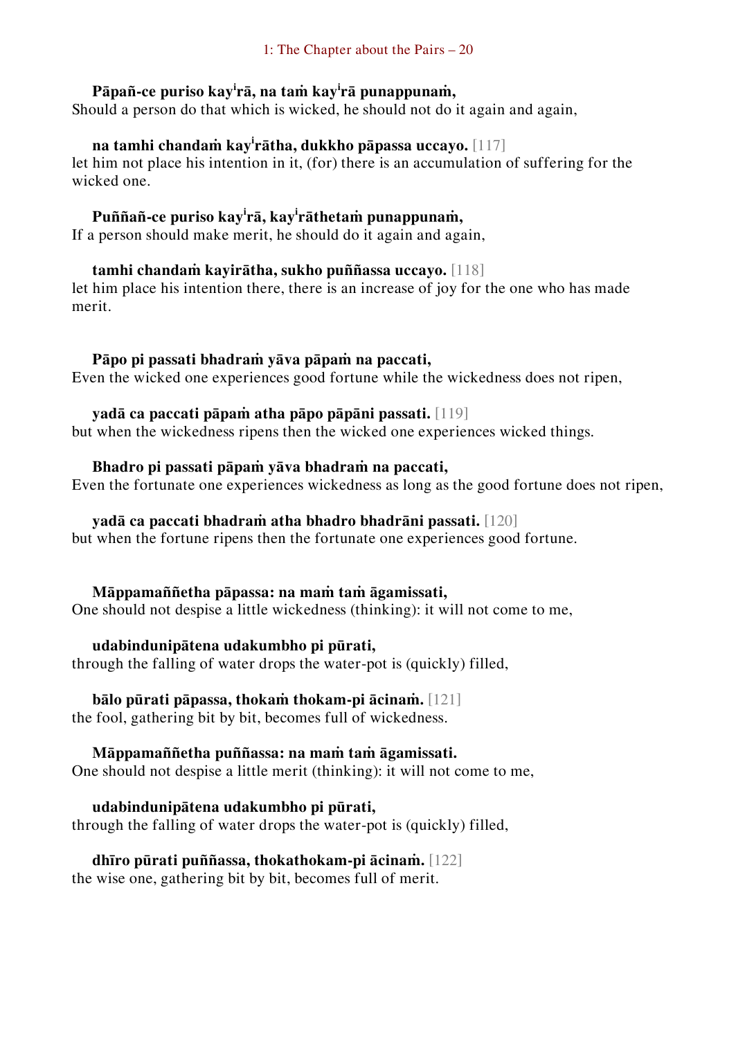**Pāpañ-ce puriso kay[i]rā, na taṁ kay[i]rā punappunaṁ,**
Should a person do that which is wicked, he should not do it again and again,

**na tamhi chandaṁ kay[i]rātha, dukkho pāpassa uccayo.** [117]
let him not place his intention in it, (for) there is an accumulation of suffering for the wicked one.

**Puññañ-ce puriso kay[i]rā, kay[i]rāthetaṁ punappunaṁ,**
If a person should make merit, he should do it again and again,

**tamhi chandaṁ kayirātha, sukho puññassa uccayo.** [118]
let him place his intention there, there is an increase of joy for the one who has made merit.

**Pāpo pi passati bhadraṁ yāva pāpaṁ na paccati,**
Even the wicked one experiences good fortune while the wickedness does not ripen,

**yadā ca paccati pāpaṁ atha pāpo pāpāni passati.** [119]
but when the wickedness ripens then the wicked one experiences wicked things.

**Bhadro pi passati pāpaṁ yāva bhadraṁ na paccati,**
Even the fortunate one experiences wickedness as long as the good fortune does not ripen,

**yadā ca paccati bhadraṁ atha bhadro bhadrāni passati.** [120]
but when the fortune ripens then the fortunate one experiences good fortune.

**Māppamaññetha pāpassa: na maṁ taṁ āgamissati,**
One should not despise a little wickedness (thinking): it will not come to me,

**udabindunipātena udakumbho pi pūrati,**
through the falling of water drops the water-pot is (quickly) filled,

**bālo pūrati pāpassa, thokaṁ thokam-pi ācinaṁ.** [121]
the fool, gathering bit by bit, becomes full of wickedness.

**Māppamaññetha puññassa: na maṁ taṁ āgamissati.**
One should not despise a little merit (thinking): it will not come to me,

**udabindunipātena udakumbho pi pūrati,**
through the falling of water drops the water-pot is (quickly) filled,

**dhīro pūrati puññassa, thokathokam-pi ācinaṁ.** [122]
the wise one, gathering bit by bit, becomes full of merit.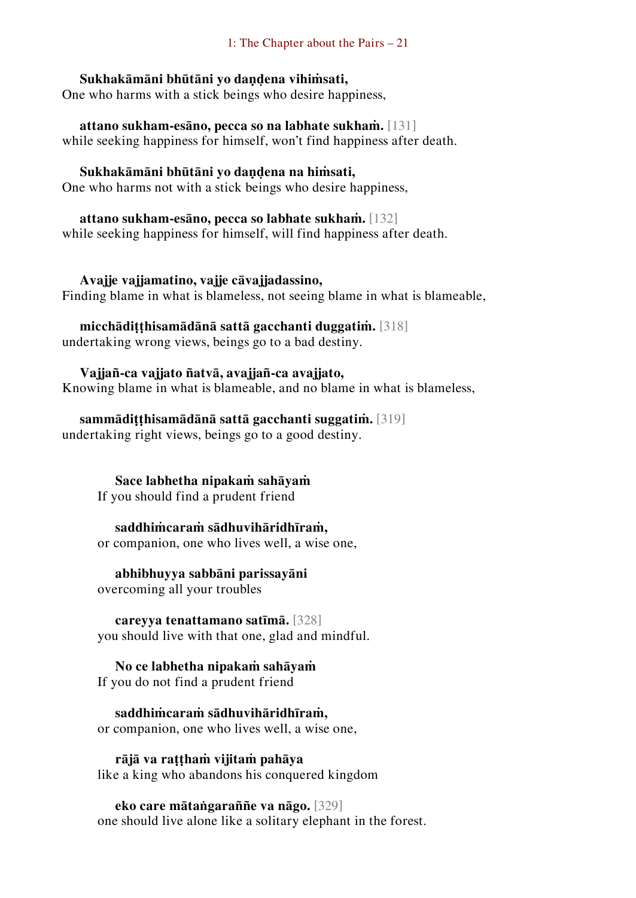**Sukhakāmāni bhūtāni yo daṇḍena vihiṁsati,**
One who harms with a stick beings who desire happiness,

**attano sukham-esāno, pecca so na labhate sukhaṁ.** [131]
while seeking happiness for himself, won't find happiness after death.

**Sukhakāmāni bhūtāni yo daṇḍena na hiṁsati,**
One who harms not with a stick beings who desire happiness,

**attano sukham-esāno, pecca so labhate sukhaṁ.** [132]
while seeking happiness for himself, will find happiness after death.

**Avajje vajjamatino, vajje cāvajjadassino,**
Finding blame in what is blameless, not seeing blame in what is blameable,

**micchādiṭṭhisamādānā sattā gacchanti duggatiṁ.** [318]
undertaking wrong views, beings go to a bad destiny.

**Vajjañ-ca vajjato ñatvā, avajjañ-ca avajjato,**
Knowing blame in what is blameable, and no blame in what is blameless,

**sammādiṭṭhisamādānā sattā gacchanti suggatiṁ.** [319]
undertaking right views, beings go to a good destiny.

**Sace labhetha nipakaṁ sahāyaṁ**
If you should find a prudent friend

**saddhiṁcaraṁ sādhuvihāridhīraṁ,**
or companion, one who lives well, a wise one,

**abhibhuyya sabbāni parissayāni**
overcoming all your troubles

**careyya tenattamano satīmā.** [328]
you should live with that one, glad and mindful.

**No ce labhetha nipakaṁ sahāyaṁ**
If you do not find a prudent friend

**saddhiṁcaraṁ sādhuvihāridhīraṁ,**
or companion, one who lives well, a wise one,

**rājā va raṭṭhaṁ vijitaṁ pahāya**
like a king who abandons his conquered kingdom

**eko care mātaṅgaraññe va nāgo.** [329]
one should live alone like a solitary elephant in the forest.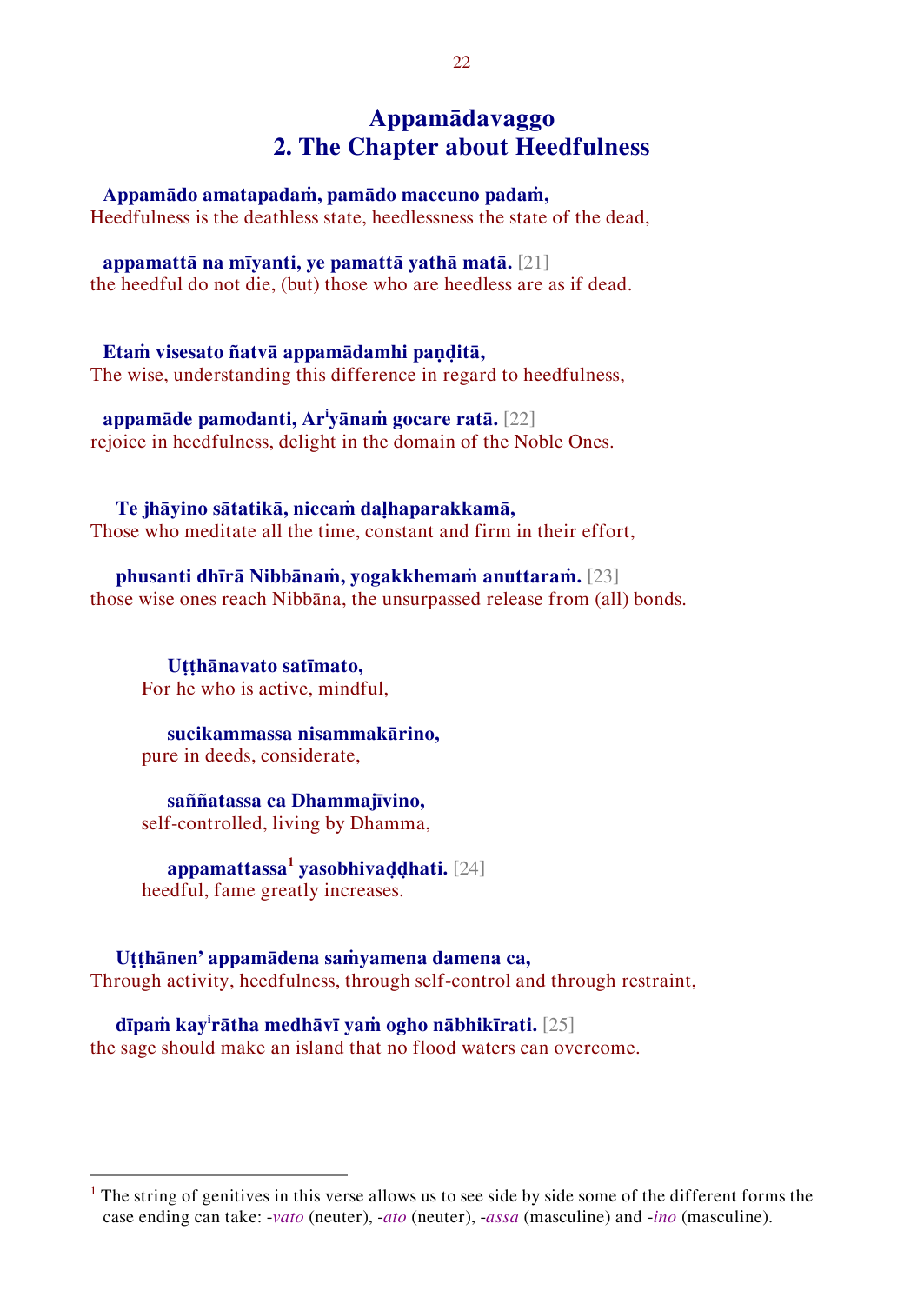# Appamādavaggo
# 2. The Chapter about Heedfulness

**Appamādo amatapadaṁ, pamādo maccuno padaṁ,**
Heedfulness is the deathless state, heedlessness the state of the dead,

**appamattā na mīyanti, ye pamattā yathā matā.** [21]
the heedful do not die, (but) those who are heedless are as if dead.

**Etaṁ visesato ñatvā appamādamhi paṇḍitā,**
The wise, understanding this difference in regard to heedfulness,

**appamāde pamodanti, Ar^iyānaṁ gocare ratā.** [22]
rejoice in heedfulness, delight in the domain of the Noble Ones.

**Te jhāyino sātatikā, niccaṁ daḷhaparakkamā,**
Those who meditate all the time, constant and firm in their effort,

**phusanti dhīrā Nibbānaṁ, yogakkhemaṁ anuttaraṁ.** [23]
those wise ones reach Nibbāna, the unsurpassed release from (all) bonds.

**Uṭṭhānavato satīmato,**
For he who is active, mindful,

**sucikammassa nisammakārino,**
pure in deeds, considerate,

**saññatassa ca Dhammajīvino,**
self-controlled, living by Dhamma,

**appamattassa[1] yasobhivaḍḍhati.** [24]
heedful, fame greatly increases.

**Uṭṭhānen' appamādena saṁyamena damena ca,**
Through activity, heedfulness, through self-control and through restraint,

**dīpaṁ kay^irātha medhāvī yaṁ ogho nābhikīrati.** [25]
the sage should make an island that no flood waters can overcome.

---

[1] The string of genitives in this verse allows us to see side by side some of the different forms the case ending can take: -*vato* (neuter), -*ato* (neuter), -*assa* (masculine) and -*ino* (masculine).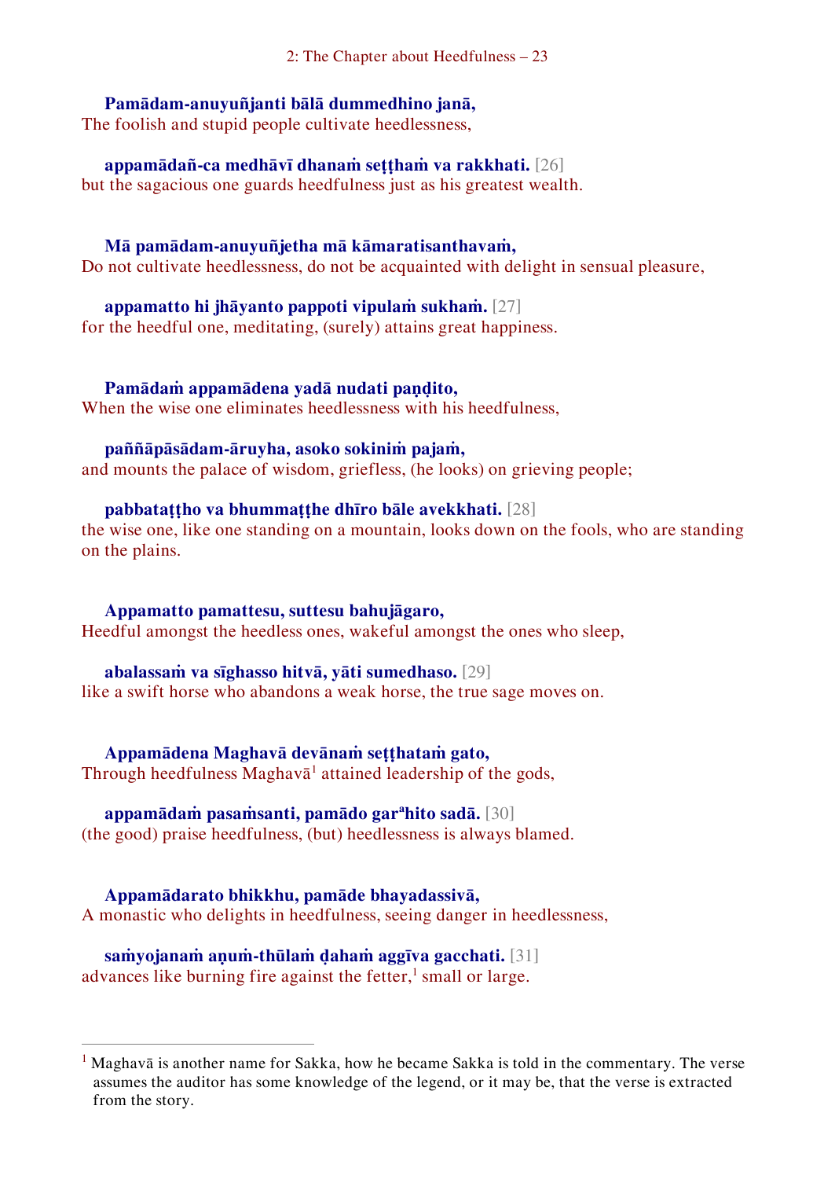**Pamādam-anuyuñjanti bālā dummedhino janā,**
The foolish and stupid people cultivate heedlessness,

**appamādañ-ca medhāvī dhanaṁ seṭṭhaṁ va rakkhati.** [26]
but the sagacious one guards heedfulness just as his greatest wealth.

**Mā pamādam-anuyuñjetha mā kāmaratisanthavaṁ,**
Do not cultivate heedlessness, do not be acquainted with delight in sensual pleasure,

**appamatto hi jhāyanto pappoti vipulaṁ sukhaṁ.** [27]
for the heedful one, meditating, (surely) attains great happiness.

**Pamādaṁ appamādena yadā nudati paṇḍito,**
When the wise one eliminates heedlessness with his heedfulness,

**paññāpāsādam-āruyha, asoko sokiniṁ pajaṁ,**
and mounts the palace of wisdom, griefless, (he looks) on grieving people;

**pabbataṭṭho va bhummaṭṭhe dhīro bāle avekkhati.** [28]
the wise one, like one standing on a mountain, looks down on the fools, who are standing on the plains.

**Appamatto pamattesu, suttesu bahujāgaro,**
Heedful amongst the heedless ones, wakeful amongst the ones who sleep,

**abalassaṁ va sīghasso hitvā, yāti sumedhaso.** [29]
like a swift horse who abandons a weak horse, the true sage moves on.

**Appamādena Maghavā devānaṁ seṭṭhataṁ gato,**
Through heedfulness Maghavā[1] attained leadership of the gods,

**appamādaṁ pasaṁsanti, pamādo garahito sadā.** [30]
(the good) praise heedfulness, (but) heedlessness is always blamed.

**Appamādarato bhikkhu, pamāde bhayadassivā,**
A monastic who delights in heedfulness, seeing danger in heedlessness,

**saṁyojanaṁ aṇuṁ-thūlaṁ ḍahaṁ aggīva gacchati.** [31]
advances like burning fire against the fetter,[1] small or large.

---

[1] Maghavā is another name for Sakka, how he became Sakka is told in the commentary. The verse assumes the auditor has some knowledge of the legend, or it may be, that the verse is extracted from the story.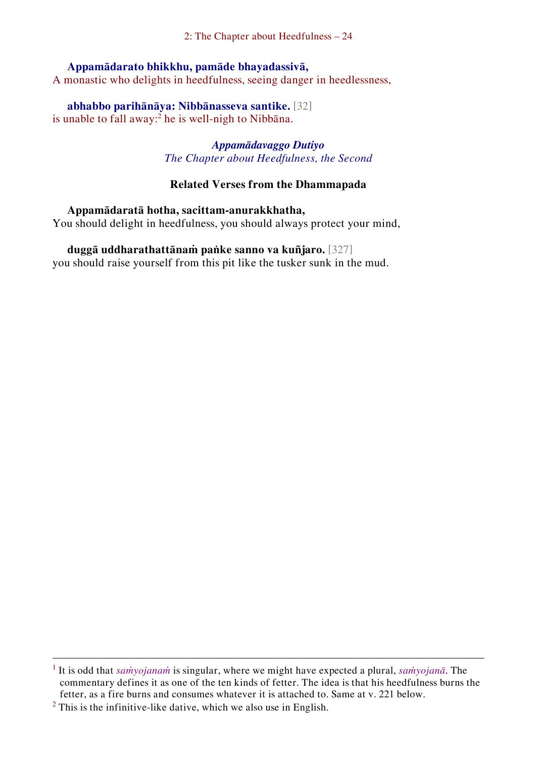**Appamādarato bhikkhu, pamāde bhayadassivā,**
A monastic who delights in heedfulness, seeing danger in heedlessness,

**abhabbo parihānāya: Nibbānasseva santike.** [32]
is unable to fall away:[2] he is well-nigh to Nibbāna.

*Appamādavaggo Dutiyo*
*The Chapter about Heedfulness, the Second*

### Related Verses from the Dhammapada

**Appamādaratā hotha, sacittam-anurakkhatha,**
You should delight in heedfulness, you should always protect your mind,

**duggā uddharathattānaṁ paṅke sanno va kuñjaro.** [327]
you should raise yourself from this pit like the tusker sunk in the mud.

---

[1] It is odd that *saṁyojanaṁ* is singular, where we might have expected a plural, *saṁyojanā*. The commentary defines it as one of the ten kinds of fetter. The idea is that his heedfulness burns the fetter, as a fire burns and consumes whatever it is attached to. Same at v. 221 below.

[2] This is the infinitive-like dative, which we also use in English.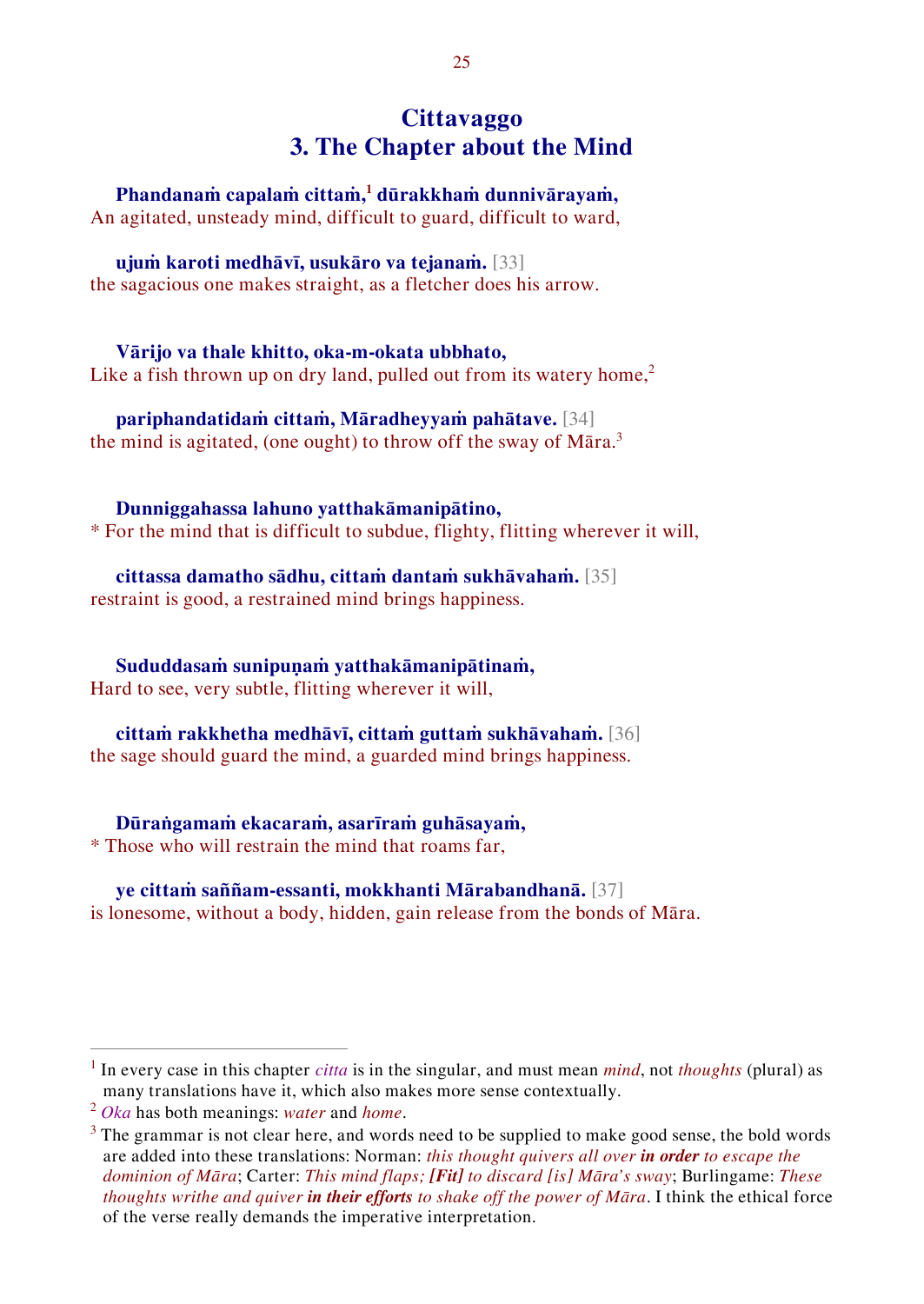# Cittavaggo
# 3. The Chapter about the Mind

**Phandanaṁ capalaṁ cittaṁ,[1] dūrakkhaṁ dunnivārayaṁ,**
An agitated, unsteady mind, difficult to guard, difficult to ward,

**ujuṁ karoti medhāvī, usukāro va tejanaṁ.** [33]
the sagacious one makes straight, as a fletcher does his arrow.

**Vārijo va thale khitto, oka-m-okata ubbhato,**
Like a fish thrown up on dry land, pulled out from its watery home,[2]

**pariphandatidaṁ cittaṁ, Māradheyyaṁ pahātave.** [34]
the mind is agitated, (one ought) to throw off the sway of Māra.[3]

**Dunniggahassa lahuno yatthakāmanipātino,**
* For the mind that is difficult to subdue, flighty, flitting wherever it will,

**cittassa damatho sādhu, cittaṁ dantaṁ sukhāvahaṁ.** [35]
restraint is good, a restrained mind brings happiness.

**Sududdasaṁ sunipuṇaṁ yatthakāmanipātinaṁ,**
Hard to see, very subtle, flitting wherever it will,

**cittaṁ rakkhetha medhāvī, cittaṁ guttaṁ sukhāvahaṁ.** [36]
the sage should guard the mind, a guarded mind brings happiness.

**Dūraṅgamaṁ ekacaraṁ, asarīraṁ guhāsayaṁ,**
* Those who will restrain the mind that roams far,

**ye cittaṁ saññam-essanti, mokkhanti Mārabandhanā.** [37]
is lonesome, without a body, hidden, gain release from the bonds of Māra.

---

[1] In every case in this chapter *citta* is in the singular, and must mean *mind*, not *thoughts* (plural) as many translations have it, which also makes more sense contextually.

[2] *Oka* has both meanings: *water* and *home*.

[3] The grammar is not clear here, and words need to be supplied to make good sense, the bold words are added into these translations: Norman: *this thought quivers all over **in order** to escape the dominion of Māra*; Carter: *This mind flaps; **[Fit]** to discard [is] Māra's sway*; Burlingame: *These thoughts writhe and quiver **in their efforts** to shake off the power of Māra*. I think the ethical force of the verse really demands the imperative interpretation.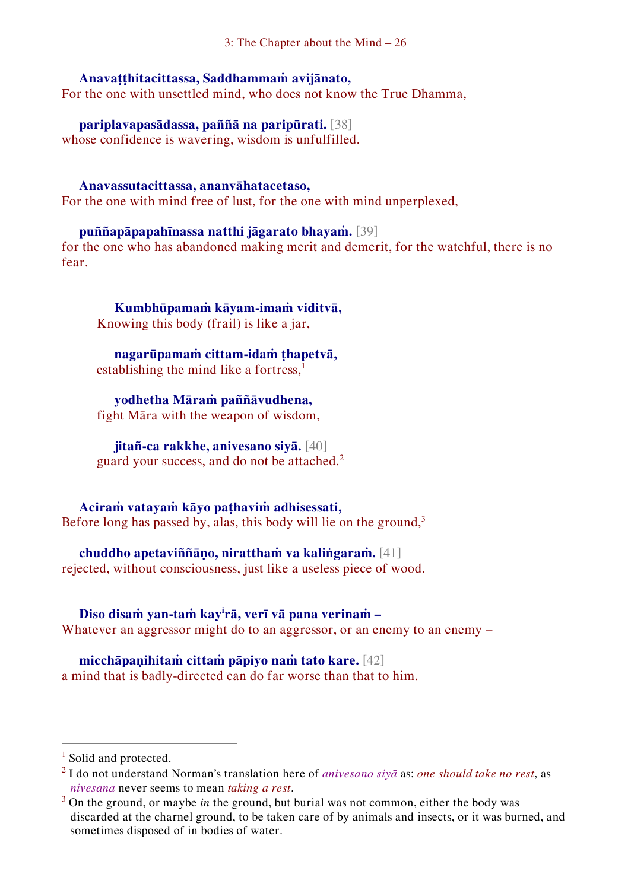**Anavaṭṭhitacittassa, Saddhammaṁ avijānato,**
For the one with unsettled mind, who does not know the True Dhamma,

**pariplavapasādassa, paññā na paripūrati.** [38]
whose confidence is wavering, wisdom is unfulfilled.

**Anavassutacittassa, ananvāhatacetaso,**
For the one with mind free of lust, for the one with mind unperplexed,

**puññapāpapahīnassa natthi jāgarato bhayaṁ.** [39]
for the one who has abandoned making merit and demerit, for the watchful, there is no fear.

> **Kumbhūpamaṁ kāyam-imaṁ viditvā,**
> Knowing this body (frail) is like a jar,
>
> **nagarūpamaṁ cittam-idaṁ ṭhapetvā,**
> establishing the mind like a fortress,[1]
>
> **yodhetha Māraṁ paññāvudhena,**
> fight Māra with the weapon of wisdom,
>
> **jitañ-ca rakkhe, anivesano siyā.** [40]
> guard your success, and do not be attached.[2]

**Aciraṁ vatayaṁ kāyo paṭhaviṁ adhisessati,**
Before long has passed by, alas, this body will lie on the ground,[3]

**chuddho apetaviññāṇo, niratthaṁ va kaliṅgaraṁ.** [41]
rejected, without consciousness, just like a useless piece of wood.

**Diso disaṁ yan-taṁ kay[i]rā, verī vā pana verinaṁ –**
Whatever an aggressor might do to an aggressor, or an enemy to an enemy –

**micchāpaṇihitaṁ cittaṁ pāpiyo naṁ tato kare.** [42]
a mind that is badly-directed can do far worse than that to him.

---

[1] Solid and protected.

[2] I do not understand Norman's translation here of *anivesano siyā* as: *one should take no rest*, as *nivesana* never seems to mean *taking a rest*.

[3] On the ground, or maybe *in* the ground, but burial was not common, either the body was discarded at the charnel ground, to be taken care of by animals and insects, or it was burned, and sometimes disposed of in bodies of water.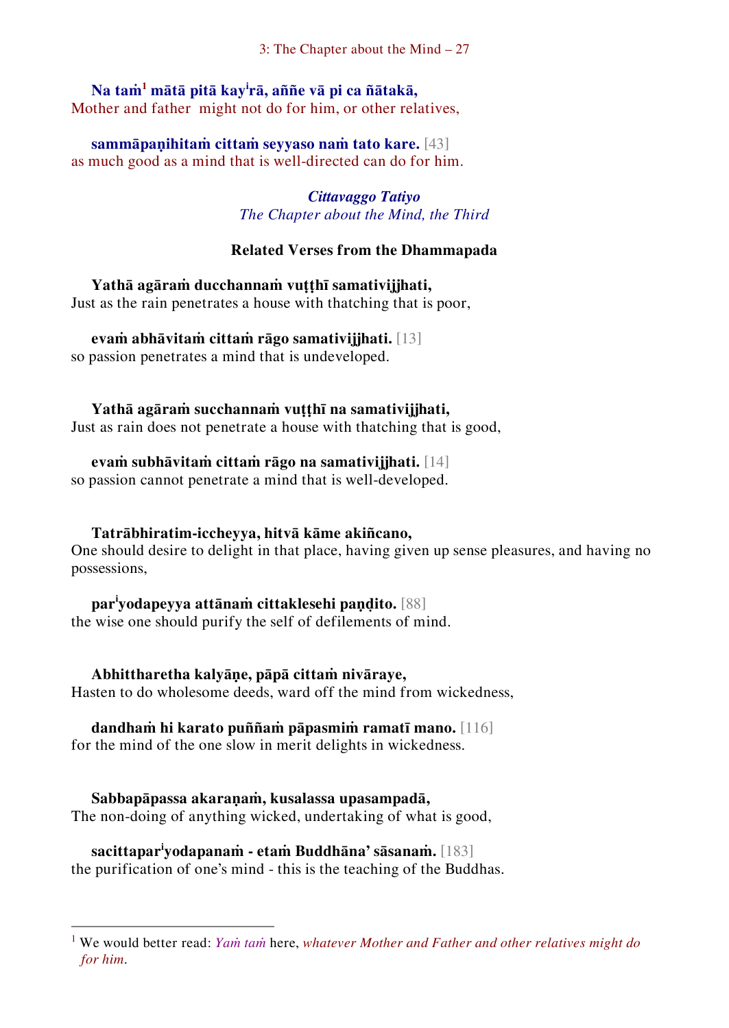**Na taṁ**[1] **mātā pitā kayⁱrā, aññe vā pi ca ñātakā,**
Mother and father might not do for him, or other relatives,

**sammāpaṇihitaṁ cittaṁ seyyaso naṁ tato kare.** [43]
as much good as a mind that is well-directed can do for him.

***Cittavaggo Tatiyo***
*The Chapter about the Mind, the Third*

### Related Verses from the Dhammapada

**Yathā agāraṁ ducchannaṁ vuṭṭhī samativijjhati,**
Just as the rain penetrates a house with thatching that is poor,

**evaṁ abhāvitaṁ cittaṁ rāgo samativijjhati.** [13]
so passion penetrates a mind that is undeveloped.

**Yathā agāraṁ succhannaṁ vuṭṭhī na samativijjhati,**
Just as rain does not penetrate a house with thatching that is good,

**evaṁ subhāvitaṁ cittaṁ rāgo na samativijjhati.** [14]
so passion cannot penetrate a mind that is well-developed.

**Tatrābhiratim-iccheyya, hitvā kāme akiñcano,**
One should desire to delight in that place, having given up sense pleasures, and having no possessions,

**parⁱyodapeyya attānaṁ cittaklesehi paṇḍito.** [88]
the wise one should purify the self of defilements of mind.

**Abhittharetha kalyāṇe, pāpā cittaṁ nivāraye,**
Hasten to do wholesome deeds, ward off the mind from wickedness,

**dandhaṁ hi karato puññaṁ pāpasmiṁ ramatī mano.** [116]
for the mind of the one slow in merit delights in wickedness.

**Sabbapāpassa akaraṇaṁ, kusalassa upasampadā,**
The non-doing of anything wicked, undertaking of what is good,

**sacittaparⁱyodapanaṁ - etaṁ Buddhāna' sāsanaṁ.** [183]
the purification of one's mind - this is the teaching of the Buddhas.

---

[1] We would better read: *Yaṁ taṁ* here, *whatever Mother and Father and other relatives might do for him.*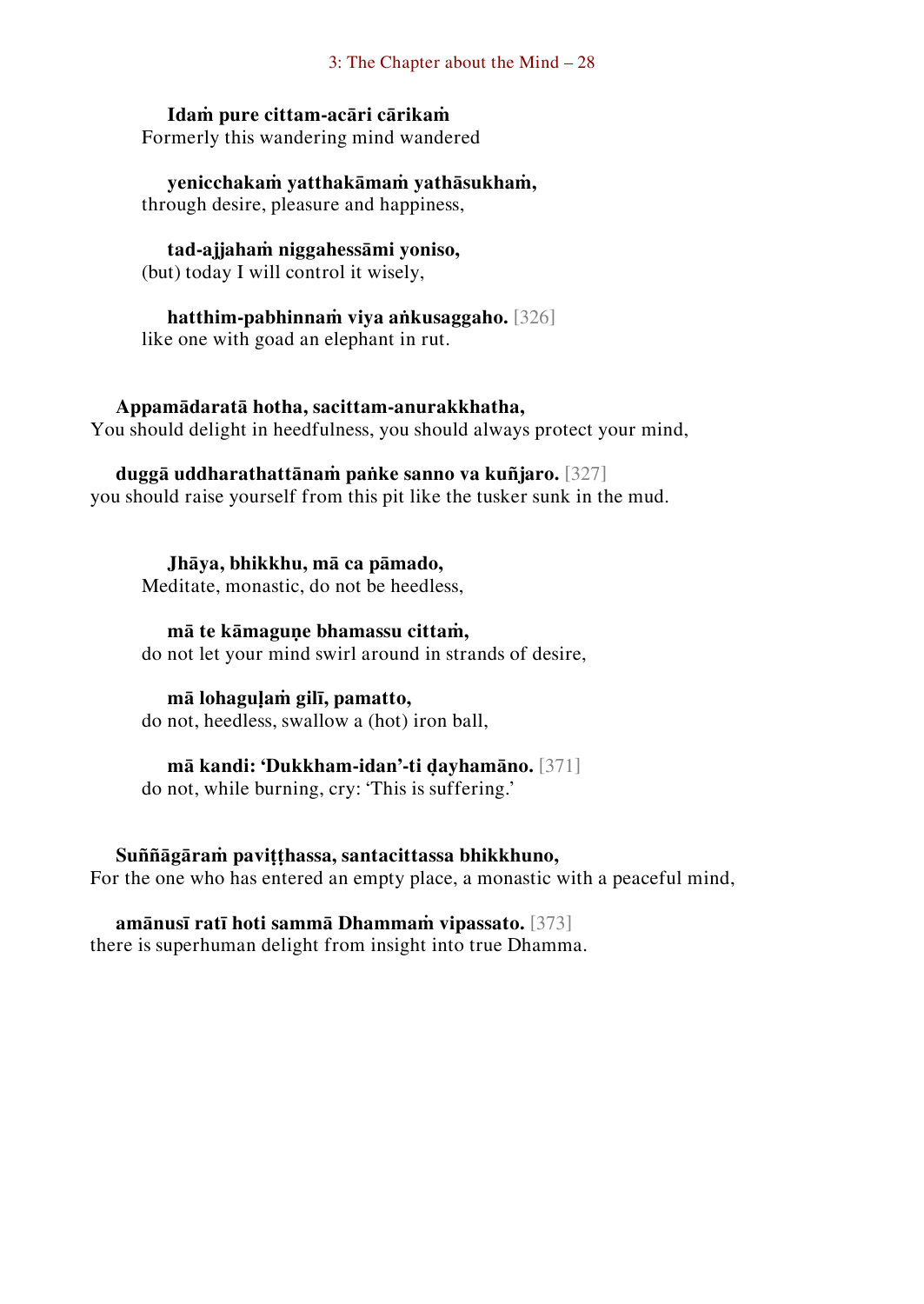**Idaṁ pure cittam-acāri cārikaṁ**
Formerly this wandering mind wandered

**yenicchakaṁ yatthakāmaṁ yathāsukhaṁ,**
through desire, pleasure and happiness,

**tad-ajjahaṁ niggahessāmi yoniso,**
(but) today I will control it wisely,

**hatthim-pabhinnaṁ viya aṅkusaggaho.** [326]
like one with goad an elephant in rut.

**Appamādaratā hotha, sacittam-anurakkhatha,**
You should delight in heedfulness, you should always protect your mind,

**duggā uddharathattānaṁ paṅke sanno va kuñjaro.** [327]
you should raise yourself from this pit like the tusker sunk in the mud.

**Jhāya, bhikkhu, mā ca pāmado,**
Meditate, monastic, do not be heedless,

**mā te kāmaguṇe bhamassu cittaṁ,**
do not let your mind swirl around in strands of desire,

**mā lohaguḷaṁ gilī, pamatto,**
do not, heedless, swallow a (hot) iron ball,

**mā kandi: 'Dukkham-idan'-ti ḍayhamāno.** [371]
do not, while burning, cry: 'This is suffering.'

**Suññāgāraṁ paviṭṭhassa, santacittassa bhikkhuno,**
For the one who has entered an empty place, a monastic with a peaceful mind,

**amānusī ratī hoti sammā Dhammaṁ vipassato.** [373]
there is superhuman delight from insight into true Dhamma.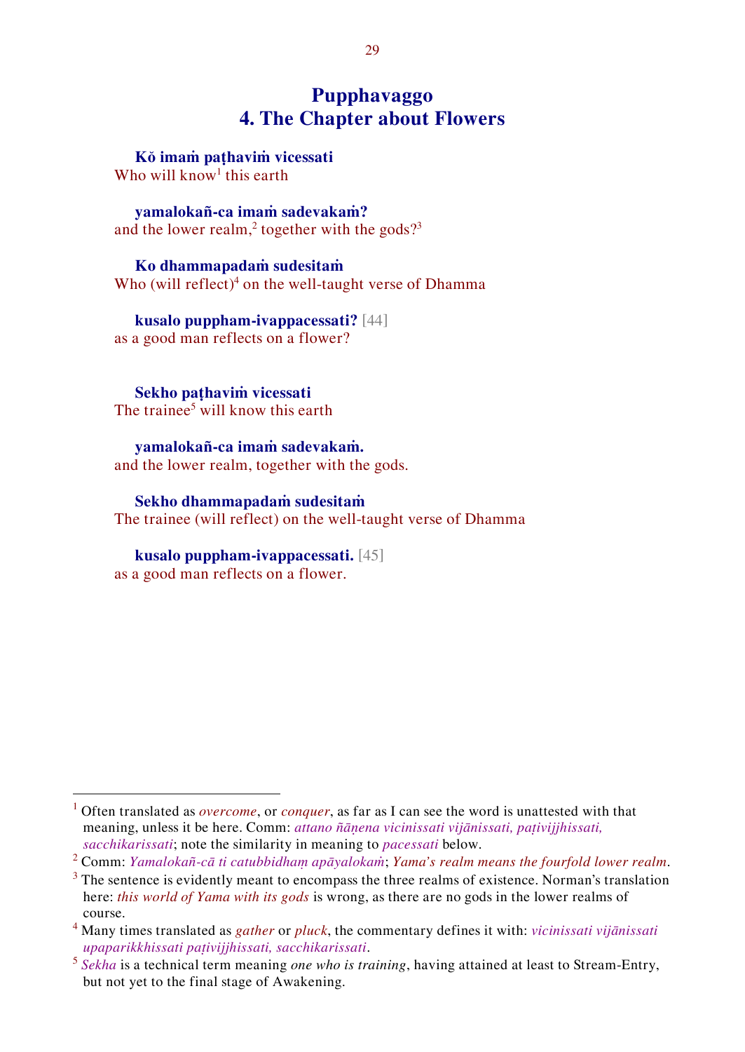# Pupphavaggo
# 4. The Chapter about Flowers

**Kŏ imaṁ paṭhaviṁ vicessati**
Who will know[1] this earth

**yamalokañ-ca imaṁ sadevakaṁ?**
and the lower realm,[2] together with the gods?[3]

**Ko dhammapadaṁ sudesitaṁ**
Who (will reflect)[4] on the well-taught verse of Dhamma

**kusalo puppham-ivappacessati?** [44]
as a good man reflects on a flower?

**Sekho paṭhaviṁ vicessati**
The trainee[5] will know this earth

**yamalokañ-ca imaṁ sadevakaṁ.**
and the lower realm, together with the gods.

**Sekho dhammapadaṁ sudesitaṁ**
The trainee (will reflect) on the well-taught verse of Dhamma

**kusalo puppham-ivappacessati.** [45]
as a good man reflects on a flower.

---

[1] Often translated as *overcome*, or *conquer*, as far as I can see the word is unattested with that meaning, unless it be here. Comm: *attano ñāṇena vicinissati vijānissati, paṭivijjhissati, sacchikarissati*; note the similarity in meaning to *pacessati* below.

[2] Comm: *Yamalokañ-cā ti catubbidhaṃ apāyalokaṁ*; *Yama's realm means the fourfold lower realm*.

[3] The sentence is evidently meant to encompass the three realms of existence. Norman's translation here: *this world of Yama with its gods* is wrong, as there are no gods in the lower realms of course.

[4] Many times translated as *gather* or *pluck*, the commentary defines it with: *vicinissati vijānissati upaparikkhissati paṭivijjhissati, sacchikarissati*.

[5] *Sekha* is a technical term meaning *one who is training*, having attained at least to Stream-Entry, but not yet to the final stage of Awakening.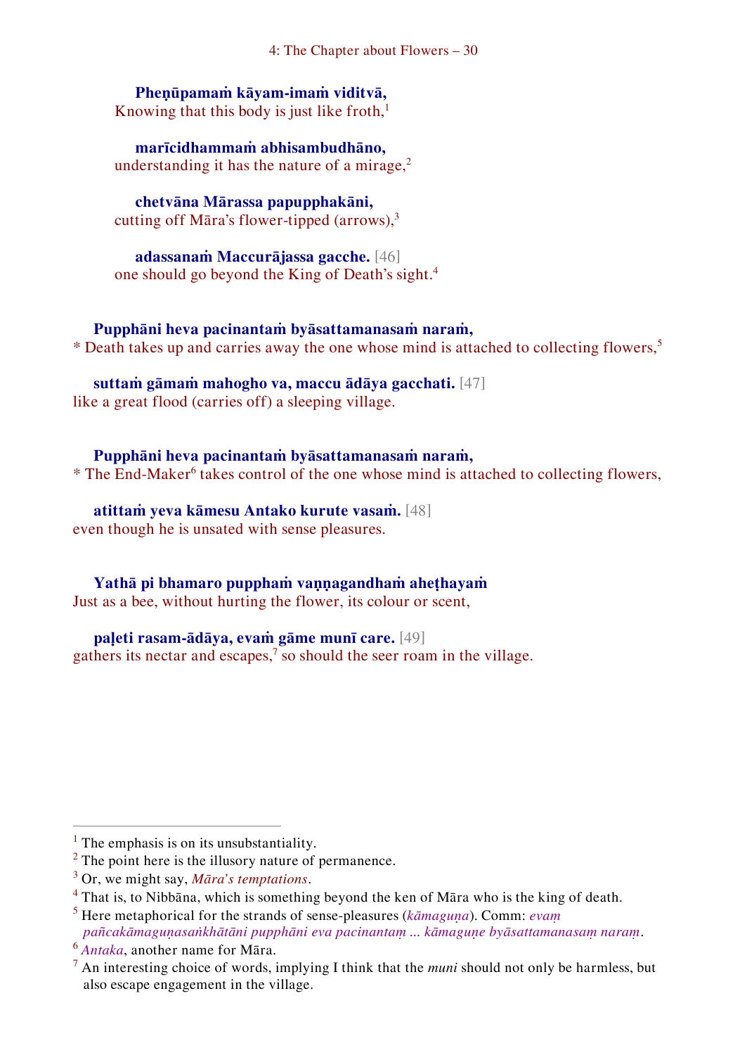**Pheṇūpamaṁ kāyam-imaṁ viditvā,**
Knowing that this body is just like froth,[1]

**marīcidhammaṁ abhisambudhāno,**
understanding it has the nature of a mirage,[2]

**chetvāna Mārassa papupphakāni,**
cutting off Māra's flower-tipped (arrows),[3]

**adassanaṁ Maccurājassa gacche.** [46]
one should go beyond the King of Death's sight.[4]

**Pupphāni heva pacinantaṁ byāsattamanasaṁ naraṁ,**
* Death takes up and carries away the one whose mind is attached to collecting flowers,[5]

**suttaṁ gāmaṁ mahogho va, maccu ādāya gacchati.** [47]
like a great flood (carries off) a sleeping village.

**Pupphāni heva pacinantaṁ byāsattamanasaṁ naraṁ,**
* The End-Maker[6] takes control of the one whose mind is attached to collecting flowers,

**atittaṁ yeva kāmesu Antako kurute vasaṁ.** [48]
even though he is unsated with sense pleasures.

**Yathā pi bhamaro pupphaṁ vaṇṇagandhaṁ aheṭhayaṁ**
Just as a bee, without hurting the flower, its colour or scent,

**paḷeti rasam-ādāya, evaṁ gāme munī care.** [49]
gathers its nectar and escapes,[7] so should the seer roam in the village.

---

[1] The emphasis is on its unsubstantiality.

[2] The point here is the illusory nature of permanence.

[3] Or, we might say, *Māra's temptations*.

[4] That is, to Nibbāna, which is something beyond the ken of Māra who is the king of death.

[5] Here metaphorical for the strands of sense-pleasures (*kāmaguṇa*). Comm: *evaṃ pañcakāmaguṇasaṅkhātāni pupphāni eva pacinantaṃ ... kāmaguṇe byāsattamanasaṃ naraṃ*.

[6] *Antaka*, another name for Māra.

[7] An interesting choice of words, implying I think that the *muni* should not only be harmless, but also escape engagement in the village.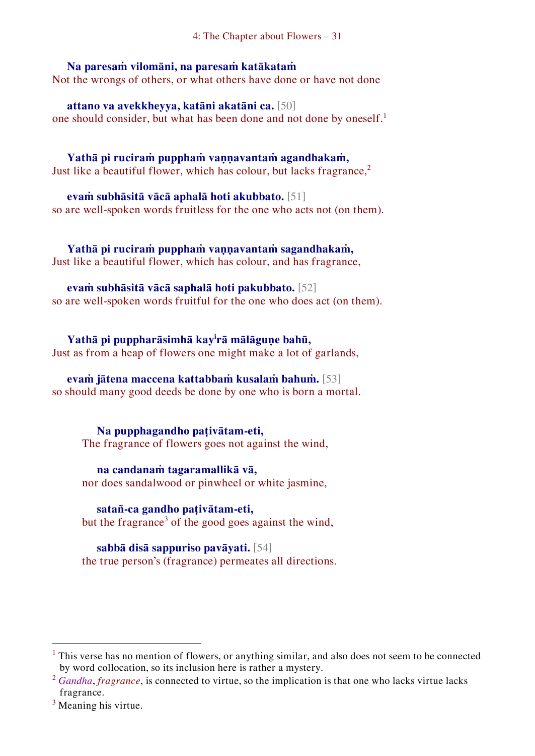**Na paresaṁ vilomāni, na paresaṁ katākataṁ**
Not the wrongs of others, or what others have done or have not done

**attano va avekkheyya, katāni akatāni ca.** [50]
one should consider, but what has been done and not done by oneself.[1]

**Yathā pi ruciraṁ pupphaṁ vaṇṇavantaṁ agandhakaṁ,**
Just like a beautiful flower, which has colour, but lacks fragrance,[2]

**evaṁ subhāsitā vācā aphalā hoti akubbato.** [51]
so are well-spoken words fruitless for the one who acts not (on them).

**Yathā pi ruciraṁ pupphaṁ vaṇṇavantaṁ sagandhakaṁ,**
Just like a beautiful flower, which has colour, and has fragrance,

**evaṁ subhāsitā vācā saphalā hoti pakubbato.** [52]
so are well-spoken words fruitful for the one who does act (on them).

**Yathā pi puppharāsimhā kay<sup>i</sup>rā mālāguṇe bahū,**
Just as from a heap of flowers one might make a lot of garlands,

**evaṁ jātena maccena kattabbaṁ kusalaṁ bahuṁ.** [53]
so should many good deeds be done by one who is born a mortal.

**Na pupphagandho paṭivātam-eti,**
The fragrance of flowers goes not against the wind,

**na candanaṁ tagaramallikā vā,**
nor does sandalwood or pinwheel or white jasmine,

**satañ-ca gandho paṭivātam-eti,**
but the fragrance[3] of the good goes against the wind,

**sabbā disā sappuriso pavāyati.** [54]
the true person's (fragrance) permeates all directions.

---

[1] This verse has no mention of flowers, or anything similar, and also does not seem to be connected by word collocation, so its inclusion here is rather a mystery.

[2] *Gandha*, *fragrance*, is connected to virtue, so the implication is that one who lacks virtue lacks fragrance.

[3] Meaning his virtue.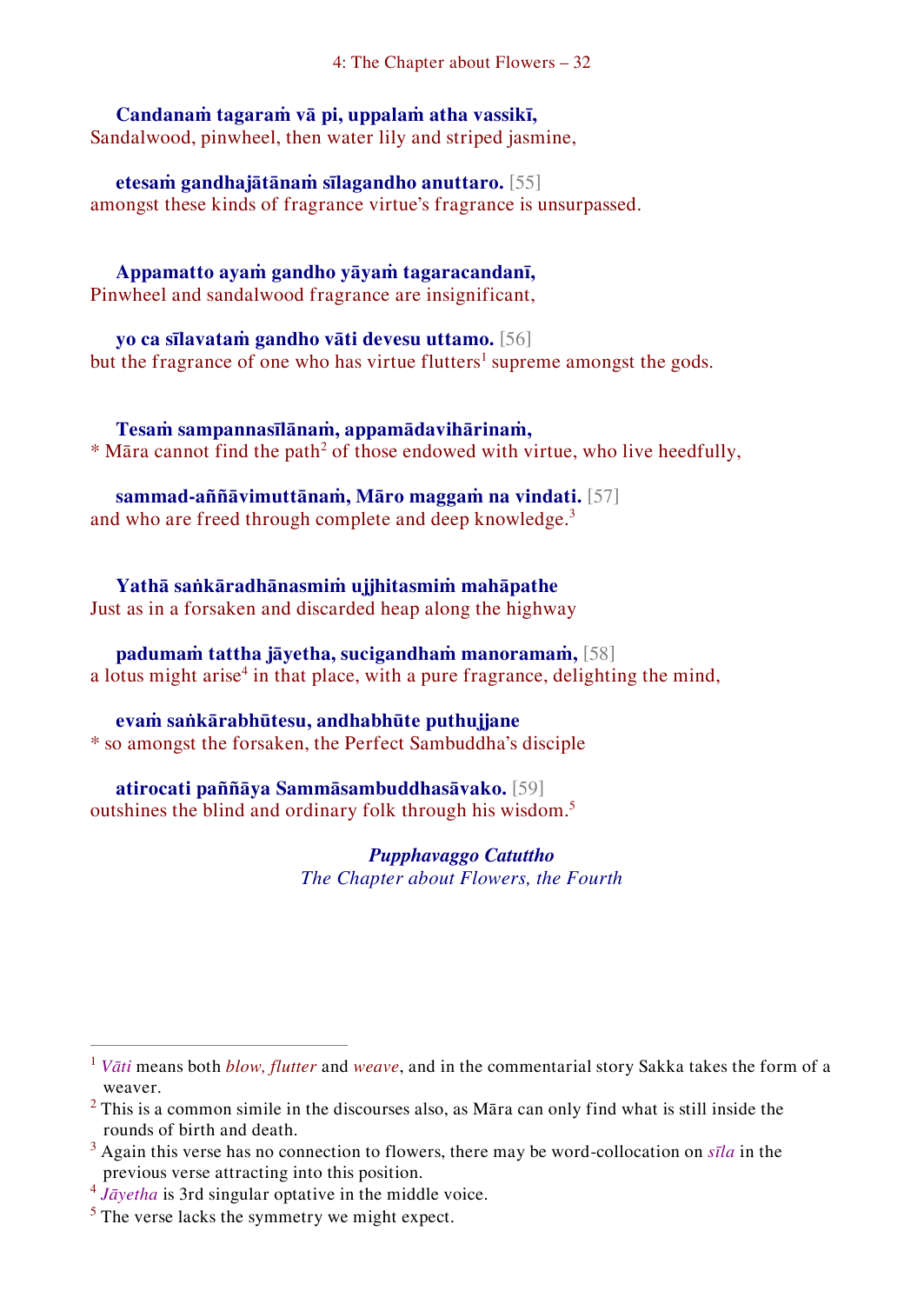**Candanaṁ tagaraṁ vā pi, uppalaṁ atha vassikī,**
Sandalwood, pinwheel, then water lily and striped jasmine,

**etesaṁ gandhajātānaṁ sīlagandho anuttaro.** [55]
amongst these kinds of fragrance virtue's fragrance is unsurpassed.

**Appamatto ayaṁ gandho yāyaṁ tagaracandanī,**
Pinwheel and sandalwood fragrance are insignificant,

**yo ca sīlavataṁ gandho vāti devesu uttamo.** [56]
but the fragrance of one who has virtue flutters[1] supreme amongst the gods.

**Tesaṁ sampannasīlānaṁ, appamādavihārinaṁ,**
* Māra cannot find the path[2] of those endowed with virtue, who live heedfully,

**sammad-aññāvimuttānaṁ, Māro maggaṁ na vindati.** [57]
and who are freed through complete and deep knowledge.[3]

**Yathā saṅkāradhānasmiṁ ujjhitasmiṁ mahāpathe**
Just as in a forsaken and discarded heap along the highway

**padumaṁ tattha jāyetha, sucigandhaṁ manoramaṁ,** [58]
a lotus might arise[4] in that place, with a pure fragrance, delighting the mind,

**evaṁ saṅkārabhūtesu, andhabhūte puthujjane**
* so amongst the forsaken, the Perfect Sambuddha's disciple

**atirocati paññāya Sammāsambuddhasāvako.** [59]
outshines the blind and ordinary folk through his wisdom.[5]

***Pupphavaggo Catuttho***
*The Chapter about Flowers, the Fourth*

---

[1] *Vāti* means both *blow, flutter* and *weave*, and in the commentarial story Sakka takes the form of a weaver.

[2] This is a common simile in the discourses also, as Māra can only find what is still inside the rounds of birth and death.

[3] Again this verse has no connection to flowers, there may be word-collocation on *sīla* in the previous verse attracting into this position.

[4] *Jāyetha* is 3rd singular optative in the middle voice.

[5] The verse lacks the symmetry we might expect.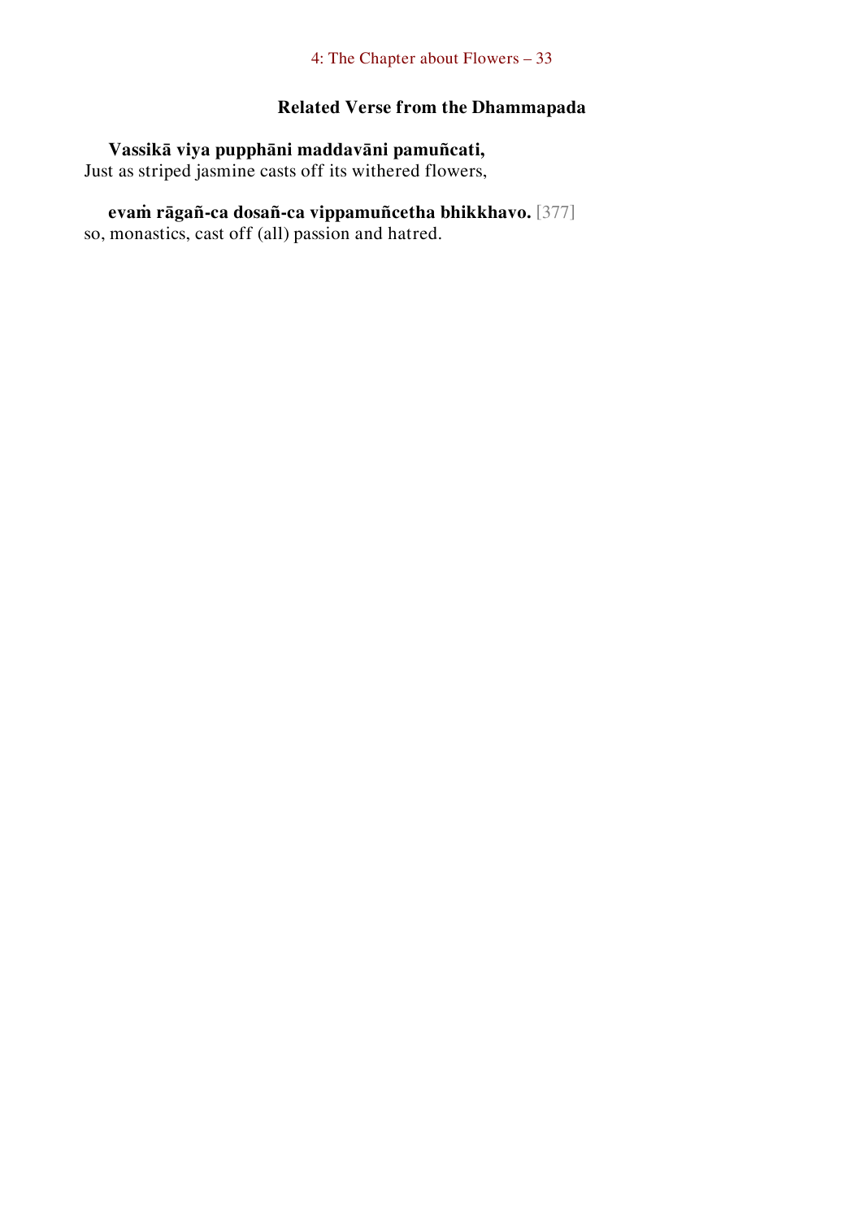### Related Verse from the Dhammapada

**Vassikā viya pupphāni maddavāni pamuñcati,**
Just as striped jasmine casts off its withered flowers,

**evaṁ rāgañ-ca dosañ-ca vippamuñcetha bhikkhavo.** [377]
so, monastics, cast off (all) passion and hatred.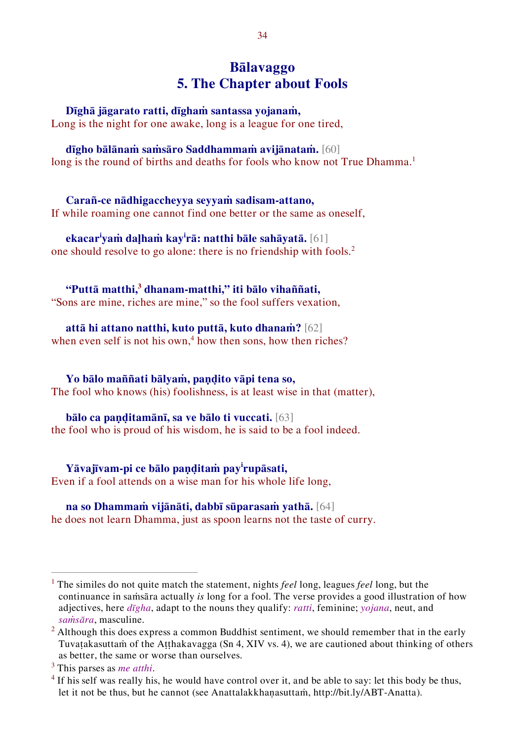# Bālavaggo
# 5. The Chapter about Fools

**Dīghā jāgarato ratti, dīghaṁ santassa yojanaṁ,**
Long is the night for one awake, long is a league for one tired,

**dīgho bālānaṁ saṁsāro Saddhammaṁ avijānataṁ.** [60]
long is the round of births and deaths for fools who know not True Dhamma.[1]

**Carañ-ce nādhigaccheyya seyyaṁ sadisam-attano,**
If while roaming one cannot find one better or the same as oneself,

**ekacar^i^yaṁ daḷhaṁ kay^i^rā: natthi bāle sahāyatā.** [61]
one should resolve to go alone: there is no friendship with fools.[2]

**"Puttā matthi,[3] dhanam-matthi," iti bālo vihaññati,**
"Sons are mine, riches are mine," so the fool suffers vexation,

**attā hi attano natthi, kuto puttā, kuto dhanaṁ?** [62]
when even self is not his own,[4] how then sons, how then riches?

**Yo bālo maññati bālyaṁ, paṇḍito vāpi tena so,**
The fool who knows (his) foolishness, is at least wise in that (matter),

**bālo ca paṇḍitamānī, sa ve bālo ti vuccati.** [63]
the fool who is proud of his wisdom, he is said to be a fool indeed.

**Yāvajīvam-pi ce bālo paṇḍitaṁ pay^i^rupāsati,**
Even if a fool attends on a wise man for his whole life long,

**na so Dhammaṁ vijānāti, dabbī sūparasaṁ yathā.** [64]
he does not learn Dhamma, just as spoon learns not the taste of curry.

---

[1] The similes do not quite match the statement, nights *feel* long, leagues *feel* long, but the continuance in saṁsāra actually *is* long for a fool. The verse provides a good illustration of how adjectives, here *dīgha*, adapt to the nouns they qualify: *ratti*, feminine; *yojana*, neut, and *saṁsāra*, masculine.

[2] Although this does express a common Buddhist sentiment, we should remember that in the early Tuvaṭakasuttaṁ of the Aṭṭhakavagga (Sn 4, XIV vs. 4), we are cautioned about thinking of others as better, the same or worse than ourselves.

[3] This parses as *me atthi*.

[4] If his self was really his, he would have control over it, and be able to say: let this body be thus, let it not be thus, but he cannot (see Anattalakkhaṇasuttaṁ, http://bit.ly/ABT-Anatta).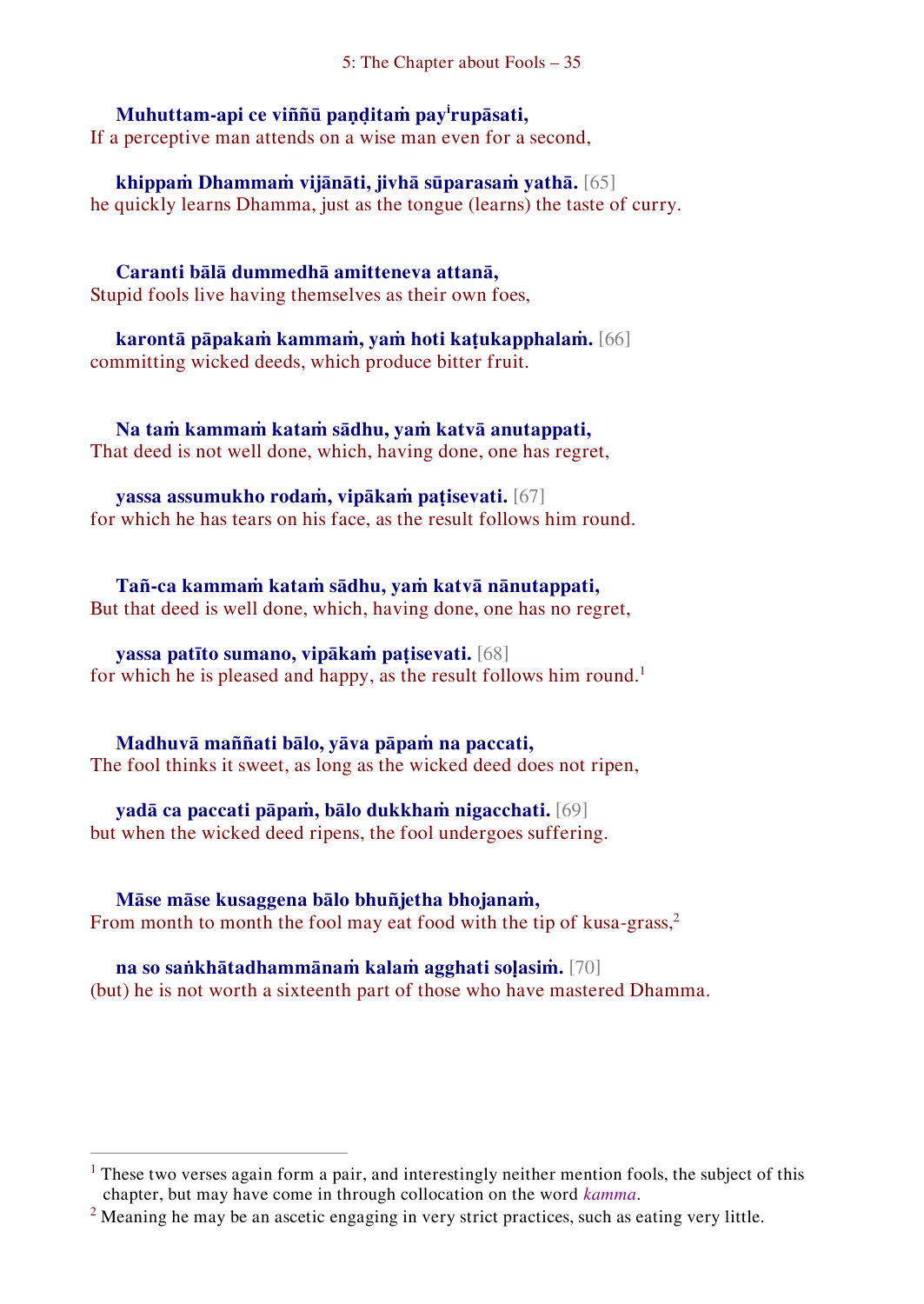**Muhuttam-api ce viññū paṇḍitaṁ payirupāsati,**
If a perceptive man attends on a wise man even for a second,

**khippaṁ Dhammaṁ vijānāti, jivhā sūparasaṁ yathā.** [65]
he quickly learns Dhamma, just as the tongue (learns) the taste of curry.

**Caranti bālā dummedhā amitteneva attanā,**
Stupid fools live having themselves as their own foes,

**karontā pāpakaṁ kammaṁ, yaṁ hoti kaṭukapphalaṁ.** [66]
committing wicked deeds, which produce bitter fruit.

**Na taṁ kammaṁ kataṁ sādhu, yaṁ katvā anutappati,**
That deed is not well done, which, having done, one has regret,

**yassa assumukho rodaṁ, vipākaṁ paṭisevati.** [67]
for which he has tears on his face, as the result follows him round.

**Tañ-ca kammaṁ kataṁ sādhu, yaṁ katvā nānutappati,**
But that deed is well done, which, having done, one has no regret,

**yassa patīto sumano, vipākaṁ paṭisevati.** [68]
for which he is pleased and happy, as the result follows him round.[1]

**Madhuvā maññati bālo, yāva pāpaṁ na paccati,**
The fool thinks it sweet, as long as the wicked deed does not ripen,

**yadā ca paccati pāpaṁ, bālo dukkhaṁ nigacchati.** [69]
but when the wicked deed ripens, the fool undergoes suffering.

**Māse māse kusaggena bālo bhuñjetha bhojanaṁ,**
From month to month the fool may eat food with the tip of kusa-grass,[2]

**na so saṅkhātadhammānaṁ kalaṁ agghati soḷasiṁ.** [70]
(but) he is not worth a sixteenth part of those who have mastered Dhamma.

---

[1] These two verses again form a pair, and interestingly neither mention fools, the subject of this chapter, but may have come in through collocation on the word *kamma*.

[2] Meaning he may be an ascetic engaging in very strict practices, such as eating very little.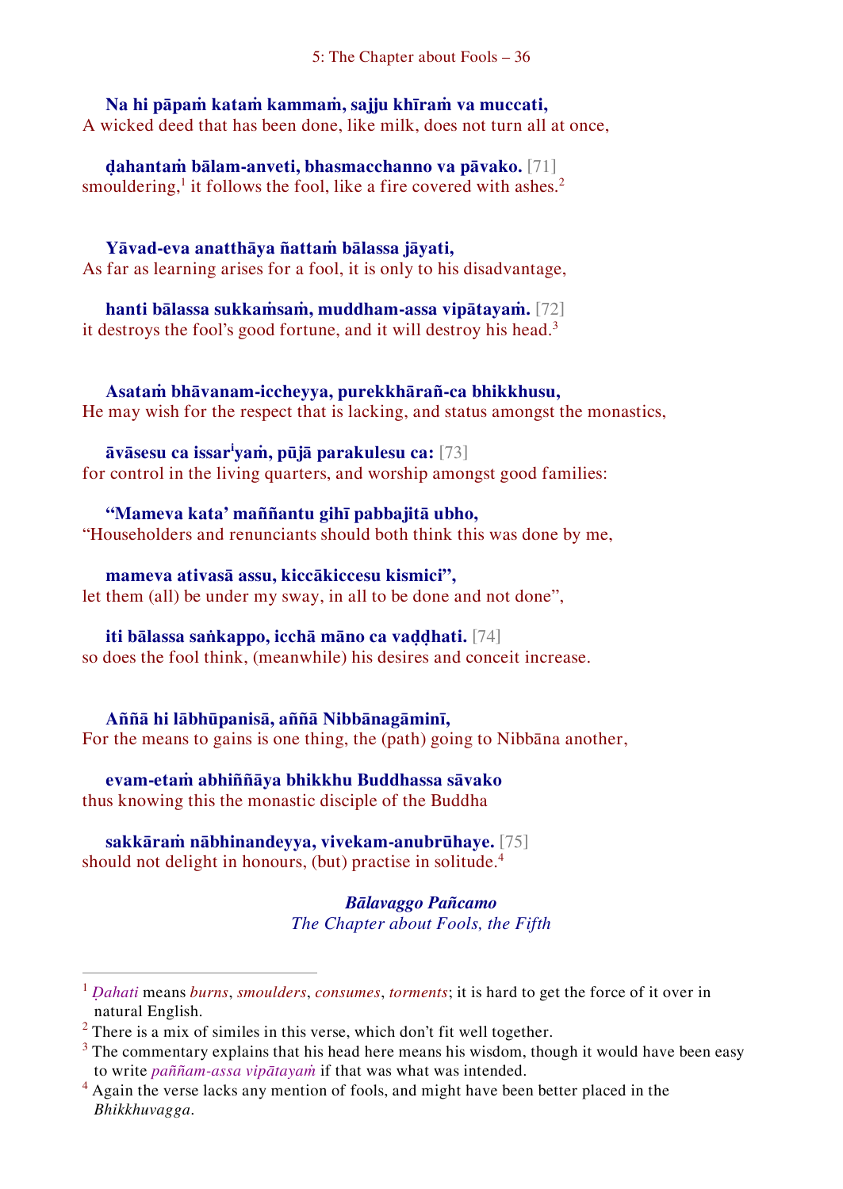**Na hi pāpaṁ kataṁ kammaṁ, sajju khīraṁ va muccati,**
A wicked deed that has been done, like milk, does not turn all at once,

**ḍahantaṁ bālam-anveti, bhasmacchanno va pāvako.** [71]
smouldering,[1] it follows the fool, like a fire covered with ashes.[2]

**Yāvad-eva anatthāya ñattaṁ bālassa jāyati,**
As far as learning arises for a fool, it is only to his disadvantage,

**hanti bālassa sukkaṁsaṁ, muddham-assa vipātayaṁ.** [72]
it destroys the fool's good fortune, and it will destroy his head.[3]

**Asataṁ bhāvanam-iccheyya, purekkhārañ-ca bhikkhusu,**
He may wish for the respect that is lacking, and status amongst the monastics,

**āvāsesu ca issar[i]yaṁ, pūjā parakulesu ca:** [73]
for control in the living quarters, and worship amongst good families:

**"Mameva kata' maññantu gihī pabbajitā ubho,**
"Householders and renunciants should both think this was done by me,

**mameva ativasā assu, kiccākiccesu kismici",**
let them (all) be under my sway, in all to be done and not done",

**iti bālassa saṅkappo, icchā māno ca vaḍḍhati.** [74]
so does the fool think, (meanwhile) his desires and conceit increase.

**Aññā hi lābhūpanisā, aññā Nibbānagāminī,**
For the means to gains is one thing, the (path) going to Nibbāna another,

**evam-etaṁ abhiññāya bhikkhu Buddhassa sāvako**
thus knowing this the monastic disciple of the Buddha

**sakkāraṁ nābhinandeyya, vivekam-anubrūhaye.** [75]
should not delight in honours, (but) practise in solitude.[4]

***Bālavaggo Pañcamo***
*The Chapter about Fools, the Fifth*

---

[1] *Ḍahati* means *burns*, *smoulders*, *consumes*, *torments*; it is hard to get the force of it over in natural English.

[2] There is a mix of similes in this verse, which don't fit well together.

[3] The commentary explains that his head here means his wisdom, though it would have been easy to write *paññam-assa vipātayaṁ* if that was what was intended.

[4] Again the verse lacks any mention of fools, and might have been better placed in the *Bhikkhuvagga*.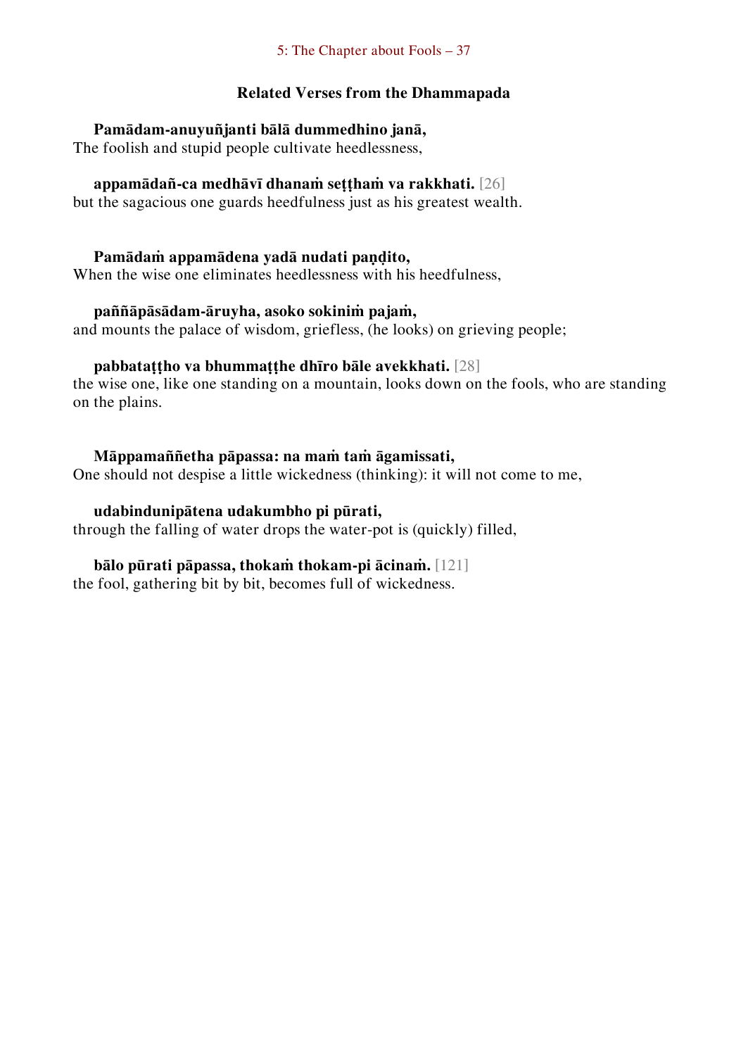### Related Verses from the Dhammapada

**Pamādam-anuyuñjanti bālā dummedhino janā,**
The foolish and stupid people cultivate heedlessness,

**appamādañ-ca medhāvī dhanaṁ seṭṭhaṁ va rakkhati.** [26]
but the sagacious one guards heedfulness just as his greatest wealth.

**Pamādaṁ appamādena yadā nudati paṇḍito,**
When the wise one eliminates heedlessness with his heedfulness,

**paññāpāsādam-āruyha, asoko sokiniṁ pajaṁ,**
and mounts the palace of wisdom, griefless, (he looks) on grieving people;

**pabbataṭṭho va bhummaṭṭhe dhīro bāle avekkhati.** [28]
the wise one, like one standing on a mountain, looks down on the fools, who are standing on the plains.

**Māppamaññetha pāpassa: na maṁ taṁ āgamissati,**
One should not despise a little wickedness (thinking): it will not come to me,

**udabindunipātena udakumbho pi pūrati,**
through the falling of water drops the water-pot is (quickly) filled,

**bālo pūrati pāpassa, thokaṁ thokam-pi ācinaṁ.** [121]
the fool, gathering bit by bit, becomes full of wickedness.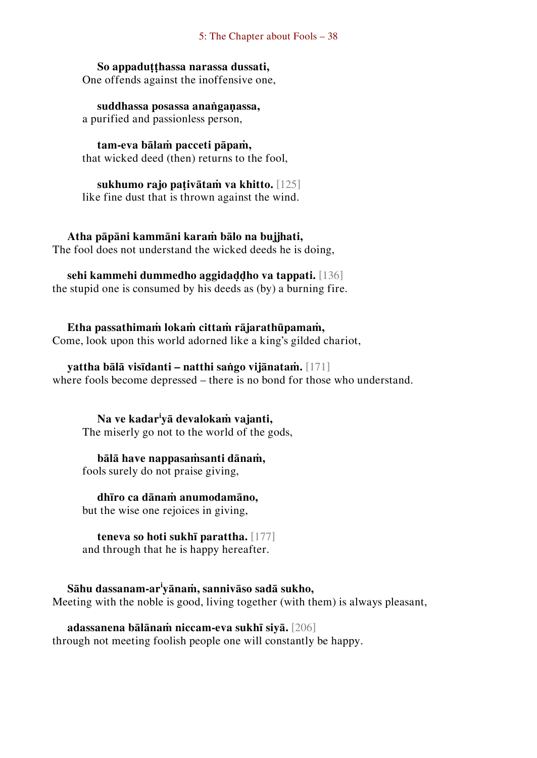**So appaduṭṭhassa narassa dussati,**
One offends against the inoffensive one,

**suddhassa posassa anaṅgaṇassa,**
a purified and passionless person,

**tam-eva bālaṁ pacceti pāpaṁ,**
that wicked deed (then) returns to the fool,

**sukhumo rajo paṭivātaṁ va khitto.** [125]
like fine dust that is thrown against the wind.

**Atha pāpāni kammāni karaṁ bālo na bujjhati,**
The fool does not understand the wicked deeds he is doing,

**sehi kammehi dummedho aggidaḍḍho va tappati.** [136]
the stupid one is consumed by his deeds as (by) a burning fire.

**Etha passathimaṁ lokaṁ cittaṁ rājarathūpamaṁ,**
Come, look upon this world adorned like a king's gilded chariot,

**yattha bālā visīdanti – natthi saṅgo vijānataṁ.** [171]
where fools become depressed – there is no bond for those who understand.

**Na ve kadar^iyā devalokaṁ vajanti,**
The miserly go not to the world of the gods,

**bālā have nappasaṁsanti dānaṁ,**
fools surely do not praise giving,

**dhīro ca dānaṁ anumodamāno,**
but the wise one rejoices in giving,

**teneva so hoti sukhī parattha.** [177]
and through that he is happy hereafter.

**Sāhu dassanam-ar^iyānaṁ, sannivāso sadā sukho,**
Meeting with the noble is good, living together (with them) is always pleasant,

**adassanena bālānaṁ niccam-eva sukhī siyā.** [206]
through not meeting foolish people one will constantly be happy.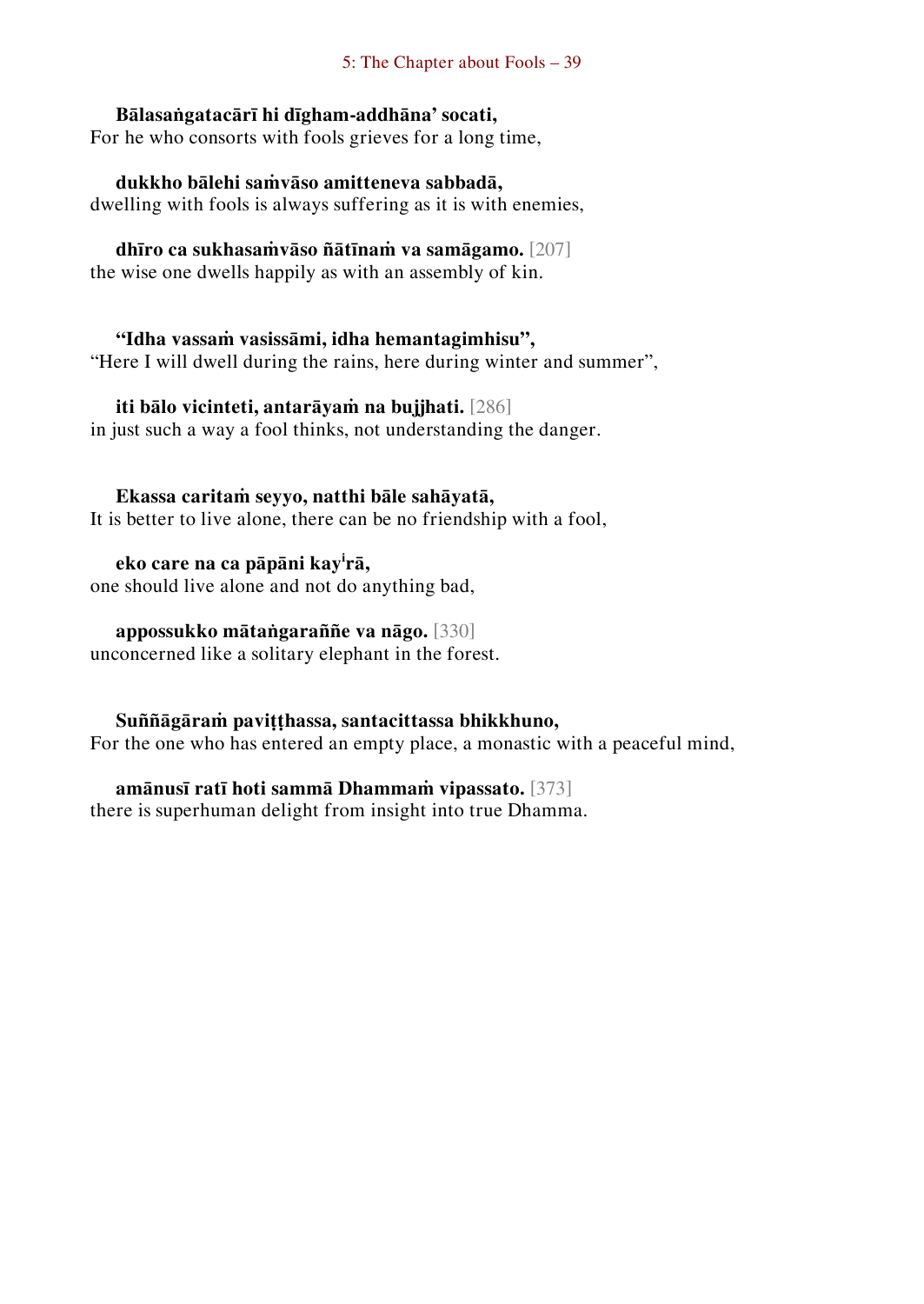**Bālasaṅgatacārī hi dīgham-addhāna' socati,**
For he who consorts with fools grieves for a long time,

**dukkho bālehi saṁvāso amitteneva sabbadā,**
dwelling with fools is always suffering as it is with enemies,

**dhīro ca sukhasaṁvāso ñātīnaṁ va samāgamo.** [207]
the wise one dwells happily as with an assembly of kin.

**"Idha vassaṁ vasissāmi, idha hemantagimhisu",**
"Here I will dwell during the rains, here during winter and summer",

**iti bālo vicinteti, antarāyaṁ na bujjhati.** [286]
in just such a way a fool thinks, not understanding the danger.

**Ekassa caritaṁ seyyo, natthi bāle sahāyatā,**
It is better to live alone, there can be no friendship with a fool,

**eko care na ca pāpāni kay[i]rā,**
one should live alone and not do anything bad,

**appossukko mātaṅgaraññe va nāgo.** [330]
unconcerned like a solitary elephant in the forest.

**Suññāgāraṁ paviṭṭhassa, santacittassa bhikkhuno,**
For the one who has entered an empty place, a monastic with a peaceful mind,

**amānusī ratī hoti sammā Dhammaṁ vipassato.** [373]
there is superhuman delight from insight into true Dhamma.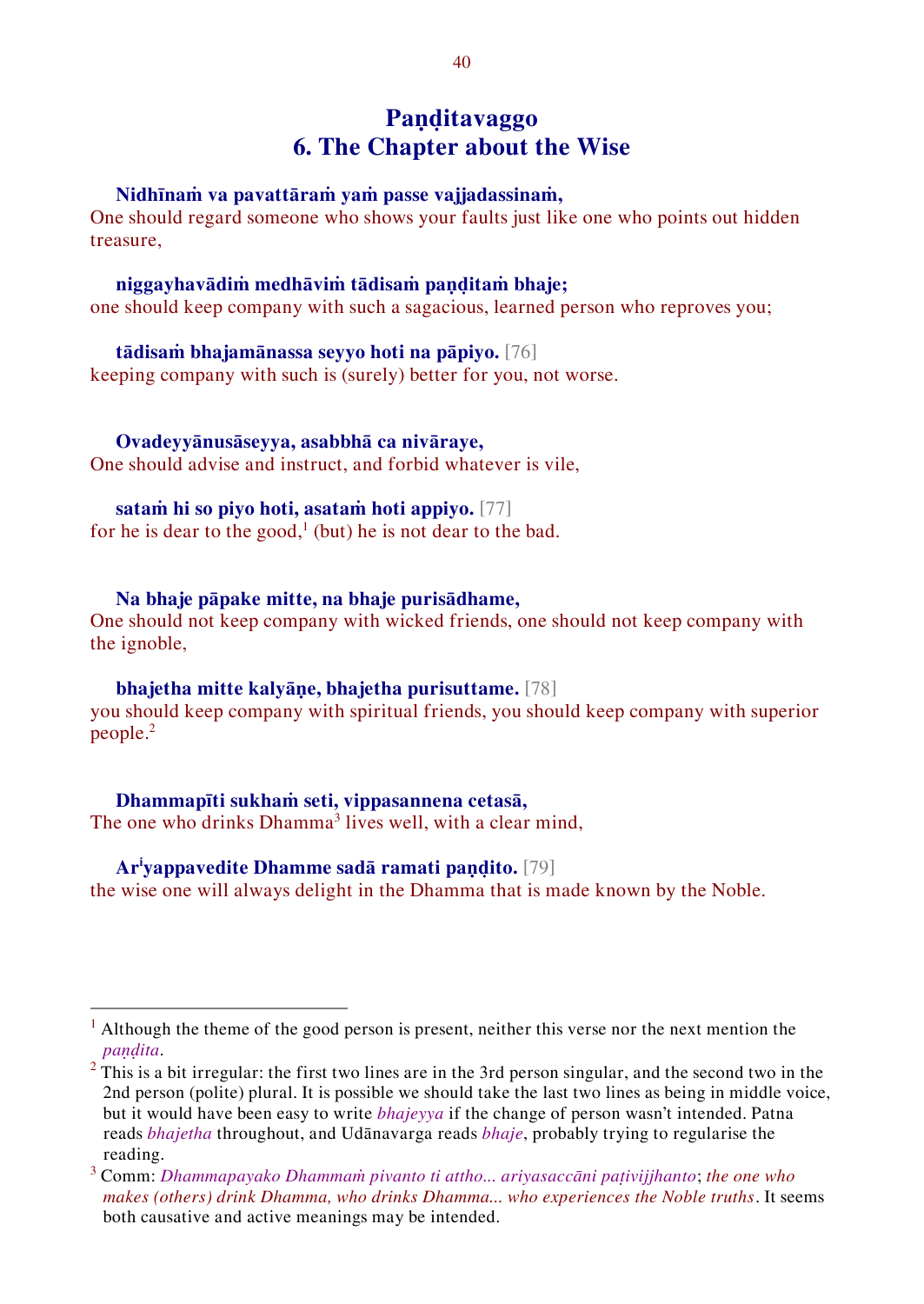# Paṇḍitavaggo
# 6. The Chapter about the Wise

**Nidhīnaṁ va pavattāraṁ yaṁ passe vajjadassinaṁ,**
One should regard someone who shows your faults just like one who points out hidden treasure,

**niggayhavādiṁ medhāviṁ tādisaṁ paṇḍitaṁ bhaje;**
one should keep company with such a sagacious, learned person who reproves you;

**tādisaṁ bhajamānassa seyyo hoti na pāpiyo.** [76]
keeping company with such is (surely) better for you, not worse.

**Ovadeyyānusāseyya, asabbhā ca nivāraye,**
One should advise and instruct, and forbid whatever is vile,

**sataṁ hi so piyo hoti, asataṁ hoti appiyo.** [77]
for he is dear to the good,[1] (but) he is not dear to the bad.

**Na bhaje pāpake mitte, na bhaje purisādhame,**
One should not keep company with wicked friends, one should not keep company with the ignoble,

**bhajetha mitte kalyāṇe, bhajetha purisuttame.** [78]
you should keep company with spiritual friends, you should keep company with superior people.[2]

**Dhammapīti sukhaṁ seti, vippasannena cetasā,**
The one who drinks Dhamma[3] lives well, with a clear mind,

**Ar$^{i}$yappavedite Dhamme sadā ramati paṇḍito.** [79]
the wise one will always delight in the Dhamma that is made known by the Noble.

---

[1] Although the theme of the good person is present, neither this verse nor the next mention the *paṇḍita*.

[2] This is a bit irregular: the first two lines are in the 3rd person singular, and the second two in the 2nd person (polite) plural. It is possible we should take the last two lines as being in middle voice, but it would have been easy to write *bhajeyya* if the change of person wasn't intended. Patna reads *bhajetha* throughout, and Udānavarga reads *bhaje*, probably trying to regularise the reading.

[3] Comm: *Dhammapayako Dhammaṁ pivanto ti attho... ariyasaccāni paṭivijjhanto*; *the one who makes (others) drink Dhamma, who drinks Dhamma... who experiences the Noble truths*. It seems both causative and active meanings may be intended.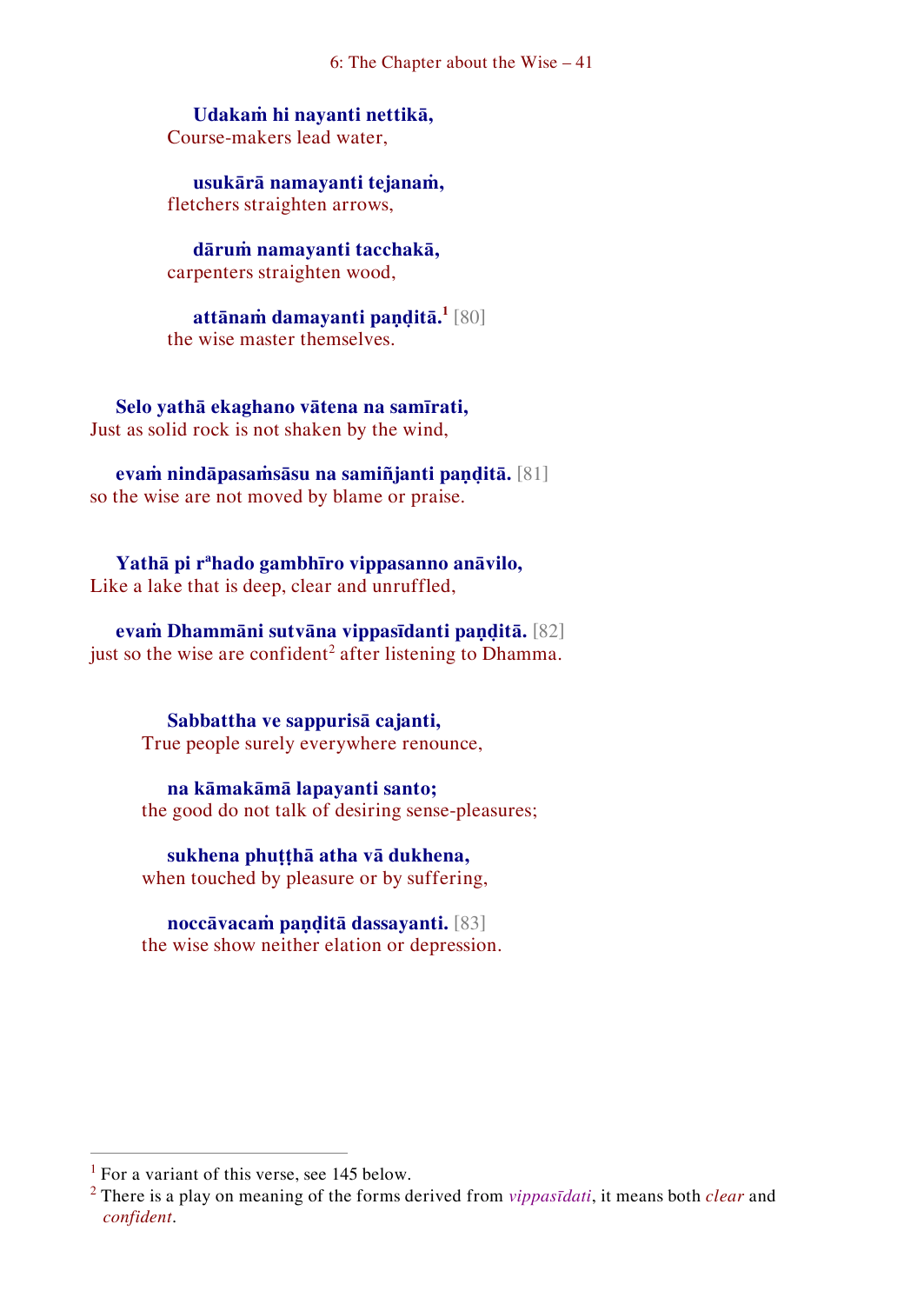**Udakaṁ hi nayanti nettikā,**
Course-makers lead water,

**usukārā namayanti tejanaṁ,**
fletchers straighten arrows,

**dāruṁ namayanti tacchakā,**
carpenters straighten wood,

**attānaṁ damayanti paṇḍitā.**[1] [80]
the wise master themselves.

**Selo yathā ekaghano vātena na samīrati,**
Just as solid rock is not shaken by the wind,

**evaṁ nindāpasaṁsāsu na samiñjanti paṇḍitā.** [81]
so the wise are not moved by blame or praise.

**Yathā pi r**[a]**hado gambhīro vippasanno anāvilo,**
Like a lake that is deep, clear and unruffled,

**evaṁ Dhammāni sutvāna vippasīdanti paṇḍitā.** [82]
just so the wise are confident[2] after listening to Dhamma.

**Sabbattha ve sappurisā cajanti,**
True people surely everywhere renounce,

**na kāmakāmā lapayanti santo;**
the good do not talk of desiring sense-pleasures;

**sukhena phuṭṭhā atha vā dukhena,**
when touched by pleasure or by suffering,

**noccāvacaṁ paṇḍitā dassayanti.** [83]
the wise show neither elation or depression.

---

[1] For a variant of this verse, see 145 below.
[2] There is a play on meaning of the forms derived from *vippasīdati*, it means both *clear* and *confident*.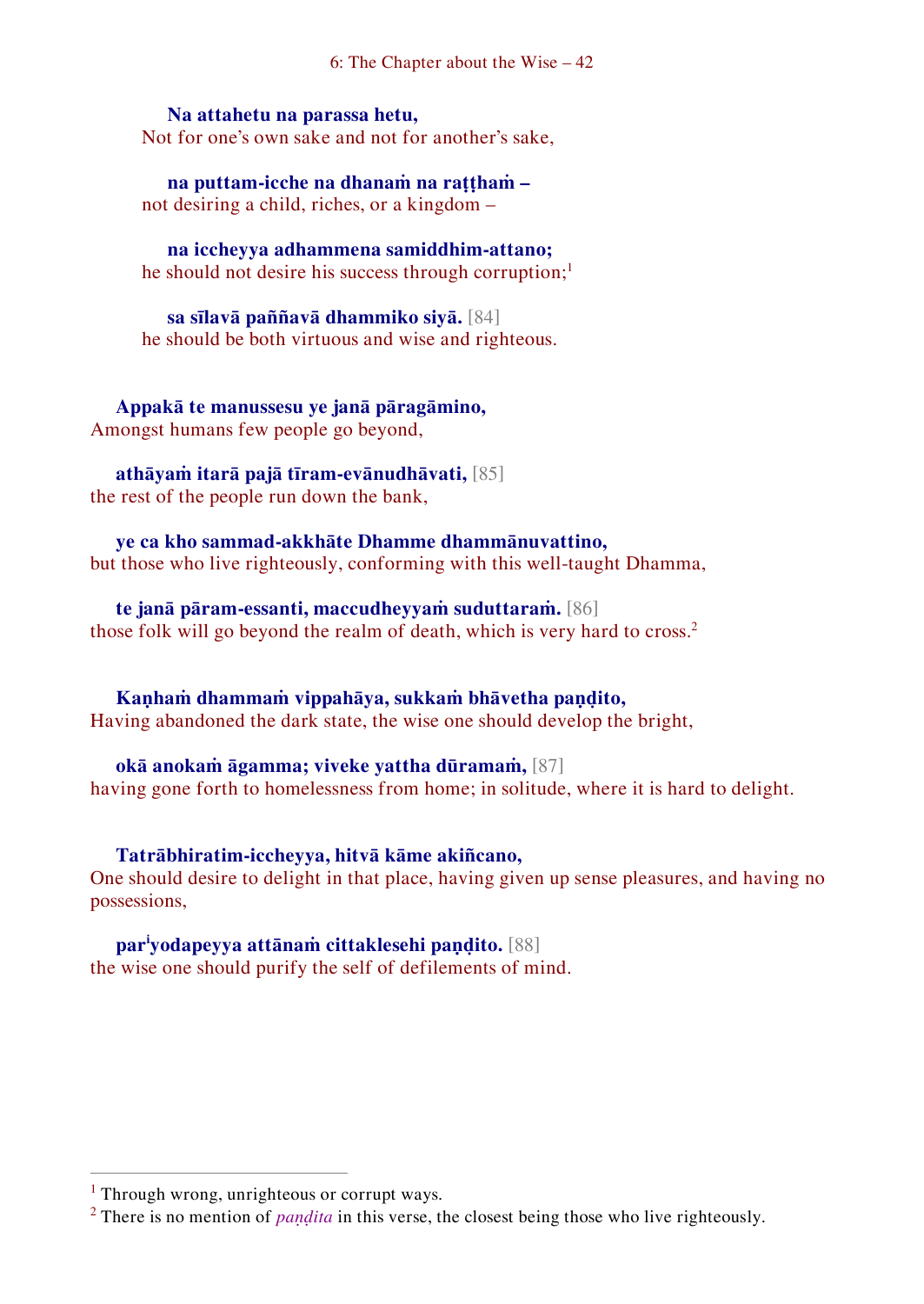**Na attahetu na parassa hetu,**
Not for one's own sake and not for another's sake,

**na puttam-icche na dhanaṁ na raṭṭhaṁ –**
not desiring a child, riches, or a kingdom –

**na iccheyya adhammena samiddhim-attano;**
he should not desire his success through corruption;[1]

**sa sīlavā paññavā dhammiko siyā.** [84]
he should be both virtuous and wise and righteous.

**Appakā te manussesu ye janā pāragāmino,**
Amongst humans few people go beyond,

**athāyaṁ itarā pajā tīram-evānudhāvati,** [85]
the rest of the people run down the bank,

**ye ca kho sammad-akkhāte Dhamme dhammānuvattino,**
but those who live righteously, conforming with this well-taught Dhamma,

**te janā pāram-essanti, maccudheyyaṁ suduttaraṁ.** [86]
those folk will go beyond the realm of death, which is very hard to cross.[2]

**Kaṇhaṁ dhammaṁ vippahāya, sukkaṁ bhāvetha paṇḍito,**
Having abandoned the dark state, the wise one should develop the bright,

**okā anokaṁ āgamma; viveke yattha dūramaṁ,** [87]
having gone forth to homelessness from home; in solitude, where it is hard to delight.

**Tatrābhiratim-iccheyya, hitvā kāme akiñcano,**
One should desire to delight in that place, having given up sense pleasures, and having no possessions,

**par[i]yodapeyya attānaṁ cittaklesehi paṇḍito.** [88]
the wise one should purify the self of defilements of mind.

---

[1] Through wrong, unrighteous or corrupt ways.

[2] There is no mention of *paṇḍita* in this verse, the closest being those who live righteously.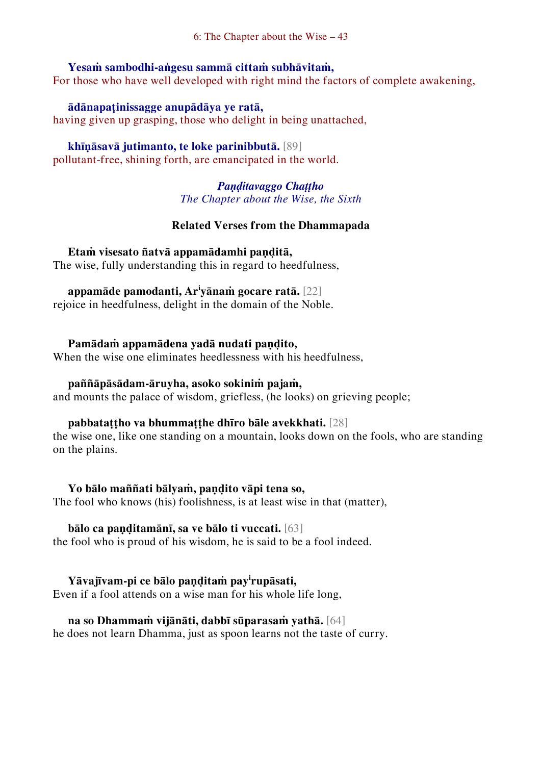**Yesaṁ sambodhi-aṅgesu sammā cittaṁ subhāvitaṁ,**
For those who have well developed with right mind the factors of complete awakening,

**ādānapaṭinissagge anupādāya ye ratā,**
having given up grasping, those who delight in being unattached,

**khīṇāsavā jutimanto, te loke parinibbutā.** [89]
pollutant-free, shining forth, are emancipated in the world.

*Paṇḍitavaggo Chaṭṭho*
*The Chapter about the Wise, the Sixth*

### Related Verses from the Dhammapada

**Etaṁ visesato ñatvā appamādamhi paṇḍitā,**
The wise, fully understanding this in regard to heedfulness,

**appamāde pamodanti, Ar^i^yānaṁ gocare ratā.** [22]
rejoice in heedfulness, delight in the domain of the Noble.

**Pamādaṁ appamādena yadā nudati paṇḍito,**
When the wise one eliminates heedlessness with his heedfulness,

**paññāpāsādam-āruyha, asoko sokiniṁ pajaṁ,**
and mounts the palace of wisdom, griefless, (he looks) on grieving people;

**pabbataṭṭho va bhummaṭṭhe dhīro bāle avekkhati.** [28]
the wise one, like one standing on a mountain, looks down on the fools, who are standing on the plains.

**Yo bālo maññati bālyaṁ, paṇḍito vāpi tena so,**
The fool who knows (his) foolishness, is at least wise in that (matter),

**bālo ca paṇḍitamānī, sa ve bālo ti vuccati.** [63]
the fool who is proud of his wisdom, he is said to be a fool indeed.

**Yāvajīvam-pi ce bālo paṇḍitaṁ pay^i^rupāsati,**
Even if a fool attends on a wise man for his whole life long,

**na so Dhammaṁ vijānāti, dabbī sūparasaṁ yathā.** [64]
he does not learn Dhamma, just as spoon learns not the taste of curry.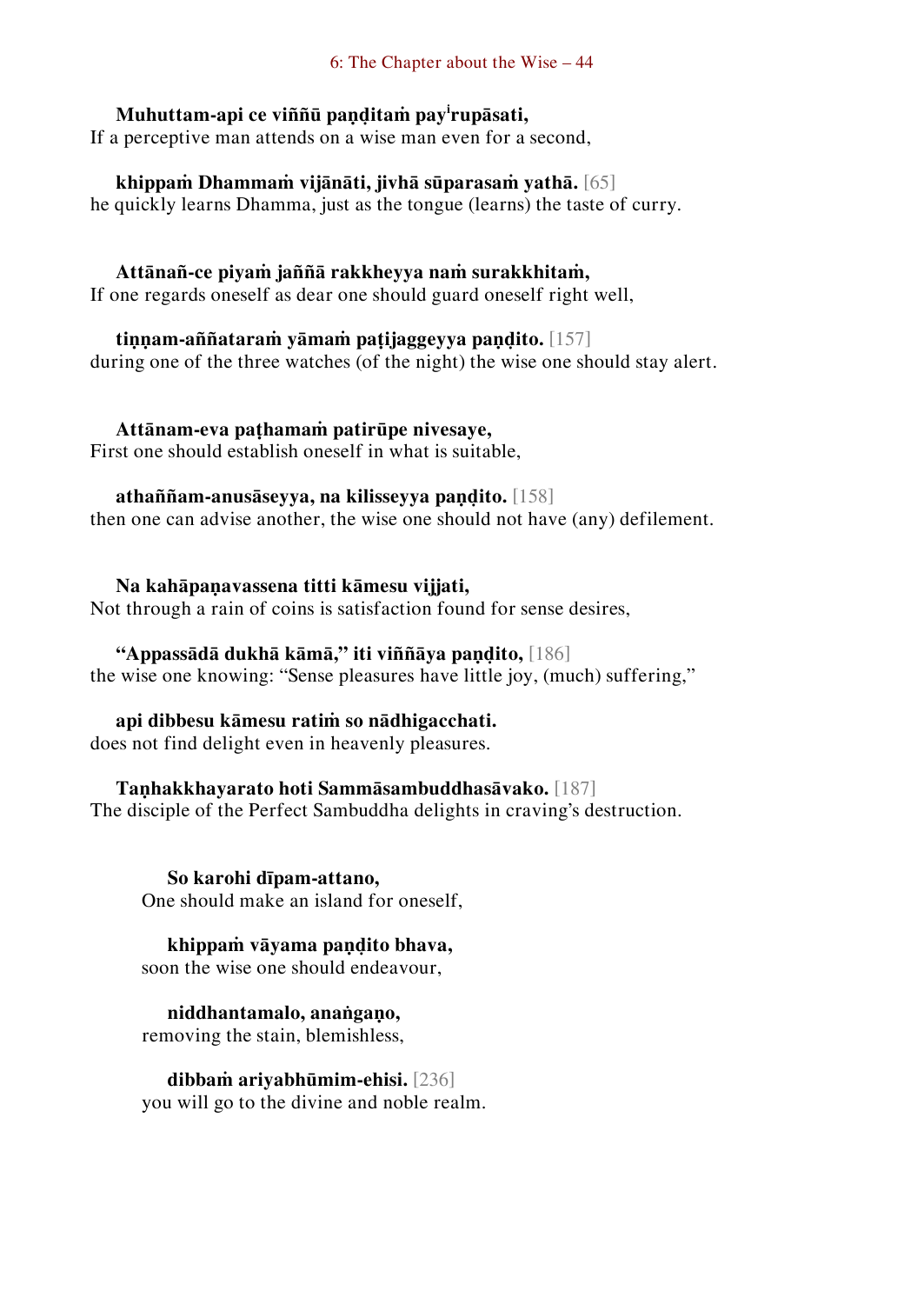**Muhuttam-api ce viññū paṇḍitaṁ payirupāsati,**
If a perceptive man attends on a wise man even for a second,

**khippaṁ Dhammaṁ vijānāti, jivhā sūparasaṁ yathā.** [65]
he quickly learns Dhamma, just as the tongue (learns) the taste of curry.

**Attānañ-ce piyaṁ jaññā rakkheyya naṁ surakkhitaṁ,**
If one regards oneself as dear one should guard oneself right well,

**tiṇṇam-aññataraṁ yāmaṁ paṭijaggeyya paṇḍito.** [157]
during one of the three watches (of the night) the wise one should stay alert.

**Attānam-eva paṭhamaṁ patirūpe nivesaye,**
First one should establish oneself in what is suitable,

**athaññam-anusāseyya, na kilisseyya paṇḍito.** [158]
then one can advise another, the wise one should not have (any) defilement.

**Na kahāpaṇavassena titti kāmesu vijjati,**
Not through a rain of coins is satisfaction found for sense desires,

**"Appassādā dukhā kāmā," iti viññāya paṇḍito,** [186]
the wise one knowing: "Sense pleasures have little joy, (much) suffering,"

**api dibbesu kāmesu ratiṁ so nādhigacchati.**
does not find delight even in heavenly pleasures.

**Taṇhakkhayarato hoti Sammāsambuddhasāvako.** [187]
The disciple of the Perfect Sambuddha delights in craving's destruction.

**So karohi dīpam-attano,**
One should make an island for oneself,

**khippaṁ vāyama paṇḍito bhava,**
soon the wise one should endeavour,

**niddhantamalo, anaṅgaṇo,**
removing the stain, blemishless,

**dibbaṁ ariyabhūmim-ehisi.** [236]
you will go to the divine and noble realm.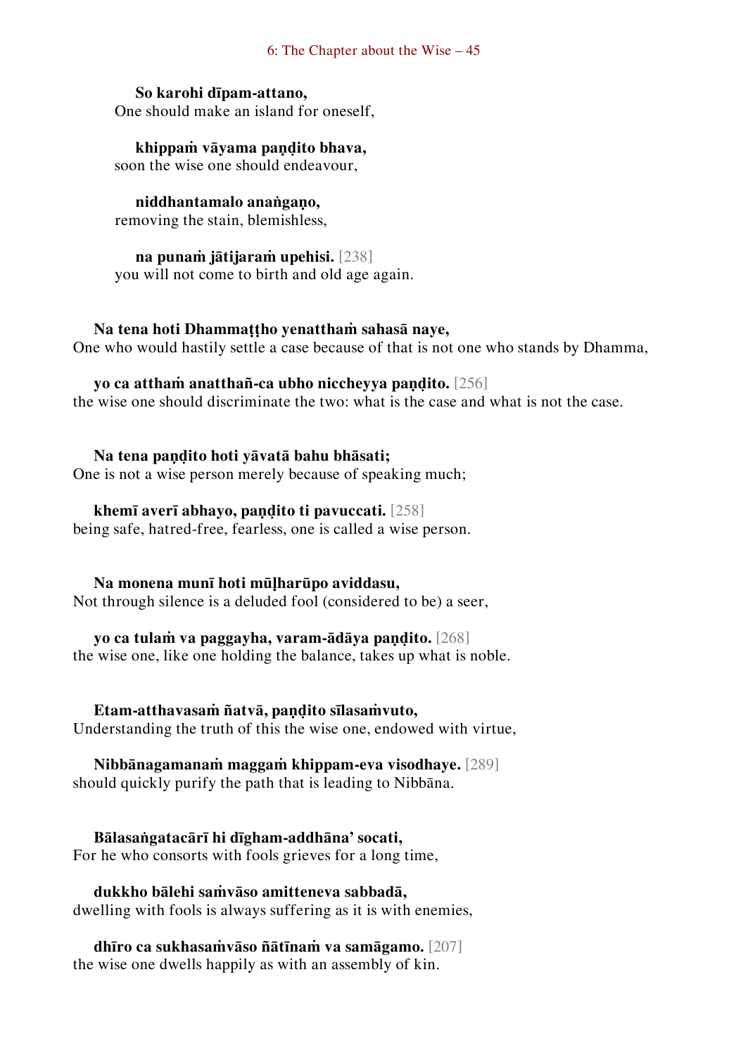**So karohi dīpam-attano,**
One should make an island for oneself,

**khippaṁ vāyama paṇḍito bhava,**
soon the wise one should endeavour,

**niddhantamalo anaṅgaṇo,**
removing the stain, blemishless,

**na punaṁ jātijaraṁ upehisi.** [238]
you will not come to birth and old age again.

**Na tena hoti Dhammaṭṭho yenatthaṁ sahasā naye,**
One who would hastily settle a case because of that is not one who stands by Dhamma,

**yo ca atthaṁ anatthañ-ca ubho niccheyya paṇḍito.** [256]
the wise one should discriminate the two: what is the case and what is not the case.

**Na tena paṇḍito hoti yāvatā bahu bhāsati;**
One is not a wise person merely because of speaking much;

**khemī averī abhayo, paṇḍito ti pavuccati.** [258]
being safe, hatred-free, fearless, one is called a wise person.

**Na monena munī hoti mūḷharūpo aviddasu,**
Not through silence is a deluded fool (considered to be) a seer,

**yo ca tulaṁ va paggayha, varam-ādāya paṇḍito.** [268]
the wise one, like one holding the balance, takes up what is noble.

**Etam-atthavasaṁ ñatvā, paṇḍito sīlasaṁvuto,**
Understanding the truth of this the wise one, endowed with virtue,

**Nibbānagamanaṁ maggaṁ khippam-eva visodhaye.** [289]
should quickly purify the path that is leading to Nibbāna.

**Bālasaṅgatacārī hi dīgham-addhāna' socati,**
For he who consorts with fools grieves for a long time,

**dukkho bālehi saṁvāso amitteneva sabbadā,**
dwelling with fools is always suffering as it is with enemies,

**dhīro ca sukhasaṁvāso ñātīnaṁ va samāgamo.** [207]
the wise one dwells happily as with an assembly of kin.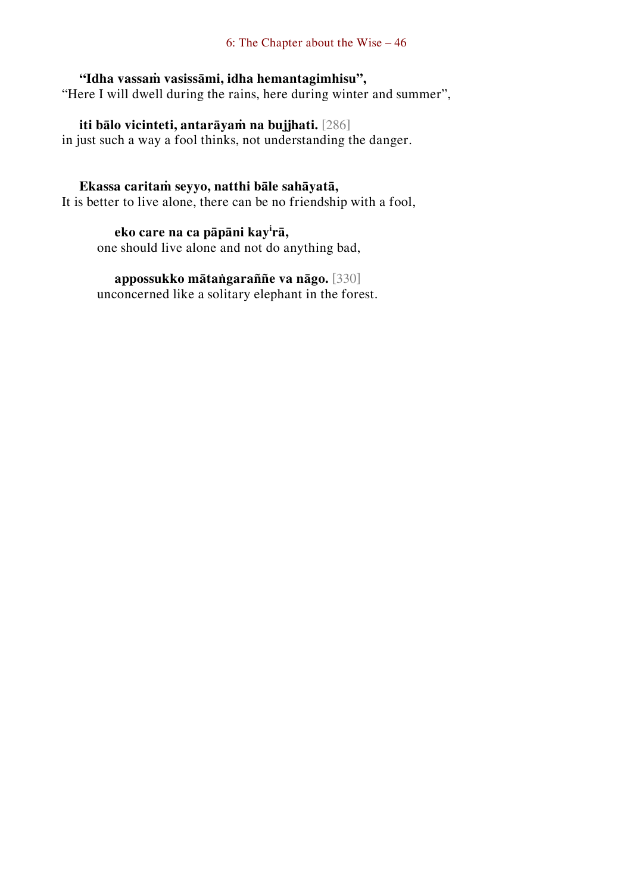**“Idha vassaṁ vasissāmi, idha hemantagimhisu”,**
“Here I will dwell during the rains, here during winter and summer”,

**iti bālo vicinteti, antarāyaṁ na bujjhati.** [286]
in just such a way a fool thinks, not understanding the danger.

**Ekassa caritaṁ seyyo, natthi bāle sahāyatā,**
It is better to live alone, there can be no friendship with a fool,

**eko care na ca pāpāni kay[i]rā,**
one should live alone and not do anything bad,

**appossukko mātaṅgaraññe va nāgo.** [330]
unconcerned like a solitary elephant in the forest.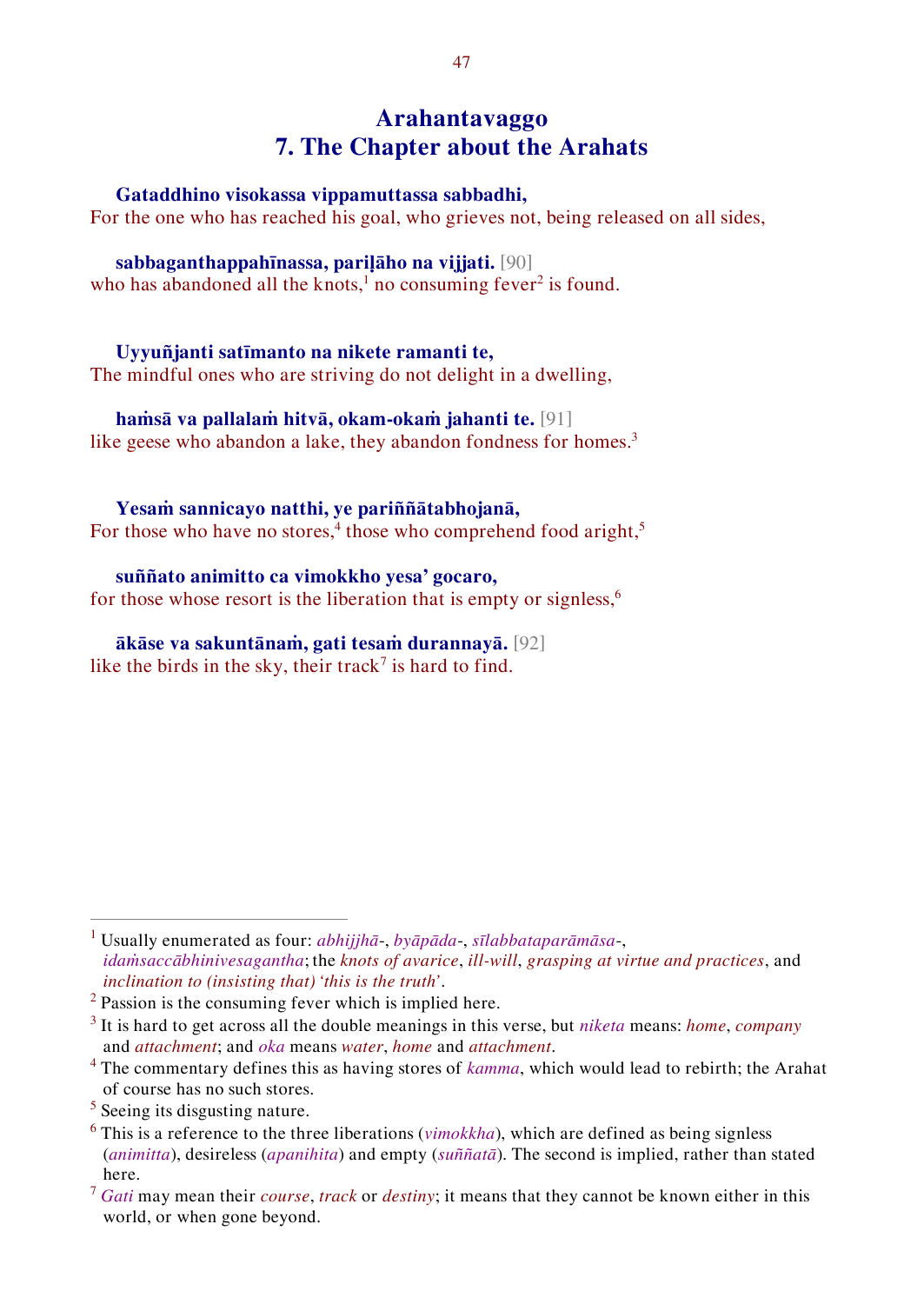# Arahantavaggo
# 7. The Chapter about the Arahats

**Gataddhino visokassa vippamuttassa sabbadhi,**
For the one who has reached his goal, who grieves not, being released on all sides,

**sabbaganthappahīnassa, pariḷāho na vijjati.** [90]
who has abandoned all the knots,[1] no consuming fever[2] is found.

**Uyyuñjanti satīmanto na nikete ramanti te,**
The mindful ones who are striving do not delight in a dwelling,

**haṁsā va pallalaṁ hitvā, okam-okaṁ jahanti te.** [91]
like geese who abandon a lake, they abandon fondness for homes.[3]

**Yesaṁ sannicayo natthi, ye pariññātabhojanā,**
For those who have no stores,[4] those who comprehend food aright,[5]

**suññato animitto ca vimokkho yesa' gocaro,**
for those whose resort is the liberation that is empty or signless,[6]

**ākāse va sakuntānaṁ, gati tesaṁ durannayā.** [92]
like the birds in the sky, their track[7] is hard to find.

---

[1] Usually enumerated as four: *abhijjhā-*, *byāpāda-*, *sīlabbataparāmāsa-*, *idaṁsaccābhinivesagantha*; the *knots of avarice*, *ill-will*, *grasping at virtue and practices*, and *inclination to (insisting that) 'this is the truth'*.

[2] Passion is the consuming fever which is implied here.

[3] It is hard to get across all the double meanings in this verse, but *niketa* means: *home*, *company* and *attachment*; and *oka* means *water*, *home* and *attachment*.

[4] The commentary defines this as having stores of *kamma*, which would lead to rebirth; the Arahat of course has no such stores.

[5] Seeing its disgusting nature.

[6] This is a reference to the three liberations (*vimokkha*), which are defined as being signless (*animitta*), desireless (*apanihita*) and empty (*suññatā*). The second is implied, rather than stated here.

[7] *Gati* may mean their *course*, *track* or *destiny*; it means that they cannot be known either in this world, or when gone beyond.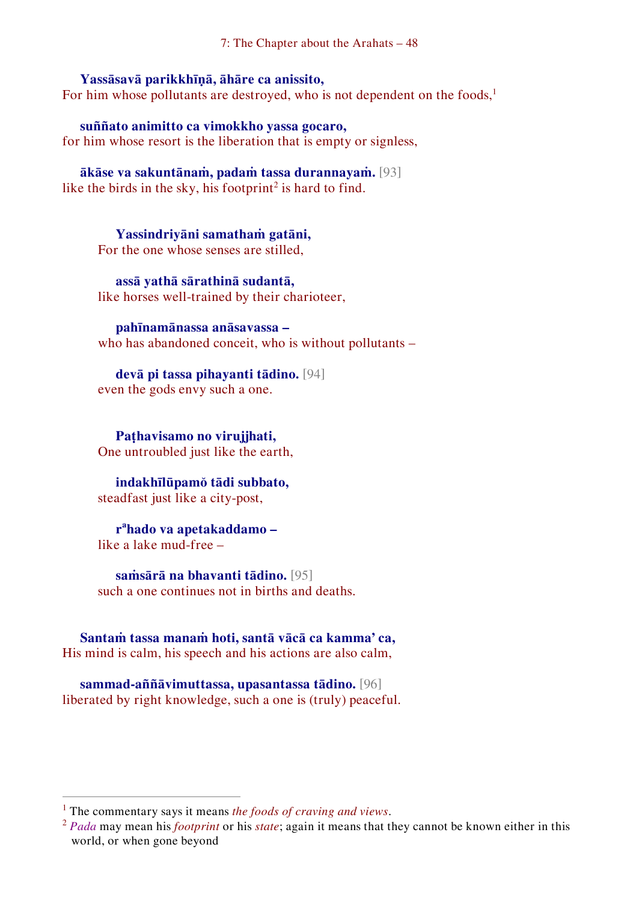**Yassāsavā parikkhīṇā, āhāre ca anissito,**
For him whose pollutants are destroyed, who is not dependent on the foods,[1]

**suññato animitto ca vimokkho yassa gocaro,**
for him whose resort is the liberation that is empty or signless,

**ākāse va sakuntānaṁ, padaṁ tassa durannayaṁ.** [93]
like the birds in the sky, his footprint[2] is hard to find.

**Yassindriyāni samathaṁ gatāni,**
For the one whose senses are stilled,

**assā yathā sārathinā sudantā,**
like horses well-trained by their charioteer,

**pahīnamānassa anāsavassa –**
who has abandoned conceit, who is without pollutants –

**devā pi tassa pihayanti tādino.** [94]
even the gods envy such a one.

**Paṭhavisamo no virujjhati,**
One untroubled just like the earth,

**indakhīlūpamŏ tādi subbato,**
steadfast just like a city-post,

**r[a]hado va apetakaddamo –**
like a lake mud-free –

**saṁsārā na bhavanti tādino.** [95]
such a one continues not in births and deaths.

**Santaṁ tassa manaṁ hoti, santā vācā ca kamma' ca,**
His mind is calm, his speech and his actions are also calm,

**sammad-aññāvimuttassa, upasantassa tādino.** [96]
liberated by right knowledge, such a one is (truly) peaceful.

---

[1] The commentary says it means *the foods of craving and views*.

[2] *Pada* may mean his *footprint* or his *state*; again it means that they cannot be known either in this world, or when gone beyond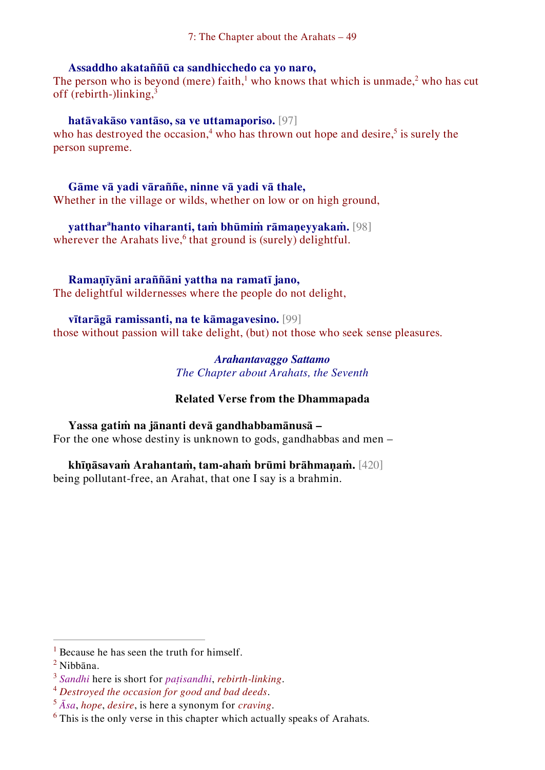**Assaddho akataññū ca sandhicchedo ca yo naro,**
The person who is beyond (mere) faith,[1] who knows that which is unmade,[2] who has cut off (rebirth-)linking,[3]

**hatāvakāso vantāso, sa ve uttamaporiso.** [97]
who has destroyed the occasion,[4] who has thrown out hope and desire,[5] is surely the person supreme.

**Gāme vā yadi vāraññe, ninne vā yadi vā thale,**
Whether in the village or wilds, whether on low or on high ground,

**yattharahanto viharanti, taṁ bhūmiṁ rāmaṇeyyakaṁ.** [98]
wherever the Arahats live,[6] that ground is (surely) delightful.

**Ramaṇīyāni araññāni yattha na ramatī jano,**
The delightful wildernesses where the people do not delight,

**vītarāgā ramissanti, na te kāmagavesino.** [99]
those without passion will take delight, (but) not those who seek sense pleasures.

***Arahantavaggo Sattamo***
*The Chapter about Arahats, the Seventh*

**Related Verse from the Dhammapada**

**Yassa gatiṁ na jānanti devā gandhabbamānusā –**
For the one whose destiny is unknown to gods, gandhabbas and men –

**khīṇāsavaṁ Arahantaṁ, tam-ahaṁ brūmi brāhmaṇaṁ.** [420]
being pollutant-free, an Arahat, that one I say is a brahmin.

---

[1] Because he has seen the truth for himself.
[2] Nibbāna.
[3] *Sandhi* here is short for *paṭisandhi*, *rebirth-linking*.
[4] *Destroyed the occasion for good and bad deeds*.
[5] *Āsa*, *hope*, *desire*, is here a synonym for *craving*.
[6] This is the only verse in this chapter which actually speaks of Arahats.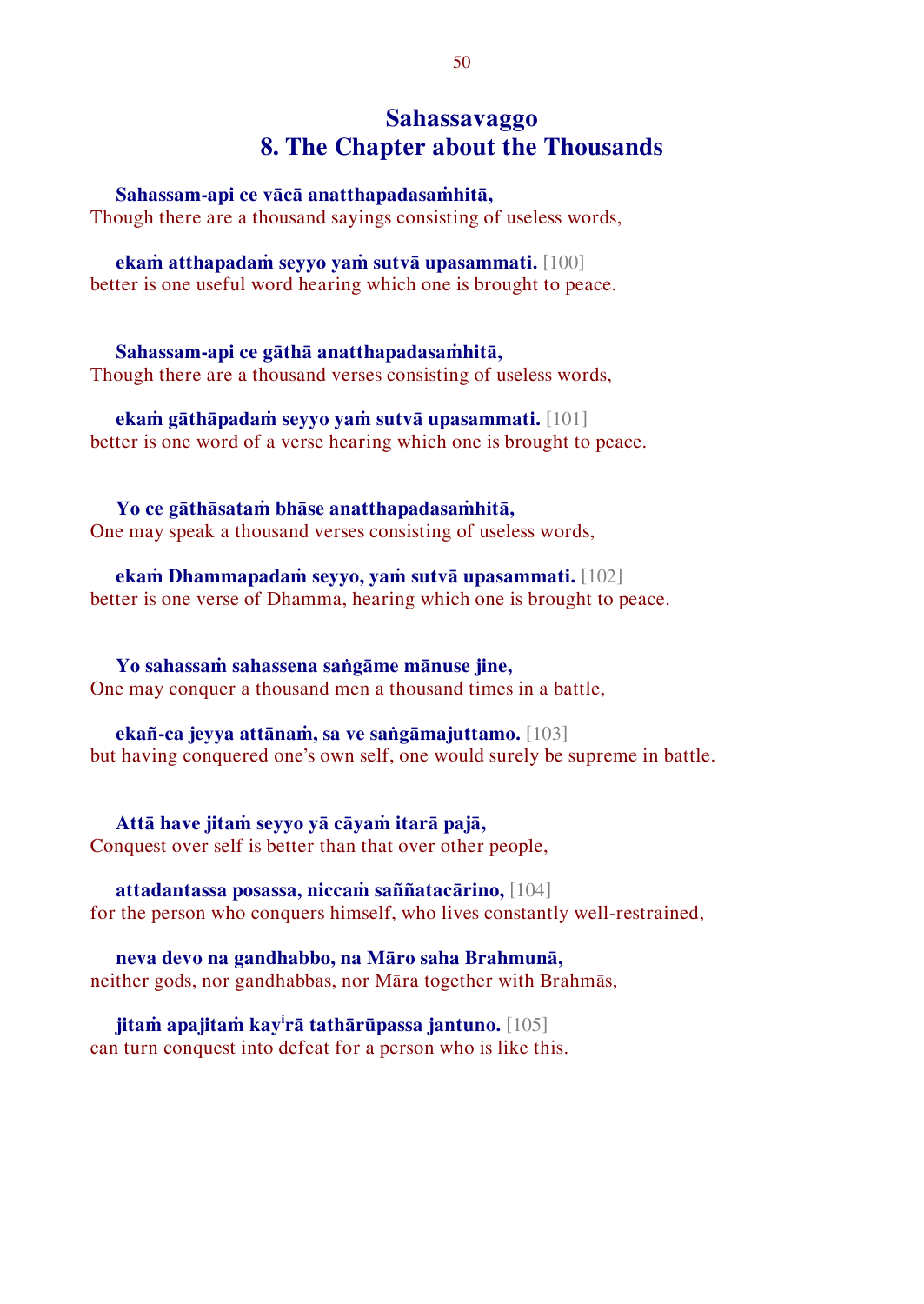## Sahassavaggo
## 8. The Chapter about the Thousands

**Sahassam-api ce vācā anatthapadasaṁhitā,**
Though there are a thousand sayings consisting of useless words,

**ekaṁ atthapadaṁ seyyo yaṁ sutvā upasammati.** [100]
better is one useful word hearing which one is brought to peace.

**Sahassam-api ce gāthā anatthapadasaṁhitā,**
Though there are a thousand verses consisting of useless words,

**ekaṁ gāthāpadaṁ seyyo yaṁ sutvā upasammati.** [101]
better is one word of a verse hearing which one is brought to peace.

**Yo ce gāthāsataṁ bhāse anatthapadasaṁhitā,**
One may speak a thousand verses consisting of useless words,

**ekaṁ Dhammapadaṁ seyyo, yaṁ sutvā upasammati.** [102]
better is one verse of Dhamma, hearing which one is brought to peace.

**Yo sahassaṁ sahassena saṅgāme mānuse jine,**
One may conquer a thousand men a thousand times in a battle,

**ekañ-ca jeyya attānaṁ, sa ve saṅgāmajuttamo.** [103]
but having conquered one's own self, one would surely be supreme in battle.

**Attā have jitaṁ seyyo yā cāyaṁ itarā pajā,**
Conquest over self is better than that over other people,

**attadantassa posassa, niccaṁ saññatacārino,** [104]
for the person who conquers himself, who lives constantly well-restrained,

**neva devo na gandhabbo, na Māro saha Brahmunā,**
neither gods, nor gandhabbas, nor Māra together with Brahmās,

**jitaṁ apajitaṁ kay[i]rā tathārūpassa jantuno.** [105]
can turn conquest into defeat for a person who is like this.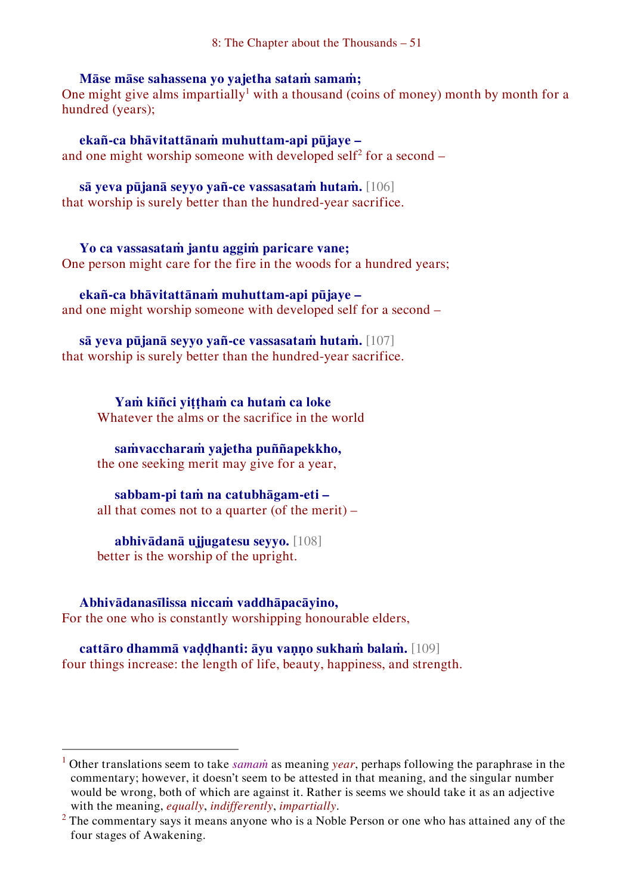**Māse māse sahassena yo yajetha sataṁ samaṁ;**
One might give alms impartially[1] with a thousand (coins of money) month by month for a hundred (years);

**ekañ-ca bhāvitattānaṁ muhuttam-api pūjaye –**
and one might worship someone with developed self[2] for a second –

**sā yeva pūjanā seyyo yañ-ce vassasataṁ hutaṁ.** [106]
that worship is surely better than the hundred-year sacrifice.

**Yo ca vassasataṁ jantu aggiṁ paricare vane;**
One person might care for the fire in the woods for a hundred years;

**ekañ-ca bhāvitattānaṁ muhuttam-api pūjaye –**
and one might worship someone with developed self for a second –

**sā yeva pūjanā seyyo yañ-ce vassasataṁ hutaṁ.** [107]
that worship is surely better than the hundred-year sacrifice.

> **Yaṁ kiñci yiṭṭhaṁ ca hutaṁ ca loke**
> Whatever the alms or the sacrifice in the world
>
> **saṁvaccharaṁ yajetha puññapekkho,**
> the one seeking merit may give for a year,
>
> **sabbam-pi taṁ na catubhāgam-eti –**
> all that comes not to a quarter (of the merit) –
>
> **abhivādanā ujjugatesu seyyo.** [108]
> better is the worship of the upright.

**Abhivādanasīlissa niccaṁ vaddhāpacāyino,**
For the one who is constantly worshipping honourable elders,

**cattāro dhammā vaḍḍhanti: āyu vaṇṇo sukhaṁ balaṁ.** [109]
four things increase: the length of life, beauty, happiness, and strength.

---

[1] Other translations seem to take *samaṁ* as meaning *year*, perhaps following the paraphrase in the commentary; however, it doesn't seem to be attested in that meaning, and the singular number would be wrong, both of which are against it. Rather is seems we should take it as an adjective with the meaning, *equally*, *indifferently*, *impartially*.

[2] The commentary says it means anyone who is a Noble Person or one who has attained any of the four stages of Awakening.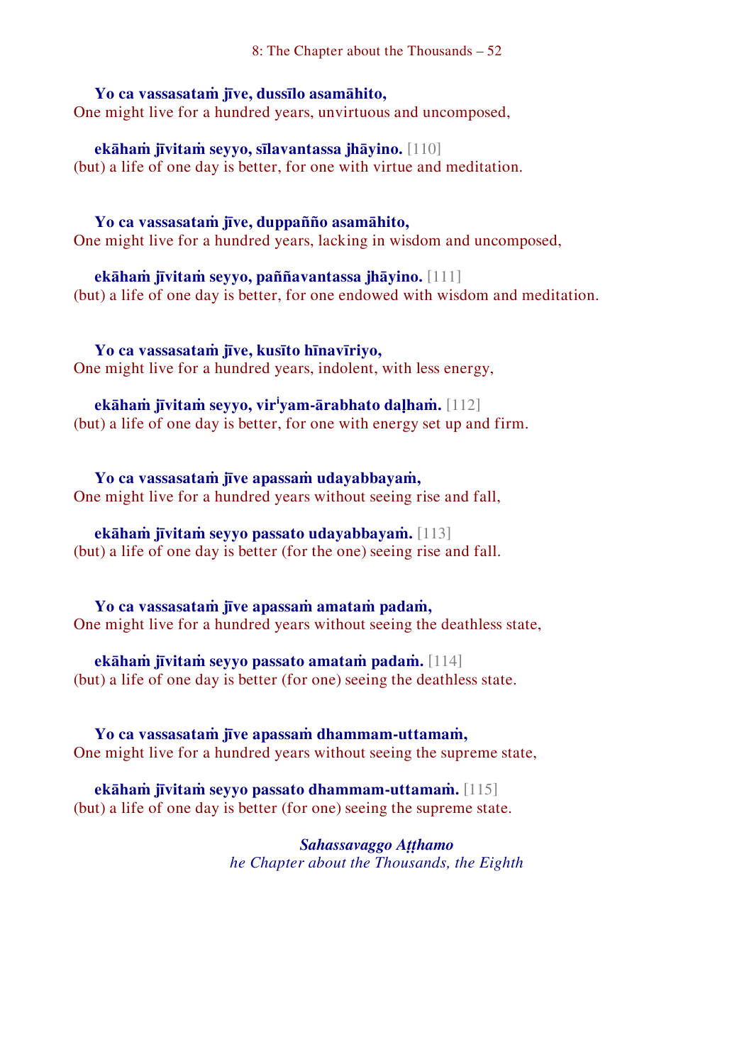**Yo ca vassasataṁ jīve, dussīlo asamāhito,**
One might live for a hundred years, unvirtuous and uncomposed,

**ekāhaṁ jīvitaṁ seyyo, sīlavantassa jhāyino.** [110]
(but) a life of one day is better, for one with virtue and meditation.

**Yo ca vassasataṁ jīve, duppañño asamāhito,**
One might live for a hundred years, lacking in wisdom and uncomposed,

**ekāhaṁ jīvitaṁ seyyo, paññavantassa jhāyino.** [111]
(but) a life of one day is better, for one endowed with wisdom and meditation.

**Yo ca vassasataṁ jīve, kusīto hīnavīriyo,**
One might live for a hundred years, indolent, with less energy,

**ekāhaṁ jīvitaṁ seyyo, vir<sup>i</sup>yam-ārabhato daḷhaṁ.** [112]
(but) a life of one day is better, for one with energy set up and firm.

**Yo ca vassasataṁ jīve apassaṁ udayabbayaṁ,**
One might live for a hundred years without seeing rise and fall,

**ekāhaṁ jīvitaṁ seyyo passato udayabbayaṁ.** [113]
(but) a life of one day is better (for the one) seeing rise and fall.

**Yo ca vassasataṁ jīve apassaṁ amataṁ padaṁ,**
One might live for a hundred years without seeing the deathless state,

**ekāhaṁ jīvitaṁ seyyo passato amataṁ padaṁ.** [114]
(but) a life of one day is better (for one) seeing the deathless state.

**Yo ca vassasataṁ jīve apassaṁ dhammam-uttamaṁ,**
One might live for a hundred years without seeing the supreme state,

**ekāhaṁ jīvitaṁ seyyo passato dhammam-uttamaṁ.** [115]
(but) a life of one day is better (for one) seeing the supreme state.

***Sahassavaggo Aṭṭhamo***
*he Chapter about the Thousands, the Eighth*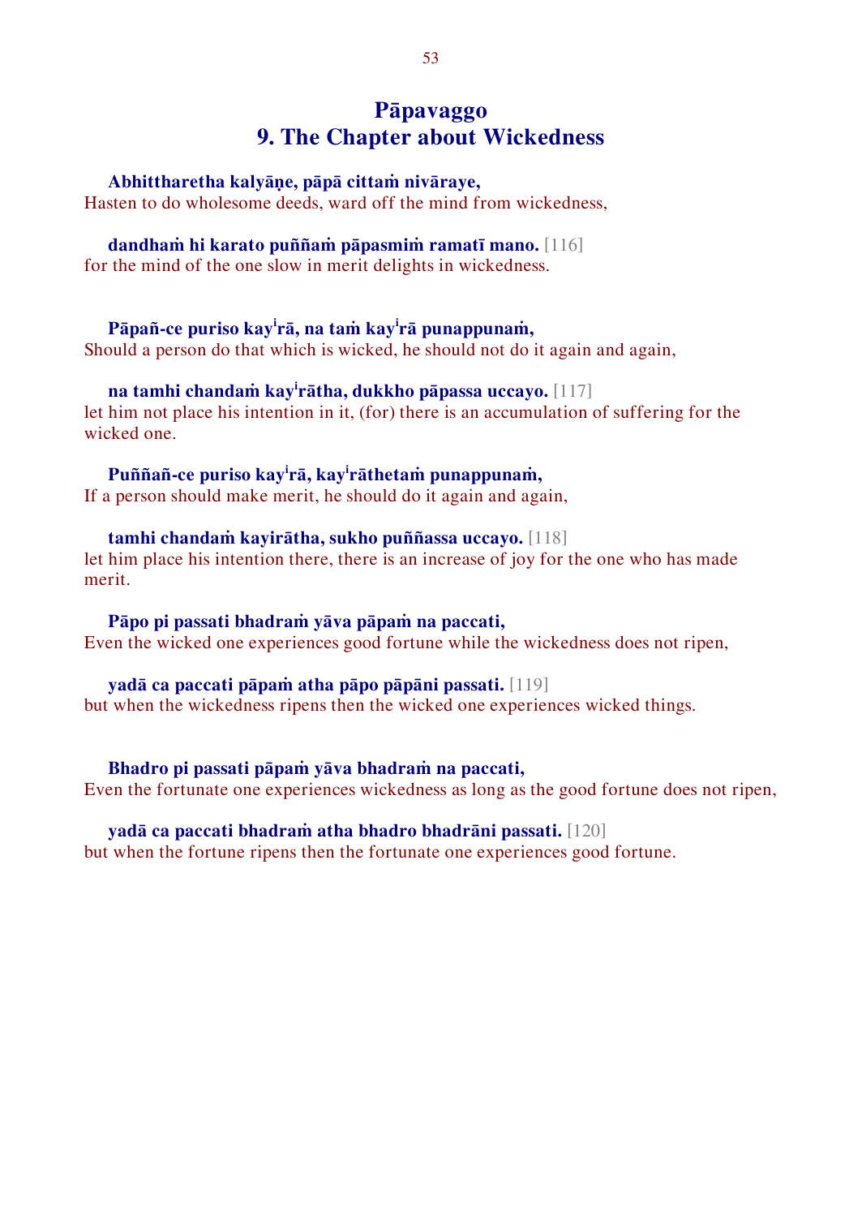## Pāpavaggo
## 9. The Chapter about Wickedness

**Abhittharetha kalyāṇe, pāpā cittaṁ nivāraye,**
Hasten to do wholesome deeds, ward off the mind from wickedness,

**dandhaṁ hi karato puññaṁ pāpasmiṁ ramatī mano.** [116]
for the mind of the one slow in merit delights in wickedness.

**Pāpañ-ce puriso kayirā, na taṁ kayirā punappunaṁ,**
Should a person do that which is wicked, he should not do it again and again,

**na tamhi chandaṁ kayirātha, dukkho pāpassa uccayo.** [117]
let him not place his intention in it, (for) there is an accumulation of suffering for the wicked one.

**Puññañ-ce puriso kayirā, kayirāthetaṁ punappunaṁ,**
If a person should make merit, he should do it again and again,

**tamhi chandaṁ kayirātha, sukho puññassa uccayo.** [118]
let him place his intention there, there is an increase of joy for the one who has made merit.

**Pāpo pi passati bhadraṁ yāva pāpaṁ na paccati,**
Even the wicked one experiences good fortune while the wickedness does not ripen,

**yadā ca paccati pāpaṁ atha pāpo pāpāni passati.** [119]
but when the wickedness ripens then the wicked one experiences wicked things.

**Bhadro pi passati pāpaṁ yāva bhadraṁ na paccati,**
Even the fortunate one experiences wickedness as long as the good fortune does not ripen,

**yadā ca paccati bhadraṁ atha bhadro bhadrāni passati.** [120]
but when the fortune ripens then the fortunate one experiences good fortune.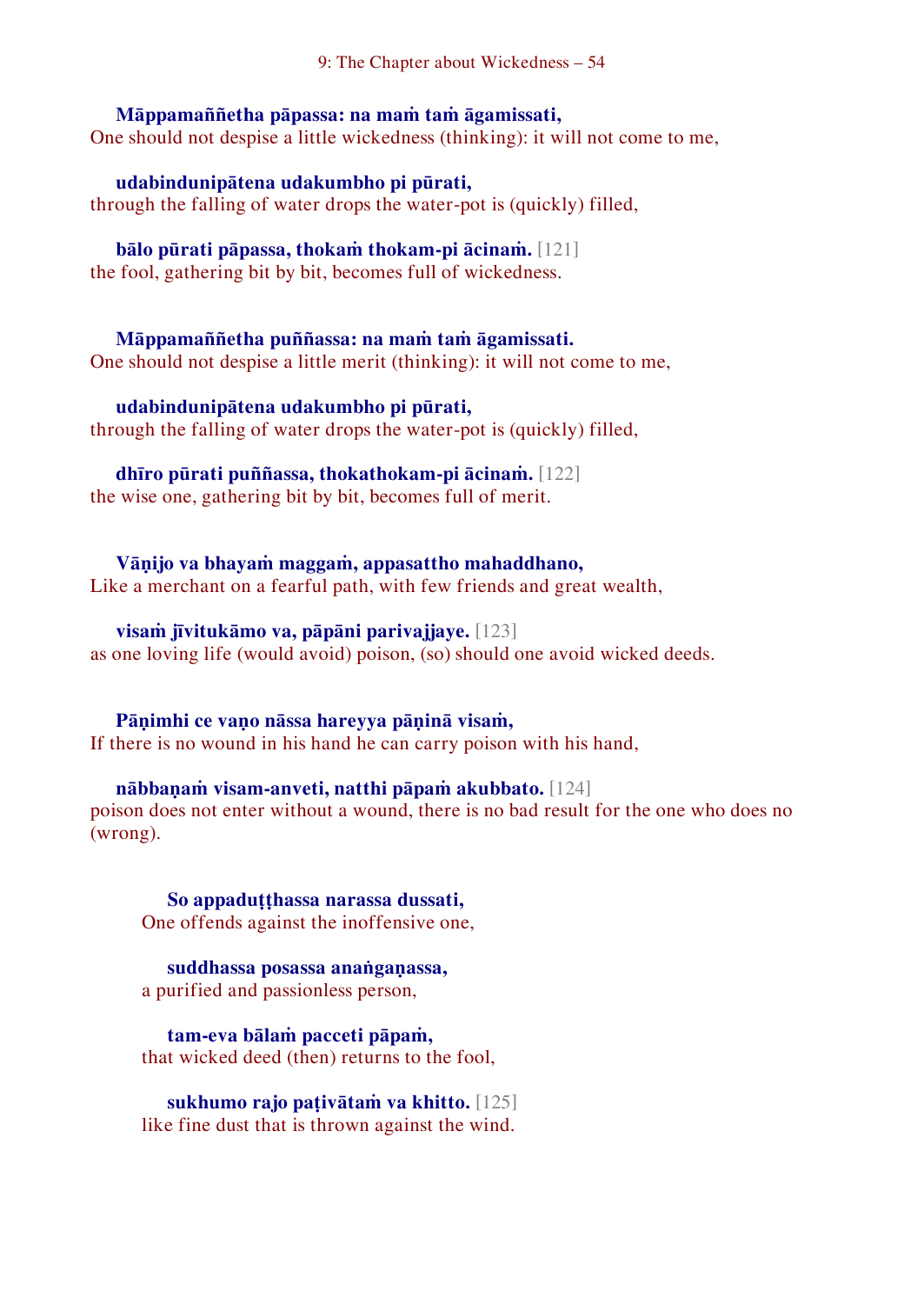**Māppamaññetha pāpassa: na maṁ taṁ āgamissati,**
One should not despise a little wickedness (thinking): it will not come to me,

**udabindunipātena udakumbho pi pūrati,**
through the falling of water drops the water-pot is (quickly) filled,

**bālo pūrati pāpassa, thokaṁ thokam-pi ācinaṁ.** [121]
the fool, gathering bit by bit, becomes full of wickedness.

**Māppamaññetha puññassa: na maṁ taṁ āgamissati.**
One should not despise a little merit (thinking): it will not come to me,

**udabindunipātena udakumbho pi pūrati,**
through the falling of water drops the water-pot is (quickly) filled,

**dhīro pūrati puññassa, thokathokam-pi ācinaṁ.** [122]
the wise one, gathering bit by bit, becomes full of merit.

**Vāṇijo va bhayaṁ maggaṁ, appasattho mahaddhano,**
Like a merchant on a fearful path, with few friends and great wealth,

**visaṁ jīvitukāmo va, pāpāni parivajjaye.** [123]
as one loving life (would avoid) poison, (so) should one avoid wicked deeds.

**Pāṇimhi ce vaṇo nāssa hareyya pāṇinā visaṁ,**
If there is no wound in his hand he can carry poison with his hand,

**nābbaṇaṁ visam-anveti, natthi pāpaṁ akubbato.** [124]
poison does not enter without a wound, there is no bad result for the one who does no (wrong).

> **So appaduṭṭhassa narassa dussati,**
> One offends against the inoffensive one,
>
> **suddhassa posassa anaṅgaṇassa,**
> a purified and passionless person,
>
> **tam-eva bālaṁ pacceti pāpaṁ,**
> that wicked deed (then) returns to the fool,
>
> **sukhumo rajo paṭivātaṁ va khitto.** [125]
> like fine dust that is thrown against the wind.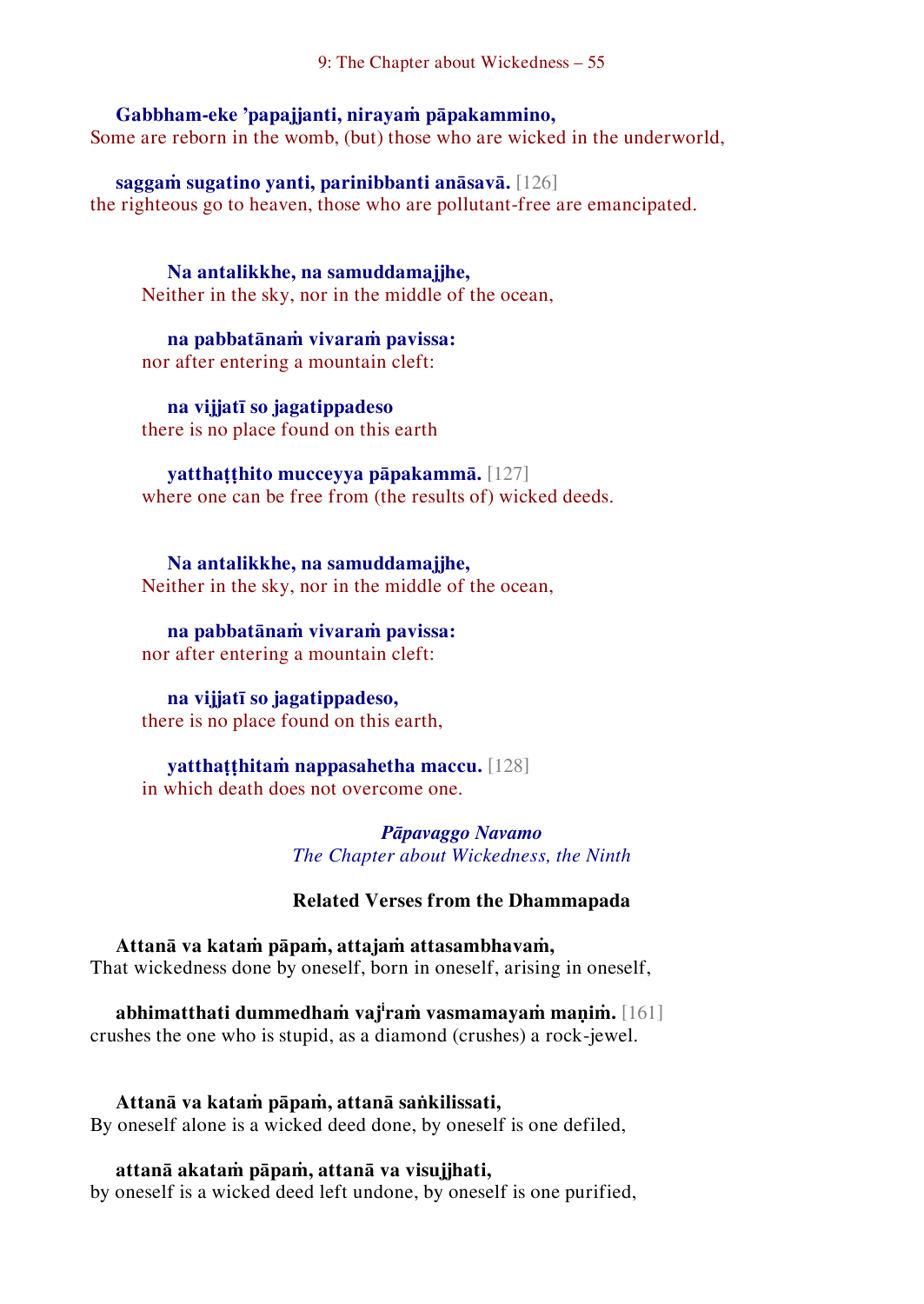**Gabbham-eke ’papajjanti, nirayaṁ pāpakammino,**
Some are reborn in the womb, (but) those who are wicked in the underworld,

**saggaṁ sugatino yanti, parinibbanti anāsavā.** [126]
the righteous go to heaven, those who are pollutant-free are emancipated.

**Na antalikkhe, na samuddamajjhe,**
Neither in the sky, nor in the middle of the ocean,

**na pabbatānaṁ vivaraṁ pavissa:**
nor after entering a mountain cleft:

**na vijjatī so jagatippadeso**
there is no place found on this earth

**yatthaṭṭhito mucceyya pāpakammā.** [127]
where one can be free from (the results of) wicked deeds.

**Na antalikkhe, na samuddamajjhe,**
Neither in the sky, nor in the middle of the ocean,

**na pabbatānaṁ vivaraṁ pavissa:**
nor after entering a mountain cleft:

**na vijjatī so jagatippadeso,**
there is no place found on this earth,

**yatthaṭṭhitaṁ nappasahetha maccu.** [128]
in which death does not overcome one.

***Pāpavaggo Navamo***
*The Chapter about Wickedness, the Ninth*

**Related Verses from the Dhammapada**

**Attanā va kataṁ pāpaṁ, attajaṁ attasambhavaṁ,**
That wickedness done by oneself, born in oneself, arising in oneself,

**abhimatthati dummedhaṁ vajiraṁ vasmamayaṁ maṇiṁ.** [161]
crushes the one who is stupid, as a diamond (crushes) a rock-jewel.

**Attanā va kataṁ pāpaṁ, attanā saṅkilissati,**
By oneself alone is a wicked deed done, by oneself is one defiled,

**attanā akataṁ pāpaṁ, attanā va visujjhati,**
by oneself is a wicked deed left undone, by oneself is one purified,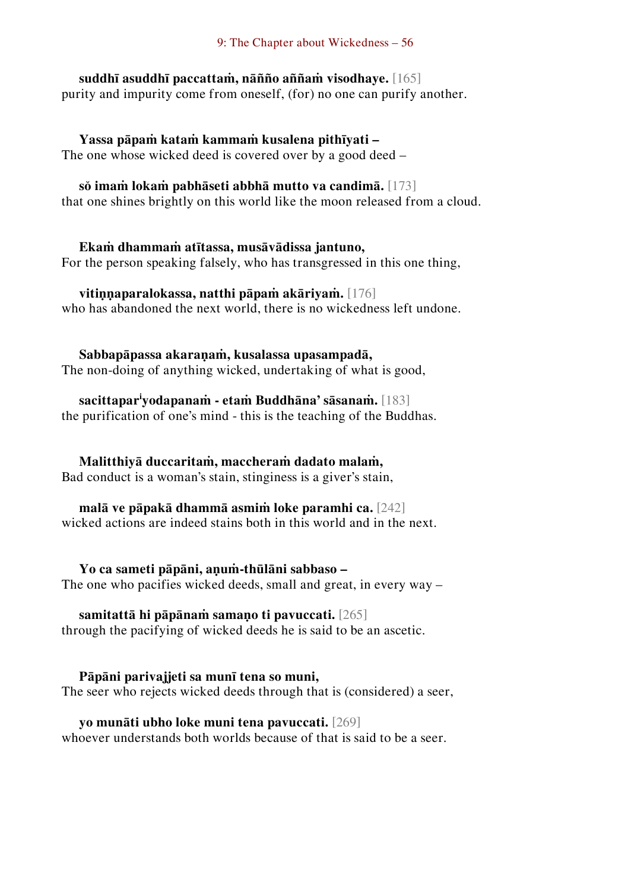**suddhī asuddhī paccattaṁ, nāñño aññaṁ visodhaye.** [165]
purity and impurity come from oneself, (for) no one can purify another.

**Yassa pāpaṁ kataṁ kammaṁ kusalena pithīyati –**
The one whose wicked deed is covered over by a good deed –

**sŏ imaṁ lokaṁ pabhāseti abbhā mutto va candimā.** [173]
that one shines brightly on this world like the moon released from a cloud.

**Ekaṁ dhammaṁ atītassa, musāvādissa jantuno,**
For the person speaking falsely, who has transgressed in this one thing,

**vitiṇṇaparalokassa, natthi pāpaṁ akāriyaṁ.** [176]
who has abandoned the next world, there is no wickedness left undone.

**Sabbapāpassa akaraṇaṁ, kusalassa upasampadā,**
The non-doing of anything wicked, undertaking of what is good,

**sacittapar[i]yodapanaṁ - etaṁ Buddhāna' sāsanaṁ.** [183]
the purification of one's mind - this is the teaching of the Buddhas.

**Malitthiyā duccaritaṁ, maccheraṁ dadato malaṁ,**
Bad conduct is a woman's stain, stinginess is a giver's stain,

**malā ve pāpakā dhammā asmiṁ loke paramhi ca.** [242]
wicked actions are indeed stains both in this world and in the next.

**Yo ca sameti pāpāni, aṇuṁ-thūlāni sabbaso –**
The one who pacifies wicked deeds, small and great, in every way –

**samitattā hi pāpānaṁ samaṇo ti pavuccati.** [265]
through the pacifying of wicked deeds he is said to be an ascetic.

**Pāpāni parivajjeti sa munī tena so muni,**
The seer who rejects wicked deeds through that is (considered) a seer,

**yo munāti ubho loke muni tena pavuccati.** [269]
whoever understands both worlds because of that is said to be a seer.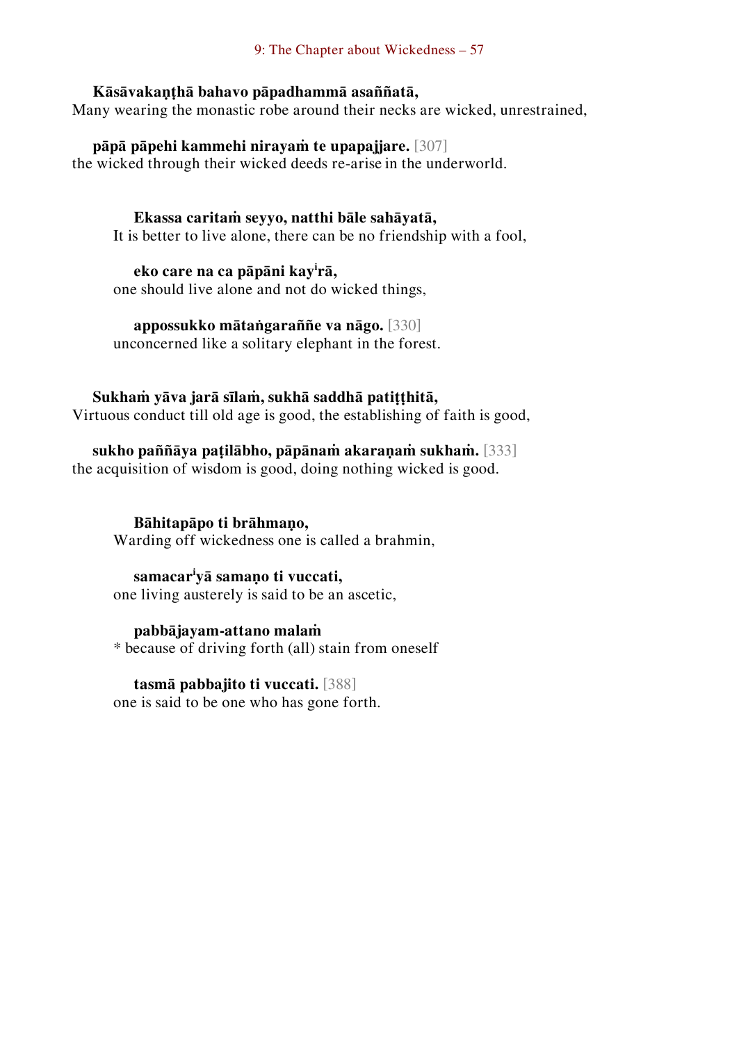**Kāsāvakaṇṭhā bahavo pāpadhammā asaññatā,**
Many wearing the monastic robe around their necks are wicked, unrestrained,

**pāpā pāpehi kammehi nirayaṁ te upapajjare.** [307]
the wicked through their wicked deeds re-arise in the underworld.

> **Ekassa caritaṁ seyyo, natthi bāle sahāyatā,**
> It is better to live alone, there can be no friendship with a fool,
>
> **eko care na ca pāpāni kay[i]rā,**
> one should live alone and not do wicked things,
>
> **appossukko mātaṅgaraññe va nāgo.** [330]
> unconcerned like a solitary elephant in the forest.

**Sukhaṁ yāva jarā sīlaṁ, sukhā saddhā patiṭṭhitā,**
Virtuous conduct till old age is good, the establishing of faith is good,

**sukho paññāya paṭilābho, pāpānaṁ akaraṇaṁ sukhaṁ.** [333]
the acquisition of wisdom is good, doing nothing wicked is good.

> **Bāhitapāpo ti brāhmaṇo,**
> Warding off wickedness one is called a brahmin,
>
> **samacar[i]yā samaṇo ti vuccati,**
> one living austerely is said to be an ascetic,
>
> **pabbājayam-attano malaṁ**
> * because of driving forth (all) stain from oneself
>
> **tasmā pabbajito ti vuccati.** [388]
> one is said to be one who has gone forth.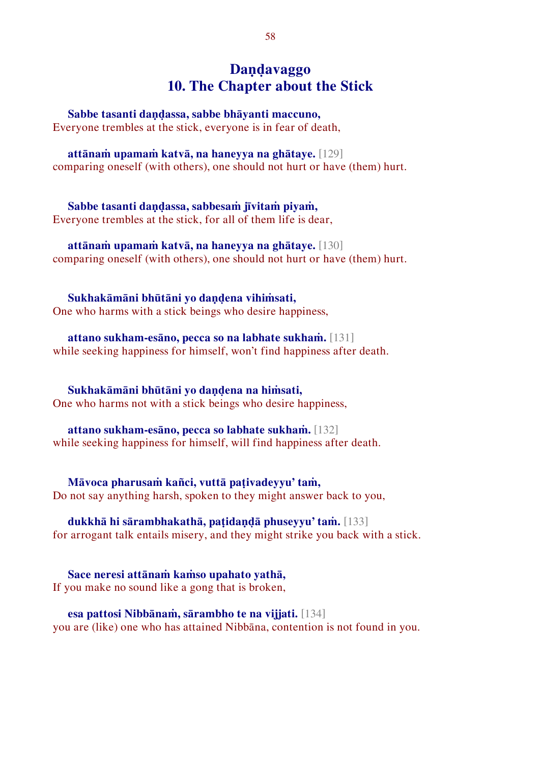# Daṇḍavaggo
# 10. The Chapter about the Stick

**Sabbe tasanti daṇḍassa, sabbe bhāyanti maccuno,**
Everyone trembles at the stick, everyone is in fear of death,

**attānaṁ upamaṁ katvā, na haneyya na ghātaye.** [129]
comparing oneself (with others), one should not hurt or have (them) hurt.

**Sabbe tasanti daṇḍassa, sabbesaṁ jīvitaṁ piyaṁ,**
Everyone trembles at the stick, for all of them life is dear,

**attānaṁ upamaṁ katvā, na haneyya na ghātaye.** [130]
comparing oneself (with others), one should not hurt or have (them) hurt.

**Sukhakāmāni bhūtāni yo daṇḍena vihiṁsati,**
One who harms with a stick beings who desire happiness,

**attano sukham-esāno, pecca so na labhate sukhaṁ.** [131]
while seeking happiness for himself, won't find happiness after death.

**Sukhakāmāni bhūtāni yo daṇḍena na hiṁsati,**
One who harms not with a stick beings who desire happiness,

**attano sukham-esāno, pecca so labhate sukhaṁ.** [132]
while seeking happiness for himself, will find happiness after death.

**Māvoca pharusaṁ kañci, vuttā paṭivadeyyu' taṁ,**
Do not say anything harsh, spoken to they might answer back to you,

**dukkhā hi sārambhakathā, paṭidaṇḍā phuseyyu' taṁ.** [133]
for arrogant talk entails misery, and they might strike you back with a stick.

**Sace neresi attānaṁ kaṁso upahato yathā,**
If you make no sound like a gong that is broken,

**esa pattosi Nibbānaṁ, sārambho te na vijjati.** [134]
you are (like) one who has attained Nibbāna, contention is not found in you.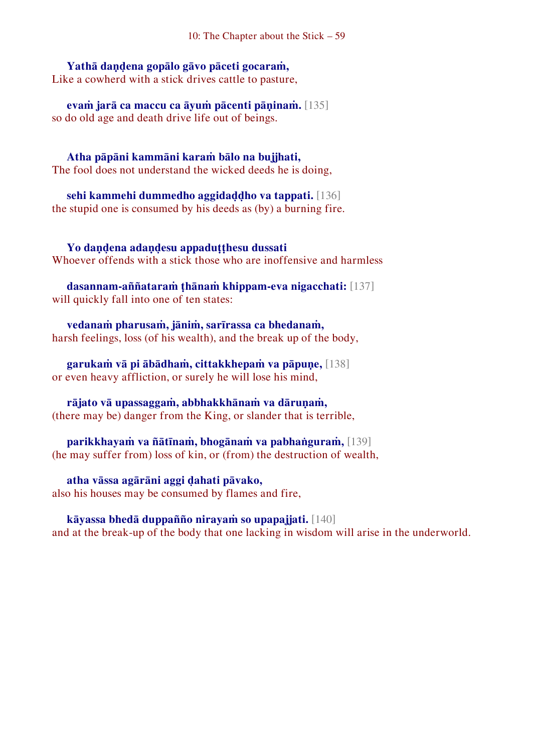**Yathā daṇḍena gopālo gāvo pāceti gocaraṁ,**
Like a cowherd with a stick drives cattle to pasture,

**evaṁ jarā ca maccu ca āyuṁ pācenti pāṇinaṁ.** [135]
so do old age and death drive life out of beings.

**Atha pāpāni kammāni karaṁ bālo na bujjhati,**
The fool does not understand the wicked deeds he is doing,

**sehi kammehi dummedho aggidaḍḍho va tappati.** [136]
the stupid one is consumed by his deeds as (by) a burning fire.

**Yo daṇḍena adaṇḍesu appaduṭṭhesu dussati**
Whoever offends with a stick those who are inoffensive and harmless

**dasannam-aññataraṁ ṭhānaṁ khippam-eva nigacchati:** [137]
will quickly fall into one of ten states:

**vedanaṁ pharusaṁ, jāniṁ, sarīrassa ca bhedanaṁ,**
harsh feelings, loss (of his wealth), and the break up of the body,

**garukaṁ vā pi ābādhaṁ, cittakkhepaṁ va pāpuṇe,** [138]
or even heavy affliction, or surely he will lose his mind,

**rājato vā upassaggaṁ, abbhakkhānaṁ va dāruṇaṁ,**
(there may be) danger from the King, or slander that is terrible,

**parikkhayaṁ va ñātīnaṁ, bhogānaṁ va pabhaṅguraṁ,** [139]
(he may suffer from) loss of kin, or (from) the destruction of wealth,

**atha vāssa agārāni aggi ḍahati pāvako,**
also his houses may be consumed by flames and fire,

**kāyassa bhedā duppañño nirayaṁ so upapajjati.** [140]
and at the break-up of the body that one lacking in wisdom will arise in the underworld.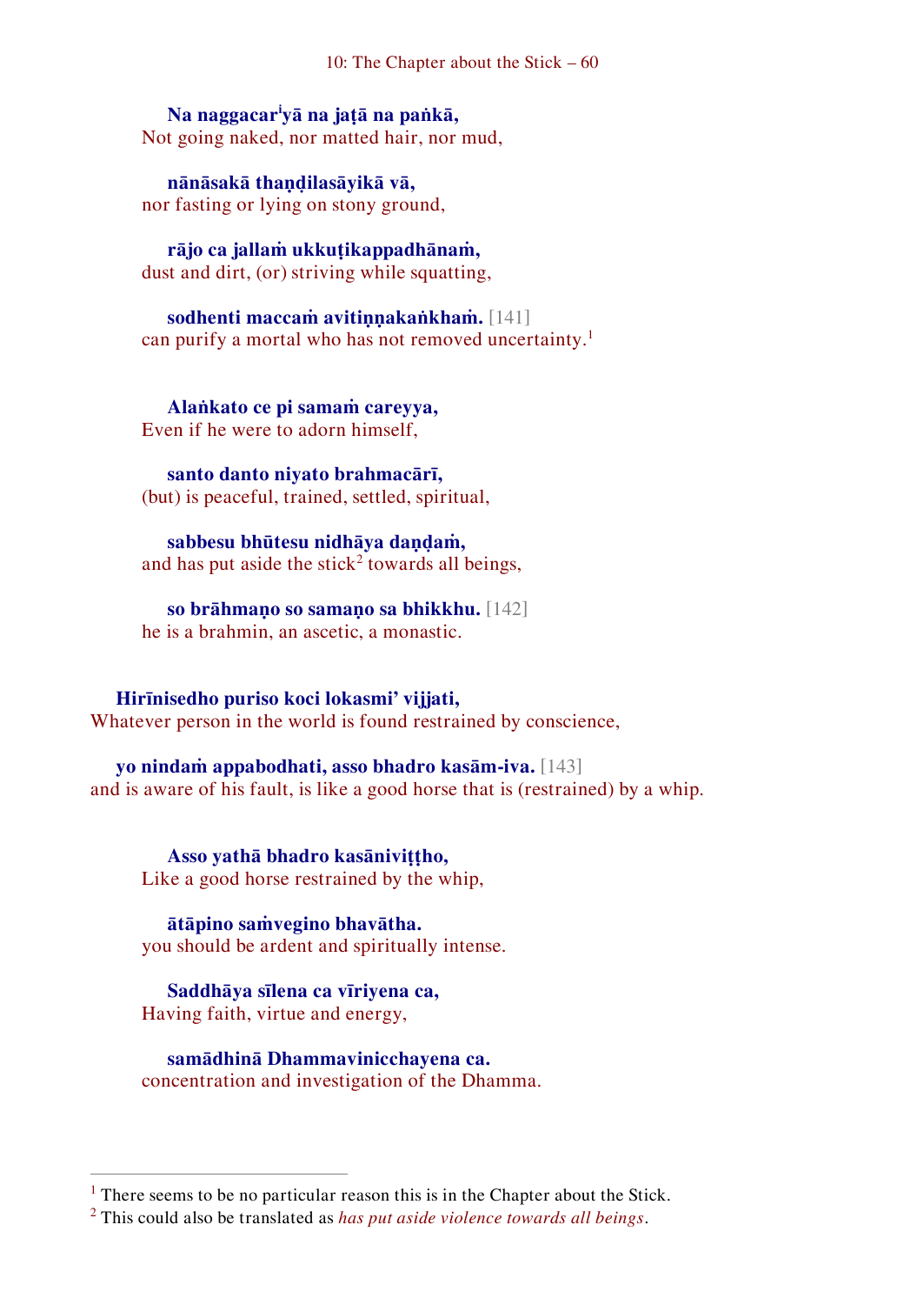**Na naggacar[i]yā na jaṭā na paṅkā,**
Not going naked, nor matted hair, nor mud,

**nānāsakā thaṇḍilasāyikā vā,**
nor fasting or lying on stony ground,

**rājo ca jallaṁ ukkuṭikappadhānaṁ,**
dust and dirt, (or) striving while squatting,

**sodhenti maccaṁ avitiṇṇakaṅkhaṁ.** [141]
can purify a mortal who has not removed uncertainty.[1]

**Alaṅkato ce pi samaṁ careyya,**
Even if he were to adorn himself,

**santo danto niyato brahmacārī,**
(but) is peaceful, trained, settled, spiritual,

**sabbesu bhūtesu nidhāya daṇḍaṁ,**
and has put aside the stick[2] towards all beings,

**so brāhmaṇo so samaṇo sa bhikkhu.** [142]
he is a brahmin, an ascetic, a monastic.

**Hirīnisedho puriso koci lokasmi' vijjati,**
Whatever person in the world is found restrained by conscience,

**yo nindaṁ appabodhati, asso bhadro kasām-iva.** [143]
and is aware of his fault, is like a good horse that is (restrained) by a whip.

**Asso yathā bhadro kasāniviṭṭho,**
Like a good horse restrained by the whip,

**ātāpino saṁvegino bhavātha.**
you should be ardent and spiritually intense.

**Saddhāya sīlena ca vīriyena ca,**
Having faith, virtue and energy,

**samādhinā Dhammavinicchayena ca.**
concentration and investigation of the Dhamma.

---

[1] There seems to be no particular reason this is in the Chapter about the Stick.
[2] This could also be translated as *has put aside violence towards all beings*.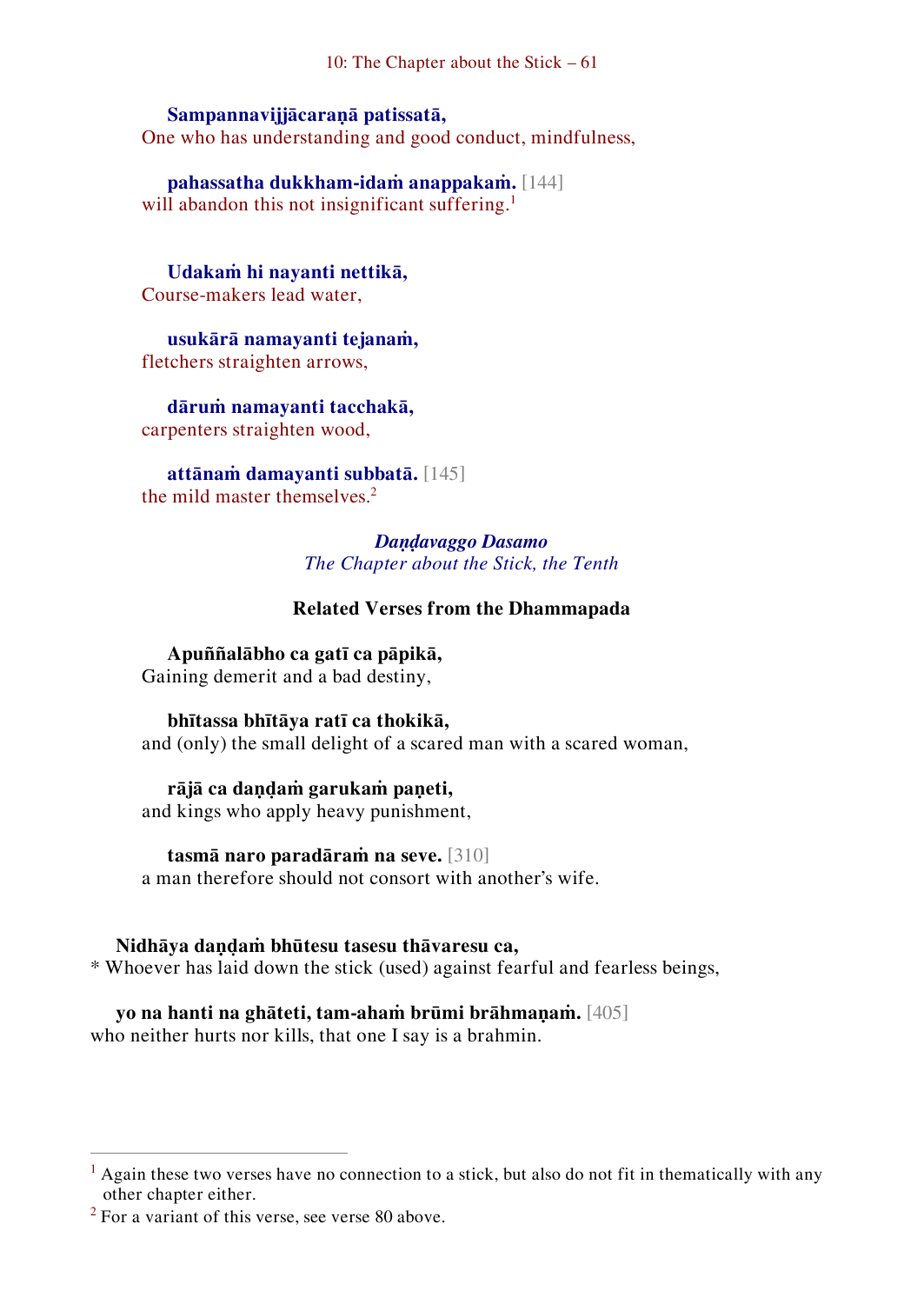**Sampannavijjācaraṇā patissatā,**
One who has understanding and good conduct, mindfulness,

**pahassatha dukkham-idaṁ anappakaṁ.** [144]
will abandon this not insignificant suffering.[1]

**Udakaṁ hi nayanti nettikā,**
Course-makers lead water,

**usukārā namayanti tejanaṁ,**
fletchers straighten arrows,

**dāruṁ namayanti tacchakā,**
carpenters straighten wood,

**attānaṁ damayanti subbatā.** [145]
the mild master themselves.[2]

### *Daṇḍavaggo Dasamo*
### *The Chapter about the Stick, the Tenth*

### Related Verses from the Dhammapada

**Apuññalābho ca gatī ca pāpikā,**
Gaining demerit and a bad destiny,

**bhītassa bhītāya ratī ca thokikā,**
and (only) the small delight of a scared man with a scared woman,

**rājā ca daṇḍaṁ garukaṁ paṇeti,**
and kings who apply heavy punishment,

**tasmā naro paradāraṁ na seve.** [310]
a man therefore should not consort with another's wife.

**Nidhāya daṇḍaṁ bhūtesu tasesu thāvaresu ca,**
* Whoever has laid down the stick (used) against fearful and fearless beings,

**yo na hanti na ghāteti, tam-ahaṁ brūmi brāhmaṇaṁ.** [405]
who neither hurts nor kills, that one I say is a brahmin.

---

[1] Again these two verses have no connection to a stick, but also do not fit in thematically with any other chapter either.

[2] For a variant of this verse, see verse 80 above.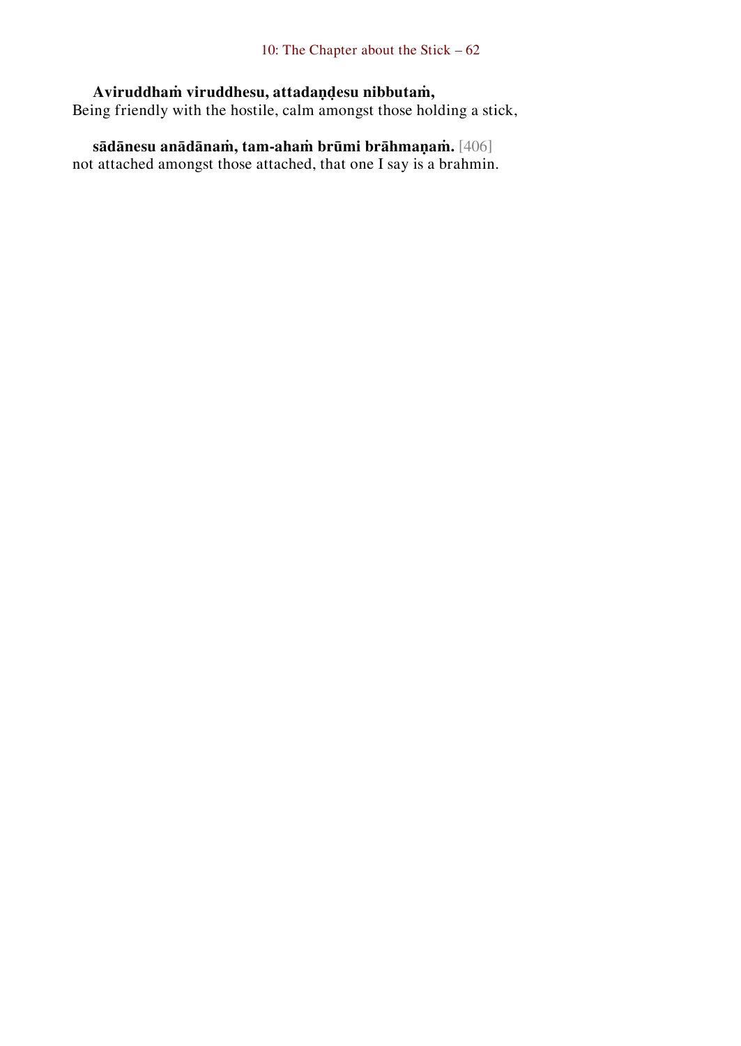**Aviruddhaṁ viruddhesu, attadaṇḍesu nibbutaṁ,**
Being friendly with the hostile, calm amongst those holding a stick,

**sādānesu anādānaṁ, tam-ahaṁ brūmi brāhmaṇaṁ.** [406]
not attached amongst those attached, that one I say is a brahmin.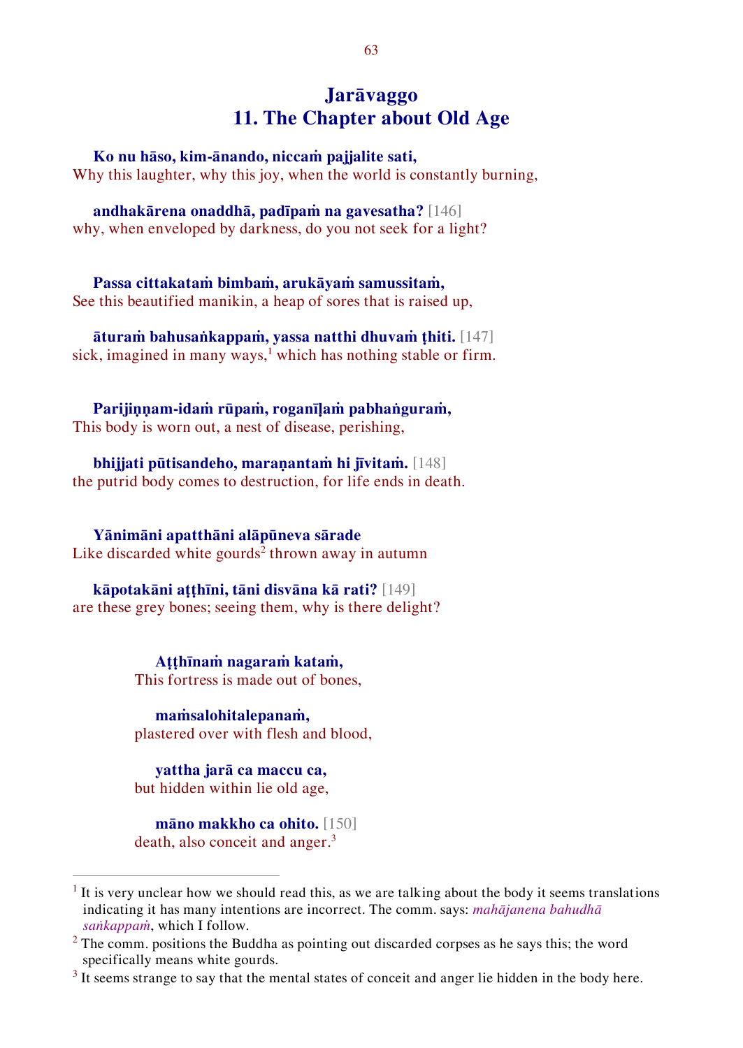# Jarāvaggo
# 11. The Chapter about Old Age

**Ko nu hāso, kim-ānando, niccaṁ pajjalite sati,**
Why this laughter, why this joy, when the world is constantly burning,

**andhakārena onaddhā, padīpaṁ na gavesatha?** [146]
why, when enveloped by darkness, do you not seek for a light?

**Passa cittakataṁ bimbaṁ, arukāyaṁ samussitaṁ,**
See this beautified manikin, a heap of sores that is raised up,

**āturaṁ bahusaṅkappaṁ, yassa natthi dhuvaṁ ṭhiti.** [147]
sick, imagined in many ways,[1] which has nothing stable or firm.

**Parijiṇṇam-idaṁ rūpaṁ, roganīḷaṁ pabhaṅguraṁ,**
This body is worn out, a nest of disease, perishing,

**bhijjati pūtisandeho, maraṇantaṁ hi jīvitaṁ.** [148]
the putrid body comes to destruction, for life ends in death.

**Yānimāni apatthāni alāpūneva sārade**
Like discarded white gourds[2] thrown away in autumn

**kāpotakāni aṭṭhīni, tāni disvāna kā rati?** [149]
are these grey bones; seeing them, why is there delight?

**Aṭṭhīnaṁ nagaraṁ kataṁ,**
This fortress is made out of bones,

**maṁsalohitalepanaṁ,**
plastered over with flesh and blood,

**yattha jarā ca maccu ca,**
but hidden within lie old age,

**māno makkho ca ohito.** [150]
death, also conceit and anger.[3]

---

[1] It is very unclear how we should read this, as we are talking about the body it seems translations indicating it has many intentions are incorrect. The comm. says: *mahājanena bahudhā saṅkappaṁ*, which I follow.

[2] The comm. positions the Buddha as pointing out discarded corpses as he says this; the word specifically means white gourds.

[3] It seems strange to say that the mental states of conceit and anger lie hidden in the body here.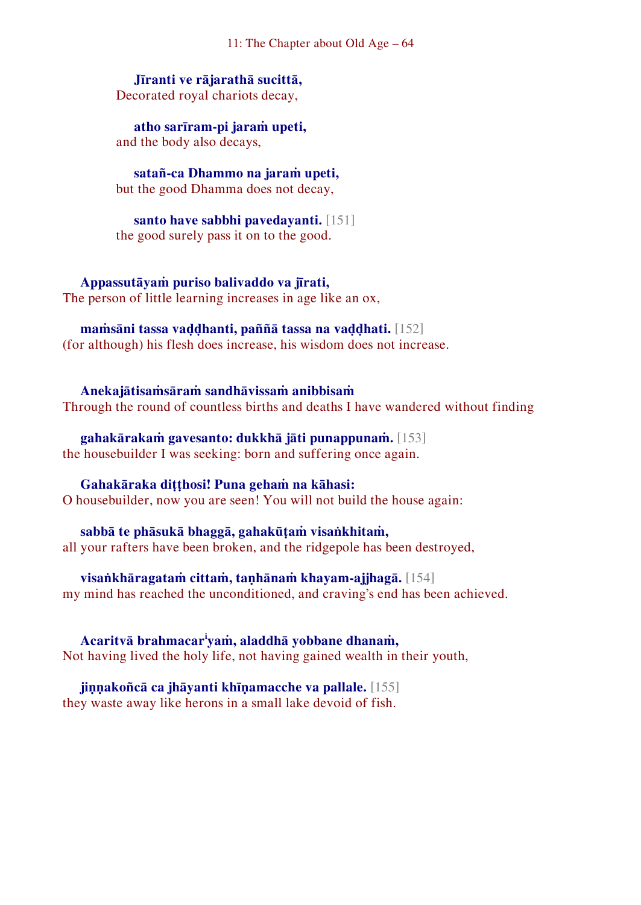**Jīranti ve rājarathā sucittā,**
Decorated royal chariots decay,

**atho sarīram-pi jaraṁ upeti,**
and the body also decays,

**satañ-ca Dhammo na jaraṁ upeti,**
but the good Dhamma does not decay,

**santo have sabbhi pavedayanti.** [151]
the good surely pass it on to the good.

**Appassutāyaṁ puriso balivaddo va jīrati,**
The person of little learning increases in age like an ox,

**maṁsāni tassa vaḍḍhanti, paññā tassa na vaḍḍhati.** [152]
(for although) his flesh does increase, his wisdom does not increase.

**Anekajātisaṁsāraṁ sandhāvissaṁ anibbisaṁ**
Through the round of countless births and deaths I have wandered without finding

**gahakārakaṁ gavesanto: dukkhā jāti punappunaṁ.** [153]
the housebuilder I was seeking: born and suffering once again.

**Gahakāraka diṭṭhosi! Puna gehaṁ na kāhasi:**
O housebuilder, now you are seen! You will not build the house again:

**sabbā te phāsukā bhaggā, gahakūṭaṁ visaṅkhitaṁ,**
all your rafters have been broken, and the ridgepole has been destroyed,

**visaṅkhāragataṁ cittaṁ, taṇhānaṁ khayam-ajjhagā.** [154]
my mind has reached the unconditioned, and craving's end has been achieved.

**Acaritvā brahmacar[i]yaṁ, aladdhā yobbane dhanaṁ,**
Not having lived the holy life, not having gained wealth in their youth,

**jiṇṇakoñcā ca jhāyanti khīṇamacche va pallale.** [155]
they waste away like herons in a small lake devoid of fish.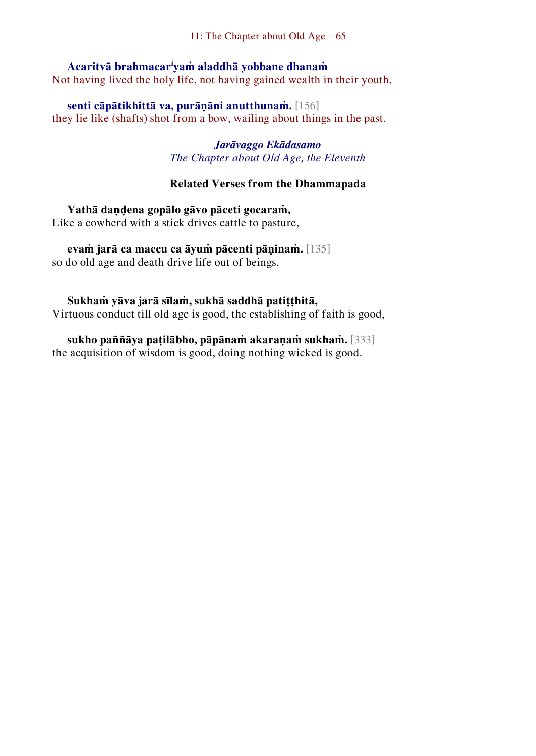**Acaritvā brahmacariyaṁ aladdhā yobbane dhanaṁ**
Not having lived the holy life, not having gained wealth in their youth,

**senti cāpātikhittā va, purāṇāni anutthunaṁ.** [156]
they lie like (shafts) shot from a bow, wailing about things in the past.

***Jarāvaggo Ekādasamo***
*The Chapter about Old Age, the Eleventh*

### Related Verses from the Dhammapada

**Yathā daṇḍena gopālo gāvo pāceti gocaraṁ,**
Like a cowherd with a stick drives cattle to pasture,

**evaṁ jarā ca maccu ca āyuṁ pācenti pāṇinaṁ.** [135]
so do old age and death drive life out of beings.

**Sukhaṁ yāva jarā sīlaṁ, sukhā saddhā patiṭṭhitā,**
Virtuous conduct till old age is good, the establishing of faith is good,

**sukho paññāya paṭilābho, pāpānaṁ akaraṇaṁ sukhaṁ.** [333]
the acquisition of wisdom is good, doing nothing wicked is good.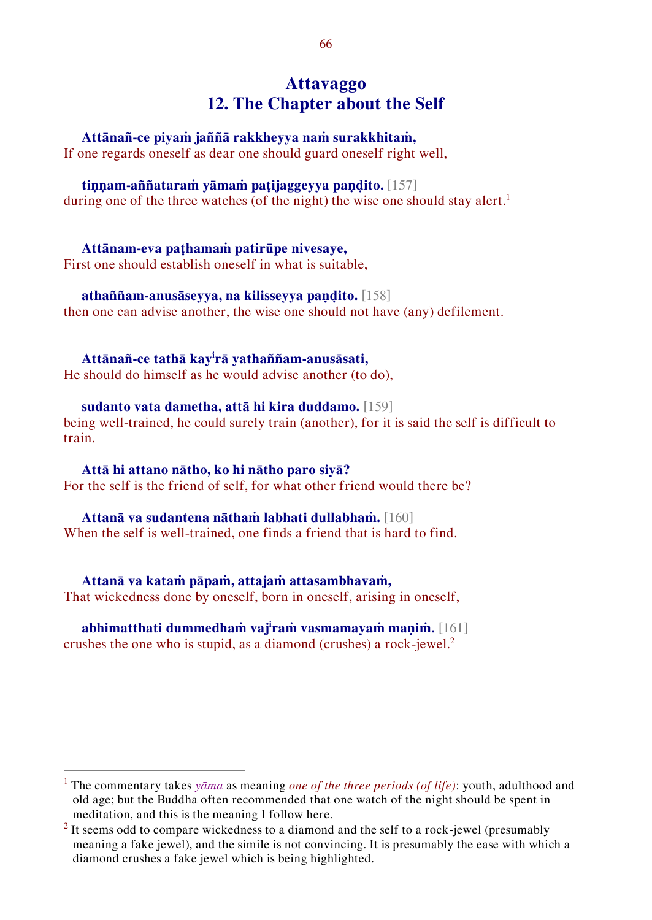# Attavaggo
## 12. The Chapter about the Self

**Attānañ-ce piyaṁ jaññā rakkheyya naṁ surakkhitaṁ,**
If one regards oneself as dear one should guard oneself right well,

**tiṇṇam-aññataraṁ yāmaṁ paṭijaggeyya paṇḍito.** [157]
during one of the three watches (of the night) the wise one should stay alert.[1]

**Attānam-eva paṭhamaṁ patirūpe nivesaye,**
First one should establish oneself in what is suitable,

**athaññam-anusāseyya, na kilisseyya paṇḍito.** [158]
then one can advise another, the wise one should not have (any) defilement.

**Attānañ-ce tathā kayirā yathaññam-anusāsati,**
He should do himself as he would advise another (to do),

**sudanto vata dametha, attā hi kira duddamo.** [159]
being well-trained, he could surely train (another), for it is said the self is difficult to train.

**Attā hi attano nātho, ko hi nātho paro siyā?**
For the self is the friend of self, for what other friend would there be?

**Attanā va sudantena nāthaṁ labhati dullabhaṁ.** [160]
When the self is well-trained, one finds a friend that is hard to find.

**Attanā va kataṁ pāpaṁ, attajaṁ attasambhavaṁ,**
That wickedness done by oneself, born in oneself, arising in oneself,

**abhimatthati dummedhaṁ vajiraṁ vasmamayaṁ maṇiṁ.** [161]
crushes the one who is stupid, as a diamond (crushes) a rock-jewel.[2]

---

[1] The commentary takes *yāma* as meaning *one of the three periods (of life)*: youth, adulthood and old age; but the Buddha often recommended that one watch of the night should be spent in meditation, and this is the meaning I follow here.

[2] It seems odd to compare wickedness to a diamond and the self to a rock-jewel (presumably meaning a fake jewel), and the simile is not convincing. It is presumably the ease with which a diamond crushes a fake jewel which is being highlighted.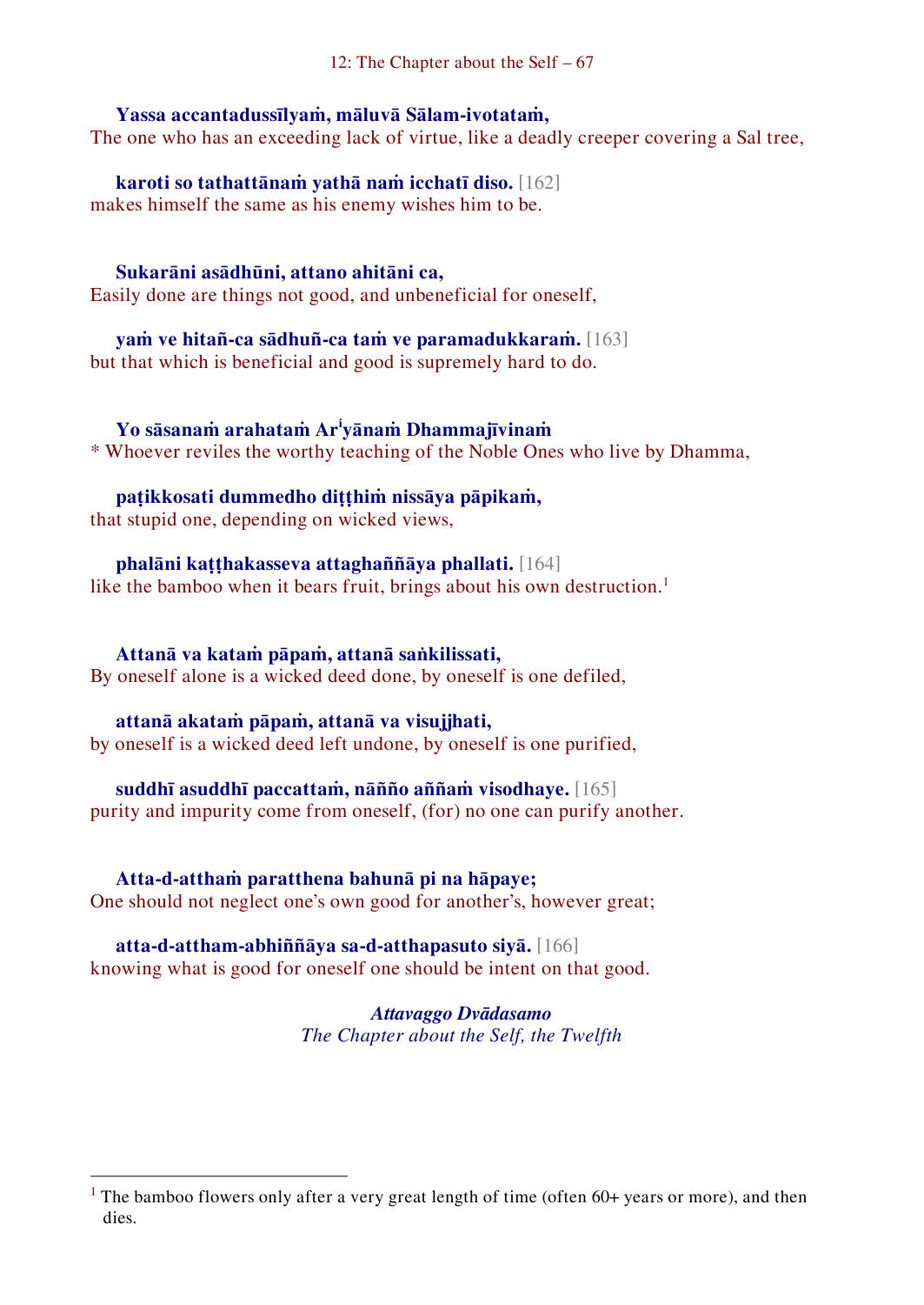**Yassa accantadussīlyaṁ, māluvā Sālam-ivotataṁ,**
The one who has an exceeding lack of virtue, like a deadly creeper covering a Sal tree,

**karoti so tathattānaṁ yathā naṁ icchatī diso.** [162]
makes himself the same as his enemy wishes him to be.

**Sukarāni asādhūni, attano ahitāni ca,**
Easily done are things not good, and unbeneficial for oneself,

**yaṁ ve hitañ-ca sādhuñ-ca taṁ ve paramadukkaraṁ.** [163]
but that which is beneficial and good is supremely hard to do.

**Yo sāsanaṁ arahataṁ Ar****i****yānaṁ Dhammajīvinaṁ**
* Whoever reviles the worthy teaching of the Noble Ones who live by Dhamma,

**paṭikkosati dummedho diṭṭhiṁ nissāya pāpikaṁ,**
that stupid one, depending on wicked views,

**phalāni kaṭṭhakasseva attaghaññāya phallati.** [164]
like the bamboo when it bears fruit, brings about his own destruction.[1]

**Attanā va kataṁ pāpaṁ, attanā saṅkilissati,**
By oneself alone is a wicked deed done, by oneself is one defiled,

**attanā akataṁ pāpaṁ, attanā va visujjhati,**
by oneself is a wicked deed left undone, by oneself is one purified,

**suddhī asuddhī paccattaṁ, nāñño aññaṁ visodhaye.** [165]
purity and impurity come from oneself, (for) no one can purify another.

**Atta-d-atthaṁ paratthena bahunā pi na hāpaye;**
One should not neglect one's own good for another's, however great;

**atta-d-attham-abhiññāya sa-d-atthapasuto siyā.** [166]
knowing what is good for oneself one should be intent on that good.

***Attavaggo Dvādasamo***
*The Chapter about the Self, the Twelfth*

---

[1] The bamboo flowers only after a very great length of time (often 60+ years or more), and then dies.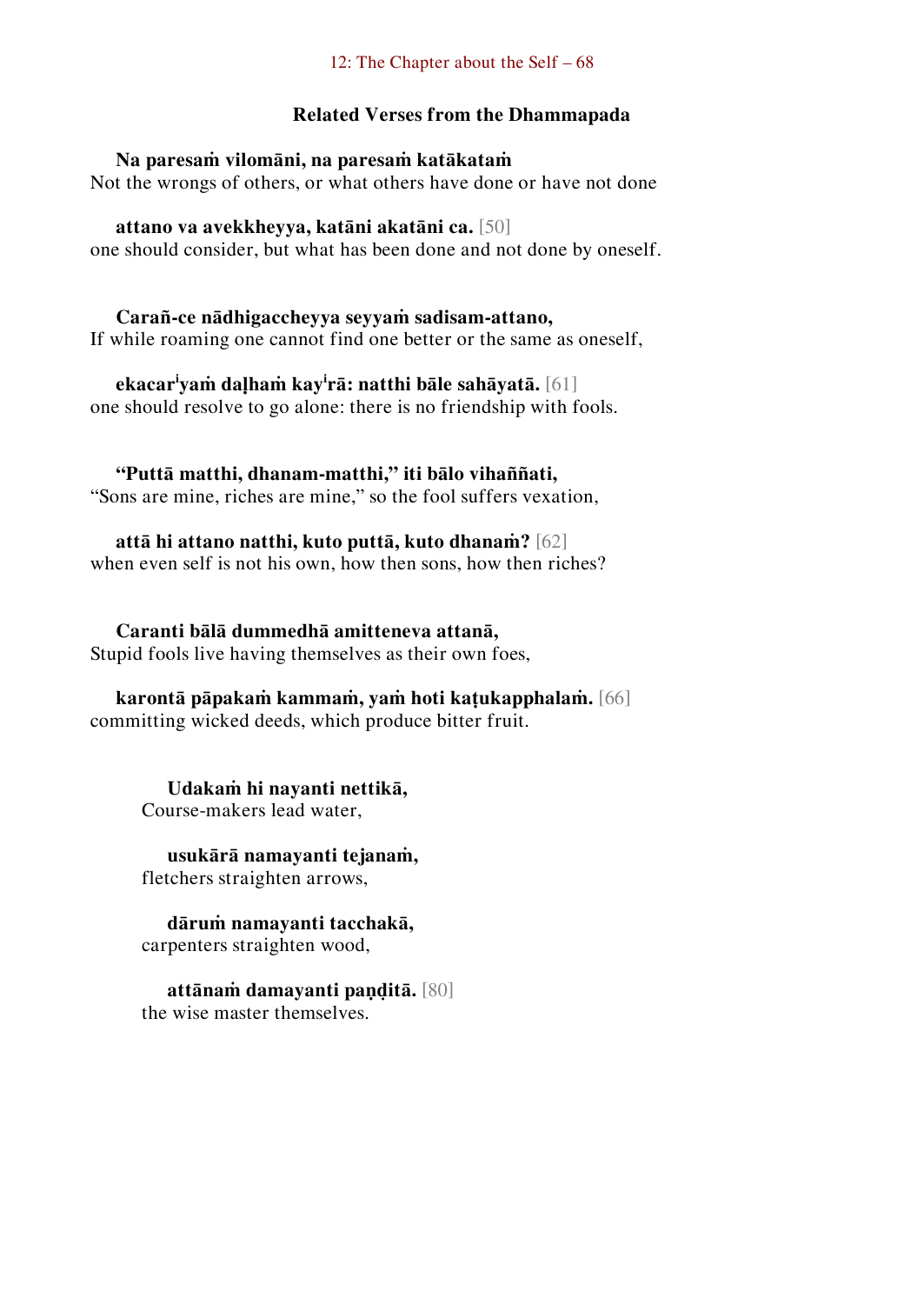### Related Verses from the Dhammapada

**Na paresaṁ vilomāni, na paresaṁ katākataṁ**
Not the wrongs of others, or what others have done or have not done

**attano va avekkheyya, katāni akatāni ca.** [50]
one should consider, but what has been done and not done by oneself.

**Carañ-ce nādhigaccheyya seyyaṁ sadisam-attano,**
If while roaming one cannot find one better or the same as oneself,

**ekacariyaṁ daḷhaṁ kayirā: natthi bāle sahāyatā.** [61]
one should resolve to go alone: there is no friendship with fools.

**"Puttā matthi, dhanam-matthi," iti bālo vihaññati,**
"Sons are mine, riches are mine," so the fool suffers vexation,

**attā hi attano natthi, kuto puttā, kuto dhanaṁ?** [62]
when even self is not his own, how then sons, how then riches?

**Caranti bālā dummedhā amitteneva attanā,**
Stupid fools live having themselves as their own foes,

**karontā pāpakaṁ kammaṁ, yaṁ hoti kaṭukapphalaṁ.** [66]
committing wicked deeds, which produce bitter fruit.

**Udakaṁ hi nayanti nettikā,**
Course-makers lead water,

**usukārā namayanti tejanaṁ,**
fletchers straighten arrows,

**dāruṁ namayanti tacchakā,**
carpenters straighten wood,

**attānaṁ damayanti paṇḍitā.** [80]
the wise master themselves.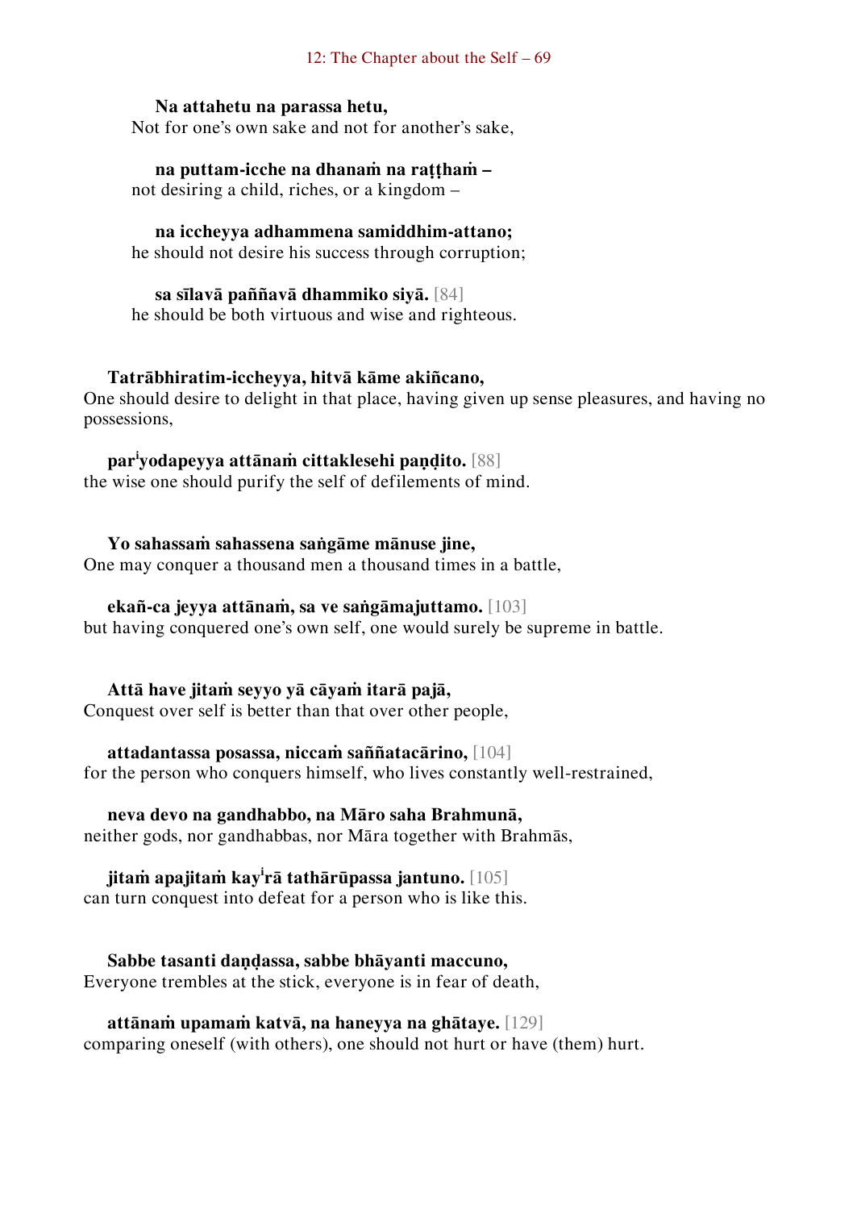**Na attahetu na parassa hetu,**
Not for one's own sake and not for another's sake,

**na puttam-icche na dhanaṁ na raṭṭhaṁ –**
not desiring a child, riches, or a kingdom –

**na iccheyya adhammena samiddhim-attano;**
he should not desire his success through corruption;

**sa sīlavā paññavā dhammiko siyā.** [84]
he should be both virtuous and wise and righteous.

**Tatrābhiratim-iccheyya, hitvā kāme akiñcano,**
One should desire to delight in that place, having given up sense pleasures, and having no possessions,

**par^iyodapeyya attānaṁ cittaklesehi paṇḍito.** [88]
the wise one should purify the self of defilements of mind.

**Yo sahassaṁ sahassena saṅgāme mānuse jine,**
One may conquer a thousand men a thousand times in a battle,

**ekañ-ca jeyya attānaṁ, sa ve saṅgāmajuttamo.** [103]
but having conquered one's own self, one would surely be supreme in battle.

**Attā have jitaṁ seyyo yā cāyaṁ itarā pajā,**
Conquest over self is better than that over other people,

**attadantassa posassa, niccaṁ saññatacārino,** [104]
for the person who conquers himself, who lives constantly well-restrained,

**neva devo na gandhabbo, na Māro saha Brahmunā,**
neither gods, nor gandhabbas, nor Māra together with Brahmās,

**jitaṁ apajitaṁ kay^irā tathārūpassa jantuno.** [105]
can turn conquest into defeat for a person who is like this.

**Sabbe tasanti daṇḍassa, sabbe bhāyanti maccuno,**
Everyone trembles at the stick, everyone is in fear of death,

**attānaṁ upamaṁ katvā, na haneyya na ghātaye.** [129]
comparing oneself (with others), one should not hurt or have (them) hurt.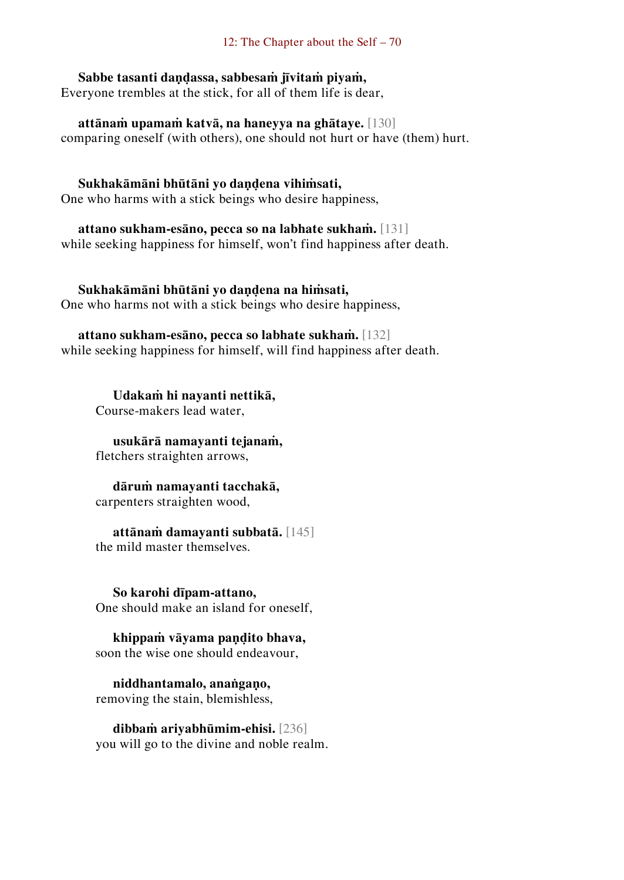**Sabbe tasanti daṇḍassa, sabbesaṁ jīvitaṁ piyaṁ,**
Everyone trembles at the stick, for all of them life is dear,

**attānaṁ upamaṁ katvā, na haneyya na ghātaye.** [130]
comparing oneself (with others), one should not hurt or have (them) hurt.

**Sukhakāmāni bhūtāni yo daṇḍena vihiṁsati,**
One who harms with a stick beings who desire happiness,

**attano sukham-esāno, pecca so na labhate sukhaṁ.** [131]
while seeking happiness for himself, won't find happiness after death.

**Sukhakāmāni bhūtāni yo daṇḍena na hiṁsati,**
One who harms not with a stick beings who desire happiness,

**attano sukham-esāno, pecca so labhate sukhaṁ.** [132]
while seeking happiness for himself, will find happiness after death.

**Udakaṁ hi nayanti nettikā,**
Course-makers lead water,

**usukārā namayanti tejanaṁ,**
fletchers straighten arrows,

**dāruṁ namayanti tacchakā,**
carpenters straighten wood,

**attānaṁ damayanti subbatā.** [145]
the mild master themselves.

**So karohi dīpam-attano,**
One should make an island for oneself,

**khippaṁ vāyama paṇḍito bhava,**
soon the wise one should endeavour,

**niddhantamalo, anaṅgaṇo,**
removing the stain, blemishless,

**dibbaṁ ariyabhūmim-ehisi.** [236]
you will go to the divine and noble realm.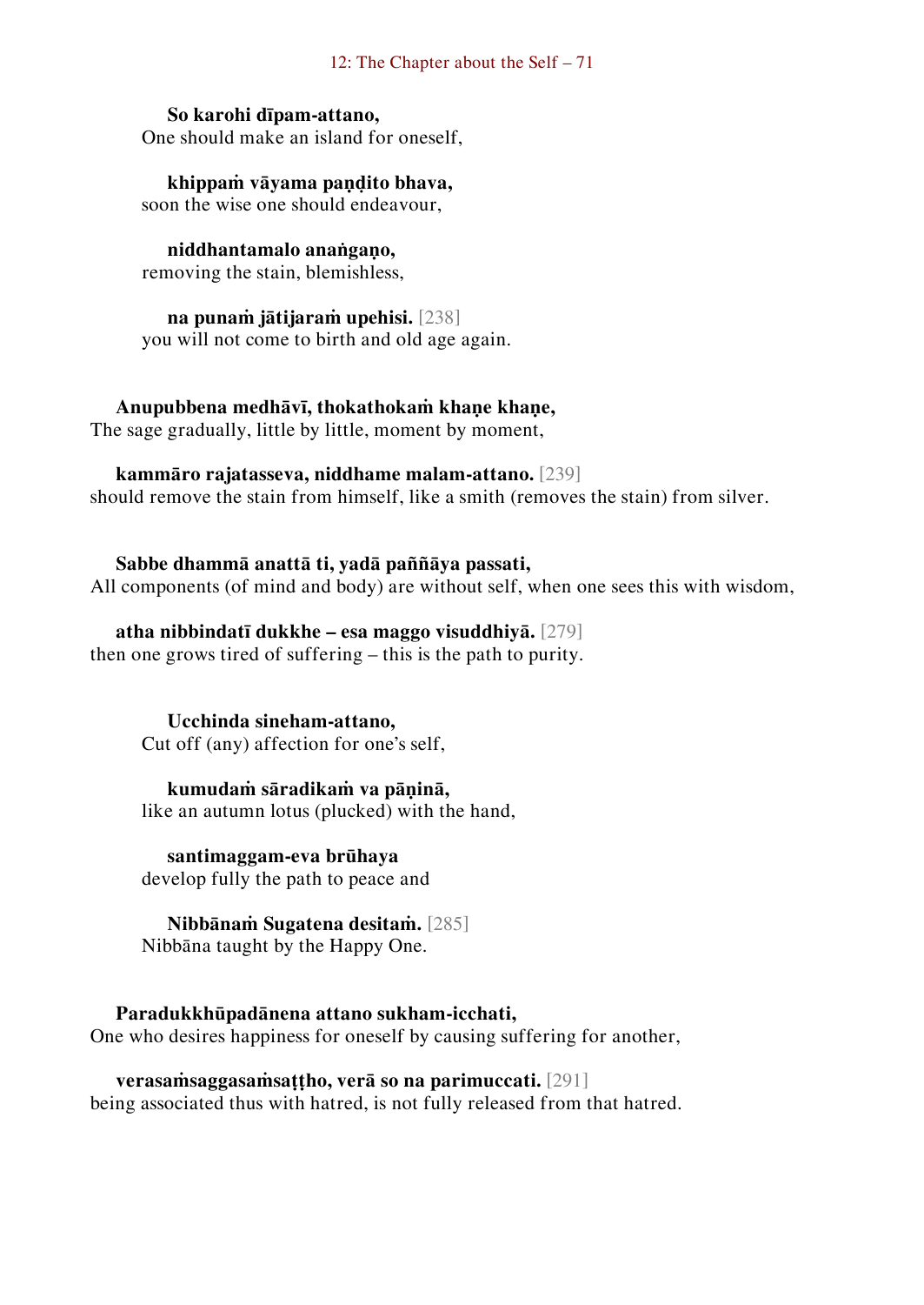**So karohi dīpam-attano,**
One should make an island for oneself,

**khippaṁ vāyama paṇḍito bhava,**
soon the wise one should endeavour,

**niddhantamalo anaṅgaṇo,**
removing the stain, blemishless,

**na punaṁ jātijaraṁ upehisi.** [238]
you will not come to birth and old age again.

**Anupubbena medhāvī, thokathokaṁ khaṇe khaṇe,**
The sage gradually, little by little, moment by moment,

**kammāro rajatasseva, niddhame malam-attano.** [239]
should remove the stain from himself, like a smith (removes the stain) from silver.

**Sabbe dhammā anattā ti, yadā paññāya passati,**
All components (of mind and body) are without self, when one sees this with wisdom,

**atha nibbindatī dukkhe – esa maggo visuddhiyā.** [279]
then one grows tired of suffering – this is the path to purity.

**Ucchinda sineham-attano,**
Cut off (any) affection for one's self,

**kumudaṁ sāradikaṁ va pāṇinā,**
like an autumn lotus (plucked) with the hand,

**santimaggam-eva brūhaya**
develop fully the path to peace and

**Nibbānaṁ Sugatena desitaṁ.** [285]
Nibbāna taught by the Happy One.

**Paradukkhūpadānena attano sukham-icchati,**
One who desires happiness for oneself by causing suffering for another,

**verasaṁsaggasaṁsaṭṭho, verā so na parimuccati.** [291]
being associated thus with hatred, is not fully released from that hatred.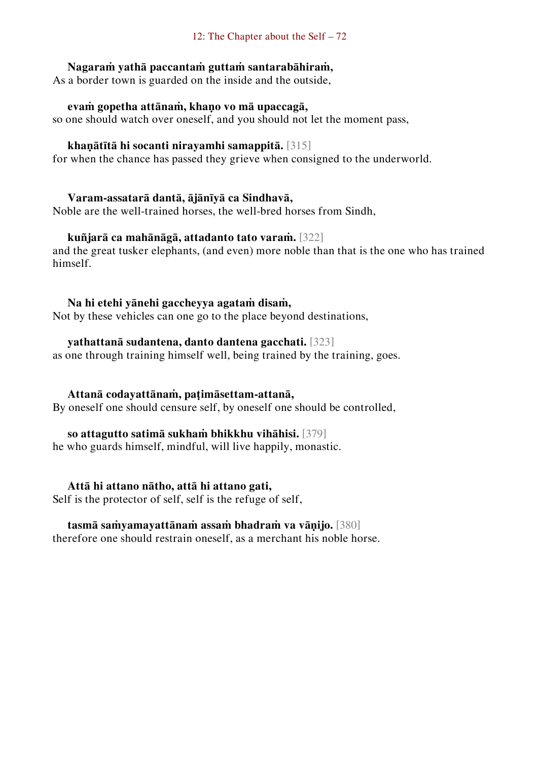**Nagaraṁ yathā paccantaṁ guttaṁ santarabāhiraṁ,**
As a border town is guarded on the inside and the outside,

**evaṁ gopetha attānaṁ, khaṇo vo mā upaccagā,**
so one should watch over oneself, and you should not let the moment pass,

**khaṇātītā hi socanti nirayamhi samappitā.** [315]
for when the chance has passed they grieve when consigned to the underworld.

**Varam-assatarā dantā, ājānīyā ca Sindhavā,**
Noble are the well-trained horses, the well-bred horses from Sindh,

**kuñjarā ca mahānāgā, attadanto tato varaṁ.** [322]
and the great tusker elephants, (and even) more noble than that is the one who has trained himself.

**Na hi etehi yānehi gaccheyya agataṁ disaṁ,**
Not by these vehicles can one go to the place beyond destinations,

**yathattanā sudantena, danto dantena gacchati.** [323]
as one through training himself well, being trained by the training, goes.

**Attanā codayattānaṁ, paṭimāsettam-attanā,**
By oneself one should censure self, by oneself one should be controlled,

**so attagutto satimā sukhaṁ bhikkhu vihāhisi.** [379]
he who guards himself, mindful, will live happily, monastic.

**Attā hi attano nātho, attā hi attano gati,**
Self is the protector of self, self is the refuge of self,

**tasmā saṁyamayattānaṁ assaṁ bhadraṁ va vāṇijo.** [380]
therefore one should restrain oneself, as a merchant his noble horse.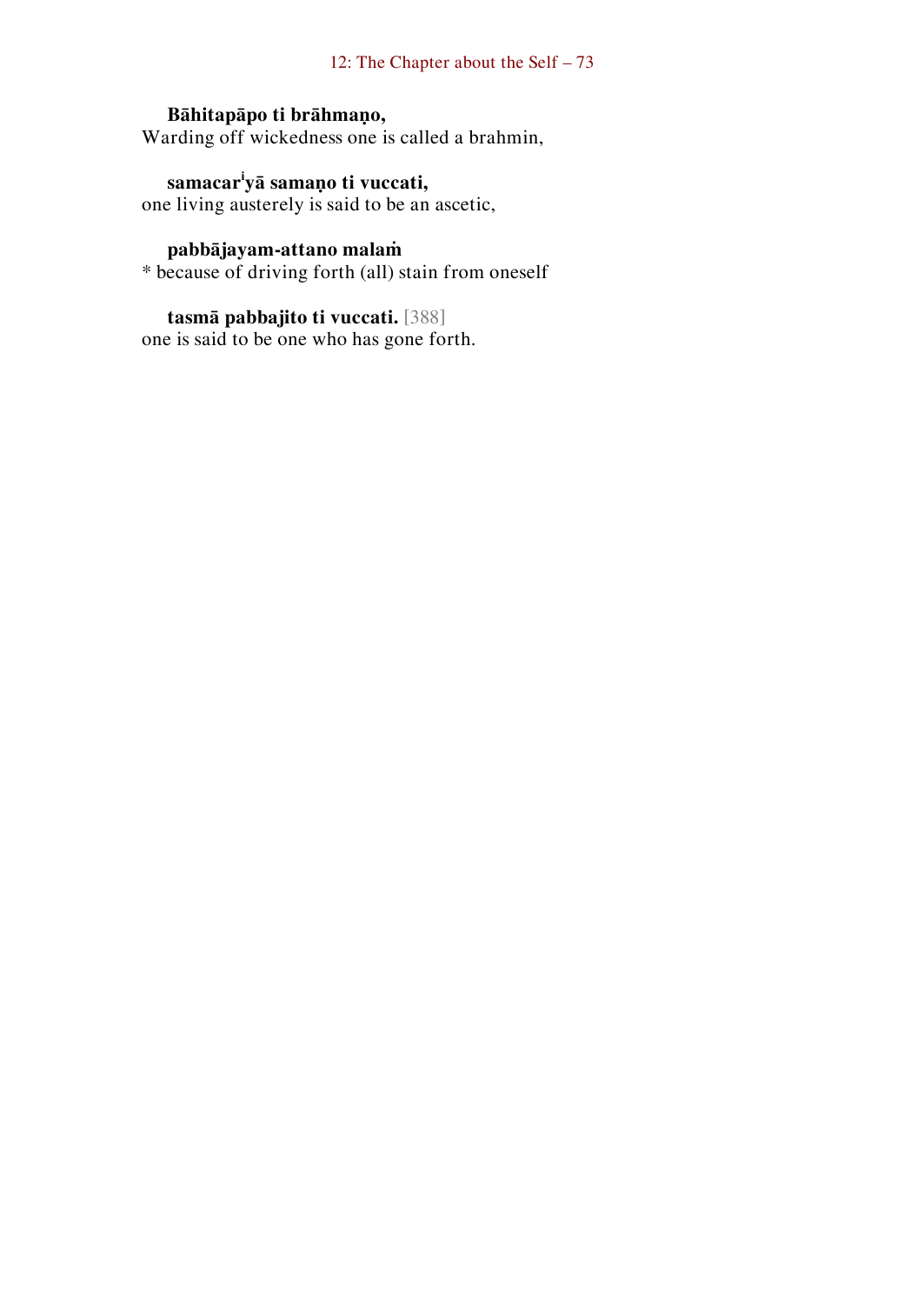**Bāhitapāpo ti brāhmaṇo,**
Warding off wickedness one is called a brahmin,

**samacar[i]yā samaṇo ti vuccati,**
one living austerely is said to be an ascetic,

**pabbājayam-attano malaṁ**
* because of driving forth (all) stain from oneself

**tasmā pabbajito ti vuccati.** [388]
one is said to be one who has gone forth.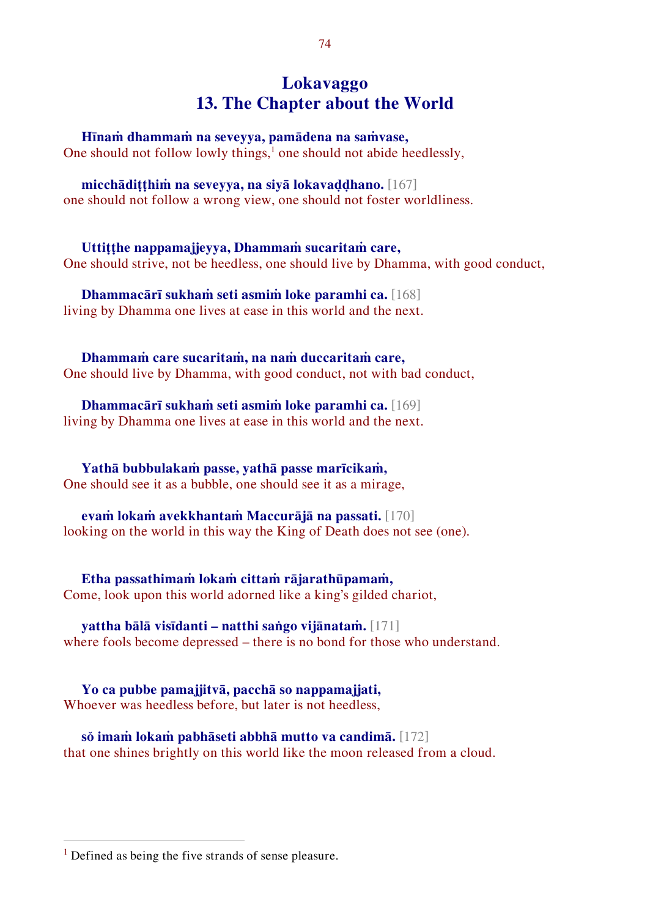# Lokavaggo
# 13. The Chapter about the World

**Hīnaṁ dhammaṁ na seveyya, pamādena na saṁvase,**
One should not follow lowly things,[1] one should not abide heedlessly,

**micchādiṭṭhiṁ na seveyya, na siyā lokavaḍḍhano.** [167]
one should not follow a wrong view, one should not foster worldliness.

**Uttiṭṭhe nappamajjeyya, Dhammaṁ sucaritaṁ care,**
One should strive, not be heedless, one should live by Dhamma, with good conduct,

**Dhammacārī sukhaṁ seti asmiṁ loke paramhi ca.** [168]
living by Dhamma one lives at ease in this world and the next.

**Dhammaṁ care sucaritaṁ, na naṁ duccaritaṁ care,**
One should live by Dhamma, with good conduct, not with bad conduct,

**Dhammacārī sukhaṁ seti asmiṁ loke paramhi ca.** [169]
living by Dhamma one lives at ease in this world and the next.

**Yathā bubbulakaṁ passe, yathā passe marīcikaṁ,**
One should see it as a bubble, one should see it as a mirage,

**evaṁ lokaṁ avekkhantaṁ Maccurājā na passati.** [170]
looking on the world in this way the King of Death does not see (one).

**Etha passathimaṁ lokaṁ cittaṁ rājarathūpamaṁ,**
Come, look upon this world adorned like a king's gilded chariot,

**yattha bālā visīdanti – natthi saṅgo vijānataṁ.** [171]
where fools become depressed – there is no bond for those who understand.

**Yo ca pubbe pamajjitvā, pacchā so nappamajjati,**
Whoever was heedless before, but later is not heedless,

**sŏ imaṁ lokaṁ pabhāseti abbhā mutto va candimā.** [172]
that one shines brightly on this world like the moon released from a cloud.

---

[1] Defined as being the five strands of sense pleasure.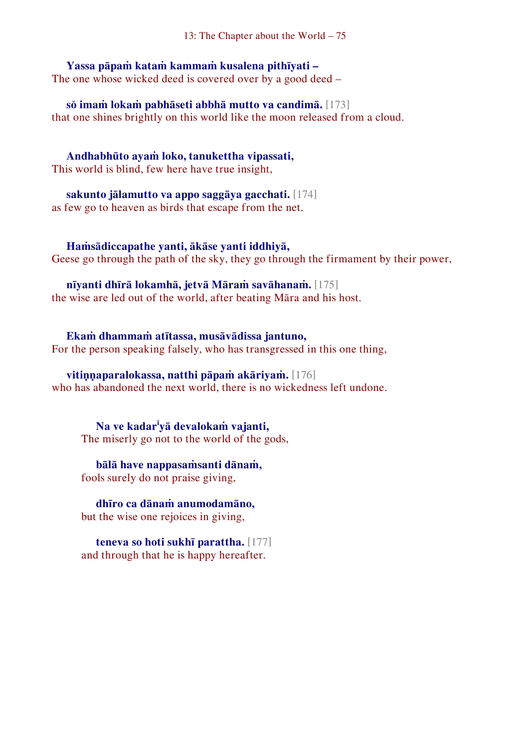**Yassa pāpaṁ kataṁ kammaṁ kusalena pithīyati –**
The one whose wicked deed is covered over by a good deed –

**sŏ imaṁ lokaṁ pabhāseti abbhā mutto va candimā.** [173]
that one shines brightly on this world like the moon released from a cloud.

**Andhabhūto ayaṁ loko, tanukettha vipassati,**
This world is blind, few here have true insight,

**sakunto jālamutto va appo saggāya gacchati.** [174]
as few go to heaven as birds that escape from the net.

**Haṁsādiccapathe yanti, ākāse yanti iddhiyā,**
Geese go through the path of the sky, they go through the firmament by their power,

**nīyanti dhīrā lokamhā, jetvā Māraṁ savāhanaṁ.** [175]
the wise are led out of the world, after beating Māra and his host.

**Ekaṁ dhammaṁ atītassa, musāvādissa jantuno,**
For the person speaking falsely, who has transgressed in this one thing,

**vitiṇṇaparalokassa, natthi pāpaṁ akāriyaṁ.** [176]
who has abandoned the next world, there is no wickedness left undone.

> **Na ve kadar[i]yā devalokaṁ vajanti,**
> The miserly go not to the world of the gods,
>
> **bālā have nappasaṁsanti dānaṁ,**
> fools surely do not praise giving,
>
> **dhīro ca dānaṁ anumodamāno,**
> but the wise one rejoices in giving,
>
> **teneva so hoti sukhī parattha.** [177]
> and through that he is happy hereafter.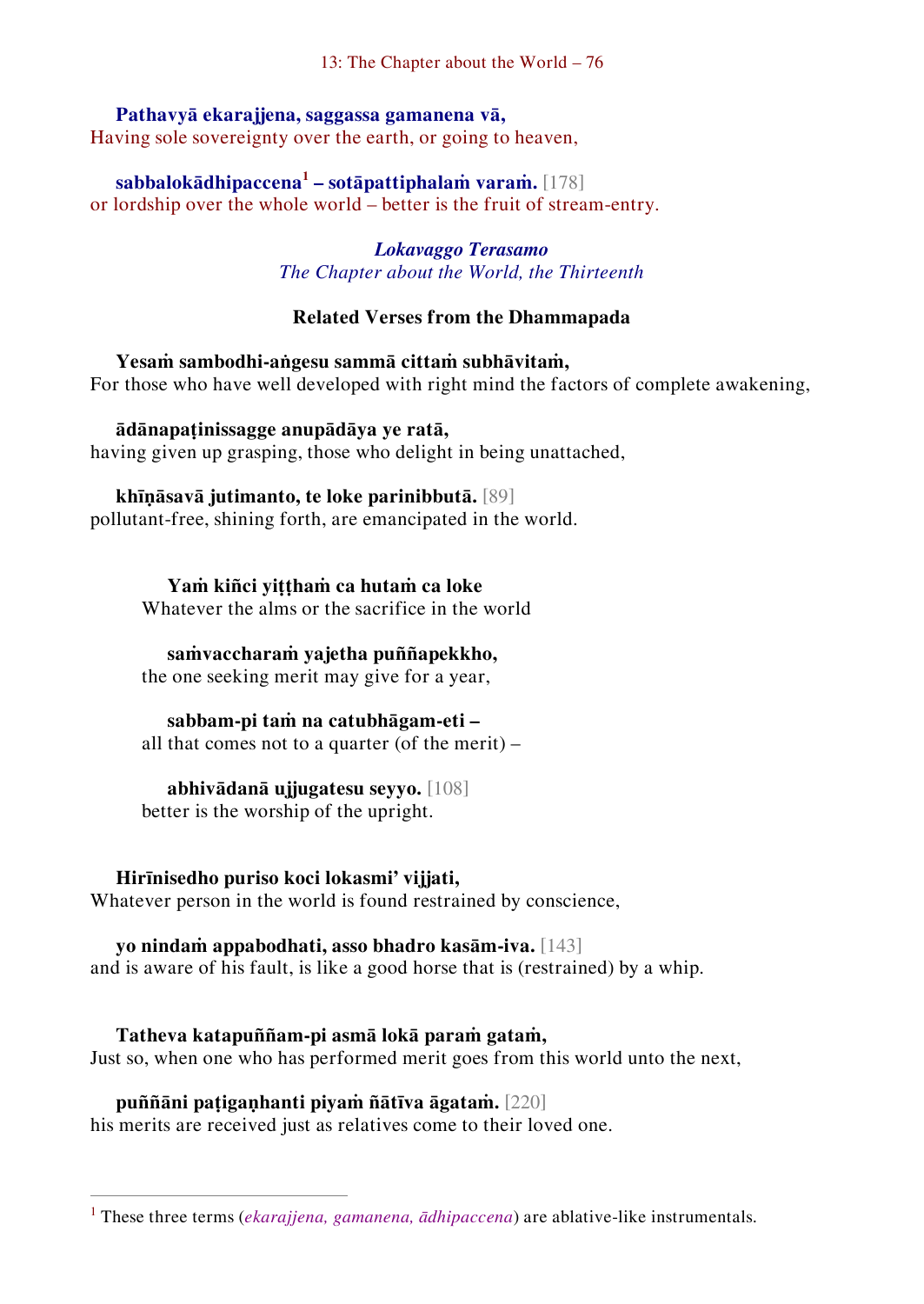**Pathavyā ekarajjena, saggassa gamanena vā,**
Having sole sovereignty over the earth, or going to heaven,

**sabbalokādhipaccena**[1] **– sotāpattiphalaṁ varaṁ.** [178]
or lordship over the whole world – better is the fruit of stream-entry.

***Lokavaggo Terasamo***
*The Chapter about the World, the Thirteenth*

### Related Verses from the Dhammapada

**Yesaṁ sambodhi-aṅgesu sammā cittaṁ subhāvitaṁ,**
For those who have well developed with right mind the factors of complete awakening,

**ādānapaṭinissagge anupādāya ye ratā,**
having given up grasping, those who delight in being unattached,

**khīṇāsavā jutimanto, te loke parinibbutā.** [89]
pollutant-free, shining forth, are emancipated in the world.

**Yaṁ kiñci yiṭṭhaṁ ca hutaṁ ca loke**
Whatever the alms or the sacrifice in the world

**saṁvaccharaṁ yajetha puññapekkho,**
the one seeking merit may give for a year,

**sabbam-pi taṁ na catubhāgam-eti –**
all that comes not to a quarter (of the merit) –

**abhivādanā ujjugatesu seyyo.** [108]
better is the worship of the upright.

**Hirīnisedho puriso koci lokasmi' vijjati,**
Whatever person in the world is found restrained by conscience,

**yo nindaṁ appabodhati, asso bhadro kasām-iva.** [143]
and is aware of his fault, is like a good horse that is (restrained) by a whip.

**Tatheva katapuññam-pi asmā lokā paraṁ gataṁ,**
Just so, when one who has performed merit goes from this world unto the next,

**puññāni paṭigaṇhanti piyaṁ ñātīva āgataṁ.** [220]
his merits are received just as relatives come to their loved one.

---

[1] These three terms (*ekarajjena, gamanena, ādhipaccena*) are ablative-like instrumentals.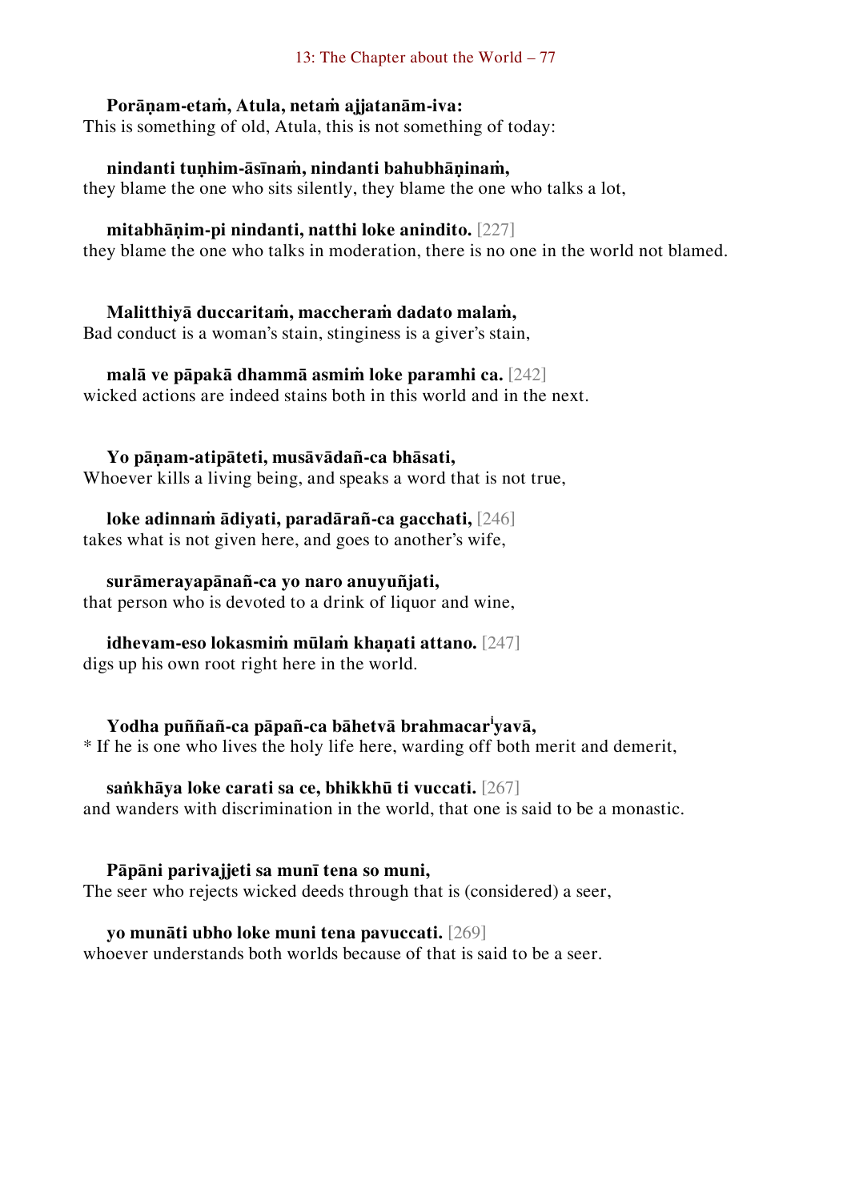**Porāṇam-etaṁ, Atula, netaṁ ajjatanām-iva:**
This is something of old, Atula, this is not something of today:

**nindanti tuṇhim-āsīnaṁ, nindanti bahubhāṇinaṁ,**
they blame the one who sits silently, they blame the one who talks a lot,

**mitabhāṇim-pi nindanti, natthi loke anindito.** [227]
they blame the one who talks in moderation, there is no one in the world not blamed.

**Malitthiyā duccaritaṁ, maccheraṁ dadato malaṁ,**
Bad conduct is a woman's stain, stinginess is a giver's stain,

**malā ve pāpakā dhammā asmiṁ loke paramhi ca.** [242]
wicked actions are indeed stains both in this world and in the next.

**Yo pāṇam-atipāteti, musāvādañ-ca bhāsati,**
Whoever kills a living being, and speaks a word that is not true,

**loke adinnaṁ ādiyati, paradārañ-ca gacchati,** [246]
takes what is not given here, and goes to another's wife,

**surāmerayapānañ-ca yo naro anuyuñjati,**
that person who is devoted to a drink of liquor and wine,

**idhevam-eso lokasmiṁ mūlaṁ khaṇati attano.** [247]
digs up his own root right here in the world.

**Yodha puññañ-ca pāpañ-ca bāhetvā brahmacar[i]yavā,**
* If he is one who lives the holy life here, warding off both merit and demerit,

**saṅkhāya loke carati sa ce, bhikkhū ti vuccati.** [267]
and wanders with discrimination in the world, that one is said to be a monastic.

**Pāpāni parivajjeti sa munī tena so muni,**
The seer who rejects wicked deeds through that is (considered) a seer,

**yo munāti ubho loke muni tena pavuccati.** [269]
whoever understands both worlds because of that is said to be a seer.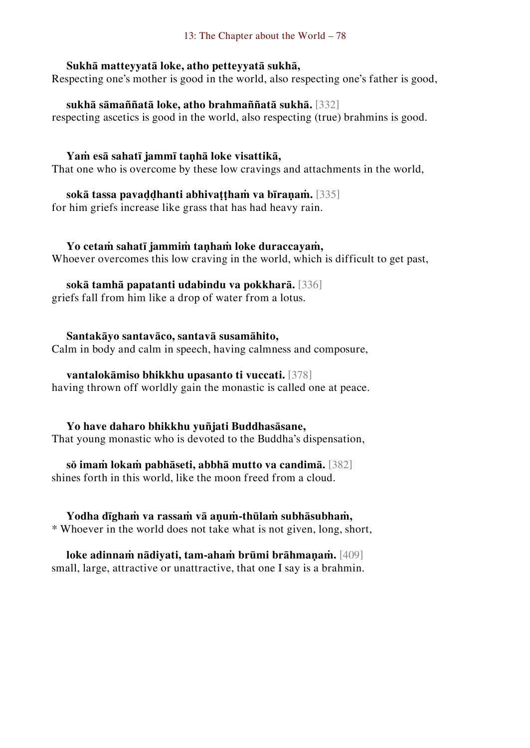**Sukhā matteyyatā loke, atho petteyyatā sukhā,**
Respecting one's mother is good in the world, also respecting one's father is good,

**sukhā sāmaññatā loke, atho brahmaññatā sukhā.** [332]
respecting ascetics is good in the world, also respecting (true) brahmins is good.

**Yaṁ esā sahatī jammī taṇhā loke visattikā,**
That one who is overcome by these low cravings and attachments in the world,

**sokā tassa pavaḍḍhanti abhivaṭṭhaṁ va bīraṇaṁ.** [335]
for him griefs increase like grass that has had heavy rain.

**Yo cetaṁ sahatī jammiṁ taṇhaṁ loke duraccayaṁ,**
Whoever overcomes this low craving in the world, which is difficult to get past,

**sokā tamhā papatanti udabindu va pokkharā.** [336]
griefs fall from him like a drop of water from a lotus.

**Santakāyo santavāco, santavā susamāhito,**
Calm in body and calm in speech, having calmness and composure,

**vantalokāmiso bhikkhu upasanto ti vuccati.** [378]
having thrown off worldly gain the monastic is called one at peace.

**Yo have daharo bhikkhu yuñjati Buddhasāsane,**
That young monastic who is devoted to the Buddha's dispensation,

**sŏ imaṁ lokaṁ pabhāseti, abbhā mutto va candimā.** [382]
shines forth in this world, like the moon freed from a cloud.

**Yodha dīghaṁ va rassaṁ vā aṇuṁ-thūlaṁ subhāsubhaṁ,**
* Whoever in the world does not take what is not given, long, short,

**loke adinnaṁ nādiyati, tam-ahaṁ brūmi brāhmaṇaṁ.** [409]
small, large, attractive or unattractive, that one I say is a brahmin.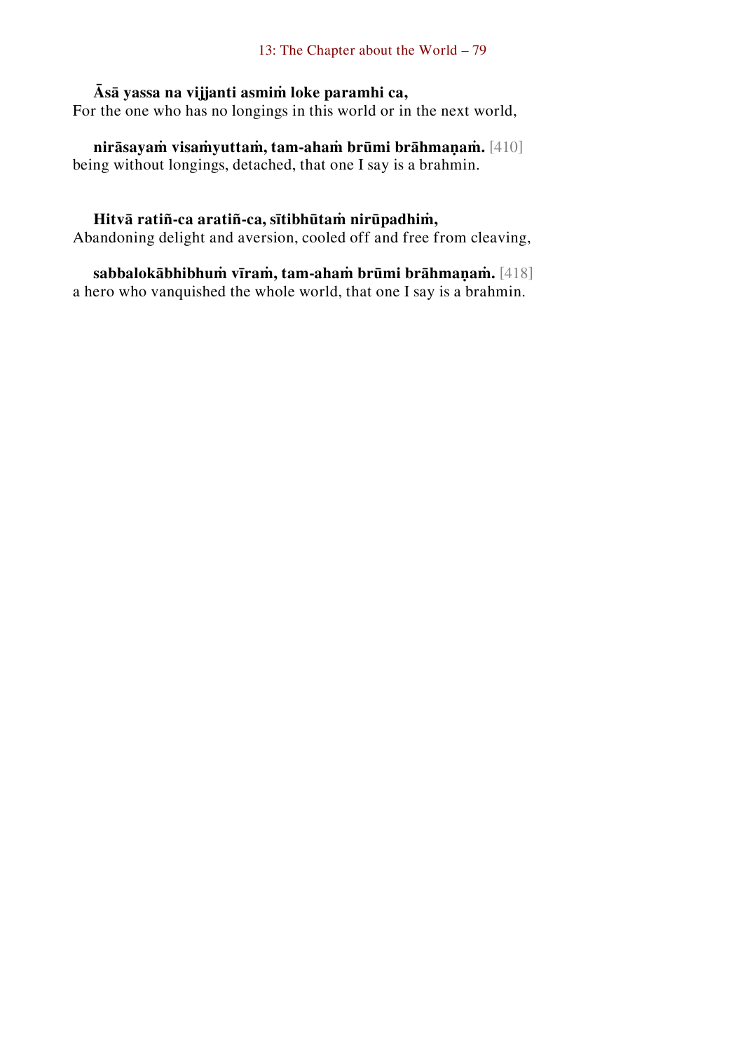**Āsā yassa na vijjanti asmiṁ loke paramhi ca,**
For the one who has no longings in this world or in the next world,

**nirāsayaṁ visaṁyuttaṁ, tam-ahaṁ brūmi brāhmaṇaṁ.** [410]
being without longings, detached, that one I say is a brahmin.

**Hitvā ratiñ-ca aratiñ-ca, sītibhūtaṁ nirūpadhiṁ,**
Abandoning delight and aversion, cooled off and free from cleaving,

**sabbalokābhibhuṁ vīraṁ, tam-ahaṁ brūmi brāhmaṇaṁ.** [418]
a hero who vanquished the whole world, that one I say is a brahmin.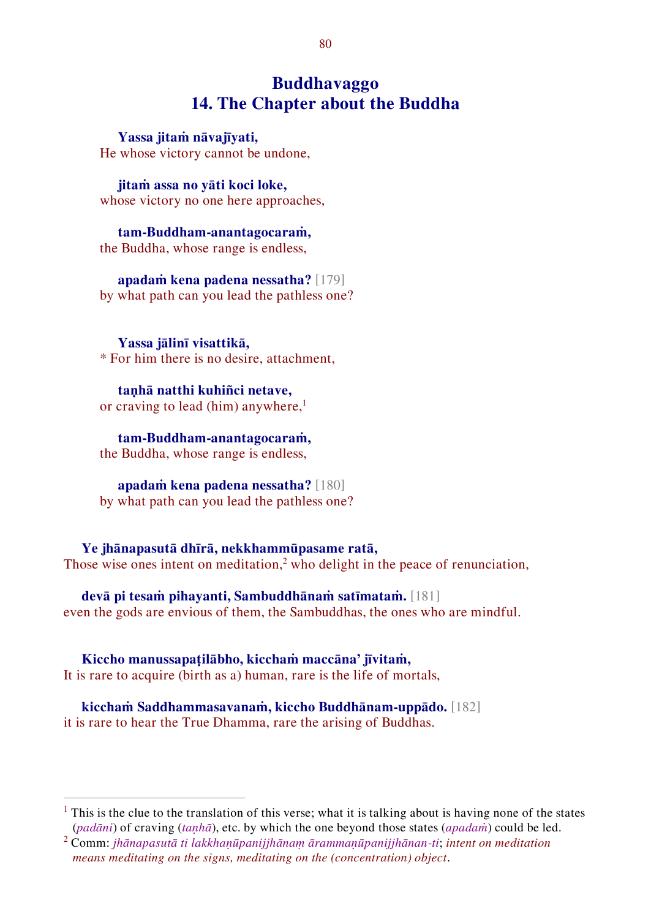# Buddhavaggo
## 14. The Chapter about the Buddha

**Yassa jitaṁ nāvajīyati,**
He whose victory cannot be undone,

**jitaṁ assa no yāti koci loke,**
whose victory no one here approaches,

**tam-Buddham-anantagocaraṁ,**
the Buddha, whose range is endless,

**apadaṁ kena padena nessatha?** [179]
by what path can you lead the pathless one?

**Yassa jālinī visattikā,**
* For him there is no desire, attachment,

**taṇhā natthi kuhiñci netave,**
or craving to lead (him) anywhere,[1]

**tam-Buddham-anantagocaraṁ,**
the Buddha, whose range is endless,

**apadaṁ kena padena nessatha?** [180]
by what path can you lead the pathless one?

**Ye jhānapasutā dhīrā, nekkhammūpasame ratā,**
Those wise ones intent on meditation,[2] who delight in the peace of renunciation,

**devā pi tesaṁ pihayanti, Sambuddhānaṁ satīmataṁ.** [181]
even the gods are envious of them, the Sambuddhas, the ones who are mindful.

**Kiccho manussapaṭilābho, kicchaṁ maccāna' jīvitaṁ,**
It is rare to acquire (birth as a) human, rare is the life of mortals,

**kicchaṁ Saddhammasavanaṁ, kiccho Buddhānam-uppādo.** [182]
it is rare to hear the True Dhamma, rare the arising of Buddhas.

---

[1] This is the clue to the translation of this verse; what it is talking about is having none of the states (*padāni*) of craving (*taṇhā*), etc. by which the one beyond those states (*apadaṁ*) could be led.

[2] Comm: *jhānapasutā ti lakkhaṇūpanijjhānaṃ ārammaṇūpanijjhānan-ti*; *intent on meditation means meditating on the signs, meditating on the (concentration) object*.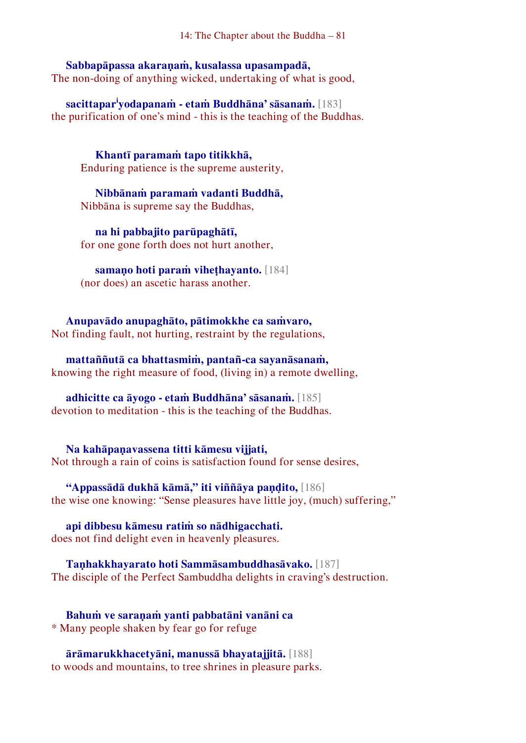**Sabbapāpassa akaraṇaṁ, kusalassa upasampadā,**
The non-doing of anything wicked, undertaking of what is good,

**sacittapar'yodapanaṁ - etaṁ Buddhāna' sāsanaṁ.** [183]
the purification of one's mind - this is the teaching of the Buddhas.

**Khantī paramaṁ tapo titikkhā,**
Enduring patience is the supreme austerity,

**Nibbānaṁ paramaṁ vadanti Buddhā,**
Nibbāna is supreme say the Buddhas,

**na hi pabbajito parūpaghātī,**
for one gone forth does not hurt another,

**samaṇo hoti paraṁ viheṭhayanto.** [184]
(nor does) an ascetic harass another.

**Anupavādo anupaghāto, pātimokkhe ca saṁvaro,**
Not finding fault, not hurting, restraint by the regulations,

**mattaññutā ca bhattasmiṁ, pantañ-ca sayanāsanaṁ,**
knowing the right measure of food, (living in) a remote dwelling,

**adhicitte ca āyogo - etaṁ Buddhāna' sāsanaṁ.** [185]
devotion to meditation - this is the teaching of the Buddhas.

**Na kahāpaṇavassena titti kāmesu vijjati,**
Not through a rain of coins is satisfaction found for sense desires,

**"Appassādā dukhā kāmā," iti viññāya paṇḍito,** [186]
the wise one knowing: "Sense pleasures have little joy, (much) suffering,"

**api dibbesu kāmesu ratiṁ so nādhigacchati.**
does not find delight even in heavenly pleasures.

**Taṇhakkhayarato hoti Sammāsambuddhasāvako.** [187]
The disciple of the Perfect Sambuddha delights in craving's destruction.

**Bahuṁ ve saraṇaṁ yanti pabbatāni vanāni ca**
* Many people shaken by fear go for refuge

**ārāmarukkhacetyāni, manussā bhayatajjitā.** [188]
to woods and mountains, to tree shrines in pleasure parks.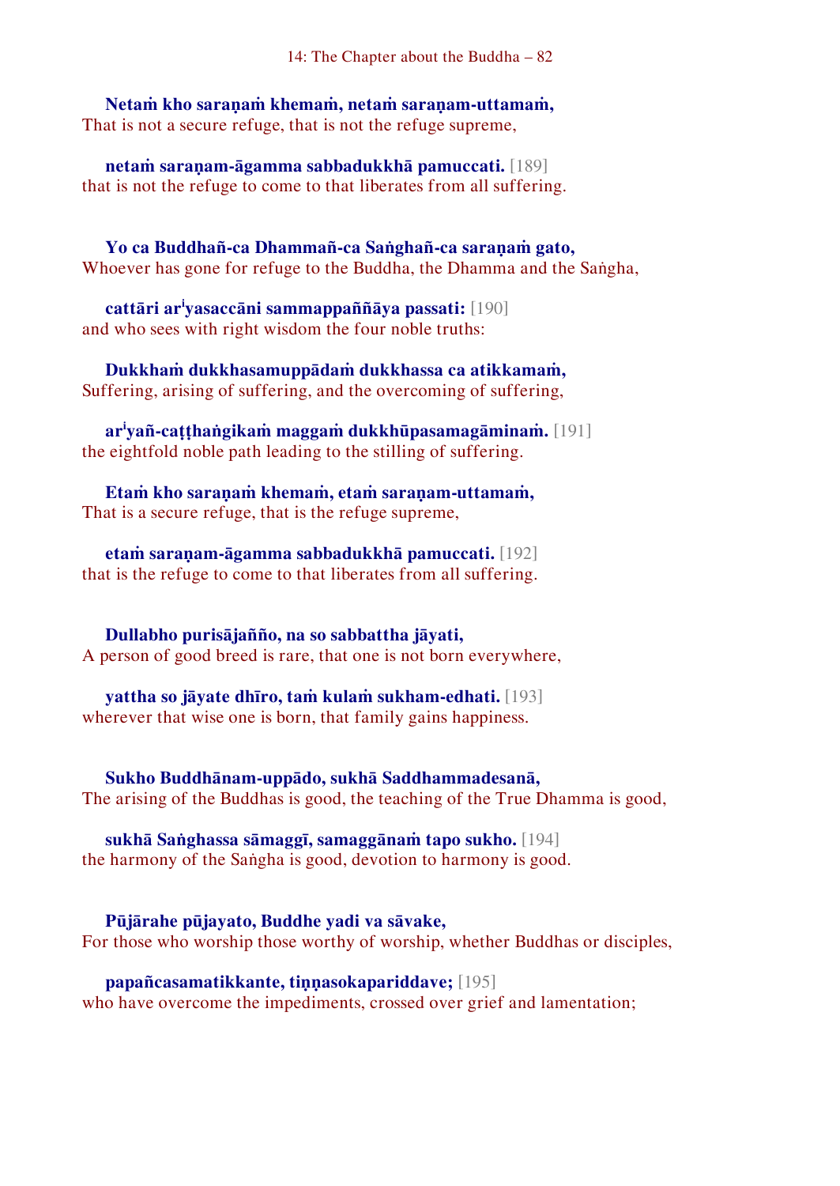**Netaṁ kho saraṇaṁ khemaṁ, netaṁ saraṇam-uttamaṁ,**
That is not a secure refuge, that is not the refuge supreme,

**netaṁ saraṇam-āgamma sabbadukkhā pamuccati.** [189]
that is not the refuge to come to that liberates from all suffering.

**Yo ca Buddhañ-ca Dhammañ-ca Saṅghañ-ca saraṇaṁ gato,**
Whoever has gone for refuge to the Buddha, the Dhamma and the Saṅgha,

**cattāri ar^i^yasaccāni sammappaññāya passati:** [190]
and who sees with right wisdom the four noble truths:

**Dukkhaṁ dukkhasamuppādaṁ dukkhassa ca atikkamaṁ,**
Suffering, arising of suffering, and the overcoming of suffering,

**ar^i^yañ-caṭṭhaṅgikaṁ maggaṁ dukkhūpasamagāminaṁ.** [191]
the eightfold noble path leading to the stilling of suffering.

**Etaṁ kho saraṇaṁ khemaṁ, etaṁ saraṇam-uttamaṁ,**
That is a secure refuge, that is the refuge supreme,

**etaṁ saraṇam-āgamma sabbadukkhā pamuccati.** [192]
that is the refuge to come to that liberates from all suffering.

**Dullabho purisājañño, na so sabbattha jāyati,**
A person of good breed is rare, that one is not born everywhere,

**yattha so jāyate dhīro, taṁ kulaṁ sukham-edhati.** [193]
wherever that wise one is born, that family gains happiness.

**Sukho Buddhānam-uppādo, sukhā Saddhammadesanā,**
The arising of the Buddhas is good, the teaching of the True Dhamma is good,

**sukhā Saṅghassa sāmaggī, samaggānaṁ tapo sukho.** [194]
the harmony of the Saṅgha is good, devotion to harmony is good.

**Pūjārahe pūjayato, Buddhe yadi va sāvake,**
For those who worship those worthy of worship, whether Buddhas or disciples,

**papañcasamatikkante, tiṇṇasokapariddave;** [195]
who have overcome the impediments, crossed over grief and lamentation;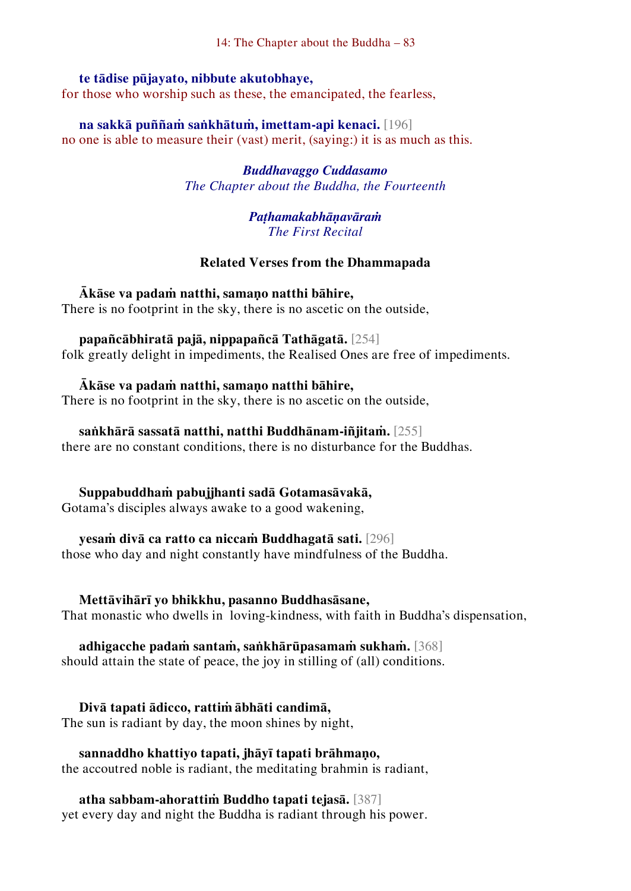**te tādise pūjayato, nibbute akutobhaye,**
for those who worship such as these, the emancipated, the fearless,

**na sakkā puññaṁ saṅkhātuṁ, imettam-api kenaci.** [196]
no one is able to measure their (vast) merit, (saying:) it is as much as this.

*Buddhavaggo Cuddasamo*
*The Chapter about the Buddha, the Fourteenth*

*Paṭhamakabhāṇavāraṁ*
*The First Recital*

### Related Verses from the Dhammapada

**Ākāse va padaṁ natthi, samaṇo natthi bāhire,**
There is no footprint in the sky, there is no ascetic on the outside,

**papañcābhiratā pajā, nippapañcā Tathāgatā.** [254]
folk greatly delight in impediments, the Realised Ones are free of impediments.

**Ākāse va padaṁ natthi, samaṇo natthi bāhire,**
There is no footprint in the sky, there is no ascetic on the outside,

**saṅkhārā sassatā natthi, natthi Buddhānam-iñjitaṁ.** [255]
there are no constant conditions, there is no disturbance for the Buddhas.

**Suppabuddhaṁ pabujjhanti sadā Gotamasāvakā,**
Gotama's disciples always awake to a good wakening,

**yesaṁ divā ca ratto ca niccaṁ Buddhagatā sati.** [296]
those who day and night constantly have mindfulness of the Buddha.

**Mettāvihārī yo bhikkhu, pasanno Buddhasāsane,**
That monastic who dwells in loving-kindness, with faith in Buddha's dispensation,

**adhigacche padaṁ santaṁ, saṅkhārūpasamaṁ sukhaṁ.** [368]
should attain the state of peace, the joy in stilling of (all) conditions.

**Divā tapati ādicco, rattiṁ ābhāti candimā,**
The sun is radiant by day, the moon shines by night,

**sannaddho khattiyo tapati, jhāyī tapati brāhmaṇo,**
the accoutred noble is radiant, the meditating brahmin is radiant,

**atha sabbam-ahorattiṁ Buddho tapati tejasā.** [387]
yet every day and night the Buddha is radiant through his power.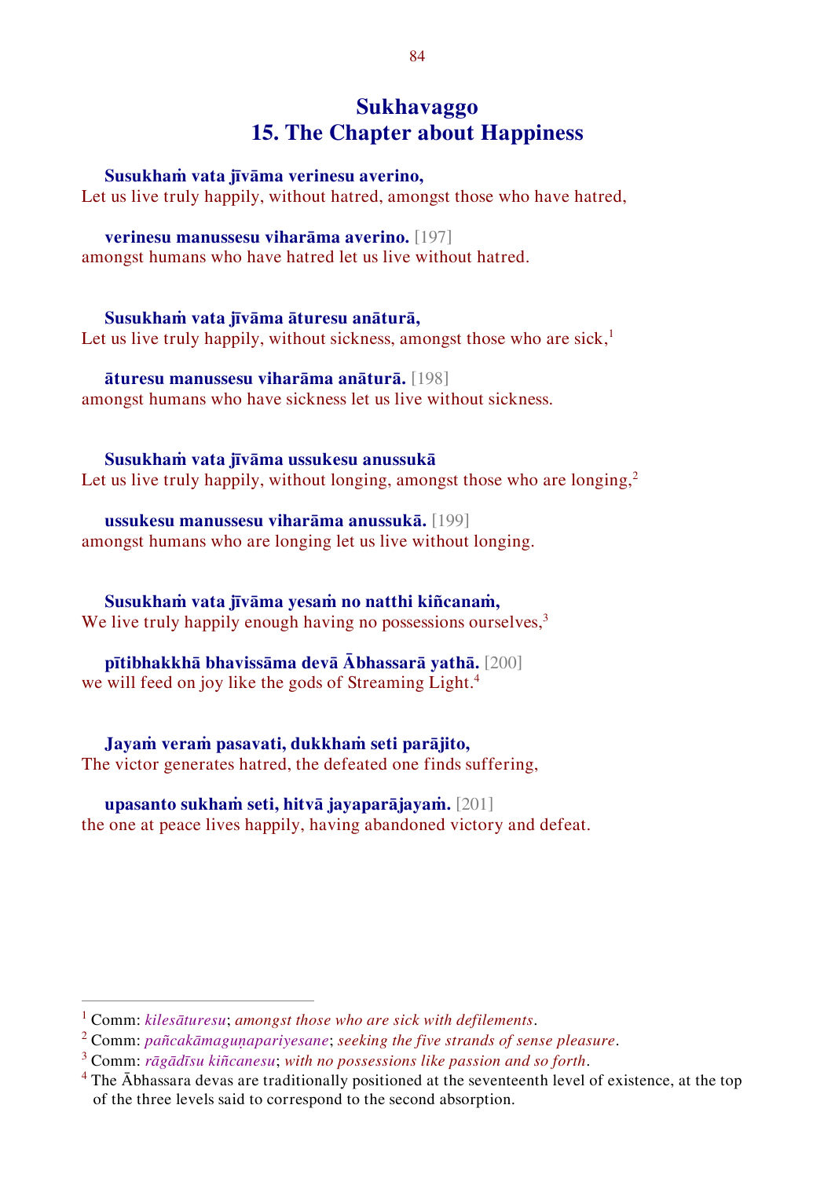## Sukhavaggo
## 15. The Chapter about Happiness

**Susukhaṁ vata jīvāma verinesu averino,**
Let us live truly happily, without hatred, amongst those who have hatred,

**verinesu manussesu viharāma averino.** [197]
amongst humans who have hatred let us live without hatred.

**Susukhaṁ vata jīvāma āturesu anāturā,**
Let us live truly happily, without sickness, amongst those who are sick,[1]

**āturesu manussesu viharāma anāturā.** [198]
amongst humans who have sickness let us live without sickness.

**Susukhaṁ vata jīvāma ussukesu anussukā**
Let us live truly happily, without longing, amongst those who are longing,[2]

**ussukesu manussesu viharāma anussukā.** [199]
amongst humans who are longing let us live without longing.

**Susukhaṁ vata jīvāma yesaṁ no natthi kiñcanaṁ,**
We live truly happily enough having no possessions ourselves,[3]

**pītibhakkhā bhavissāma devā Ābhassarā yathā.** [200]
we will feed on joy like the gods of Streaming Light.[4]

**Jayaṁ veraṁ pasavati, dukkhaṁ seti parājito,**
The victor generates hatred, the defeated one finds suffering,

**upasanto sukhaṁ seti, hitvā jayaparājayaṁ.** [201]
the one at peace lives happily, having abandoned victory and defeat.

---

[1] Comm: *kilesāturesu*; *amongst those who are sick with defilements*.

[2] Comm: *pañcakāmaguṇapariyesane*; *seeking the five strands of sense pleasure*.

[3] Comm: *rāgādīsu kiñcanesu*; *with no possessions like passion and so forth*.

[4] The Ābhassara devas are traditionally positioned at the seventeenth level of existence, at the top of the three levels said to correspond to the second absorption.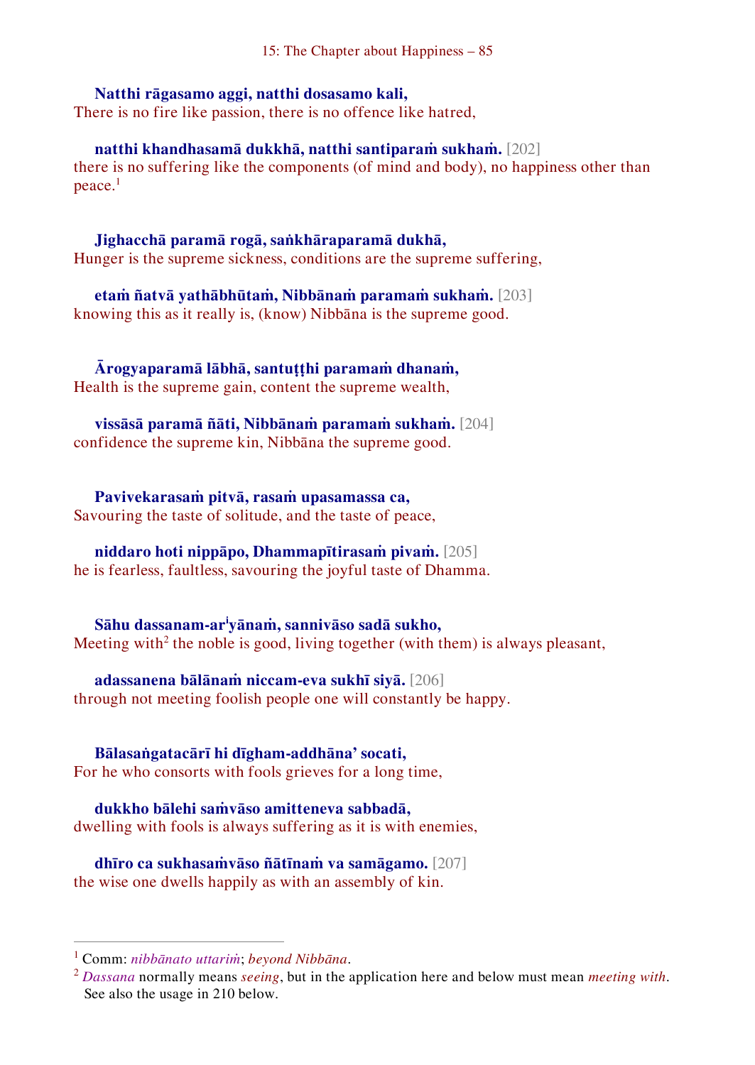**Natthi rāgasamo aggi, natthi dosasamo kali,**
There is no fire like passion, there is no offence like hatred,

**natthi khandhasamā dukkhā, natthi santiparaṁ sukhaṁ.** [202]
there is no suffering like the components (of mind and body), no happiness other than peace.[1]

**Jighacchā paramā rogā, saṅkhāraparamā dukhā,**
Hunger is the supreme sickness, conditions are the supreme suffering,

**etaṁ ñatvā yathābhūtaṁ, Nibbānaṁ paramaṁ sukhaṁ.** [203]
knowing this as it really is, (know) Nibbāna is the supreme good.

**Ārogyaparamā lābhā, santuṭṭhi paramaṁ dhanaṁ,**
Health is the supreme gain, content the supreme wealth,

**vissāsā paramā ñāti, Nibbānaṁ paramaṁ sukhaṁ.** [204]
confidence the supreme kin, Nibbāna the supreme good.

**Pavivekarasaṁ pitvā, rasaṁ upasamassa ca,**
Savouring the taste of solitude, and the taste of peace,

**niddaro hoti nippāpo, Dhammapītirasaṁ pivaṁ.** [205]
he is fearless, faultless, savouring the joyful taste of Dhamma.

**Sāhu dassanam-ar[i]yānaṁ, sannivāso sadā sukho,**
Meeting with[2] the noble is good, living together (with them) is always pleasant,

**adassanena bālānaṁ niccam-eva sukhī siyā.** [206]
through not meeting foolish people one will constantly be happy.

**Bālasaṅgatacārī hi dīgham-addhāna' socati,**
For he who consorts with fools grieves for a long time,

**dukkho bālehi saṁvāso amitteneva sabbadā,**
dwelling with fools is always suffering as it is with enemies,

**dhīro ca sukhasaṁvāso ñātīnaṁ va samāgamo.** [207]
the wise one dwells happily as with an assembly of kin.

---

[1] Comm: *nibbānato uttariṁ*; *beyond Nibbāna*.

[2] *Dassana* normally means *seeing*, but in the application here and below must mean *meeting with*. See also the usage in 210 below.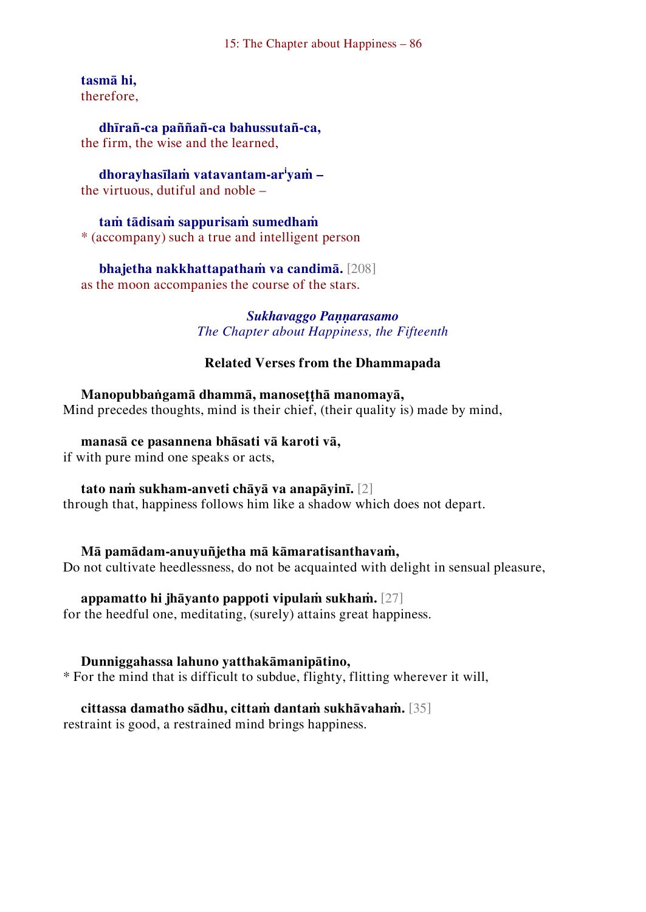**tasmā hi,**
therefore,

**dhīrañ-ca paññañ-ca bahussutañ-ca,**
the firm, the wise and the learned,

**dhorayhasīlaṁ vatavantam-ar<sup>i</sup>yaṁ –**
the virtuous, dutiful and noble –

**taṁ tādisaṁ sappurisaṁ sumedhaṁ**
* (accompany) such a true and intelligent person

**bhajetha nakkhattapathaṁ va candimā.** [208]
as the moon accompanies the course of the stars.

*Sukhavaggo Paṇṇarasamo*
*The Chapter about Happiness, the Fifteenth*

### Related Verses from the Dhammapada

**Manopubbaṅgamā dhammā, manoseṭṭhā manomayā,**
Mind precedes thoughts, mind is their chief, (their quality is) made by mind,

**manasā ce pasannena bhāsati vā karoti vā,**
if with pure mind one speaks or acts,

**tato naṁ sukham-anveti chāyā va anapāyinī.** [2]
through that, happiness follows him like a shadow which does not depart.

**Mā pamādam-anuyuñjetha mā kāmaratisanthavaṁ,**
Do not cultivate heedlessness, do not be acquainted with delight in sensual pleasure,

**appamatto hi jhāyanto pappoti vipulaṁ sukhaṁ.** [27]
for the heedful one, meditating, (surely) attains great happiness.

**Dunniggahassa lahuno yatthakāmanipātino,**
* For the mind that is difficult to subdue, flighty, flitting wherever it will,

**cittassa damatho sādhu, cittaṁ dantaṁ sukhāvahaṁ.** [35]
restraint is good, a restrained mind brings happiness.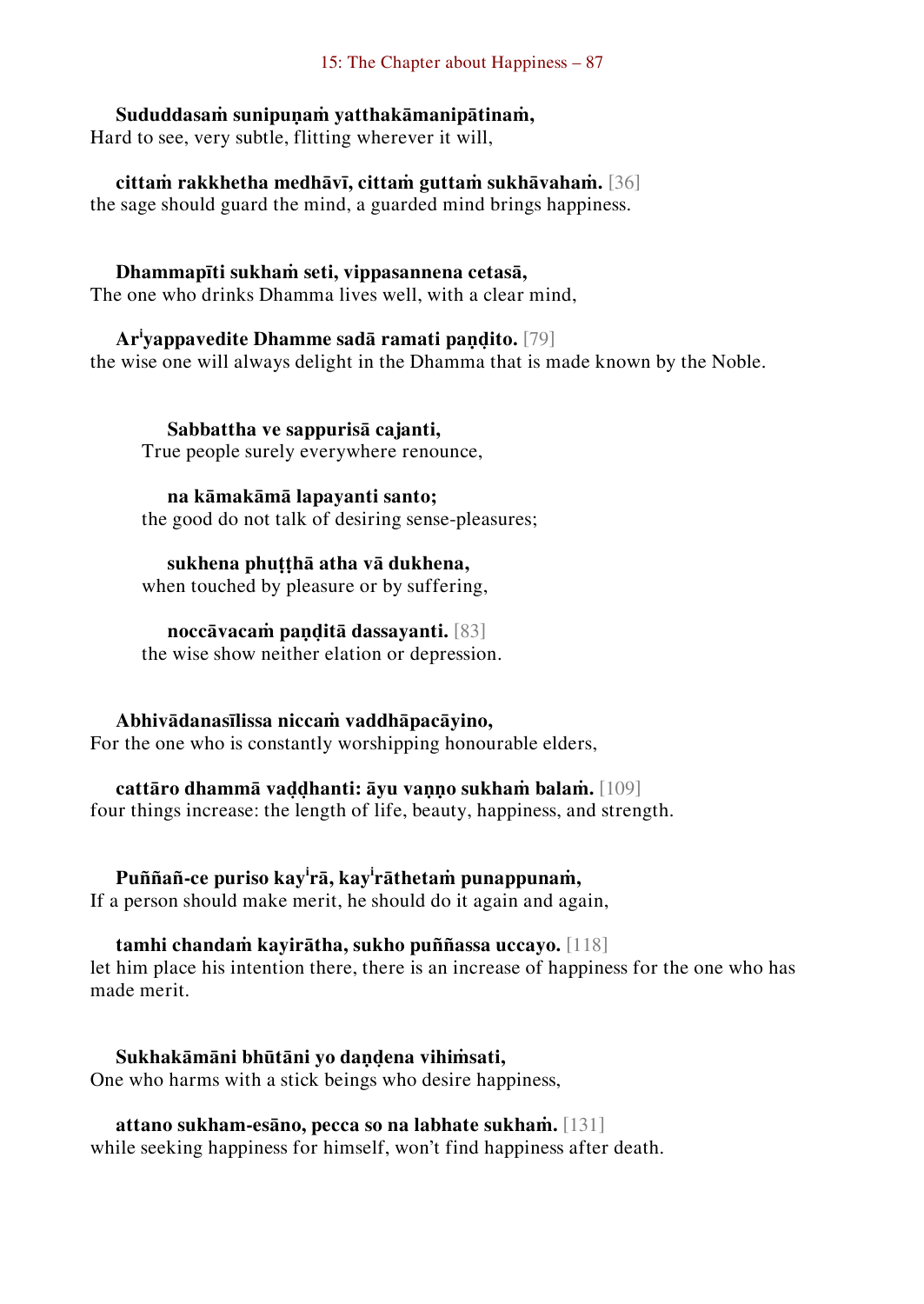**Sududdasaṁ sunipuṇaṁ yatthakāmanipātinaṁ,**
Hard to see, very subtle, flitting wherever it will,

**cittaṁ rakkhetha medhāvī, cittaṁ guttaṁ sukhāvahaṁ.** [36]
the sage should guard the mind, a guarded mind brings happiness.

**Dhammapīti sukhaṁ seti, vippasannena cetasā,**
The one who drinks Dhamma lives well, with a clear mind,

**Ar[i]yappavedite Dhamme sadā ramati paṇḍito.** [79]
the wise one will always delight in the Dhamma that is made known by the Noble.

**Sabbattha ve sappurisā cajanti,**
True people surely everywhere renounce,

**na kāmakāmā lapayanti santo;**
the good do not talk of desiring sense-pleasures;

**sukhena phuṭṭhā atha vā dukhena,**
when touched by pleasure or by suffering,

**noccāvacaṁ paṇḍitā dassayanti.** [83]
the wise show neither elation or depression.

**Abhivādanasīlissa niccaṁ vaddhāpacāyino,**
For the one who is constantly worshipping honourable elders,

**cattāro dhammā vaḍḍhanti: āyu vaṇṇo sukhaṁ balaṁ.** [109]
four things increase: the length of life, beauty, happiness, and strength.

**Puññañ-ce puriso kay[i]rā, kay[i]rāthetaṁ punappunaṁ,**
If a person should make merit, he should do it again and again,

**tamhi chandaṁ kayirātha, sukho puññassa uccayo.** [118]
let him place his intention there, there is an increase of happiness for the one who has made merit.

**Sukhakāmāni bhūtāni yo daṇḍena vihiṁsati,**
One who harms with a stick beings who desire happiness,

**attano sukham-esāno, pecca so na labhate sukhaṁ.** [131]
while seeking happiness for himself, won't find happiness after death.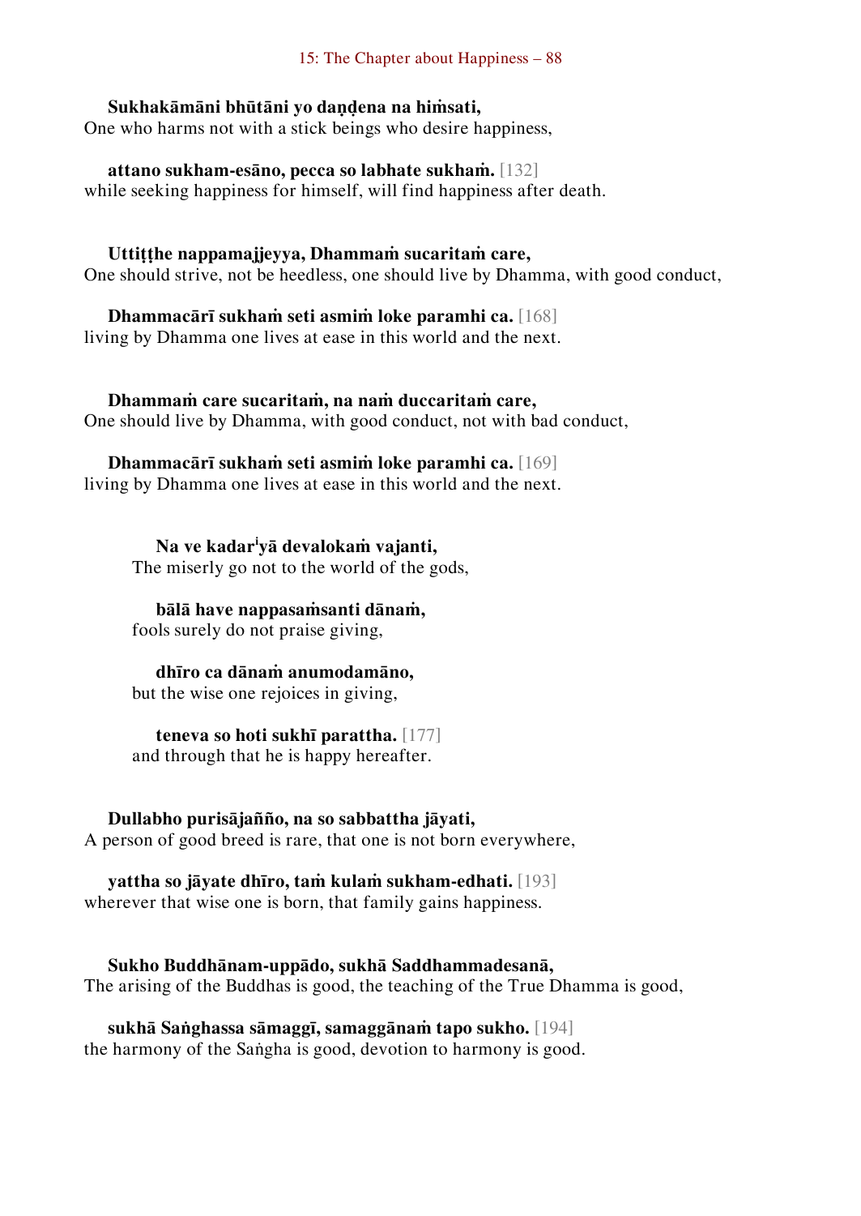**Sukhakāmāni bhūtāni yo daṇḍena na hiṁsati,**
One who harms not with a stick beings who desire happiness,

**attano sukham-esāno, pecca so labhate sukhaṁ.** [132]
while seeking happiness for himself, will find happiness after death.

**Uttiṭṭhe nappamajjeyya, Dhammaṁ sucaritaṁ care,**
One should strive, not be heedless, one should live by Dhamma, with good conduct,

**Dhammacārī sukhaṁ seti asmiṁ loke paramhi ca.** [168]
living by Dhamma one lives at ease in this world and the next.

**Dhammaṁ care sucaritaṁ, na naṁ duccaritaṁ care,**
One should live by Dhamma, with good conduct, not with bad conduct,

**Dhammacārī sukhaṁ seti asmiṁ loke paramhi ca.** [169]
living by Dhamma one lives at ease in this world and the next.

**Na ve kadar[i]yā devalokaṁ vajanti,**
The miserly go not to the world of the gods,

**bālā have nappasaṁsanti dānaṁ,**
fools surely do not praise giving,

**dhīro ca dānaṁ anumodamāno,**
but the wise one rejoices in giving,

**teneva so hoti sukhī parattha.** [177]
and through that he is happy hereafter.

**Dullabho purisājañño, na so sabbattha jāyati,**
A person of good breed is rare, that one is not born everywhere,

**yattha so jāyate dhīro, taṁ kulaṁ sukham-edhati.** [193]
wherever that wise one is born, that family gains happiness.

**Sukho Buddhānam-uppādo, sukhā Saddhammadesanā,**
The arising of the Buddhas is good, the teaching of the True Dhamma is good,

**sukhā Saṅghassa sāmaggī, samaggānaṁ tapo sukho.** [194]
the harmony of the Saṅgha is good, devotion to harmony is good.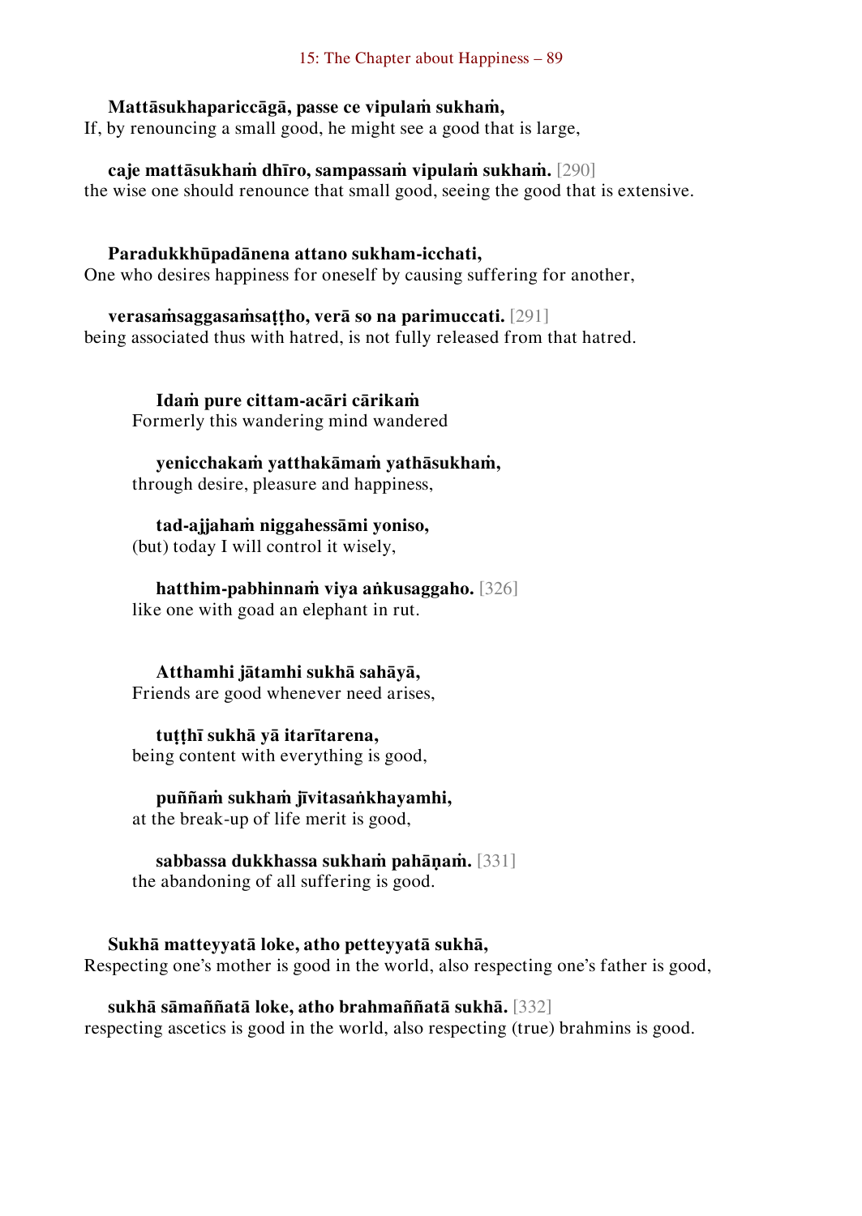**Mattāsukhapariccāgā, passe ce vipulaṁ sukhaṁ,**
If, by renouncing a small good, he might see a good that is large,

**caje mattāsukhaṁ dhīro, sampassaṁ vipulaṁ sukhaṁ.** [290]
the wise one should renounce that small good, seeing the good that is extensive.

**Paradukkhūpadānena attano sukham-icchati,**
One who desires happiness for oneself by causing suffering for another,

**verasaṁsaggasaṁsaṭṭho, verā so na parimuccati.** [291]
being associated thus with hatred, is not fully released from that hatred.

**Idaṁ pure cittam-acāri cārikaṁ**
Formerly this wandering mind wandered

**yenicchakaṁ yatthakāmaṁ yathāsukhaṁ,**
through desire, pleasure and happiness,

**tad-ajjahaṁ niggahessāmi yoniso,**
(but) today I will control it wisely,

**hatthim-pabhinnaṁ viya aṅkusaggaho.** [326]
like one with goad an elephant in rut.

**Atthamhi jātamhi sukhā sahāyā,**
Friends are good whenever need arises,

**tuṭṭhī sukhā yā itarītarena,**
being content with everything is good,

**puññaṁ sukhaṁ jīvitasaṅkhayamhi,**
at the break-up of life merit is good,

**sabbassa dukkhassa sukhaṁ pahāṇaṁ.** [331]
the abandoning of all suffering is good.

**Sukhā matteyyatā loke, atho petteyyatā sukhā,**
Respecting one's mother is good in the world, also respecting one's father is good,

**sukhā sāmaññatā loke, atho brahmaññatā sukhā.** [332]
respecting ascetics is good in the world, also respecting (true) brahmins is good.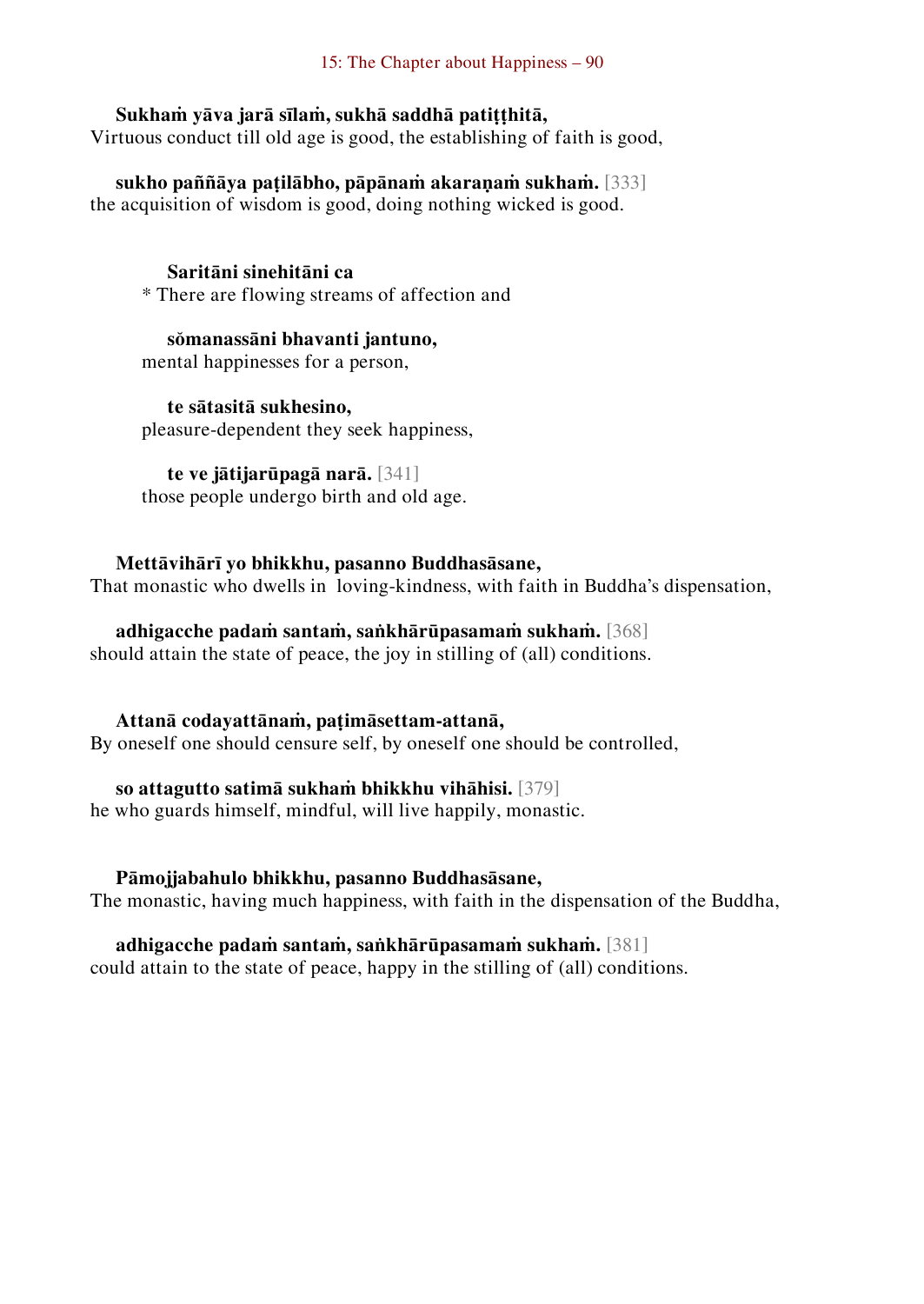**Sukhaṁ yāva jarā sīlaṁ, sukhā saddhā patiṭṭhitā,**
Virtuous conduct till old age is good, the establishing of faith is good,

**sukho paññāya paṭilābho, pāpānaṁ akaraṇaṁ sukhaṁ.** [333]
the acquisition of wisdom is good, doing nothing wicked is good.

**Saritāni sinehitāni ca**
* There are flowing streams of affection and

**sŏmanassāni bhavanti jantuno,**
mental happinesses for a person,

**te sātasitā sukhesino,**
pleasure-dependent they seek happiness,

**te ve jātijarūpagā narā.** [341]
those people undergo birth and old age.

**Mettāvihārī yo bhikkhu, pasanno Buddhasāsane,**
That monastic who dwells in loving-kindness, with faith in Buddha's dispensation,

**adhigacche padaṁ santaṁ, saṅkhārūpasamaṁ sukhaṁ.** [368]
should attain the state of peace, the joy in stilling of (all) conditions.

**Attanā codayattānaṁ, paṭimāsettam-attanā,**
By oneself one should censure self, by oneself one should be controlled,

**so attagutto satimā sukhaṁ bhikkhu vihāhisi.** [379]
he who guards himself, mindful, will live happily, monastic.

**Pāmojjabahulo bhikkhu, pasanno Buddhasāsane,**
The monastic, having much happiness, with faith in the dispensation of the Buddha,

**adhigacche padaṁ santaṁ, saṅkhārūpasamaṁ sukhaṁ.** [381]
could attain to the state of peace, happy in the stilling of (all) conditions.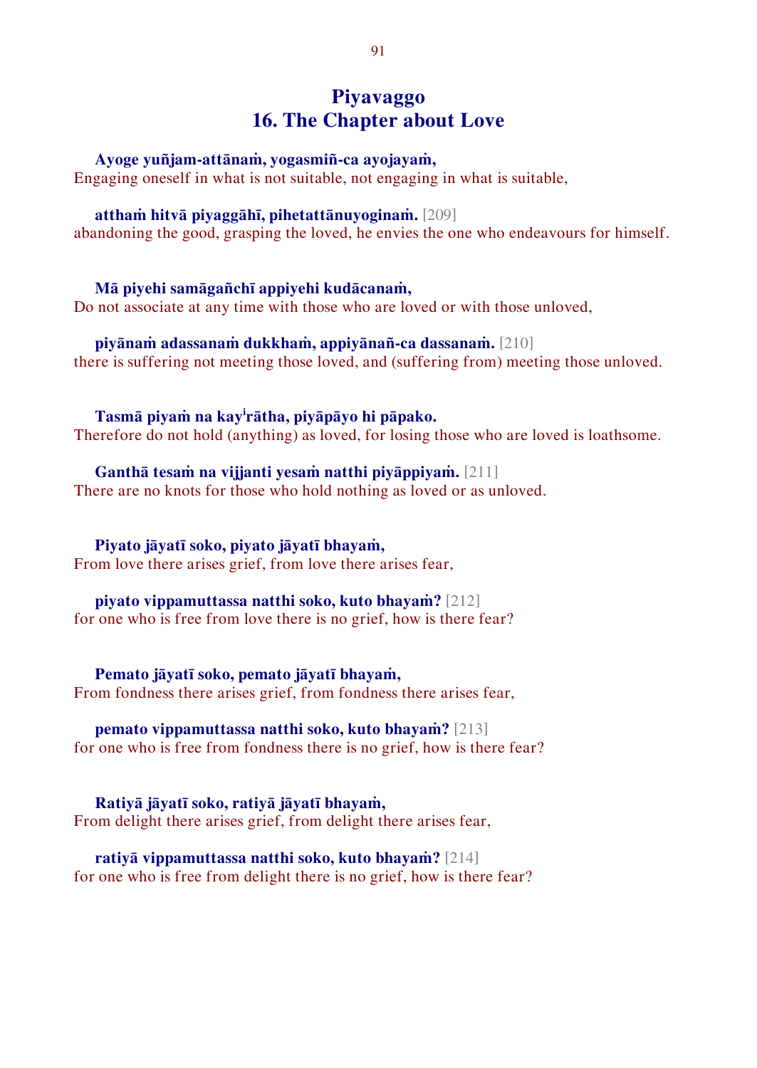# Piyavaggo
# 16. The Chapter about Love

**Ayoge yuñjam-attānaṁ, yogasmiñ-ca ayojayaṁ,**
Engaging oneself in what is not suitable, not engaging in what is suitable,

**atthaṁ hitvā piyaggāhī, pihetattānuyoginaṁ.** [209]
abandoning the good, grasping the loved, he envies the one who endeavours for himself.

**Mā piyehi samāgañchī appiyehi kudācanaṁ,**
Do not associate at any time with those who are loved or with those unloved,

**piyānaṁ adassanaṁ dukkhaṁ, appiyānañ-ca dassanaṁ.** [210]
there is suffering not meeting those loved, and (suffering from) meeting those unloved.

**Tasmā piyaṁ na kay[i]rātha, piyāpāyo hi pāpako.**
Therefore do not hold (anything) as loved, for losing those who are loved is loathsome.

**Ganthā tesaṁ na vijjanti yesaṁ natthi piyāppiyaṁ.** [211]
There are no knots for those who hold nothing as loved or as unloved.

**Piyato jāyatī soko, piyato jāyatī bhayaṁ,**
From love there arises grief, from love there arises fear,

**piyato vippamuttassa natthi soko, kuto bhayaṁ?** [212]
for one who is free from love there is no grief, how is there fear?

**Pemato jāyatī soko, pemato jāyatī bhayaṁ,**
From fondness there arises grief, from fondness there arises fear,

**pemato vippamuttassa natthi soko, kuto bhayaṁ?** [213]
for one who is free from fondness there is no grief, how is there fear?

**Ratiyā jāyatī soko, ratiyā jāyatī bhayaṁ,**
From delight there arises grief, from delight there arises fear,

**ratiyā vippamuttassa natthi soko, kuto bhayaṁ?** [214]
for one who is free from delight there is no grief, how is there fear?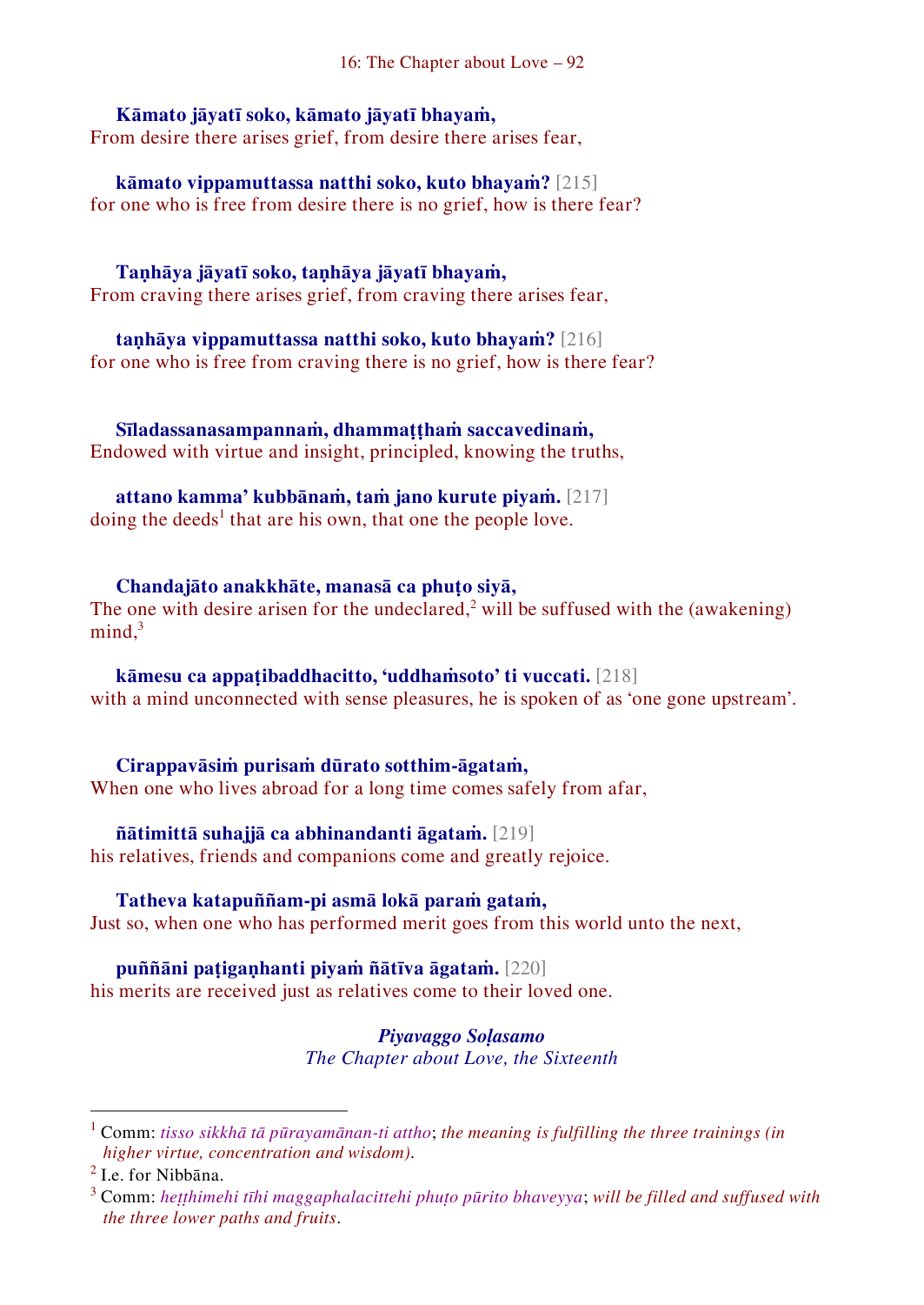**Kāmato jāyatī soko, kāmato jāyatī bhayaṁ,**
From desire there arises grief, from desire there arises fear,

**kāmato vippamuttassa natthi soko, kuto bhayaṁ?** [215]
for one who is free from desire there is no grief, how is there fear?

**Taṇhāya jāyatī soko, taṇhāya jāyatī bhayaṁ,**
From craving there arises grief, from craving there arises fear,

**taṇhāya vippamuttassa natthi soko, kuto bhayaṁ?** [216]
for one who is free from craving there is no grief, how is there fear?

**Sīladassanasampannaṁ, dhammaṭṭhaṁ saccavedinaṁ,**
Endowed with virtue and insight, principled, knowing the truths,

**attano kamma' kubbānaṁ, taṁ jano kurute piyaṁ.** [217]
doing the deeds[1] that are his own, that one the people love.

**Chandajāto anakkhāte, manasā ca phuṭo siyā,**
The one with desire arisen for the undeclared,[2] will be suffused with the (awakening) mind,[3]

**kāmesu ca appaṭibaddhacitto, 'uddhaṁsoto' ti vuccati.** [218]
with a mind unconnected with sense pleasures, he is spoken of as 'one gone upstream'.

**Cirappavāsiṁ purisaṁ dūrato sotthim-āgataṁ,**
When one who lives abroad for a long time comes safely from afar,

**ñātimittā suhajjā ca abhinandanti āgataṁ.** [219]
his relatives, friends and companions come and greatly rejoice.

**Tatheva katapuññam-pi asmā lokā paraṁ gataṁ,**
Just so, when one who has performed merit goes from this world unto the next,

**puññāni paṭigaṇhanti piyaṁ ñātīva āgataṁ.** [220]
his merits are received just as relatives come to their loved one.

***Piyavaggo Soḷasamo***
*The Chapter about Love, the Sixteenth*

---

[1] Comm: *tisso sikkhā tā pūrayamānan-ti attho*; *the meaning is fulfilling the three trainings (in higher virtue, concentration and wisdom).*

[2] I.e. for Nibbāna.

[3] Comm: *heṭṭhimehi tīhi maggaphalacittehi phuṭo pūrito bhaveyya*; *will be filled and suffused with the three lower paths and fruits*.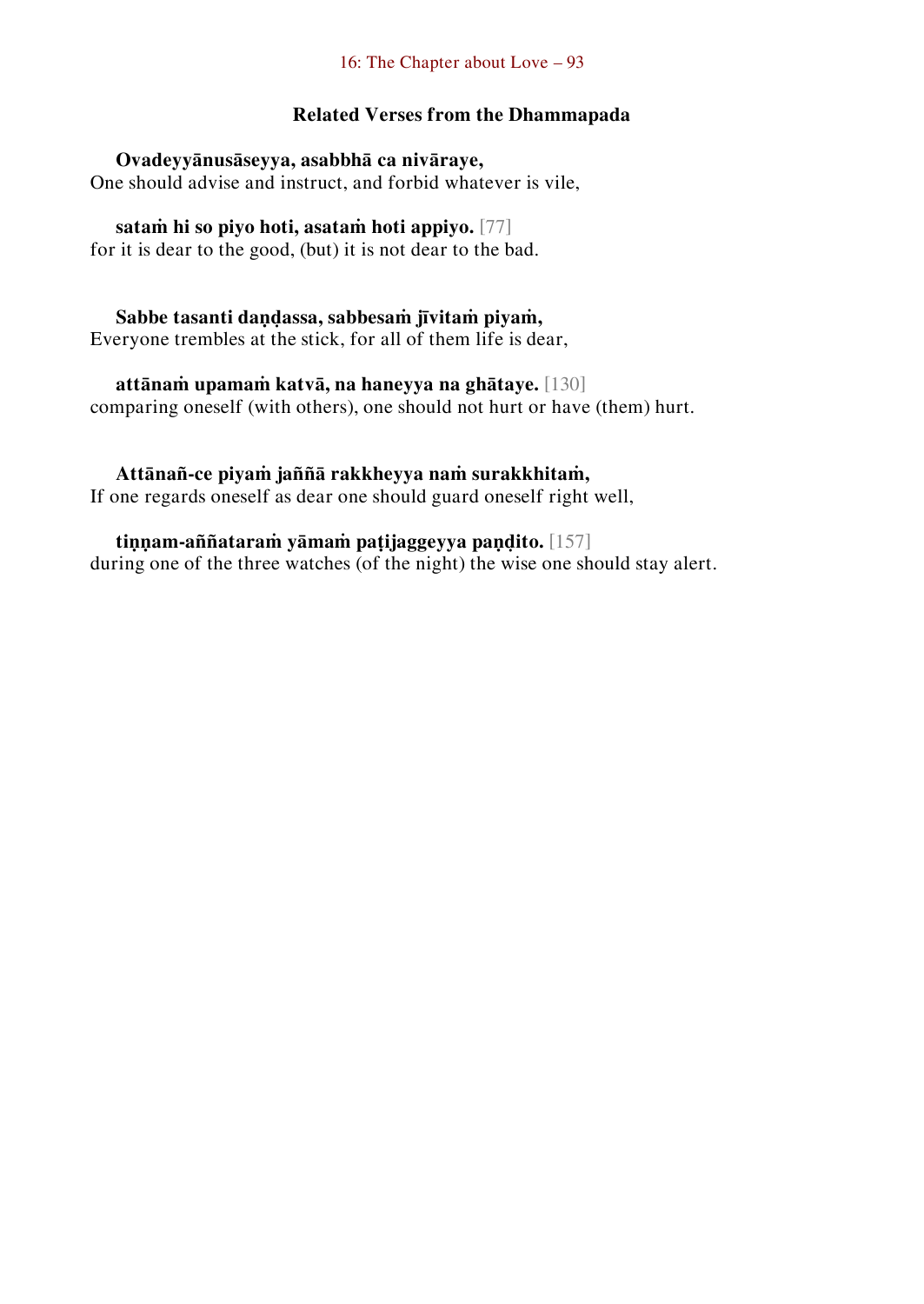### Related Verses from the Dhammapada

**Ovadeyyānusāseyya, asabbhā ca nivāraye,**
One should advise and instruct, and forbid whatever is vile,

**sataṁ hi so piyo hoti, asataṁ hoti appiyo.** [77]
for it is dear to the good, (but) it is not dear to the bad.

**Sabbe tasanti daṇḍassa, sabbesaṁ jīvitaṁ piyaṁ,**
Everyone trembles at the stick, for all of them life is dear,

**attānaṁ upamaṁ katvā, na haneyya na ghātaye.** [130]
comparing oneself (with others), one should not hurt or have (them) hurt.

**Attānañ-ce piyaṁ jaññā rakkheyya naṁ surakkhitaṁ,**
If one regards oneself as dear one should guard oneself right well,

**tiṇṇam-aññataraṁ yāmaṁ paṭijaggeyya paṇḍito.** [157]
during one of the three watches (of the night) the wise one should stay alert.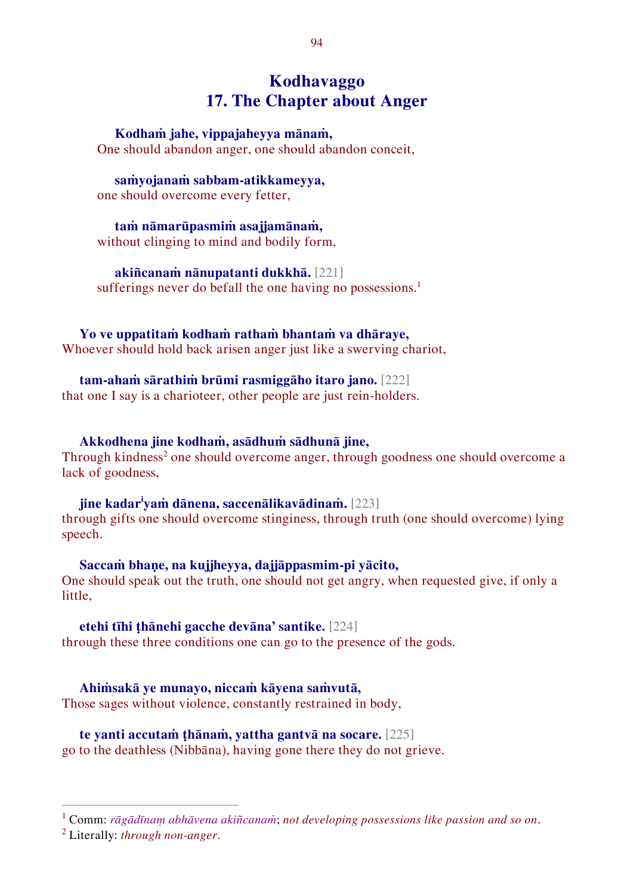# Kodhavaggo
# 17. The Chapter about Anger

**Kodhaṁ jahe, vippajaheyya mānaṁ,**
One should abandon anger, one should abandon conceit,

**saṁyojanaṁ sabbam-atikkameyya,**
one should overcome every fetter,

**taṁ nāmarūpasmiṁ asajjamānaṁ,**
without clinging to mind and bodily form,

**akiñcanaṁ nānupatanti dukkhā.** [221]
sufferings never do befall the one having no possessions.[1]

**Yo ve uppatitaṁ kodhaṁ rathaṁ bhantaṁ va dhāraye,**
Whoever should hold back arisen anger just like a swerving chariot,

**tam-ahaṁ sārathiṁ brūmi rasmiggāho itaro jano.** [222]
that one I say is a charioteer, other people are just rein-holders.

**Akkodhena jine kodhaṁ, asādhuṁ sādhunā jine,**
Through kindness[2] one should overcome anger, through goodness one should overcome a lack of goodness,

**jine kadar[i]yaṁ dānena, saccenālikavādinaṁ.** [223]
through gifts one should overcome stinginess, through truth (one should overcome) lying speech.

**Saccaṁ bhaṇe, na kujjheyya, dajjāppasmim-pi yācito,**
One should speak out the truth, one should not get angry, when requested give, if only a little,

**etehi tīhi ṭhānehi gacche devāna' santike.** [224]
through these three conditions one can go to the presence of the gods.

**Ahiṁsakā ye munayo, niccaṁ kāyena saṁvutā,**
Those sages without violence, constantly restrained in body,

**te yanti accutaṁ ṭhānaṁ, yattha gantvā na socare.** [225]
go to the deathless (Nibbāna), having gone there they do not grieve.

---

[1] Comm: *rāgādīnaṃ abhāvena akiñcanaṁ*; *not developing possessions like passion and so on*.

[2] Literally: *through non-anger*.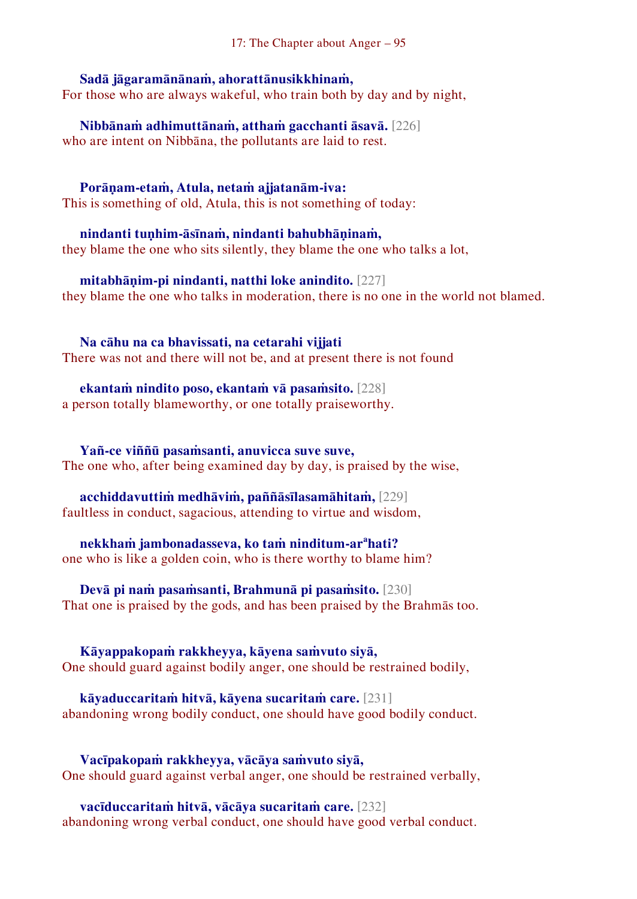**Sadā jāgaramānānaṁ, ahorattānusikkhinaṁ,**
For those who are always wakeful, who train both by day and by night,

**Nibbānaṁ adhimuttānaṁ, atthaṁ gacchanti āsavā.** [226]
who are intent on Nibbāna, the pollutants are laid to rest.

**Porāṇam-etaṁ, Atula, netaṁ ajjatanām-iva:**
This is something of old, Atula, this is not something of today:

**nindanti tuṇhim-āsīnaṁ, nindanti bahubhāṇinaṁ,**
they blame the one who sits silently, they blame the one who talks a lot,

**mitabhāṇim-pi nindanti, natthi loke anindito.** [227]
they blame the one who talks in moderation, there is no one in the world not blamed.

**Na cāhu na ca bhavissati, na cetarahi vijjati**
There was not and there will not be, and at present there is not found

**ekantaṁ nindito poso, ekantaṁ vā pasaṁsito.** [228]
a person totally blameworthy, or one totally praiseworthy.

**Yañ-ce viññū pasaṁsanti, anuvicca suve suve,**
The one who, after being examined day by day, is praised by the wise,

**acchiddavuttiṁ medhāviṁ, paññāsīlasamāhitaṁ,** [229]
faultless in conduct, sagacious, attending to virtue and wisdom,

**nekkhaṁ jambonadasseva, ko taṁ ninditum-ar[a]hati?**
one who is like a golden coin, who is there worthy to blame him?

**Devā pi naṁ pasaṁsanti, Brahmunā pi pasaṁsito.** [230]
That one is praised by the gods, and has been praised by the Brahmās too.

**Kāyappakopaṁ rakkheyya, kāyena saṁvuto siyā,**
One should guard against bodily anger, one should be restrained bodily,

**kāyaduccaritaṁ hitvā, kāyena sucaritaṁ care.** [231]
abandoning wrong bodily conduct, one should have good bodily conduct.

**Vacīpakopaṁ rakkheyya, vācāya saṁvuto siyā,**
One should guard against verbal anger, one should be restrained verbally,

**vacīduccaritaṁ hitvā, vācāya sucaritaṁ care.** [232]
abandoning wrong verbal conduct, one should have good verbal conduct.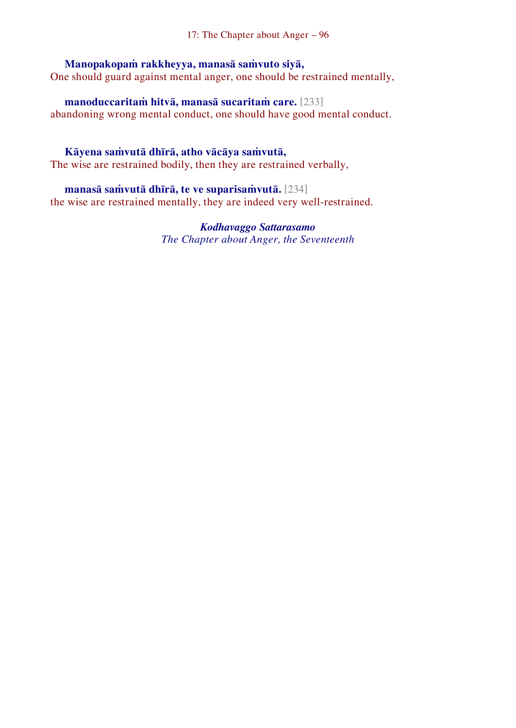**Manopakopaṁ rakkheyya, manasā saṁvuto siyā,**
One should guard against mental anger, one should be restrained mentally,

**manoduccaritaṁ hitvā, manasā sucaritaṁ care.** [233]
abandoning wrong mental conduct, one should have good mental conduct.

**Kāyena saṁvutā dhīrā, atho vācāya saṁvutā,**
The wise are restrained bodily, then they are restrained verbally,

**manasā saṁvutā dhīrā, te ve suparisaṁvutā.** [234]
the wise are restrained mentally, they are indeed very well-restrained.

***Kodhavaggo Sattarasamo***
*The Chapter about Anger, the Seventeenth*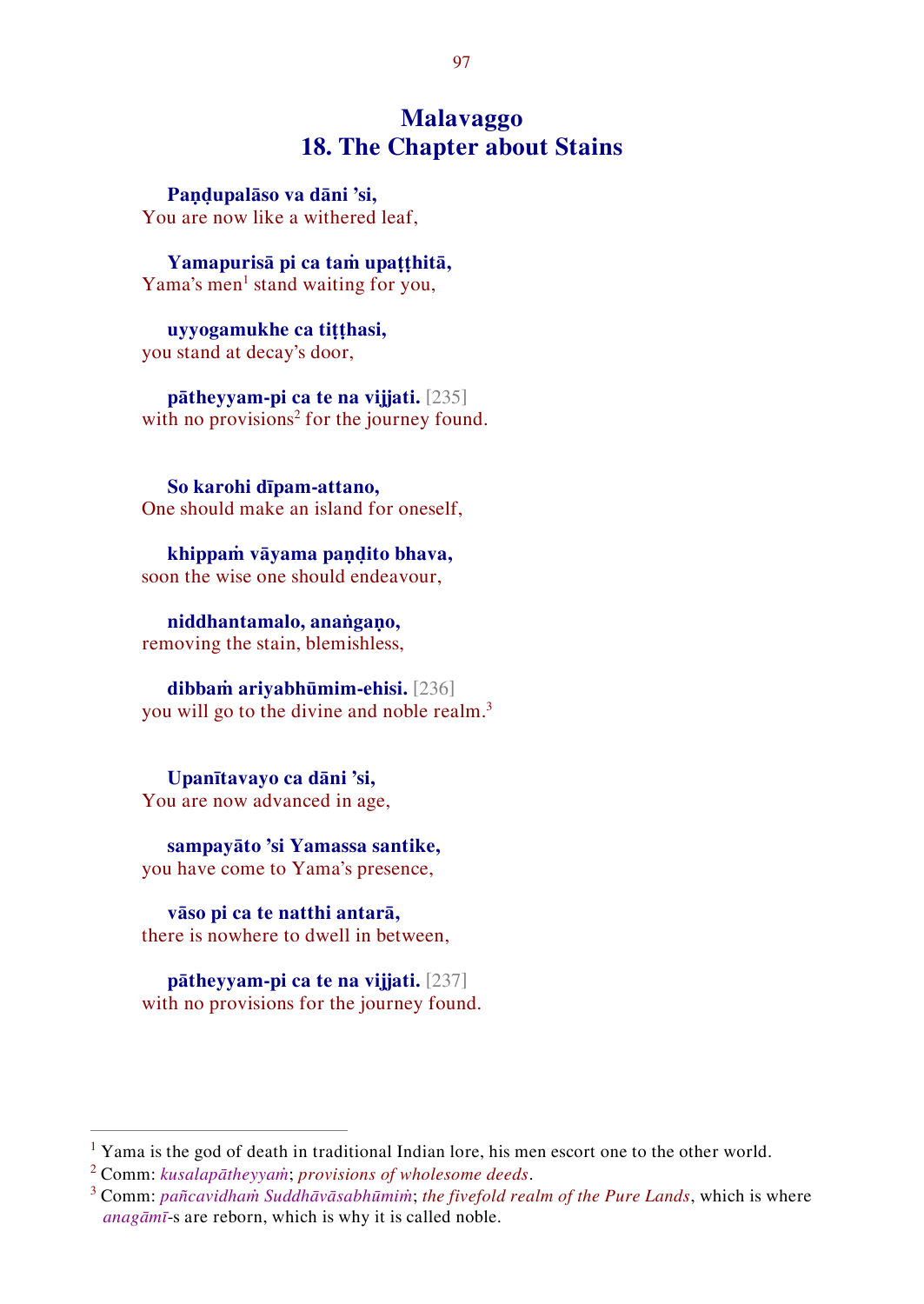# Malavaggo
# 18. The Chapter about Stains

**Paṇḍupalāso va dāni 'si,**
You are now like a withered leaf,

**Yamapurisā pi ca taṁ upaṭṭhitā,**
Yama's men[1] stand waiting for you,

**uyyogamukhe ca tiṭṭhasi,**
you stand at decay's door,

**pātheyyam-pi ca te na vijjati.** [235]
with no provisions[2] for the journey found.

**So karohi dīpam-attano,**
One should make an island for oneself,

**khippaṁ vāyama paṇḍito bhava,**
soon the wise one should endeavour,

**niddhantamalo, anaṅgaṇo,**
removing the stain, blemishless,

**dibbaṁ ariyabhūmim-ehisi.** [236]
you will go to the divine and noble realm.[3]

**Upanītavayo ca dāni 'si,**
You are now advanced in age,

**sampayāto 'si Yamassa santike,**
you have come to Yama's presence,

**vāso pi ca te natthi antarā,**
there is nowhere to dwell in between,

**pātheyyam-pi ca te na vijjati.** [237]
with no provisions for the journey found.

---

[1] Yama is the god of death in traditional Indian lore, his men escort one to the other world.

[2] Comm: *kusalapātheyyaṁ*; *provisions of wholesome deeds*.

[3] Comm: *pañcavidhaṁ Suddhāvāsabhūmiṁ*; *the fivefold realm of the Pure Lands*, which is where *anagāmī*-s are reborn, which is why it is called noble.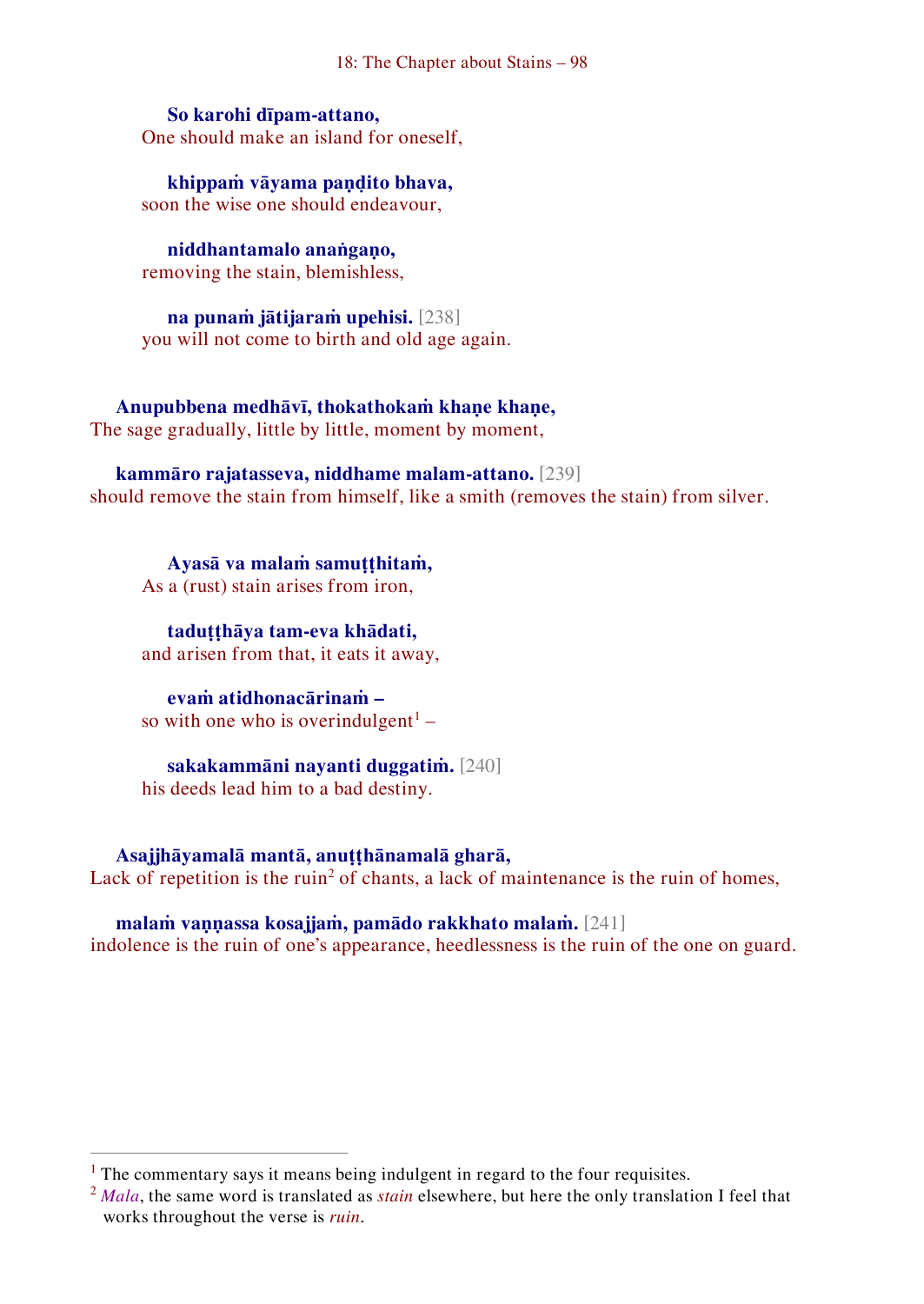**So karohi dīpam-attano,**
One should make an island for oneself,

**khippaṁ vāyama paṇḍito bhava,**
soon the wise one should endeavour,

**niddhantamalo anaṅgaṇo,**
removing the stain, blemishless,

**na punaṁ jātijaraṁ upehisi.** [238]
you will not come to birth and old age again.

**Anupubbena medhāvī, thokathokaṁ khaṇe khaṇe,**
The sage gradually, little by little, moment by moment,

**kammāro rajatasseva, niddhame malam-attano.** [239]
should remove the stain from himself, like a smith (removes the stain) from silver.

**Ayasā va malaṁ samuṭṭhitaṁ,**
As a (rust) stain arises from iron,

**taduṭṭhāya tam-eva khādati,**
and arisen from that, it eats it away,

**evaṁ atidhonacārinaṁ –**
so with one who is overindulgent[1] –

**sakakammāni nayanti duggatiṁ.** [240]
his deeds lead him to a bad destiny.

**Asajjhāyamalā mantā, anuṭṭhānamalā gharā,**
Lack of repetition is the ruin[2] of chants, a lack of maintenance is the ruin of homes,

**malaṁ vaṇṇassa kosajjaṁ, pamādo rakkhato malaṁ.** [241]
indolence is the ruin of one's appearance, heedlessness is the ruin of the one on guard.

---

[1] The commentary says it means being indulgent in regard to the four requisites.

[2] *Mala*, the same word is translated as *stain* elsewhere, but here the only translation I feel that works throughout the verse is *ruin*.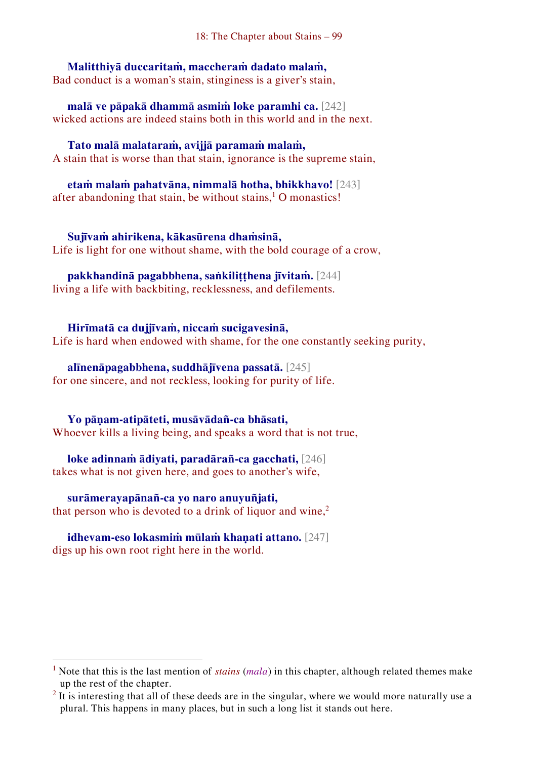**Malitthiyā duccaritaṁ, maccheraṁ dadato malaṁ,**
Bad conduct is a woman's stain, stinginess is a giver's stain,

**malā ve pāpakā dhammā asmiṁ loke paramhi ca.** [242]
wicked actions are indeed stains both in this world and in the next.

**Tato malā malataraṁ, avijjā paramaṁ malaṁ,**
A stain that is worse than that stain, ignorance is the supreme stain,

**etaṁ malaṁ pahatvāna, nimmalā hotha, bhikkhavo!** [243]
after abandoning that stain, be without stains,[1] O monastics!

**Sujīvaṁ ahirikena, kākasūrena dhaṁsinā,**
Life is light for one without shame, with the bold courage of a crow,

**pakkhandinā pagabbhena, saṅkiliṭṭhena jīvitaṁ.** [244]
living a life with backbiting, recklessness, and defilements.

**Hirīmatā ca dujjīvaṁ, niccaṁ sucigavesinā,**
Life is hard when endowed with shame, for the one constantly seeking purity,

**alīnenāpagabbhena, suddhājīvena passatā.** [245]
for one sincere, and not reckless, looking for purity of life.

**Yo pāṇam-atipāteti, musāvādañ-ca bhāsati,**
Whoever kills a living being, and speaks a word that is not true,

**loke adinnaṁ ādiyati, paradārañ-ca gacchati,** [246]
takes what is not given here, and goes to another's wife,

**surāmerayapānañ-ca yo naro anuyuñjati,**
that person who is devoted to a drink of liquor and wine,[2]

**idhevam-eso lokasmiṁ mūlaṁ khaṇati attano.** [247]
digs up his own root right here in the world.

---

[1] Note that this is the last mention of *stains* (*mala*) in this chapter, although related themes make up the rest of the chapter.

[2] It is interesting that all of these deeds are in the singular, where we would more naturally use a plural. This happens in many places, but in such a long list it stands out here.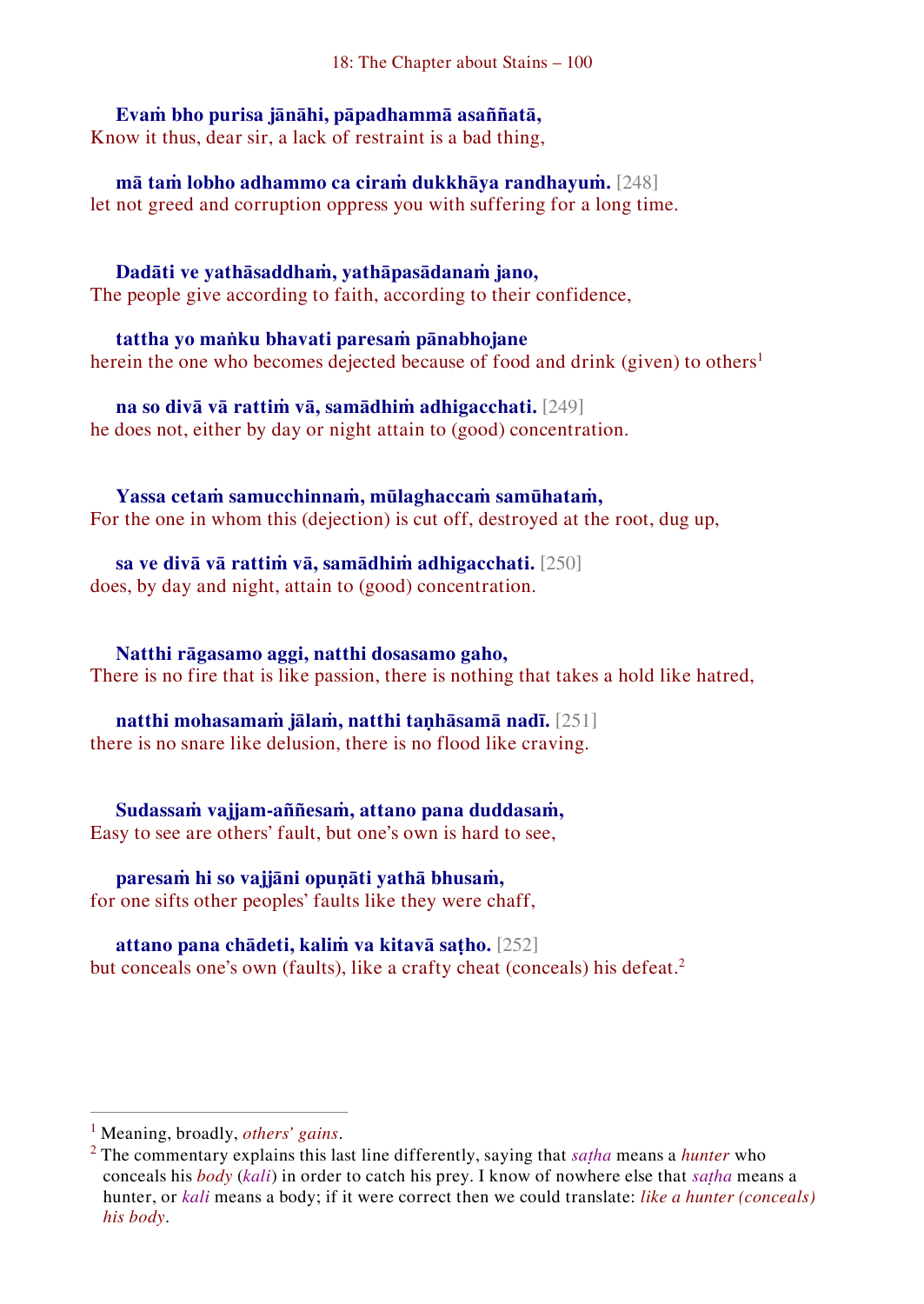**Evaṁ bho purisa jānāhi, pāpadhammā asaññatā,**
Know it thus, dear sir, a lack of restraint is a bad thing,

**mā taṁ lobho adhammo ca ciraṁ dukkhāya randhayuṁ.** [248]
let not greed and corruption oppress you with suffering for a long time.

**Dadāti ve yathāsaddhaṁ, yathāpasādanaṁ jano,**
The people give according to faith, according to their confidence,

**tattha yo maṅku bhavati paresaṁ pānabhojane**
herein the one who becomes dejected because of food and drink (given) to others[1]

**na so divā vā rattiṁ vā, samādhiṁ adhigacchati.** [249]
he does not, either by day or night attain to (good) concentration.

**Yassa cetaṁ samucchinnaṁ, mūlaghaccaṁ samūhataṁ,**
For the one in whom this (dejection) is cut off, destroyed at the root, dug up,

**sa ve divā vā rattiṁ vā, samādhiṁ adhigacchati.** [250]
does, by day and night, attain to (good) concentration.

**Natthi rāgasamo aggi, natthi dosasamo gaho,**
There is no fire that is like passion, there is nothing that takes a hold like hatred,

**natthi mohasamaṁ jālaṁ, natthi taṇhāsamā nadī.** [251]
there is no snare like delusion, there is no flood like craving.

**Sudassaṁ vajjam-aññesaṁ, attano pana duddasaṁ,**
Easy to see are others' fault, but one's own is hard to see,

**paresaṁ hi so vajjāni opuṇāti yathā bhusaṁ,**
for one sifts other peoples' faults like they were chaff,

**attano pana chādeti, kaliṁ va kitavā saṭho.** [252]
but conceals one's own (faults), like a crafty cheat (conceals) his defeat.[2]

---

[1] Meaning, broadly, *others' gains*.

[2] The commentary explains this last line differently, saying that *saṭha* means a *hunter* who conceals his *body* (*kali*) in order to catch his prey. I know of nowhere else that *saṭha* means a hunter, or *kali* means a body; if it were correct then we could translate: *like a hunter (conceals) his body*.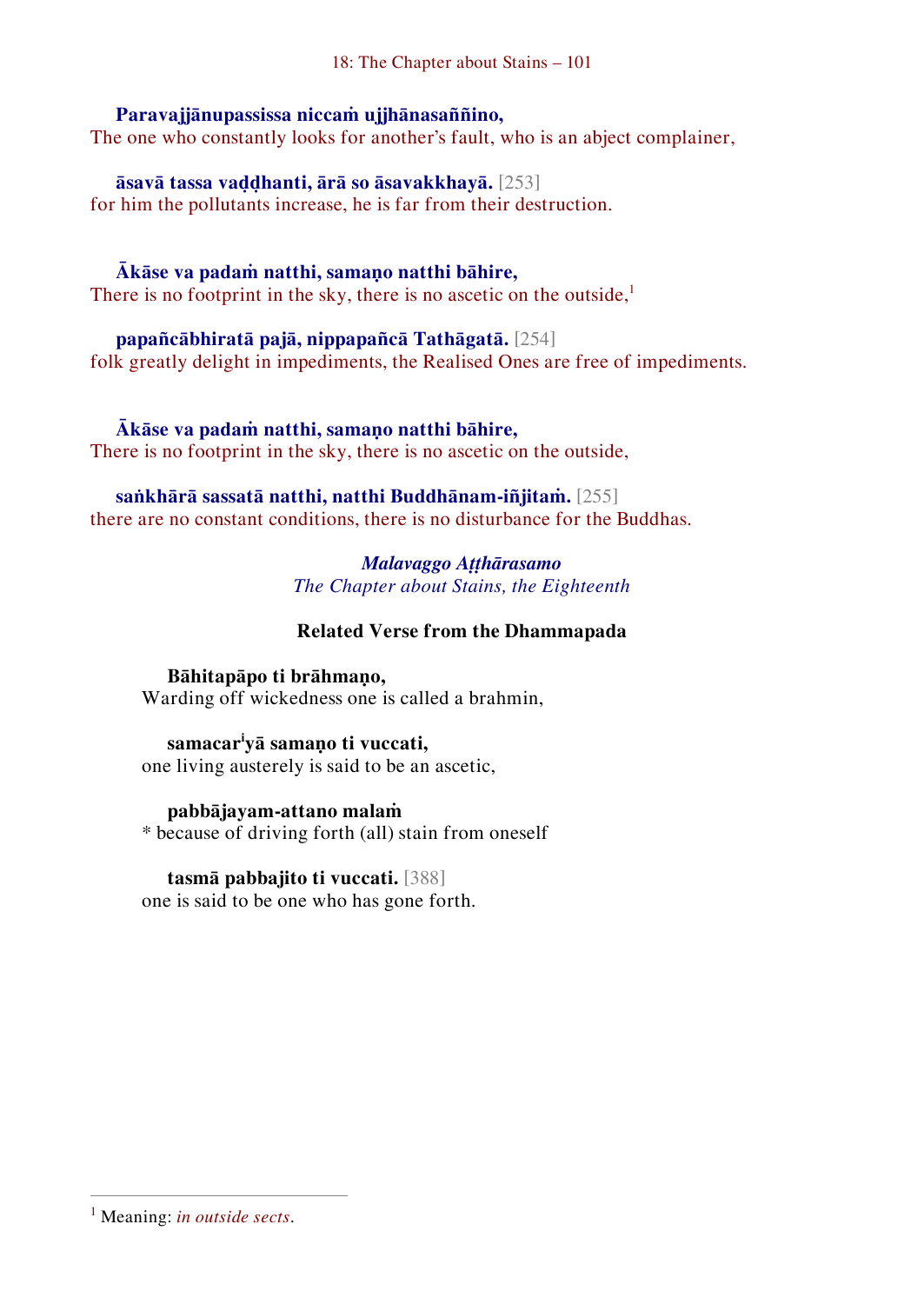**Paravajjānupassissa niccaṁ ujjhānasaññino,**
The one who constantly looks for another's fault, who is an abject complainer,

**āsavā tassa vaḍḍhanti, ārā so āsavakkhayā.** [253]
for him the pollutants increase, he is far from their destruction.

**Ākāse va padaṁ natthi, samaṇo natthi bāhire,**
There is no footprint in the sky, there is no ascetic on the outside,[1]

**papañcābhiratā pajā, nippapañcā Tathāgatā.** [254]
folk greatly delight in impediments, the Realised Ones are free of impediments.

**Ākāse va padaṁ natthi, samaṇo natthi bāhire,**
There is no footprint in the sky, there is no ascetic on the outside,

**saṅkhārā sassatā natthi, natthi Buddhānam-iñjitaṁ.** [255]
there are no constant conditions, there is no disturbance for the Buddhas.

***Malavaggo Aṭṭhārasamo***
*The Chapter about Stains, the Eighteenth*

### Related Verse from the Dhammapada

**Bāhitapāpo ti brāhmaṇo,**
Warding off wickedness one is called a brahmin,

**samacar[i]yā samaṇo ti vuccati,**
one living austerely is said to be an ascetic,

**pabbājayam-attano malaṁ**
* because of driving forth (all) stain from oneself

**tasmā pabbajito ti vuccati.** [388]
one is said to be one who has gone forth.

---

[1] Meaning: *in outside sects*.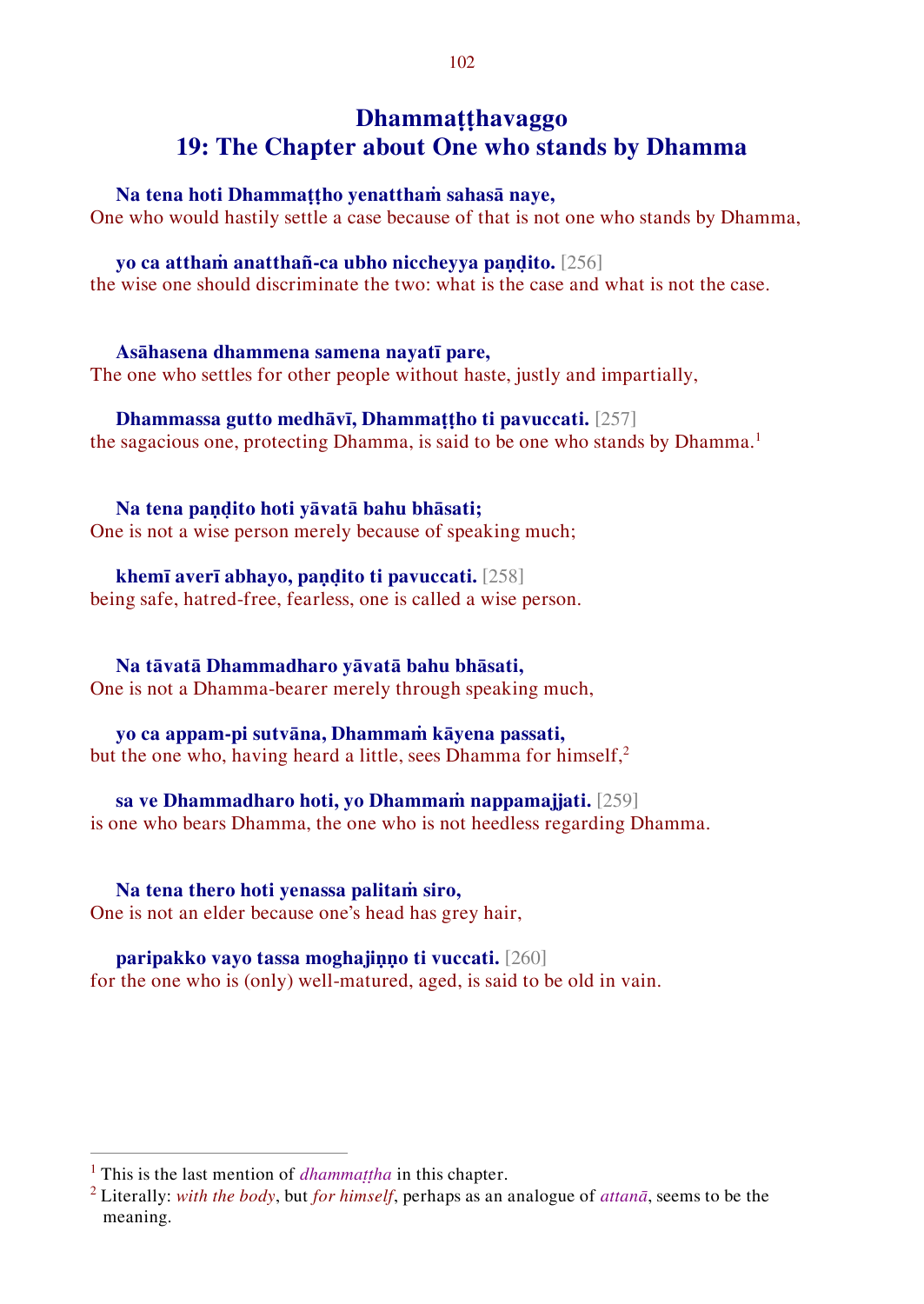# Dhammaṭṭhavaggo
# 19: The Chapter about One who stands by Dhamma

**Na tena hoti Dhammaṭṭho yenatthaṁ sahasā naye,**
One who would hastily settle a case because of that is not one who stands by Dhamma,

**yo ca atthaṁ anatthañ-ca ubho niccheyya paṇḍito.** [256]
the wise one should discriminate the two: what is the case and what is not the case.

**Asāhasena dhammena samena nayatī pare,**
The one who settles for other people without haste, justly and impartially,

**Dhammassa gutto medhāvī, Dhammaṭṭho ti pavuccati.** [257]
the sagacious one, protecting Dhamma, is said to be one who stands by Dhamma.[1]

**Na tena paṇḍito hoti yāvatā bahu bhāsati;**
One is not a wise person merely because of speaking much;

**khemī averī abhayo, paṇḍito ti pavuccati.** [258]
being safe, hatred-free, fearless, one is called a wise person.

**Na tāvatā Dhammadharo yāvatā bahu bhāsati,**
One is not a Dhamma-bearer merely through speaking much,

**yo ca appam-pi sutvāna, Dhammaṁ kāyena passati,**
but the one who, having heard a little, sees Dhamma for himself,[2]

**sa ve Dhammadharo hoti, yo Dhammaṁ nappamajjati.** [259]
is one who bears Dhamma, the one who is not heedless regarding Dhamma.

**Na tena thero hoti yenassa palitaṁ siro,**
One is not an elder because one's head has grey hair,

**paripakko vayo tassa moghajiṇṇo ti vuccati.** [260]
for the one who is (only) well-matured, aged, is said to be old in vain.

---

[1] This is the last mention of *dhammaṭṭha* in this chapter.

[2] Literally: *with the body*, but *for himself*, perhaps as an analogue of *attanā*, seems to be the meaning.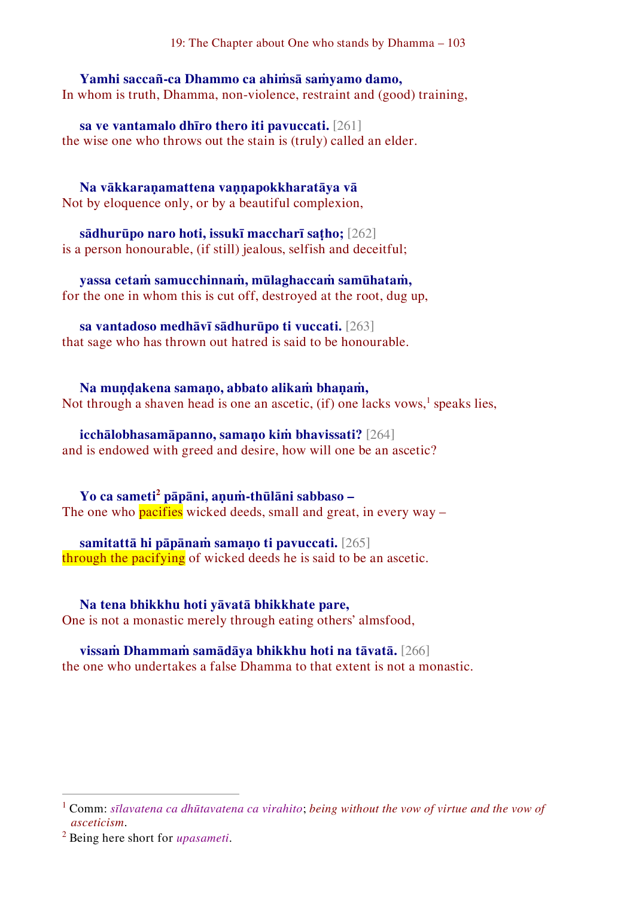**Yamhi saccañ-ca Dhammo ca ahiṁsā saṁyamo damo,**
In whom is truth, Dhamma, non-violence, restraint and (good) training,

**sa ve vantamalo dhīro thero iti pavuccati.** [261]
the wise one who throws out the stain is (truly) called an elder.

**Na vākkaraṇamattena vaṇṇapokkharatāya vā**
Not by eloquence only, or by a beautiful complexion,

**sādhurūpo naro hoti, issukī maccharī saṭho;** [262]
is a person honourable, (if still) jealous, selfish and deceitful;

**yassa cetaṁ samucchinnaṁ, mūlaghaccaṁ samūhataṁ,**
for the one in whom this is cut off, destroyed at the root, dug up,

**sa vantadoso medhāvī sādhurūpo ti vuccati.** [263]
that sage who has thrown out hatred is said to be honourable.

**Na muṇḍakena samaṇo, abbato alikaṁ bhaṇaṁ,**
Not through a shaven head is one an ascetic, (if) one lacks vows,[1] speaks lies,

**icchālobhasamāpanno, samaṇo kiṁ bhavissati?** [264]
and is endowed with greed and desire, how will one be an ascetic?

**Yo ca sameti[2] pāpāni, aṇuṁ-thūlāni sabbaso –**
The one who pacifies wicked deeds, small and great, in every way –

**samitattā hi pāpānaṁ samaṇo ti pavuccati.** [265]
through the pacifying of wicked deeds he is said to be an ascetic.

**Na tena bhikkhu hoti yāvatā bhikkhate pare,**
One is not a monastic merely through eating others' almsfood,

**vissaṁ Dhammaṁ samādāya bhikkhu hoti na tāvatā.** [266]
the one who undertakes a false Dhamma to that extent is not a monastic.

---

[1] Comm: *sīlavatena ca dhūtavatena ca virahito*; *being without the vow of virtue and the vow of asceticism*.

[2] Being here short for *upasameti*.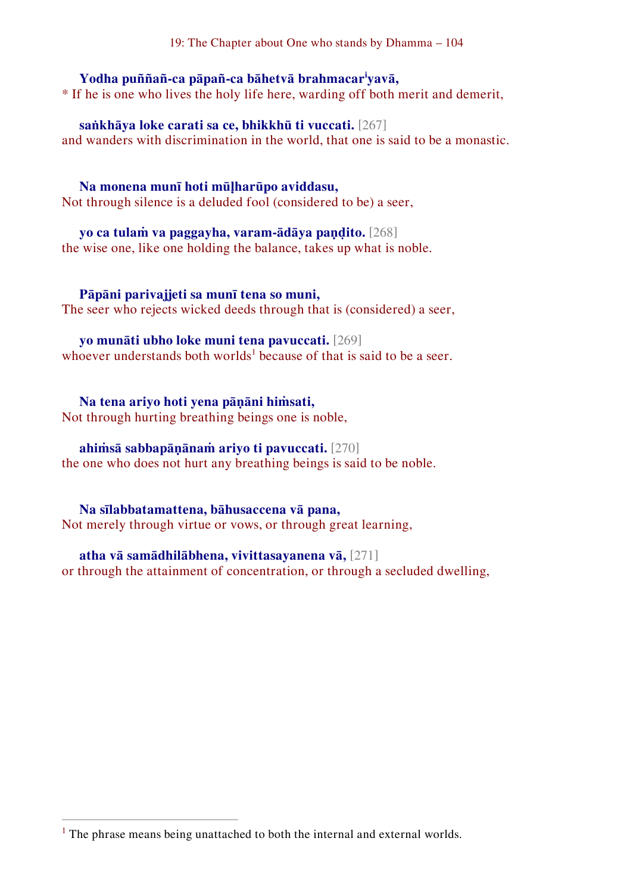**Yodha puññañ-ca pāpañ-ca bāhetvā brahmacar[i]yavā,**
* If he is one who lives the holy life here, warding off both merit and demerit,

**saṅkhāya loke carati sa ce, bhikkhū ti vuccati.** [267]
and wanders with discrimination in the world, that one is said to be a monastic.

**Na monena munī hoti mūḷharūpo aviddasu,**
Not through silence is a deluded fool (considered to be) a seer,

**yo ca tulaṁ va paggayha, varam-ādāya paṇḍito.** [268]
the wise one, like one holding the balance, takes up what is noble.

**Pāpāni parivajjeti sa munī tena so muni,**
The seer who rejects wicked deeds through that is (considered) a seer,

**yo munāti ubho loke muni tena pavuccati.** [269]
whoever understands both worlds[1] because of that is said to be a seer.

**Na tena ariyo hoti yena pāṇāni hiṁsati,**
Not through hurting breathing beings one is noble,

**ahiṁsā sabbapāṇānaṁ ariyo ti pavuccati.** [270]
the one who does not hurt any breathing beings is said to be noble.

**Na sīlabbatamattena, bāhusaccena vā pana,**
Not merely through virtue or vows, or through great learning,

**atha vā samādhilābhena, vivittasayanena vā,** [271]
or through the attainment of concentration, or through a secluded dwelling,

---

[1] The phrase means being unattached to both the internal and external worlds.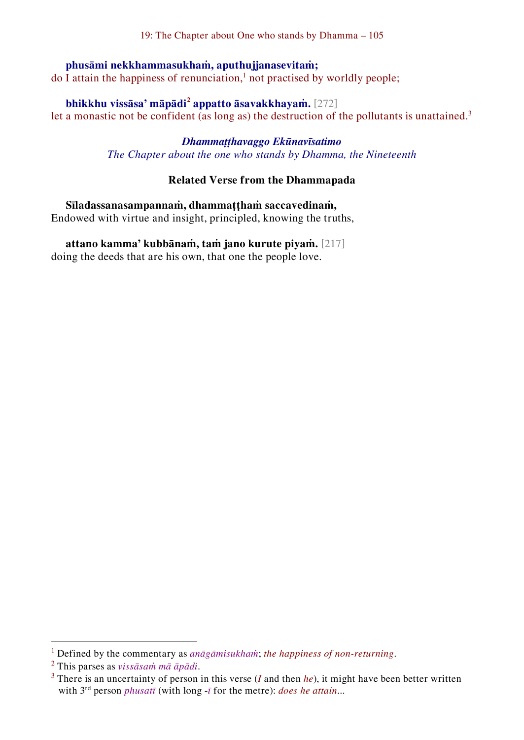**phusāmi nekkhammasukhaṁ, aputhujjanasevitaṁ;**
do I attain the happiness of renunciation,[1] not practised by worldly people;

**bhikkhu vissāsa' māpādi[2] appatto āsavakkhayaṁ.** [272]
let a monastic not be confident (as long as) the destruction of the pollutants is unattained.[3]

### *Dhammaṭṭhavaggo Ekūnavīsatimo*
*The Chapter about the one who stands by Dhamma, the Nineteenth*

### Related Verse from the Dhammapada

**Sīladassanasampannaṁ, dhammaṭṭhaṁ saccavedinaṁ,**
Endowed with virtue and insight, principled, knowing the truths,

**attano kamma' kubbānaṁ, taṁ jano kurute piyaṁ.** [217]
doing the deeds that are his own, that one the people love.

---

[1] Defined by the commentary as *anāgāmisukhaṁ*; *the happiness of non-returning*.

[2] This parses as *vissāsaṁ mā āpādi*.

[3] There is an uncertainty of person in this verse (*I* and then *he*), it might have been better written with 3rd person *phusatī* (with long -*ī* for the metre): *does he attain*...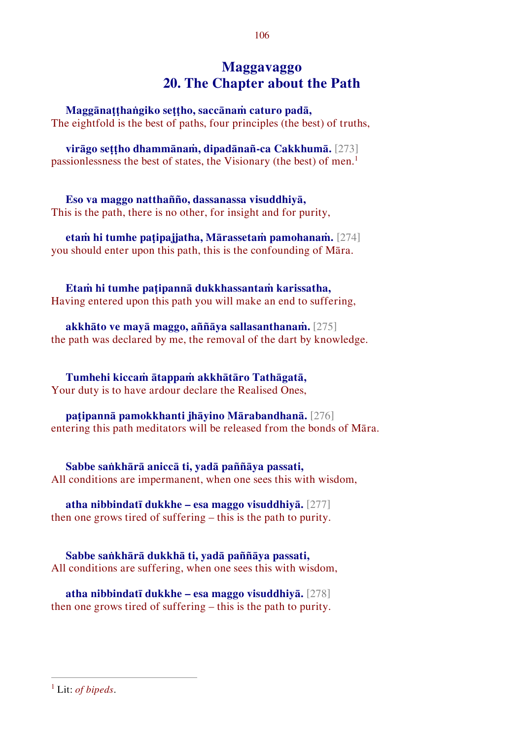# Maggavaggo
# 20. The Chapter about the Path

**Maggānaṭṭhaṅgiko seṭṭho, saccānaṁ caturo padā,**
The eightfold is the best of paths, four principles (the best) of truths,

**virāgo seṭṭho dhammānaṁ, dipadānañ-ca Cakkhumā.** [273]
passionlessness the best of states, the Visionary (the best) of men.[1]

**Eso va maggo natthañño, dassanassa visuddhiyā,**
This is the path, there is no other, for insight and for purity,

**etaṁ hi tumhe paṭipajjatha, Mārassetaṁ pamohanaṁ.** [274]
you should enter upon this path, this is the confounding of Māra.

**Etaṁ hi tumhe paṭipannā dukkhassantaṁ karissatha,**
Having entered upon this path you will make an end to suffering,

**akkhāto ve mayā maggo, aññāya sallasanthanaṁ.** [275]
the path was declared by me, the removal of the dart by knowledge.

**Tumhehi kiccaṁ ātappaṁ akkhātāro Tathāgatā,**
Your duty is to have ardour declare the Realised Ones,

**paṭipannā pamokkhanti jhāyino Mārabandhanā.** [276]
entering this path meditators will be released from the bonds of Māra.

**Sabbe saṅkhārā aniccā ti, yadā paññāya passati,**
All conditions are impermanent, when one sees this with wisdom,

**atha nibbindatī dukkhe – esa maggo visuddhiyā.** [277]
then one grows tired of suffering – this is the path to purity.

**Sabbe saṅkhārā dukkhā ti, yadā paññāya passati,**
All conditions are suffering, when one sees this with wisdom,

**atha nibbindatī dukkhe – esa maggo visuddhiyā.** [278]
then one grows tired of suffering – this is the path to purity.

---

[1] Lit: *of bipeds*.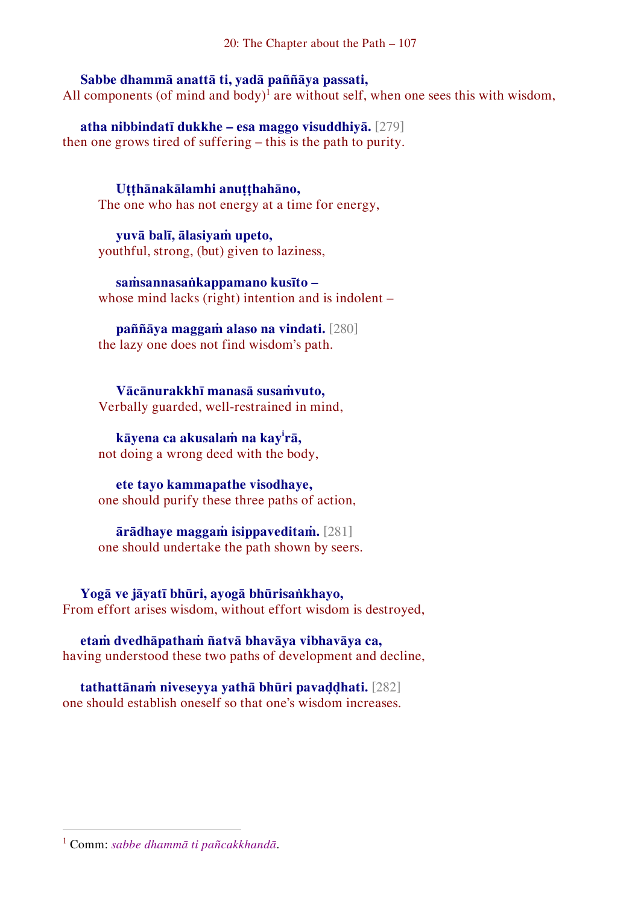**Sabbe dhammā anattā ti, yadā paññāya passati,**
All components (of mind and body)[1] are without self, when one sees this with wisdom,

**atha nibbindatī dukkhe – esa maggo visuddhiyā.** [279]
then one grows tired of suffering – this is the path to purity.

**Uṭṭhānakālamhi anuṭṭhahāno,**
The one who has not energy at a time for energy,

**yuvā balī, ālasiyaṁ upeto,**
youthful, strong, (but) given to laziness,

**saṁsannasaṅkappamano kusīto –**
whose mind lacks (right) intention and is indolent –

**paññāya maggaṁ alaso na vindati.** [280]
the lazy one does not find wisdom's path.

**Vācānurakkhī manasā susaṁvuto,**
Verbally guarded, well-restrained in mind,

**kāyena ca akusalaṁ na kay[i]rā,**
not doing a wrong deed with the body,

**ete tayo kammapathe visodhaye,**
one should purify these three paths of action,

**ārādhaye maggaṁ isippaveditaṁ.** [281]
one should undertake the path shown by seers.

**Yogā ve jāyatī bhūri, ayogā bhūrisaṅkhayo,**
From effort arises wisdom, without effort wisdom is destroyed,

**etaṁ dvedhāpathaṁ ñatvā bhavāya vibhavāya ca,**
having understood these two paths of development and decline,

**tathattānaṁ niveseyya yathā bhūri pavaḍḍhati.** [282]
one should establish oneself so that one's wisdom increases.

---

[1] Comm: *sabbe dhammā ti pañcakkhandā.*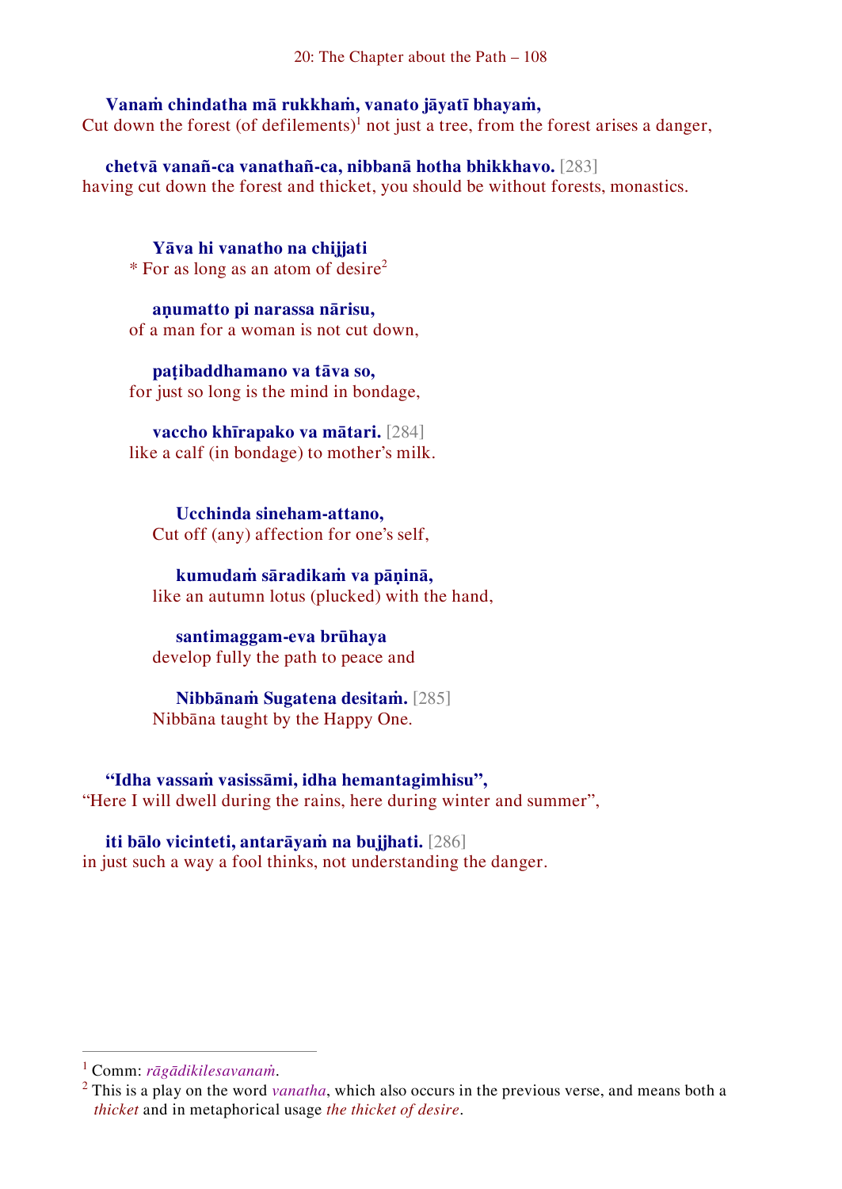**Vanaṁ chindatha mā rukkhaṁ, vanato jāyatī bhayaṁ,**
Cut down the forest (of defilements)[1] not just a tree, from the forest arises a danger,

**chetvā vanañ-ca vanathañ-ca, nibbanā hotha bhikkhavo.** [283]
having cut down the forest and thicket, you should be without forests, monastics.

**Yāva hi vanatho na chijjati**
* For as long as an atom of desire[2]

**aṇumatto pi narassa nārisu,**
of a man for a woman is not cut down,

**paṭibaddhamano va tāva so,**
for just so long is the mind in bondage,

**vaccho khīrapako va mātari.** [284]
like a calf (in bondage) to mother's milk.

**Ucchinda sineham-attano,**
Cut off (any) affection for one's self,

**kumudaṁ sāradikaṁ va pāṇinā,**
like an autumn lotus (plucked) with the hand,

**santimaggam-eva brūhaya**
develop fully the path to peace and

**Nibbānaṁ Sugatena desitaṁ.** [285]
Nibbāna taught by the Happy One.

**"Idha vassaṁ vasissāmi, idha hemantagimhisu",**
"Here I will dwell during the rains, here during winter and summer",

**iti bālo vicinteti, antarāyaṁ na bujjhati.** [286]
in just such a way a fool thinks, not understanding the danger.

---

[1] Comm: *rāgādikilesavanaṁ*.

[2] This is a play on the word *vanatha*, which also occurs in the previous verse, and means both a *thicket* and in metaphorical usage *the thicket of desire*.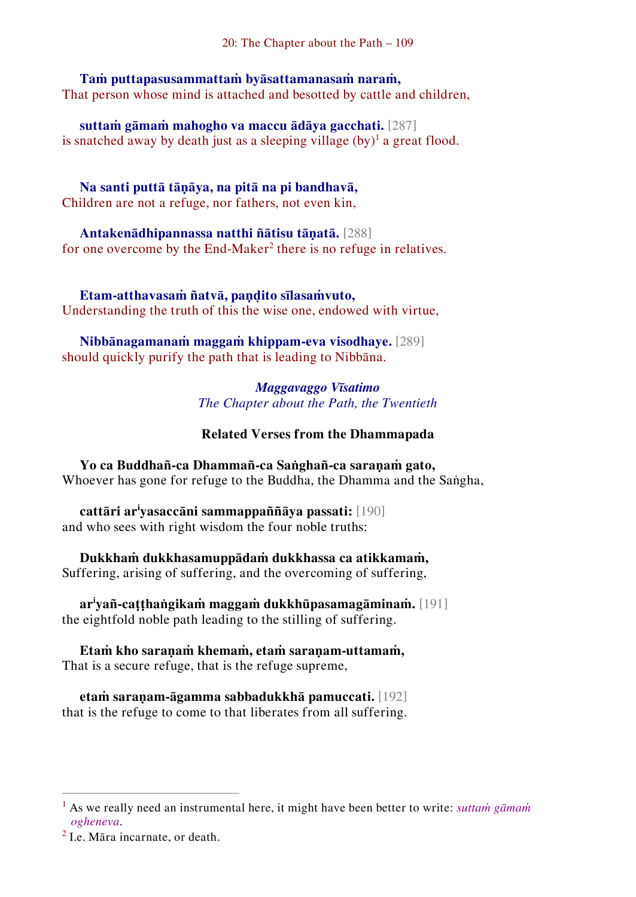**Taṁ puttapasusammattaṁ byāsattamanasaṁ naraṁ,**
That person whose mind is attached and besotted by cattle and children,

**suttaṁ gāmaṁ mahogho va maccu ādāya gacchati.** [287]
is snatched away by death just as a sleeping village (by)[1] a great flood.

**Na santi puttā tāṇāya, na pitā na pi bandhavā,**
Children are not a refuge, nor fathers, not even kin,

**Antakenādhipannassa natthi ñātisu tāṇatā.** [288]
for one overcome by the End-Maker[2] there is no refuge in relatives.

**Etam-atthavasaṁ ñatvā, paṇḍito sīlasaṁvuto,**
Understanding the truth of this the wise one, endowed with virtue,

**Nibbānagamanaṁ maggaṁ khippam-eva visodhaye.** [289]
should quickly purify the path that is leading to Nibbāna.

*Maggavaggo Vīsatimo*
*The Chapter about the Path, the Twentieth*

## Related Verses from the Dhammapada

**Yo ca Buddhañ-ca Dhammañ-ca Saṅghañ-ca saraṇaṁ gato,**
Whoever has gone for refuge to the Buddha, the Dhamma and the Saṅgha,

**cattāri ar[i]yasaccāni sammappaññāya passati:** [190]
and who sees with right wisdom the four noble truths:

**Dukkhaṁ dukkhasamuppādaṁ dukkhassa ca atikkamaṁ,**
Suffering, arising of suffering, and the overcoming of suffering,

**ar[i]yañ-caṭṭhaṅgikaṁ maggaṁ dukkhūpasamagāminaṁ.** [191]
the eightfold noble path leading to the stilling of suffering.

**Etaṁ kho saraṇaṁ khemaṁ, etaṁ saraṇam-uttamaṁ,**
That is a secure refuge, that is the refuge supreme,

**etaṁ saraṇam-āgamma sabbadukkhā pamuccati.** [192]
that is the refuge to come to that liberates from all suffering.

---

[1] As we really need an instrumental here, it might have been better to write: *suttaṁ gāmaṁ ogheneva*.

[2] I.e. Māra incarnate, or death.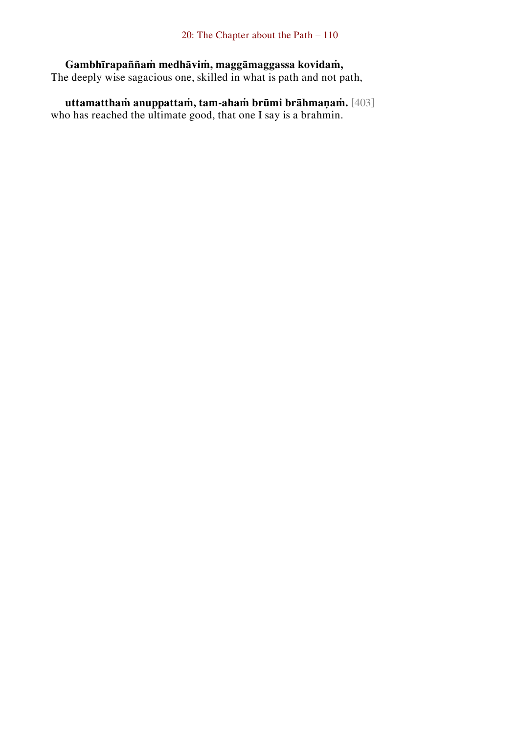**Gambhīrapaññaṁ medhāviṁ, maggāmaggassa kovidaṁ,**
The deeply wise sagacious one, skilled in what is path and not path,

**uttamatthaṁ anuppattaṁ, tam-ahaṁ brūmi brāhmaṇaṁ.** [403]
who has reached the ultimate good, that one I say is a brahmin.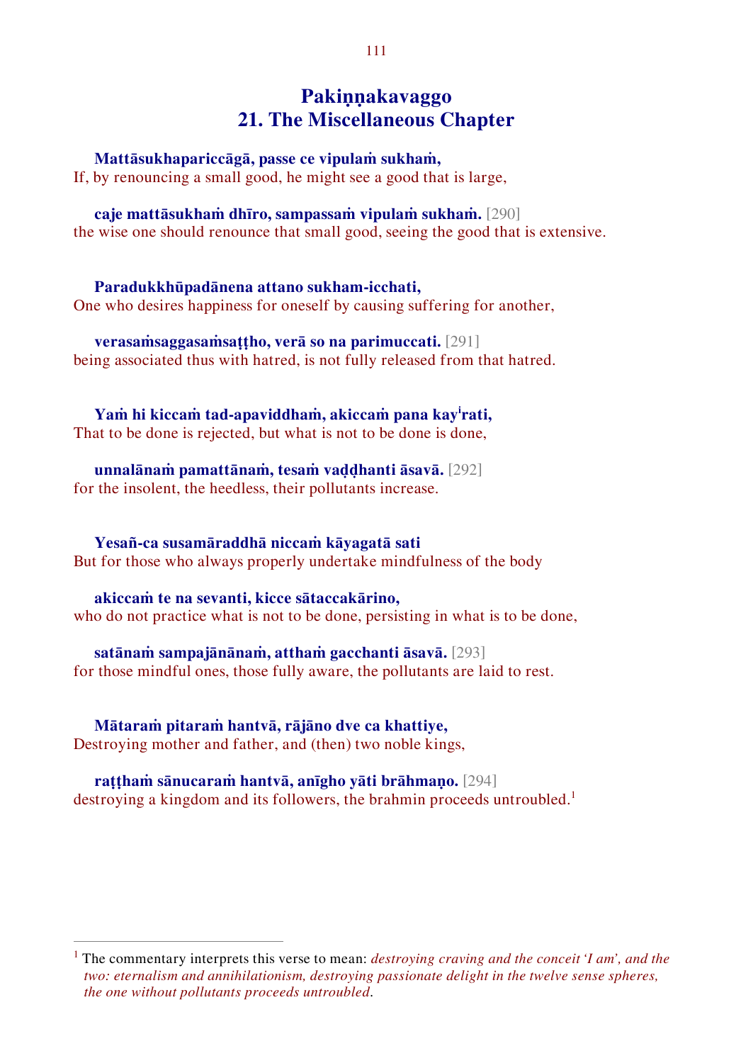# Pakiṇṇakavaggo
# 21. The Miscellaneous Chapter

**Mattāsukhapariccāgā, passe ce vipulaṁ sukhaṁ,**
If, by renouncing a small good, he might see a good that is large,

**caje mattāsukhaṁ dhīro, sampassaṁ vipulaṁ sukhaṁ.** [290]
the wise one should renounce that small good, seeing the good that is extensive.

**Paradukkhūpadānena attano sukham-icchati,**
One who desires happiness for oneself by causing suffering for another,

**verasaṁsaggasaṁsaṭṭho, verā so na parimuccati.** [291]
being associated thus with hatred, is not fully released from that hatred.

**Yaṁ hi kiccaṁ tad-apaviddhaṁ, akiccaṁ pana kayⁱrati,**
That to be done is rejected, but what is not to be done is done,

**unnalānaṁ pamattānaṁ, tesaṁ vaḍḍhanti āsavā.** [292]
for the insolent, the heedless, their pollutants increase.

**Yesañ-ca susamāraddhā niccaṁ kāyagatā sati**
But for those who always properly undertake mindfulness of the body

**akiccaṁ te na sevanti, kicce sātaccakārino,**
who do not practice what is not to be done, persisting in what is to be done,

**satānaṁ sampajānānaṁ, atthaṁ gacchanti āsavā.** [293]
for those mindful ones, those fully aware, the pollutants are laid to rest.

**Mātaraṁ pitaraṁ hantvā, rājāno dve ca khattiye,**
Destroying mother and father, and (then) two noble kings,

**raṭṭhaṁ sānucaraṁ hantvā, anīgho yāti brāhmaṇo.** [294]
destroying a kingdom and its followers, the brahmin proceeds untroubled.[1]

---

[1] The commentary interprets this verse to mean: *destroying craving and the conceit 'I am', and the two: eternalism and annihilationism, destroying passionate delight in the twelve sense spheres, the one without pollutants proceeds untroubled.*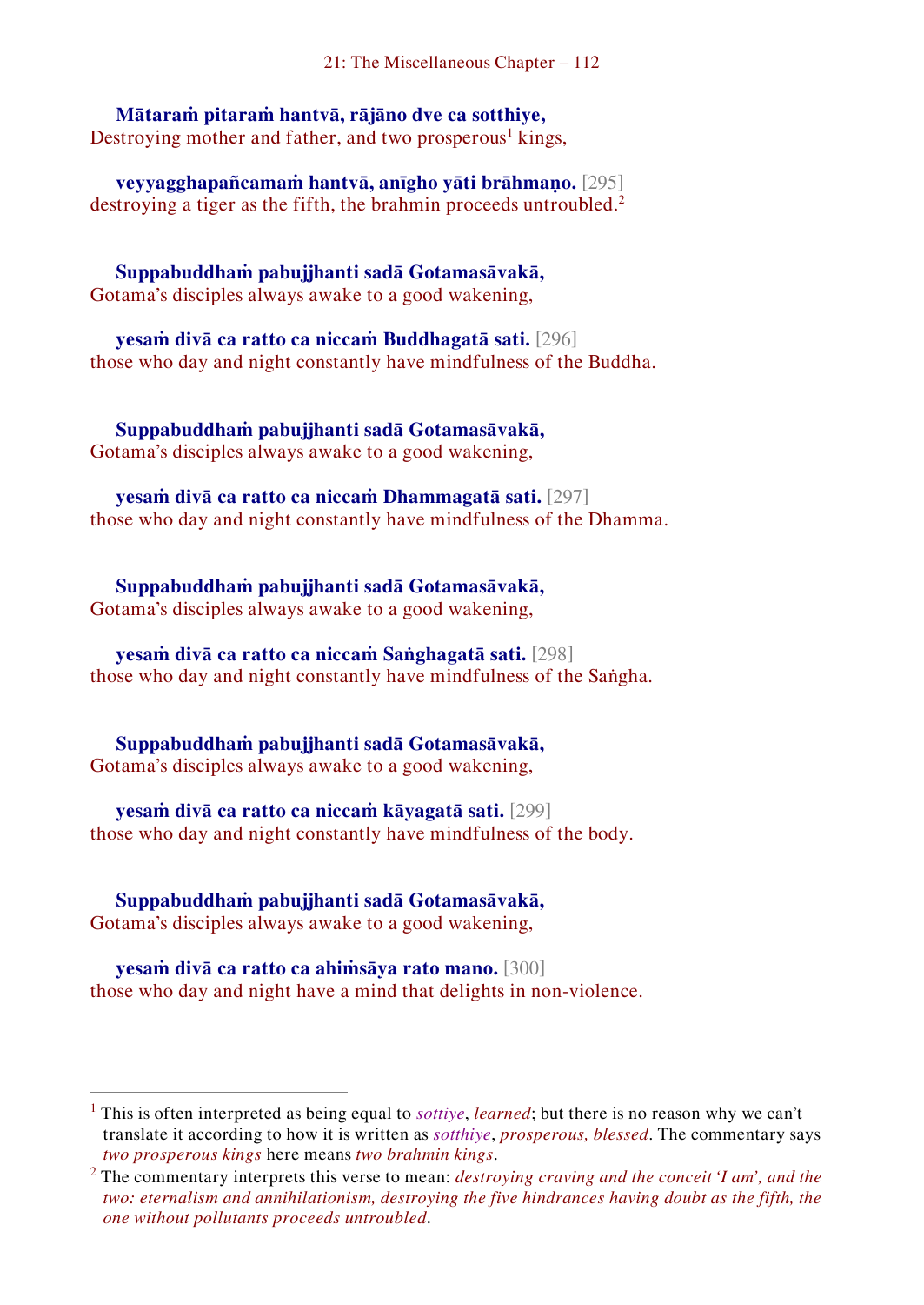**Mātaraṁ pitaraṁ hantvā, rājāno dve ca sotthiye,**
Destroying mother and father, and two prosperous[1] kings,

**veyyagghapañcamaṁ hantvā, anīgho yāti brāhmaṇo.** [295]
destroying a tiger as the fifth, the brahmin proceeds untroubled.[2]

**Suppabuddhaṁ pabujjhanti sadā Gotamasāvakā,**
Gotama's disciples always awake to a good wakening,

**yesaṁ divā ca ratto ca niccaṁ Buddhagatā sati.** [296]
those who day and night constantly have mindfulness of the Buddha.

**Suppabuddhaṁ pabujjhanti sadā Gotamasāvakā,**
Gotama's disciples always awake to a good wakening,

**yesaṁ divā ca ratto ca niccaṁ Dhammagatā sati.** [297]
those who day and night constantly have mindfulness of the Dhamma.

**Suppabuddhaṁ pabujjhanti sadā Gotamasāvakā,**
Gotama's disciples always awake to a good wakening,

**yesaṁ divā ca ratto ca niccaṁ Saṅghagatā sati.** [298]
those who day and night constantly have mindfulness of the Saṅgha.

**Suppabuddhaṁ pabujjhanti sadā Gotamasāvakā,**
Gotama's disciples always awake to a good wakening,

**yesaṁ divā ca ratto ca niccaṁ kāyagatā sati.** [299]
those who day and night constantly have mindfulness of the body.

**Suppabuddhaṁ pabujjhanti sadā Gotamasāvakā,**
Gotama's disciples always awake to a good wakening,

**yesaṁ divā ca ratto ca ahiṁsāya rato mano.** [300]
those who day and night have a mind that delights in non-violence.

---

[1] This is often interpreted as being equal to *sottiye*, *learned*; but there is no reason why we can't translate it according to how it is written as *sotthiye*, *prosperous, blessed*. The commentary says *two prosperous kings* here means *two brahmin kings*.

[2] The commentary interprets this verse to mean: *destroying craving and the conceit 'I am', and the two: eternalism and annihilationism, destroying the five hindrances having doubt as the fifth, the one without pollutants proceeds untroubled*.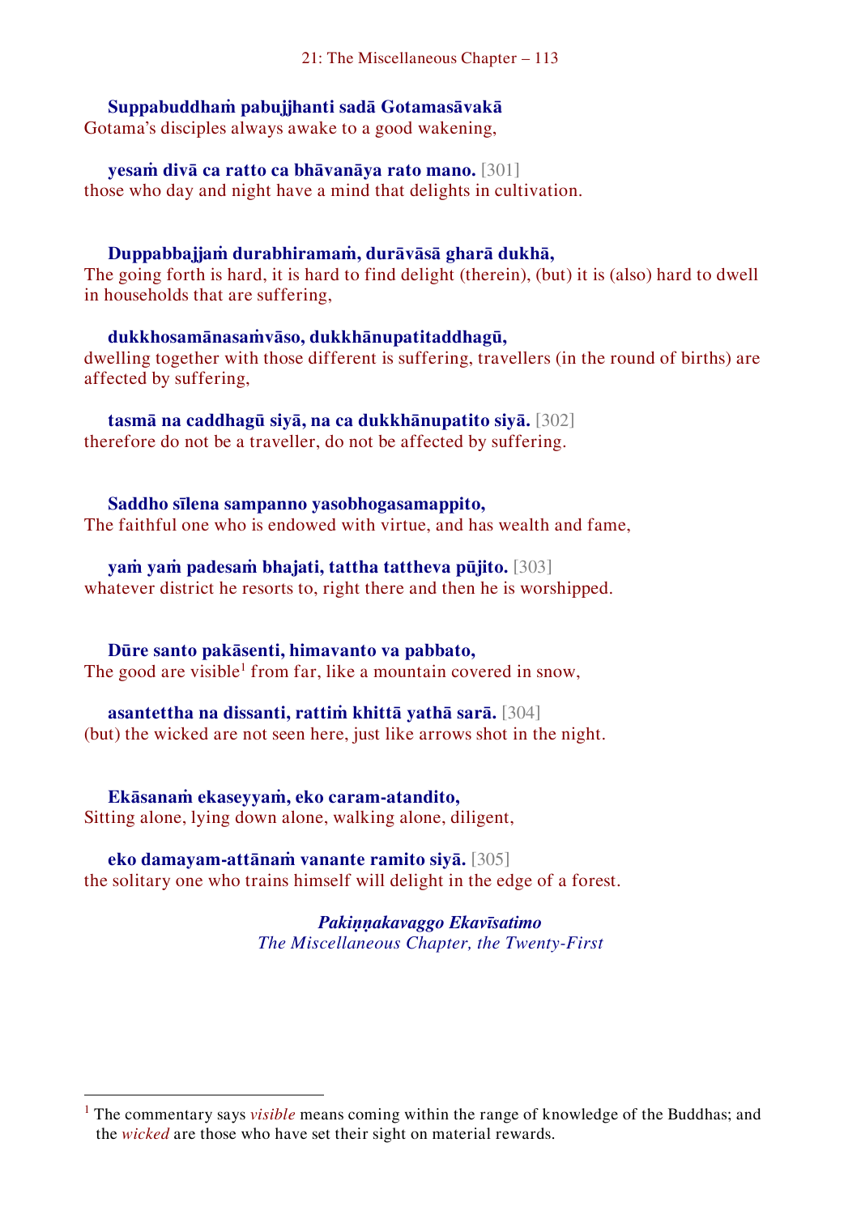**Suppabuddhaṁ pabujjhanti sadā Gotamasāvakā**
Gotama's disciples always awake to a good wakening,

**yesaṁ divā ca ratto ca bhāvanāya rato mano.** [301]
those who day and night have a mind that delights in cultivation.

**Duppabbajjaṁ durabhiramaṁ, durāvāsā gharā dukhā,**
The going forth is hard, it is hard to find delight (therein), (but) it is (also) hard to dwell in households that are suffering,

**dukkhosamānasaṁvāso, dukkhānupatitaddhagū,**
dwelling together with those different is suffering, travellers (in the round of births) are affected by suffering,

**tasmā na caddhagū siyā, na ca dukkhānupatito siyā.** [302]
therefore do not be a traveller, do not be affected by suffering.

**Saddho sīlena sampanno yasobhogasamappito,**
The faithful one who is endowed with virtue, and has wealth and fame,

**yaṁ yaṁ padesaṁ bhajati, tattha tattheva pūjito.** [303]
whatever district he resorts to, right there and then he is worshipped.

**Dūre santo pakāsenti, himavanto va pabbato,**
The good are visible[1] from far, like a mountain covered in snow,

**asantettha na dissanti, rattiṁ khittā yathā sarā.** [304]
(but) the wicked are not seen here, just like arrows shot in the night.

**Ekāsanaṁ ekaseyyaṁ, eko caram-atandito,**
Sitting alone, lying down alone, walking alone, diligent,

**eko damayam-attānaṁ vanante ramito siyā.** [305]
the solitary one who trains himself will delight in the edge of a forest.

***Pakiṇṇakavaggo Ekavīsatimo***
*The Miscellaneous Chapter, the Twenty-First*

---

[1] The commentary says *visible* means coming within the range of knowledge of the Buddhas; and the *wicked* are those who have set their sight on material rewards.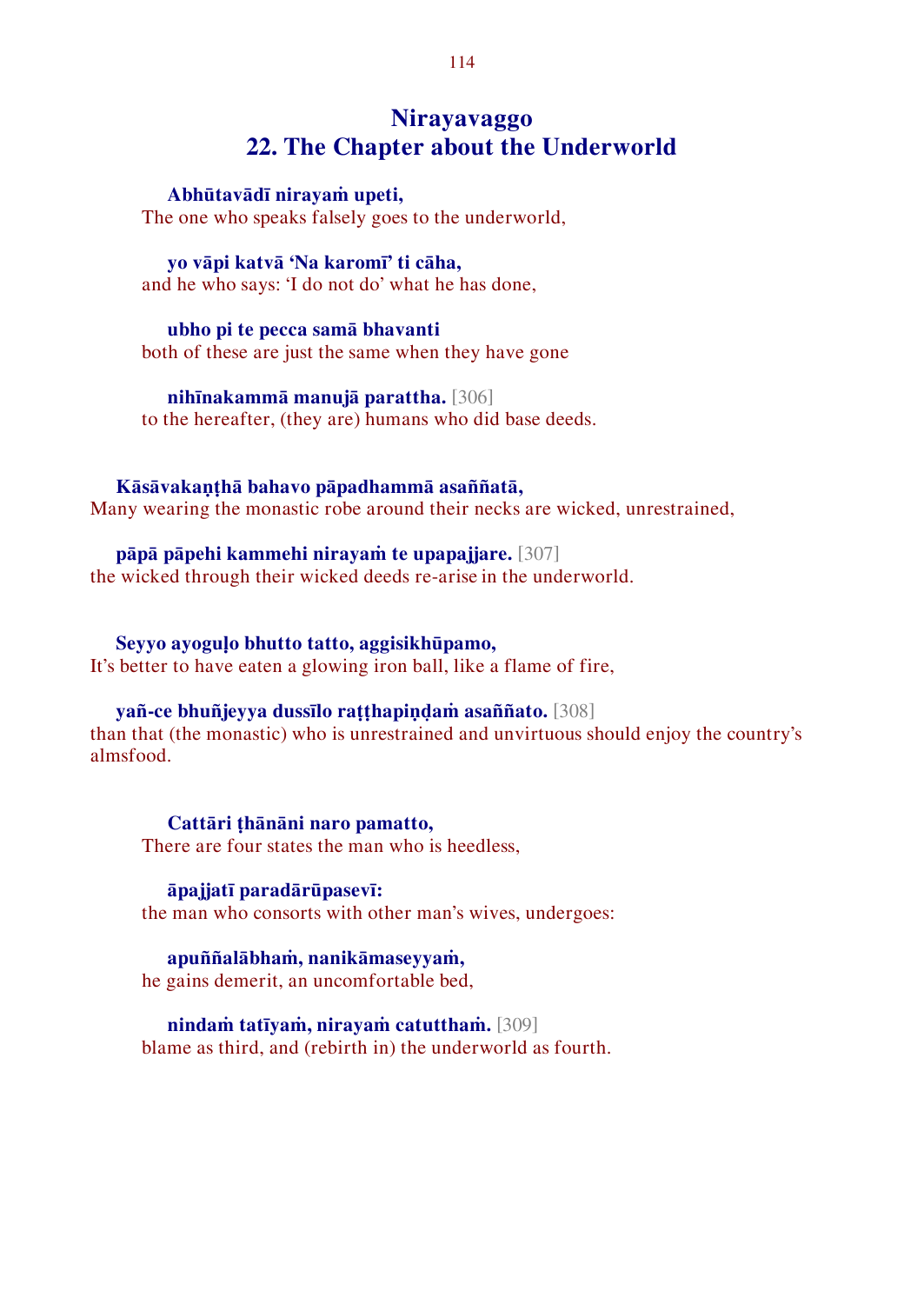# Nirayavaggo
# 22. The Chapter about the Underworld

**Abhūtavādī nirayaṁ upeti,**
The one who speaks falsely goes to the underworld,

**yo vāpi katvā 'Na karomī' ti cāha,**
and he who says: 'I do not do' what he has done,

**ubho pi te pecca samā bhavanti**
both of these are just the same when they have gone

**nihīnakammā manujā parattha.** [306]
to the hereafter, (they are) humans who did base deeds.

**Kāsāvakaṇṭhā bahavo pāpadhammā asaññatā,**
Many wearing the monastic robe around their necks are wicked, unrestrained,

**pāpā pāpehi kammehi nirayaṁ te upapajjare.** [307]
the wicked through their wicked deeds re-arise in the underworld.

**Seyyo ayoguḷo bhutto tatto, aggisikhūpamo,**
It's better to have eaten a glowing iron ball, like a flame of fire,

**yañ-ce bhuñjeyya dussīlo raṭṭhapiṇḍaṁ asaññato.** [308]
than that (the monastic) who is unrestrained and unvirtuous should enjoy the country's almsfood.

**Cattāri ṭhānāni naro pamatto,**
There are four states the man who is heedless,

**āpajjatī paradārūpasevī:**
the man who consorts with other man's wives, undergoes:

**apuññalābhaṁ, nanikāmaseyyaṁ,**
he gains demerit, an uncomfortable bed,

**nindaṁ tatīyaṁ, nirayaṁ catutthaṁ.** [309]
blame as third, and (rebirth in) the underworld as fourth.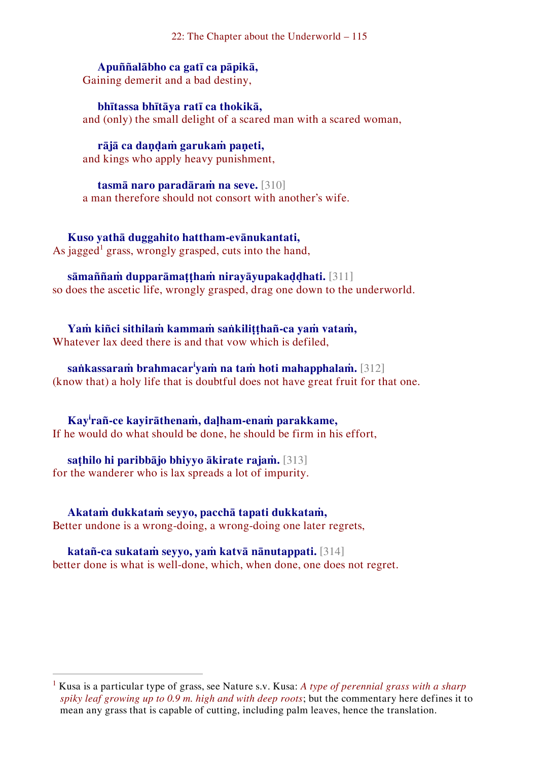**Apuññalābho ca gatī ca pāpikā,**
Gaining demerit and a bad destiny,

**bhītassa bhītāya ratī ca thokikā,**
and (only) the small delight of a scared man with a scared woman,

**rājā ca daṇḍaṁ garukaṁ paṇeti,**
and kings who apply heavy punishment,

**tasmā naro paradāraṁ na seve.** [310]
a man therefore should not consort with another's wife.

**Kuso yathā duggahito hattham-evānukantati,**
As jagged[1] grass, wrongly grasped, cuts into the hand,

**sāmaññaṁ dupparāmaṭṭhaṁ nirayāyupakaḍḍhati.** [311]
so does the ascetic life, wrongly grasped, drag one down to the underworld.

**Yaṁ kiñci sithilaṁ kammaṁ saṅkiliṭṭhañ-ca yaṁ vataṁ,**
Whatever lax deed there is and that vow which is defiled,

**saṅkassaraṁ brahmacar[i]yaṁ na taṁ hoti mahapphalaṁ.** [312]
(know that) a holy life that is doubtful does not have great fruit for that one.

**Kay[i]rañ-ce kayirāthenaṁ, daḷham-enaṁ parakkame,**
If he would do what should be done, he should be firm in his effort,

**saṭhilo hi paribbājo bhiyyo ākirate rajaṁ.** [313]
for the wanderer who is lax spreads a lot of impurity.

**Akataṁ dukkataṁ seyyo, pacchā tapati dukkataṁ,**
Better undone is a wrong-doing, a wrong-doing one later regrets,

**katañ-ca sukataṁ seyyo, yaṁ katvā nānutappati.** [314]
better done is what is well-done, which, when done, one does not regret.

---

[1] Kusa is a particular type of grass, see Nature s.v. Kusa: *A type of perennial grass with a sharp spiky leaf growing up to 0.9 m. high and with deep roots*; but the commentary here defines it to mean any grass that is capable of cutting, including palm leaves, hence the translation.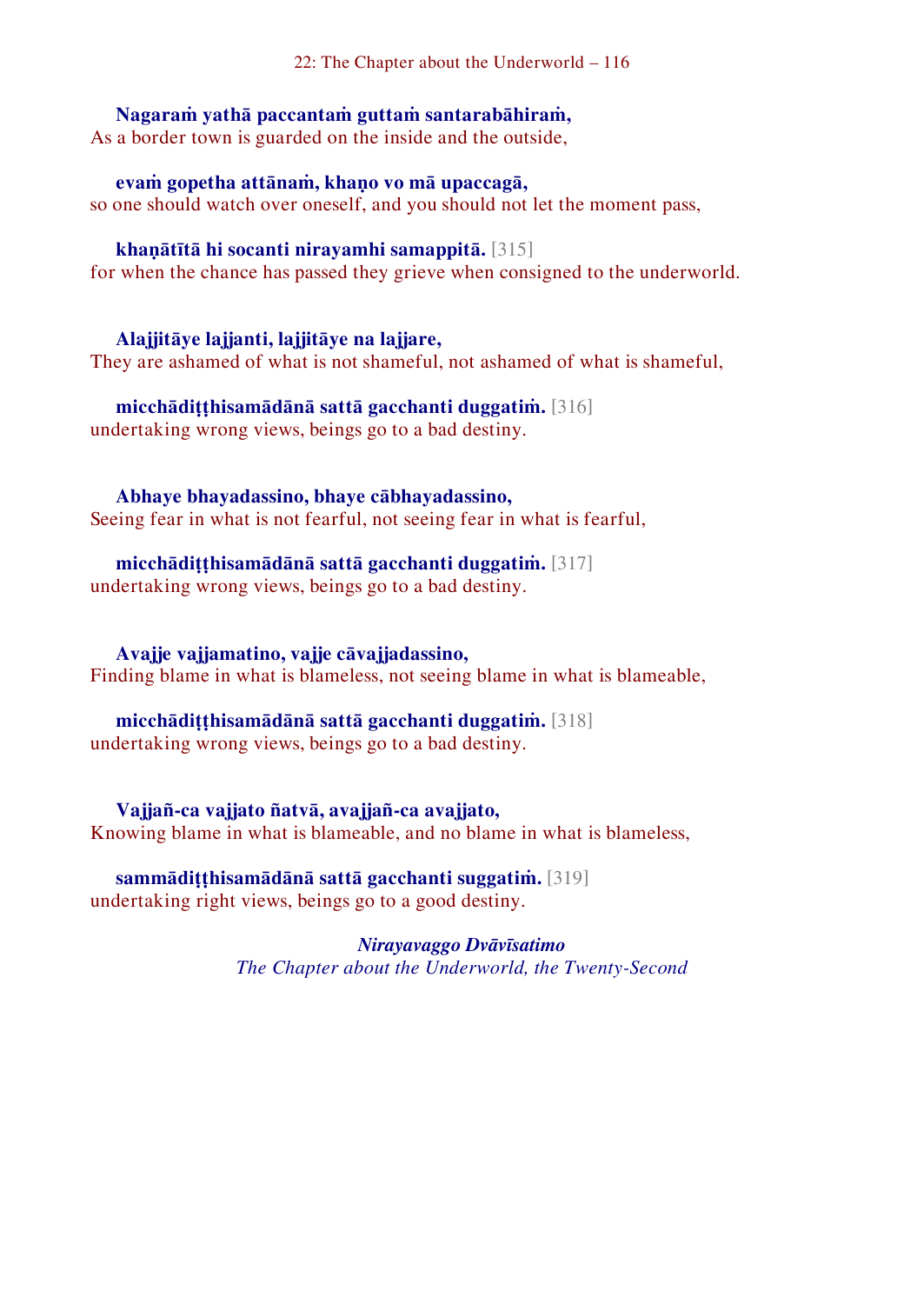**Nagaraṁ yathā paccantaṁ guttaṁ santarabāhiraṁ,**
As a border town is guarded on the inside and the outside,

**evaṁ gopetha attānaṁ, khaṇo vo mā upaccagā,**
so one should watch over oneself, and you should not let the moment pass,

**khaṇātītā hi socanti nirayamhi samappitā.** [315]
for when the chance has passed they grieve when consigned to the underworld.

**Alajjitāye lajjanti, lajjitāye na lajjare,**
They are ashamed of what is not shameful, not ashamed of what is shameful,

**micchādiṭṭhisamādānā sattā gacchanti duggatiṁ.** [316]
undertaking wrong views, beings go to a bad destiny.

**Abhaye bhayadassino, bhaye cābhayadassino,**
Seeing fear in what is not fearful, not seeing fear in what is fearful,

**micchādiṭṭhisamādānā sattā gacchanti duggatiṁ.** [317]
undertaking wrong views, beings go to a bad destiny.

**Avajje vajjamatino, vajje cāvajjadassino,**
Finding blame in what is blameless, not seeing blame in what is blameable,

**micchādiṭṭhisamādānā sattā gacchanti duggatiṁ.** [318]
undertaking wrong views, beings go to a bad destiny.

**Vajjañ-ca vajjato ñatvā, avajjañ-ca avajjato,**
Knowing blame in what is blameable, and no blame in what is blameless,

**sammādiṭṭhisamādānā sattā gacchanti suggatiṁ.** [319]
undertaking right views, beings go to a good destiny.

***Nirayavaggo Dvāvīsatimo***
*The Chapter about the Underworld, the Twenty-Second*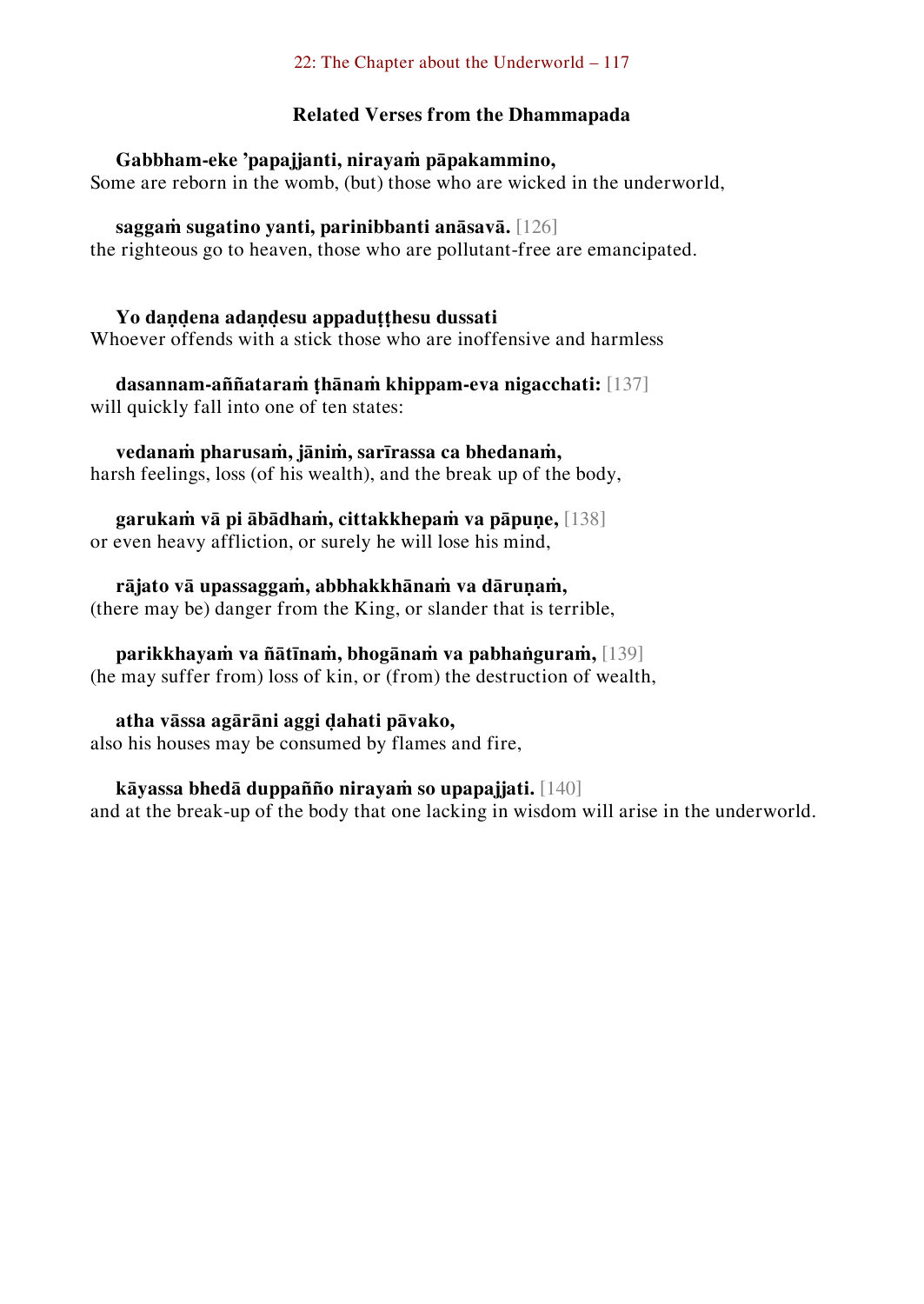### Related Verses from the Dhammapada

**Gabbham-eke ’papajjanti, nirayaṁ pāpakammino,**
Some are reborn in the womb, (but) those who are wicked in the underworld,

**saggaṁ sugatino yanti, parinibbanti anāsavā.** [126]
the righteous go to heaven, those who are pollutant-free are emancipated.

**Yo daṇḍena adaṇḍesu appaduṭṭhesu dussati**
Whoever offends with a stick those who are inoffensive and harmless

**dasannam-aññataraṁ ṭhānaṁ khippam-eva nigacchati:** [137]
will quickly fall into one of ten states:

**vedanaṁ pharusaṁ, jāniṁ, sarīrassa ca bhedanaṁ,**
harsh feelings, loss (of his wealth), and the break up of the body,

**garukaṁ vā pi ābādhaṁ, cittakkhepaṁ va pāpuṇe,** [138]
or even heavy affliction, or surely he will lose his mind,

**rājato vā upassaggaṁ, abbhakkhānaṁ va dāruṇaṁ,**
(there may be) danger from the King, or slander that is terrible,

**parikkhayaṁ va ñātīnaṁ, bhogānaṁ va pabhaṅguraṁ,** [139]
(he may suffer from) loss of kin, or (from) the destruction of wealth,

**atha vāssa agārāni aggi ḍahati pāvako,**
also his houses may be consumed by flames and fire,

**kāyassa bhedā duppañño nirayaṁ so upapajjati.** [140]
and at the break-up of the body that one lacking in wisdom will arise in the underworld.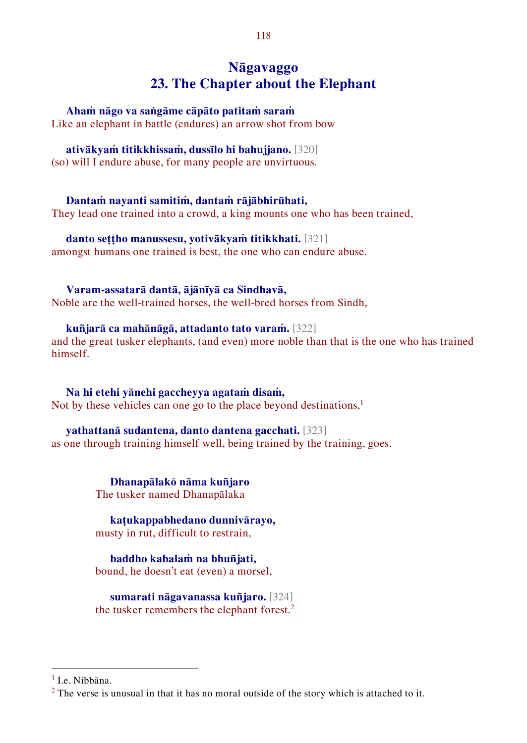# Nāgavaggo
# 23. The Chapter about the Elephant

**Ahaṁ nāgo va saṅgāme cāpāto patitaṁ saraṁ**
Like an elephant in battle (endures) an arrow shot from bow

**ativākyaṁ titikkhissaṁ, dussīlo hi bahujjano.** [320]
(so) will I endure abuse, for many people are unvirtuous.

**Dantaṁ nayanti samitiṁ, dantaṁ rājābhirūhati,**
They lead one trained into a crowd, a king mounts one who has been trained,

**danto seṭṭho manussesu, yotivākyaṁ titikkhati.** [321]
amongst humans one trained is best, the one who can endure abuse.

**Varam-assatarā dantā, ājānīyā ca Sindhavā,**
Noble are the well-trained horses, the well-bred horses from Sindh,

**kuñjarā ca mahānāgā, attadanto tato varaṁ.** [322]
and the great tusker elephants, (and even) more noble than that is the one who has trained himself.

**Na hi etehi yānehi gaccheyya agataṁ disaṁ,**
Not by these vehicles can one go to the place beyond destinations,[1]

**yathattanā sudantena, danto dantena gacchati.** [323]
as one through training himself well, being trained by the training, goes.

**Dhanapālakŏ nāma kuñjaro**
The tusker named Dhanapālaka

**kaṭukappabhedano dunnivārayo,**
musty in rut, difficult to restrain,

**baddho kabalaṁ na bhuñjati,**
bound, he doesn't eat (even) a morsel,

**sumarati nāgavanassa kuñjaro.** [324]
the tusker remembers the elephant forest.[2]

---

[1] I.e. Nibbāna.

[2] The verse is unusual in that it has no moral outside of the story which is attached to it.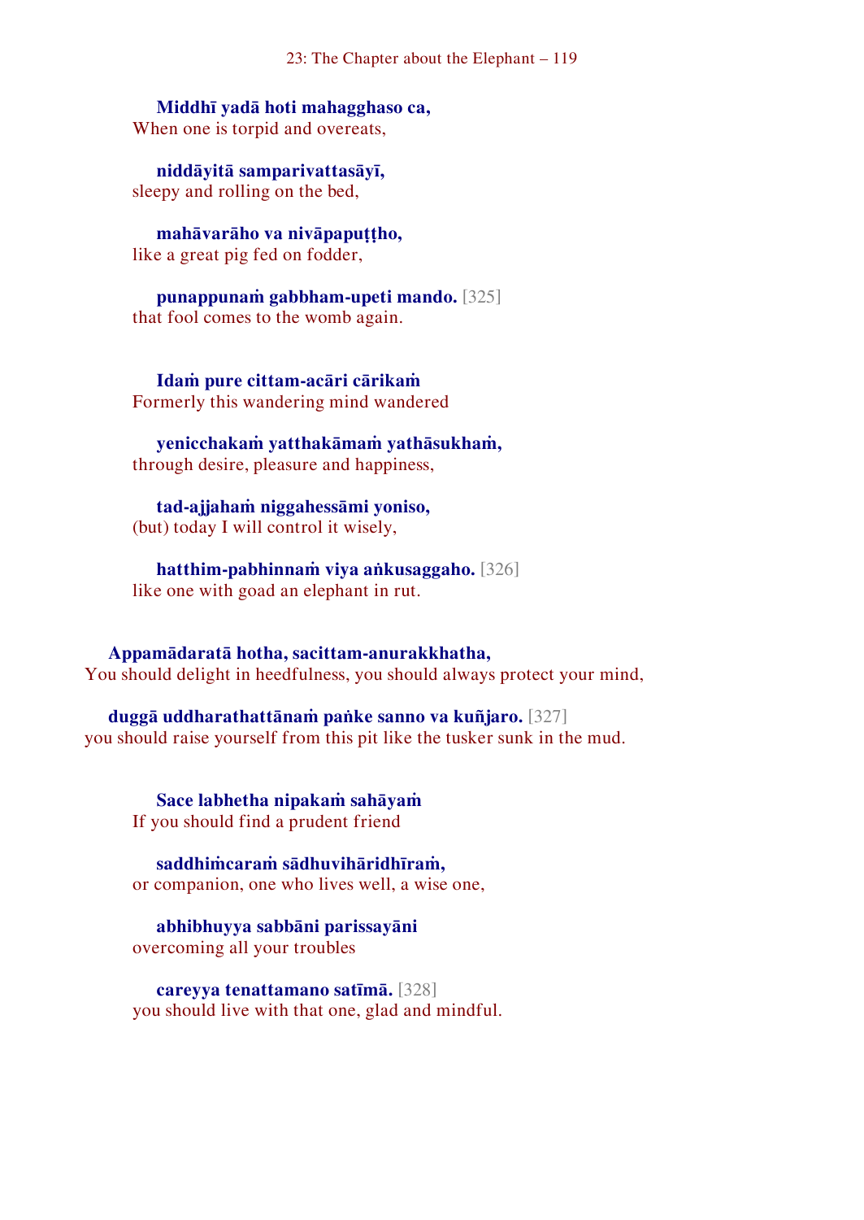**Middhī yadā hoti mahagghaso ca,**
When one is torpid and overeats,

**niddāyitā samparivattasāyī,**
sleepy and rolling on the bed,

**mahāvarāho va nivāpapuṭṭho,**
like a great pig fed on fodder,

**punappunaṁ gabbham-upeti mando.** [325]
that fool comes to the womb again.

**Idaṁ pure cittam-acāri cārikaṁ**
Formerly this wandering mind wandered

**yenicchakaṁ yatthakāmaṁ yathāsukhaṁ,**
through desire, pleasure and happiness,

**tad-ajjahaṁ niggahessāmi yoniso,**
(but) today I will control it wisely,

**hatthim-pabhinnaṁ viya aṅkusaggaho.** [326]
like one with goad an elephant in rut.

**Appamādaratā hotha, sacittam-anurakkhatha,**
You should delight in heedfulness, you should always protect your mind,

**duggā uddharathattānaṁ paṅke sanno va kuñjaro.** [327]
you should raise yourself from this pit like the tusker sunk in the mud.

**Sace labhetha nipakaṁ sahāyaṁ**
If you should find a prudent friend

**saddhiṁcaraṁ sādhuvihāridhīraṁ,**
or companion, one who lives well, a wise one,

**abhibhuyya sabbāni parissayāni**
overcoming all your troubles

**careyya tenattamano satīmā.** [328]
you should live with that one, glad and mindful.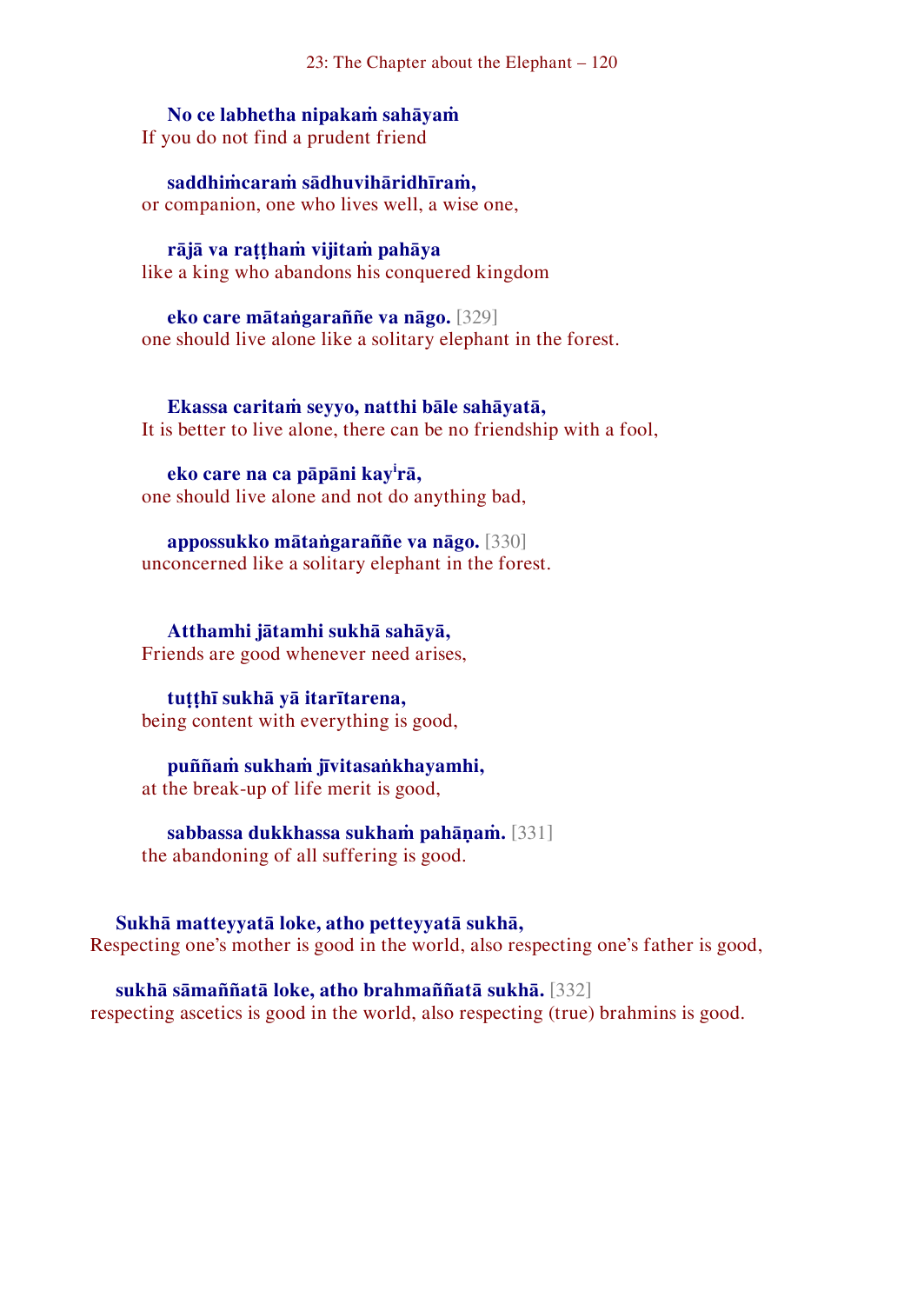**No ce labhetha nipakaṁ sahāyaṁ**
If you do not find a prudent friend

**saddhiṁcaraṁ sādhuvihāridhīraṁ,**
or companion, one who lives well, a wise one,

**rājā va raṭṭhaṁ vijitaṁ pahāya**
like a king who abandons his conquered kingdom

**eko care mātaṅgaraññe va nāgo.** [329]
one should live alone like a solitary elephant in the forest.

**Ekassa caritaṁ seyyo, natthi bāle sahāyatā,**
It is better to live alone, there can be no friendship with a fool,

**eko care na ca pāpāni kay^i^rā,**
one should live alone and not do anything bad,

**appossukko mātaṅgaraññe va nāgo.** [330]
unconcerned like a solitary elephant in the forest.

**Atthamhi jātamhi sukhā sahāyā,**
Friends are good whenever need arises,

**tuṭṭhī sukhā yā itarītarena,**
being content with everything is good,

**puññaṁ sukhaṁ jīvitasaṅkhayamhi,**
at the break-up of life merit is good,

**sabbassa dukkhassa sukhaṁ pahāṇaṁ.** [331]
the abandoning of all suffering is good.

**Sukhā matteyyatā loke, atho petteyyatā sukhā,**
Respecting one's mother is good in the world, also respecting one's father is good,

**sukhā sāmaññatā loke, atho brahmaññatā sukhā.** [332]
respecting ascetics is good in the world, also respecting (true) brahmins is good.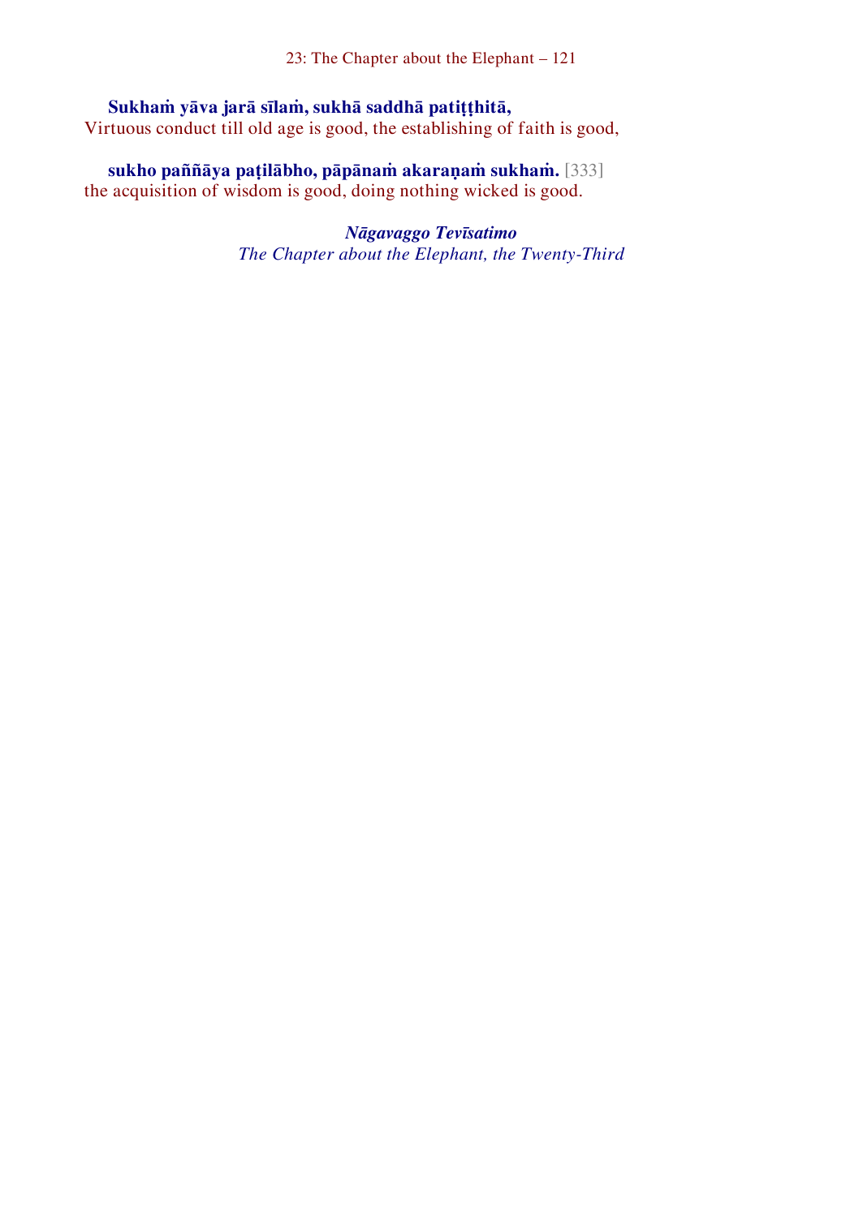**Sukhaṁ yāva jarā sīlaṁ, sukhā saddhā patiṭṭhitā,**
Virtuous conduct till old age is good, the establishing of faith is good,

**sukho paññāya paṭilābho, pāpānaṁ akaraṇaṁ sukhaṁ.** [333]
the acquisition of wisdom is good, doing nothing wicked is good.

***Nāgavaggo Tevīsatimo***
*The Chapter about the Elephant, the Twenty-Third*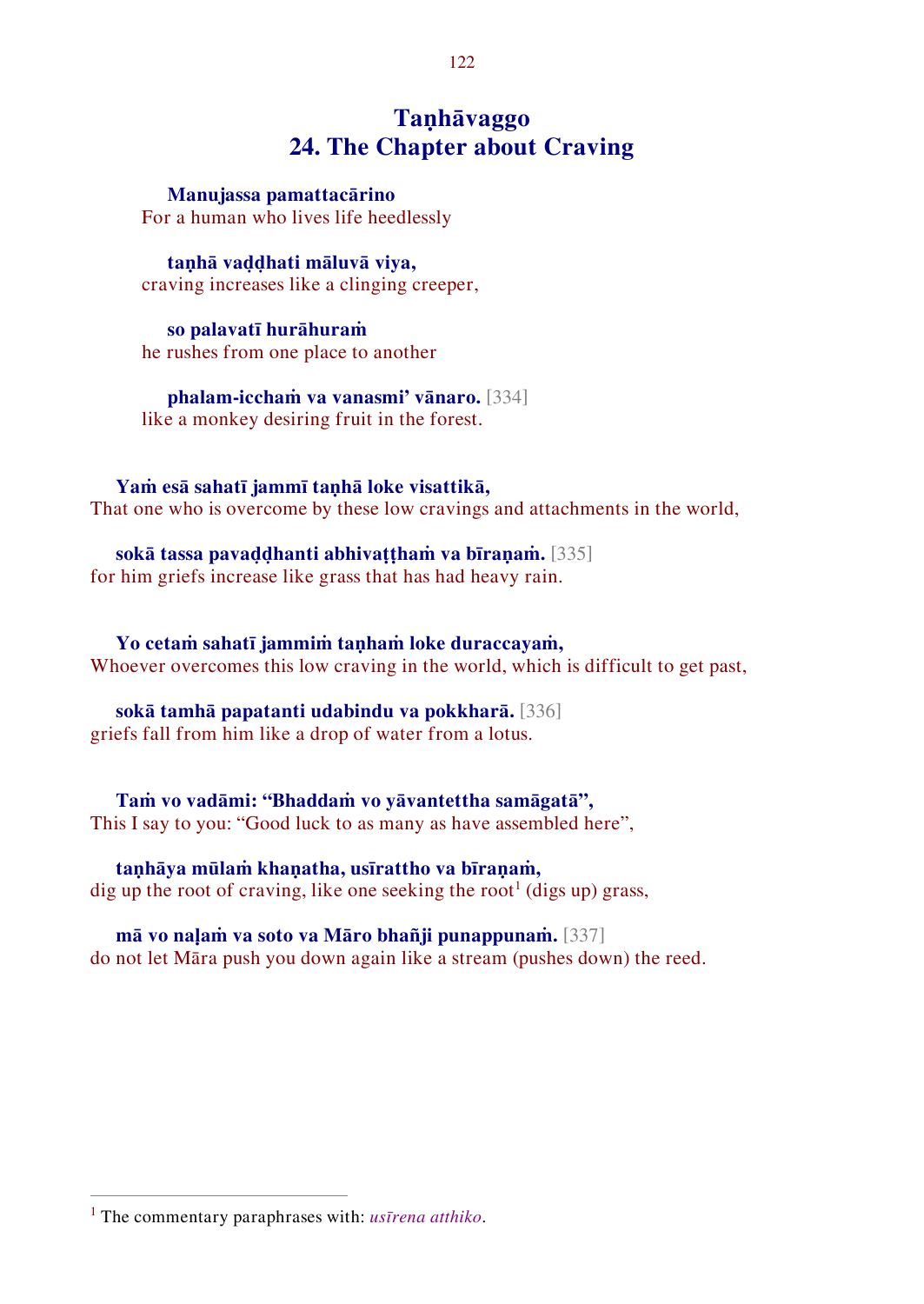# Taṇhāvaggo
# 24. The Chapter about Craving

**Manujassa pamattacārino**
For a human who lives life heedlessly

**taṇhā vaḍḍhati māluvā viya,**
craving increases like a clinging creeper,

**so palavatī hurāhuraṁ**
he rushes from one place to another

**phalam-icchaṁ va vanasmi' vānaro.** [334]
like a monkey desiring fruit in the forest.

**Yaṁ esā sahatī jammī taṇhā loke visattikā,**
That one who is overcome by these low cravings and attachments in the world,

**sokā tassa pavaḍḍhanti abhivaṭṭhaṁ va bīraṇaṁ.** [335]
for him griefs increase like grass that has had heavy rain.

**Yo cetaṁ sahatī jammiṁ taṇhaṁ loke duraccayaṁ,**
Whoever overcomes this low craving in the world, which is difficult to get past,

**sokā tamhā papatanti udabindu va pokkharā.** [336]
griefs fall from him like a drop of water from a lotus.

**Taṁ vo vadāmi: "Bhaddaṁ vo yāvantettha samāgatā",**
This I say to you: "Good luck to as many as have assembled here",

**taṇhāya mūlaṁ khaṇatha, usīrattho va bīraṇaṁ,**
dig up the root of craving, like one seeking the root[1] (digs up) grass,

**mā vo naḷaṁ va soto va Māro bhañji punappunaṁ.** [337]
do not let Māra push you down again like a stream (pushes down) the reed.

---

[1] The commentary paraphrases with: *usīrena atthiko*.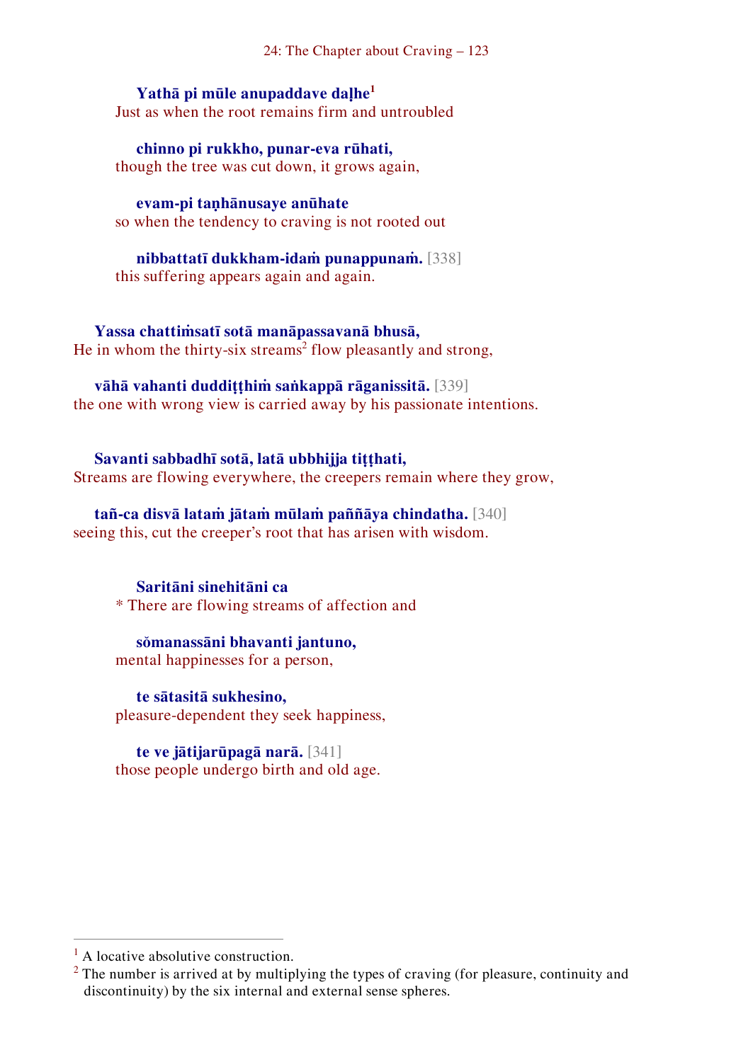**Yathā pi mūle anupaddave daḷhe**[1]
Just as when the root remains firm and untroubled

**chinno pi rukkho, punar-eva rūhati,**
though the tree was cut down, it grows again,

**evam-pi taṇhānusaye anūhate**
so when the tendency to craving is not rooted out

**nibbattatī dukkham-idaṁ punappunaṁ.** [338]
this suffering appears again and again.

**Yassa chattiṁsatī sotā manāpassavanā bhusā,**
He in whom the thirty-six streams[2] flow pleasantly and strong,

**vāhā vahanti duddiṭṭhiṁ saṅkappā rāganissitā.** [339]
the one with wrong view is carried away by his passionate intentions.

**Savanti sabbadhī sotā, latā ubbhijja tiṭṭhati,**
Streams are flowing everywhere, the creepers remain where they grow,

**tañ-ca disvā lataṁ jātaṁ mūlaṁ paññāya chindatha.** [340]
seeing this, cut the creeper's root that has arisen with wisdom.

**Saritāni sinehitāni ca**
* There are flowing streams of affection and

**sŏmanassāni bhavanti jantuno,**
mental happinesses for a person,

**te sātasitā sukhesino,**
pleasure-dependent they seek happiness,

**te ve jātijarūpagā narā.** [341]
those people undergo birth and old age.

---

[1] A locative absolute construction.

[2] The number is arrived at by multiplying the types of craving (for pleasure, continuity and discontinuity) by the six internal and external sense spheres.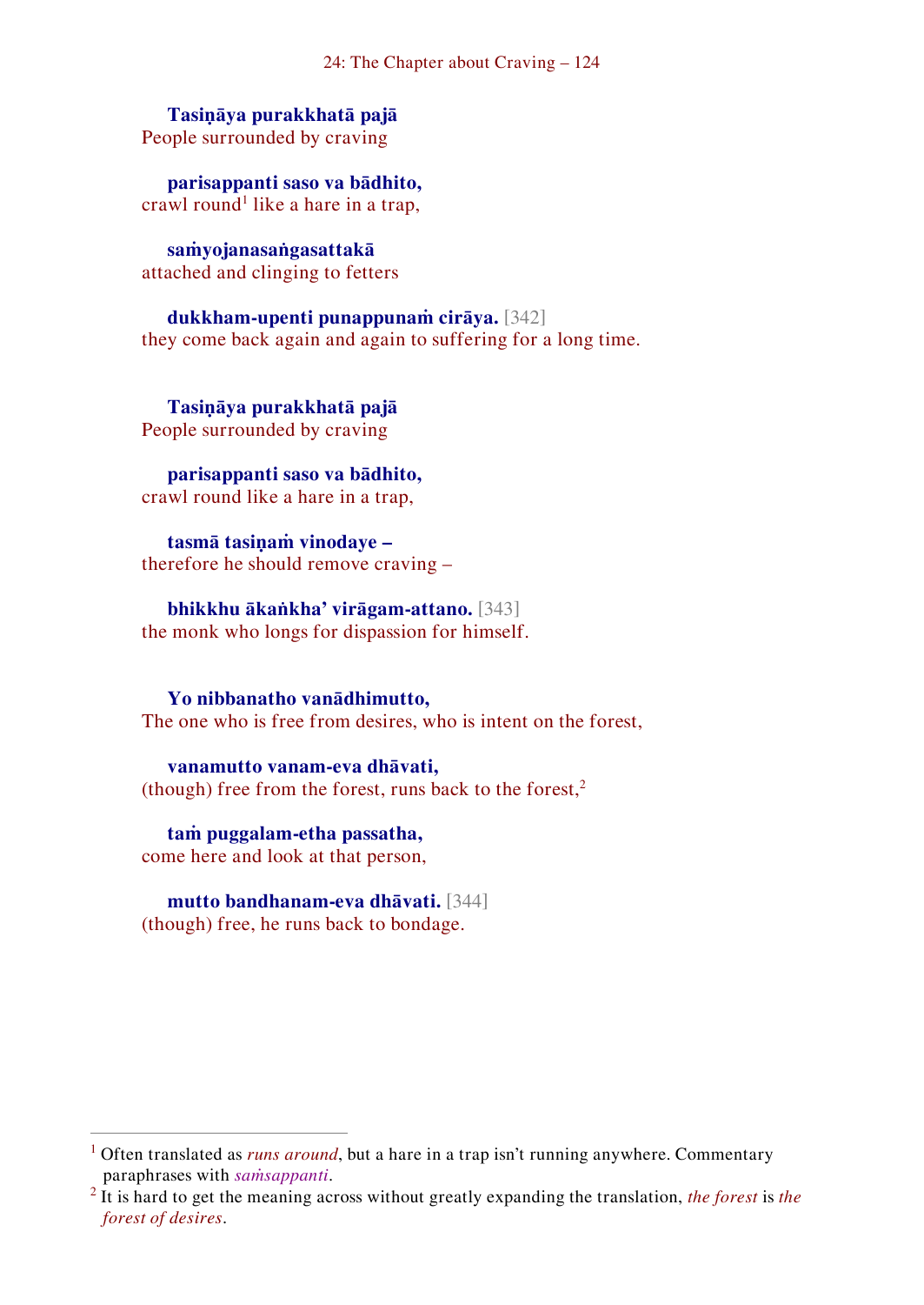**Tasiṇāya purakkhatā pajā**
People surrounded by craving

**parisappanti saso va bādhito,**
crawl round[1] like a hare in a trap,

**saṁyojanasaṅgasattakā**
attached and clinging to fetters

**dukkham-upenti punappunaṁ cirāya.** [342]
they come back again and again to suffering for a long time.

**Tasiṇāya purakkhatā pajā**
People surrounded by craving

**parisappanti saso va bādhito,**
crawl round like a hare in a trap,

**tasmā tasiṇaṁ vinodaye –**
therefore he should remove craving –

**bhikkhu ākaṅkha’ virāgam-attano.** [343]
the monk who longs for dispassion for himself.

**Yo nibbanatho vanādhimutto,**
The one who is free from desires, who is intent on the forest,

**vanamutto vanam-eva dhāvati,**
(though) free from the forest, runs back to the forest,[2]

**taṁ puggalam-etha passatha,**
come here and look at that person,

**mutto bandhanam-eva dhāvati.** [344]
(though) free, he runs back to bondage.

---

[1] Often translated as *runs around*, but a hare in a trap isn’t running anywhere. Commentary paraphrases with *saṁsappanti*.

[2] It is hard to get the meaning across without greatly expanding the translation, *the forest* is *the forest of desires*.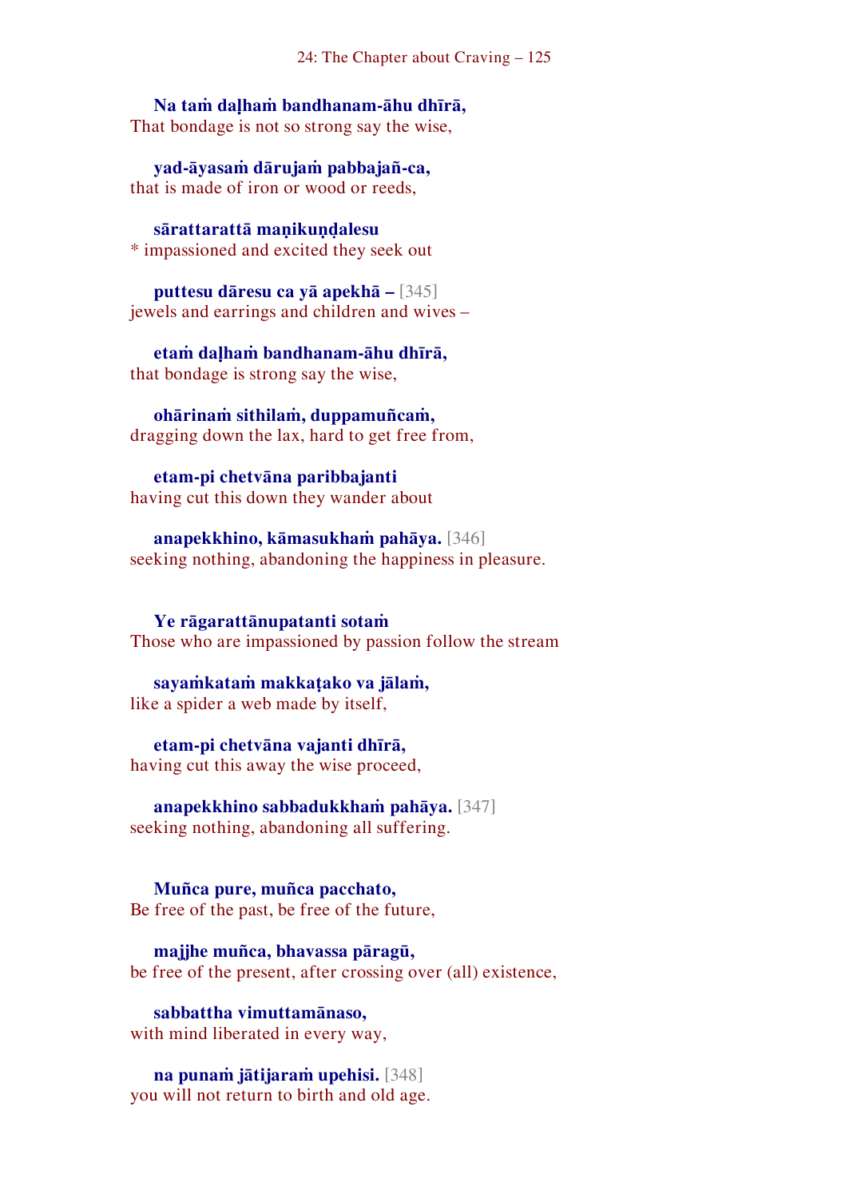**Na taṁ daḷhaṁ bandhanam-āhu dhīrā,**
That bondage is not so strong say the wise,

**yad-āyasaṁ dārujaṁ pabbajañ-ca,**
that is made of iron or wood or reeds,

**sārattarattā maṇikuṇḍalesu**
* impassioned and excited they seek out

**puttesu dāresu ca yā apekhā –** [345]
jewels and earrings and children and wives –

**etaṁ daḷhaṁ bandhanam-āhu dhīrā,**
that bondage is strong say the wise,

**ohārinaṁ sithilaṁ, duppamuñcaṁ,**
dragging down the lax, hard to get free from,

**etam-pi chetvāna paribbajanti**
having cut this down they wander about

**anapekkhino, kāmasukhaṁ pahāya.** [346]
seeking nothing, abandoning the happiness in pleasure.

**Ye rāgarattānupatanti sotaṁ**
Those who are impassioned by passion follow the stream

**sayaṁkataṁ makkaṭako va jālaṁ,**
like a spider a web made by itself,

**etam-pi chetvāna vajanti dhīrā,**
having cut this away the wise proceed,

**anapekkhino sabbadukkhaṁ pahāya.** [347]
seeking nothing, abandoning all suffering.

**Muñca pure, muñca pacchato,**
Be free of the past, be free of the future,

**majjhe muñca, bhavassa pāragū,**
be free of the present, after crossing over (all) existence,

**sabbattha vimuttamānaso,**
with mind liberated in every way,

**na punaṁ jātijaraṁ upehisi.** [348]
you will not return to birth and old age.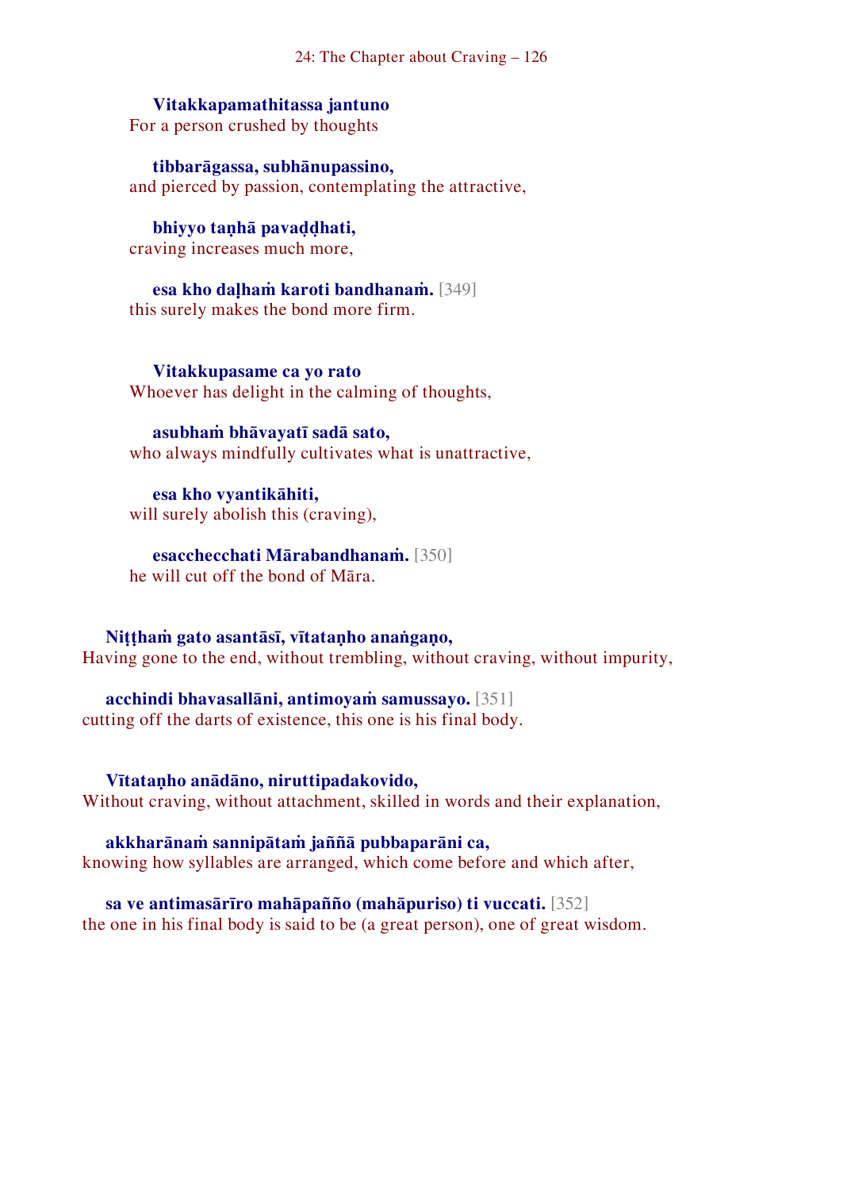**Vitakkapamathitassa jantuno**
For a person crushed by thoughts

**tibbarāgassa, subhānupassino,**
and pierced by passion, contemplating the attractive,

**bhiyyo taṇhā pavaḍḍhati,**
craving increases much more,

**esa kho daḷhaṁ karoti bandhanaṁ.** [349]
this surely makes the bond more firm.

**Vitakkupasame ca yo rato**
Whoever has delight in the calming of thoughts,

**asubhaṁ bhāvayatī sadā sato,**
who always mindfully cultivates what is unattractive,

**esa kho vyantikāhiti,**
will surely abolish this (craving),

**esacchecchati Mārabandhanaṁ.** [350]
he will cut off the bond of Māra.

**Niṭṭhaṁ gato asantāsī, vītataṇho anaṅgaṇo,**
Having gone to the end, without trembling, without craving, without impurity,

**acchindi bhavasallāni, antimoyaṁ samussayo.** [351]
cutting off the darts of existence, this one is his final body.

**Vītataṇho anādāno, niruttipadakovido,**
Without craving, without attachment, skilled in words and their explanation,

**akkharānaṁ sannipātaṁ jaññā pubbaparāni ca,**
knowing how syllables are arranged, which come before and which after,

**sa ve antimasārīro mahāpañño (mahāpuriso) ti vuccati.** [352]
the one in his final body is said to be (a great person), one of great wisdom.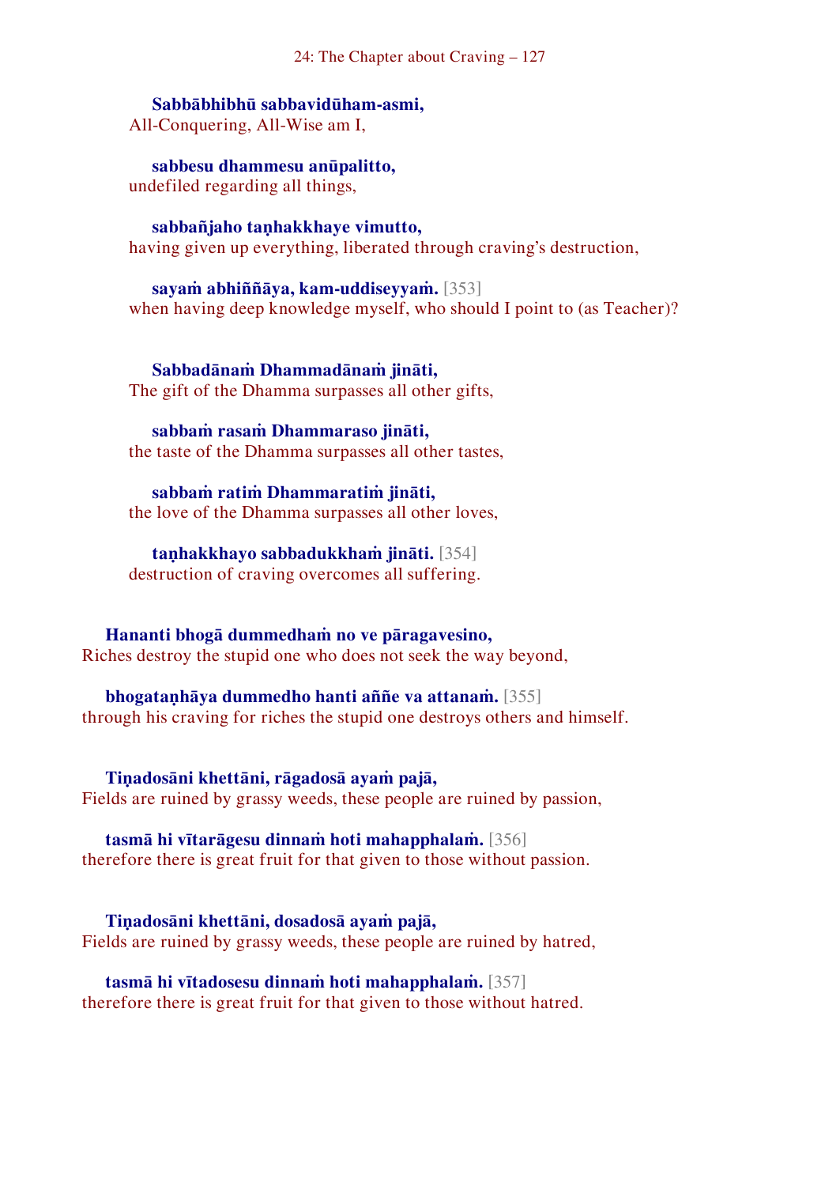**Sabbābhibhū sabbavidūham-asmi,**
All-Conquering, All-Wise am I,

**sabbesu dhammesu anūpalitto,**
undefiled regarding all things,

**sabbañjaho taṇhakkhaye vimutto,**
having given up everything, liberated through craving's destruction,

**sayaṁ abhiññāya, kam-uddiseyyaṁ.** [353]
when having deep knowledge myself, who should I point to (as Teacher)?

**Sabbadānaṁ Dhammadānaṁ jināti,**
The gift of the Dhamma surpasses all other gifts,

**sabbaṁ rasaṁ Dhammaraso jināti,**
the taste of the Dhamma surpasses all other tastes,

**sabbaṁ ratiṁ Dhammaratiṁ jināti,**
the love of the Dhamma surpasses all other loves,

**taṇhakkhayo sabbadukkhaṁ jināti.** [354]
destruction of craving overcomes all suffering.

**Hananti bhogā dummedhaṁ no ve pāragavesino,**
Riches destroy the stupid one who does not seek the way beyond,

**bhogataṇhāya dummedho hanti aññe va attanaṁ.** [355]
through his craving for riches the stupid one destroys others and himself.

**Tiṇadosāni khettāni, rāgadosā ayaṁ pajā,**
Fields are ruined by grassy weeds, these people are ruined by passion,

**tasmā hi vītarāgesu dinnaṁ hoti mahapphalaṁ.** [356]
therefore there is great fruit for that given to those without passion.

**Tiṇadosāni khettāni, dosadosā ayaṁ pajā,**
Fields are ruined by grassy weeds, these people are ruined by hatred,

**tasmā hi vītadosesu dinnaṁ hoti mahapphalaṁ.** [357]
therefore there is great fruit for that given to those without hatred.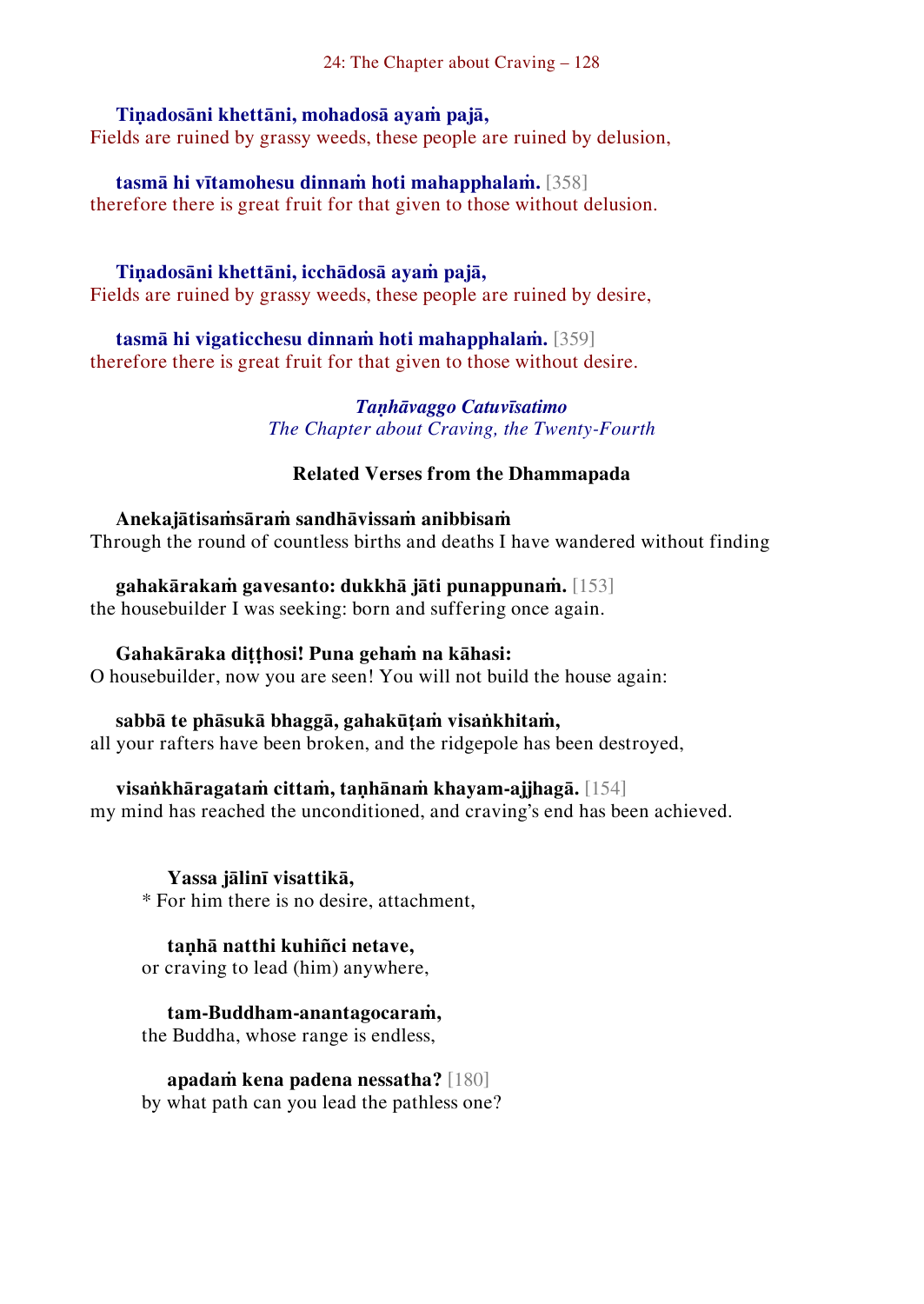**Tiṇadosāni khettāni, mohadosā ayaṁ pajā,**
Fields are ruined by grassy weeds, these people are ruined by delusion,

**tasmā hi vītamohesu dinnaṁ hoti mahapphalaṁ.** [358]
therefore there is great fruit for that given to those without delusion.

**Tiṇadosāni khettāni, icchādosā ayaṁ pajā,**
Fields are ruined by grassy weeds, these people are ruined by desire,

**tasmā hi vigaticchesu dinnaṁ hoti mahapphalaṁ.** [359]
therefore there is great fruit for that given to those without desire.

*Taṇhāvaggo Catuvīsatimo*
*The Chapter about Craving, the Twenty-Fourth*

### Related Verses from the Dhammapada

**Anekajātisaṁsāraṁ sandhāvissaṁ anibbisaṁ**
Through the round of countless births and deaths I have wandered without finding

**gahakārakaṁ gavesanto: dukkhā jāti punappunaṁ.** [153]
the housebuilder I was seeking: born and suffering once again.

**Gahakāraka diṭṭhosi! Puna gehaṁ na kāhasi:**
O housebuilder, now you are seen! You will not build the house again:

**sabbā te phāsukā bhaggā, gahakūṭaṁ visaṅkhitaṁ,**
all your rafters have been broken, and the ridgepole has been destroyed,

**visaṅkhāragataṁ cittaṁ, taṇhānaṁ khayam-ajjhagā.** [154]
my mind has reached the unconditioned, and craving's end has been achieved.

**Yassa jālinī visattikā,**
* For him there is no desire, attachment,

**taṇhā natthi kuhiñci netave,**
or craving to lead (him) anywhere,

**tam-Buddham-anantagocaraṁ,**
the Buddha, whose range is endless,

**apadaṁ kena padena nessatha?** [180]
by what path can you lead the pathless one?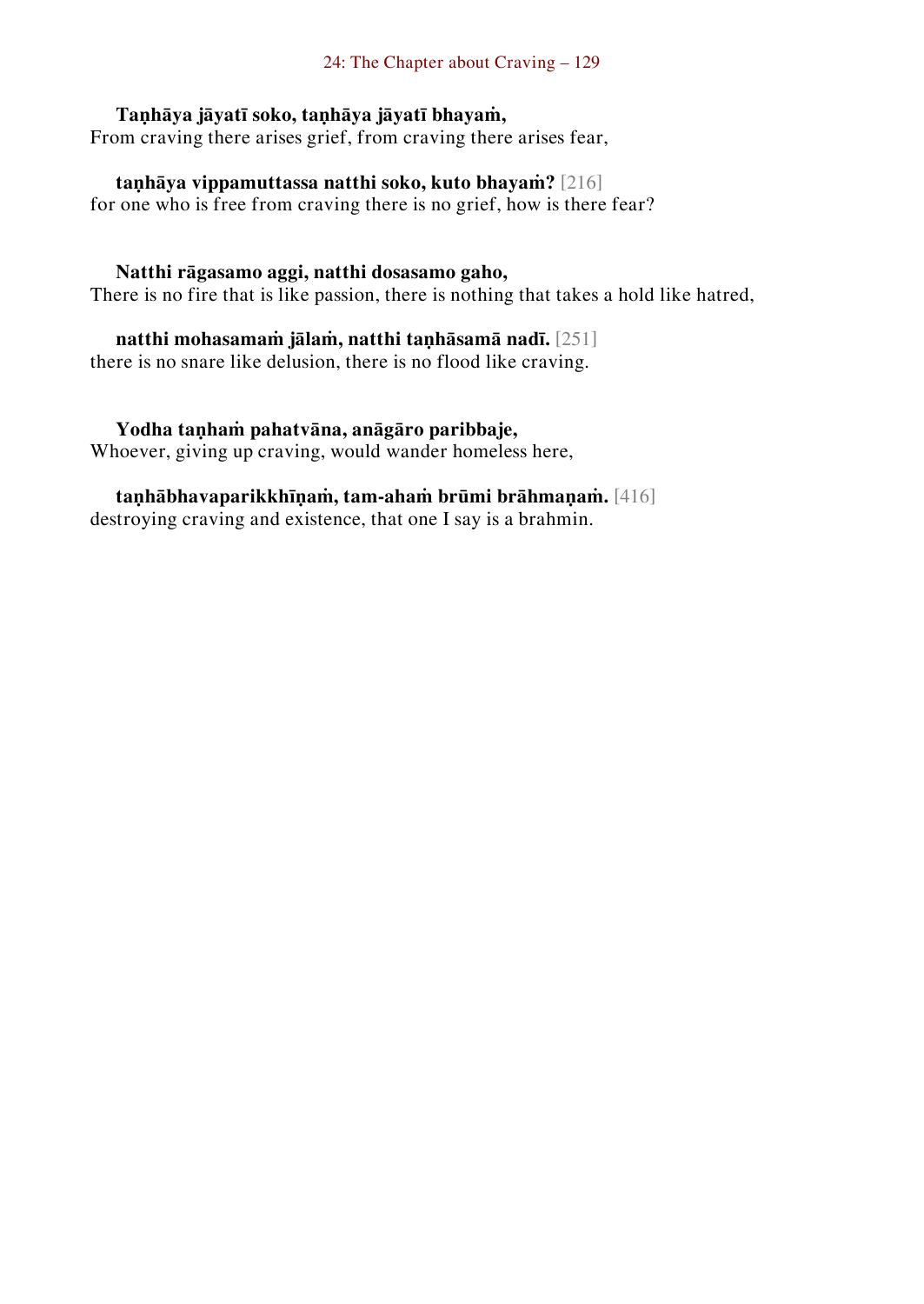**Taṇhāya jāyatī soko, taṇhāya jāyatī bhayaṁ,**
From craving there arises grief, from craving there arises fear,

**taṇhāya vippamuttassa natthi soko, kuto bhayaṁ?** [216]
for one who is free from craving there is no grief, how is there fear?

**Natthi rāgasamo aggi, natthi dosasamo gaho,**
There is no fire that is like passion, there is nothing that takes a hold like hatred,

**natthi mohasamaṁ jālaṁ, natthi taṇhāsamā nadī.** [251]
there is no snare like delusion, there is no flood like craving.

**Yodha taṇhaṁ pahatvāna, anāgāro paribbaje,**
Whoever, giving up craving, would wander homeless here,

**taṇhābhavaparikkhīṇaṁ, tam-ahaṁ brūmi brāhmaṇaṁ.** [416]
destroying craving and existence, that one I say is a brahmin.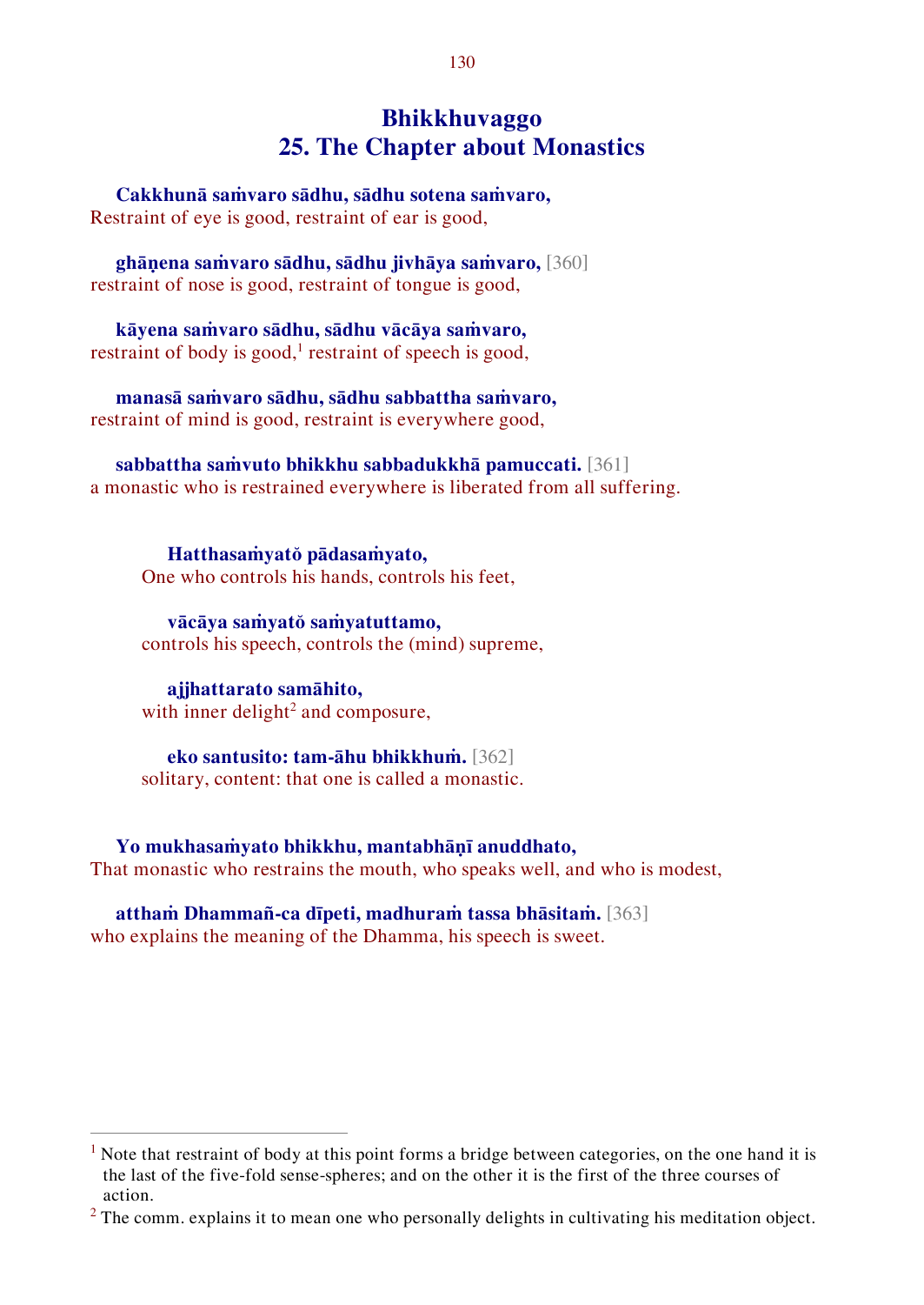## Bhikkhuvaggo
## 25. The Chapter about Monastics

**Cakkhunā saṁvaro sādhu, sādhu sotena saṁvaro,**
Restraint of eye is good, restraint of ear is good,

**ghāṇena saṁvaro sādhu, sādhu jivhāya saṁvaro,** [360]
restraint of nose is good, restraint of tongue is good,

**kāyena saṁvaro sādhu, sādhu vācāya saṁvaro,**
restraint of body is good,[1] restraint of speech is good,

**manasā saṁvaro sādhu, sādhu sabbattha saṁvaro,**
restraint of mind is good, restraint is everywhere good,

**sabbattha saṁvuto bhikkhu sabbadukkhā pamuccati.** [361]
a monastic who is restrained everywhere is liberated from all suffering.

**Hatthasaṁyatŏ pādasaṁyato,**
One who controls his hands, controls his feet,

**vācāya saṁyatŏ saṁyatuttamo,**
controls his speech, controls the (mind) supreme,

**ajjhattarato samāhito,**
with inner delight[2] and composure,

**eko santusito: tam-āhu bhikkhuṁ.** [362]
solitary, content: that one is called a monastic.

**Yo mukhasaṁyato bhikkhu, mantabhāṇī anuddhato,**
That monastic who restrains the mouth, who speaks well, and who is modest,

**atthaṁ Dhammañ-ca dīpeti, madhuraṁ tassa bhāsitaṁ.** [363]
who explains the meaning of the Dhamma, his speech is sweet.

---

[1] Note that restraint of body at this point forms a bridge between categories, on the one hand it is the last of the five-fold sense-spheres; and on the other it is the first of the three courses of action.

[2] The comm. explains it to mean one who personally delights in cultivating his meditation object.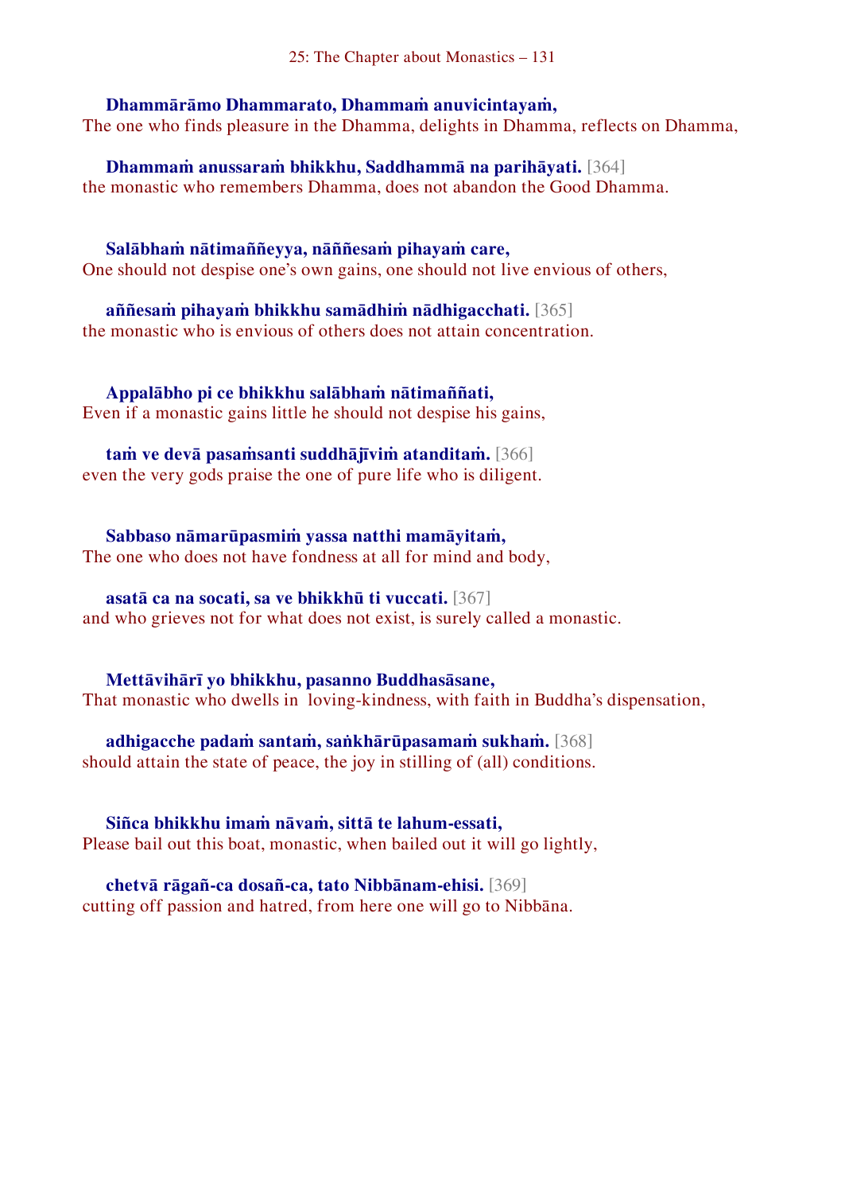**Dhammārāmo Dhammarato, Dhammaṁ anuvicintayaṁ,**
The one who finds pleasure in the Dhamma, delights in Dhamma, reflects on Dhamma,

**Dhammaṁ anussaraṁ bhikkhu, Saddhammā na parihāyati.** [364]
the monastic who remembers Dhamma, does not abandon the Good Dhamma.

**Salābhaṁ nātimaññeyya, nāññesaṁ pihayaṁ care,**
One should not despise one's own gains, one should not live envious of others,

**aññesaṁ pihayaṁ bhikkhu samādhiṁ nādhigacchati.** [365]
the monastic who is envious of others does not attain concentration.

**Appalābho pi ce bhikkhu salābhaṁ nātimaññati,**
Even if a monastic gains little he should not despise his gains,

**taṁ ve devā pasaṁsanti suddhājīviṁ atanditaṁ.** [366]
even the very gods praise the one of pure life who is diligent.

**Sabbaso nāmarūpasmiṁ yassa natthi mamāyitaṁ,**
The one who does not have fondness at all for mind and body,

**asatā ca na socati, sa ve bhikkhū ti vuccati.** [367]
and who grieves not for what does not exist, is surely called a monastic.

**Mettāvihārī yo bhikkhu, pasanno Buddhasāsane,**
That monastic who dwells in loving-kindness, with faith in Buddha's dispensation,

**adhigacche padaṁ santaṁ, saṅkhārūpasamaṁ sukhaṁ.** [368]
should attain the state of peace, the joy in stilling of (all) conditions.

**Siñca bhikkhu imaṁ nāvaṁ, sittā te lahum-essati,**
Please bail out this boat, monastic, when bailed out it will go lightly,

**chetvā rāgañ-ca dosañ-ca, tato Nibbānam-ehisi.** [369]
cutting off passion and hatred, from here one will go to Nibbāna.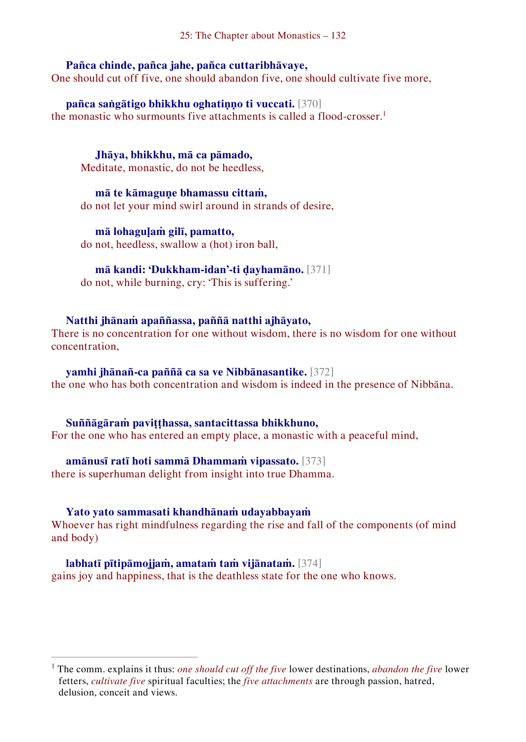**Pañca chinde, pañca jahe, pañca cuttaribhāvaye,**
One should cut off five, one should abandon five, one should cultivate five more,

**pañca saṅgātigo bhikkhu oghatiṇṇo ti vuccati.** [370]
the monastic who surmounts five attachments is called a flood-crosser.[1]

> **Jhāya, bhikkhu, mā ca pāmado,**
> Meditate, monastic, do not be heedless,
>
> **mā te kāmaguṇe bhamassu cittaṁ,**
> do not let your mind swirl around in strands of desire,
>
> **mā lohaguḷaṁ gilī, pamatto,**
> do not, heedless, swallow a (hot) iron ball,
>
> **mā kandi: 'Dukkham-idan'-ti ḍayhamāno.** [371]
> do not, while burning, cry: 'This is suffering.'

**Natthi jhānaṁ apaññassa, paññā natthi ajhāyato,**
There is no concentration for one without wisdom, there is no wisdom for one without concentration,

**yamhi jhānañ-ca paññā ca sa ve Nibbānasantike.** [372]
the one who has both concentration and wisdom is indeed in the presence of Nibbāna.

**Suññāgāraṁ paviṭṭhassa, santacittassa bhikkhuno,**
For the one who has entered an empty place, a monastic with a peaceful mind,

**amānusī ratī hoti sammā Dhammaṁ vipassato.** [373]
there is superhuman delight from insight into true Dhamma.

**Yato yato sammasati khandhānaṁ udayabbayaṁ**
Whoever has right mindfulness regarding the rise and fall of the components (of mind and body)

**labhatī pītipāmojjaṁ, amataṁ taṁ vijānataṁ.** [374]
gains joy and happiness, that is the deathless state for the one who knows.

---

[1] The comm. explains it thus: *one should cut off the five* lower destinations, *abandon the five* lower fetters, *cultivate five* spiritual faculties; the *five attachments* are through passion, hatred, delusion, conceit and views.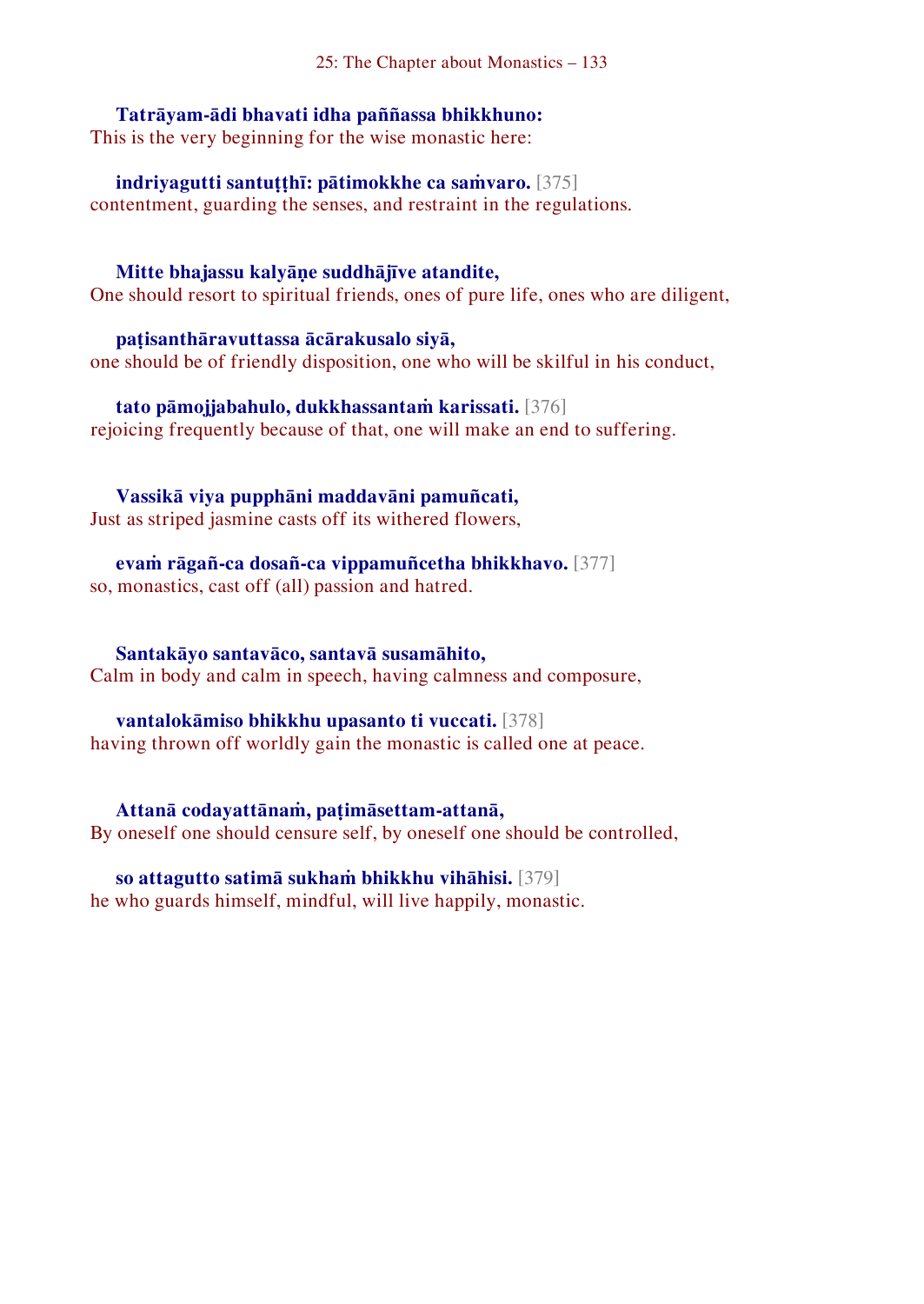**Tatrāyam-ādi bhavati idha paññassa bhikkhuno:**
This is the very beginning for the wise monastic here:

**indriyagutti santuṭṭhī: pātimokkhe ca saṁvaro.** [375]
contentment, guarding the senses, and restraint in the regulations.

**Mitte bhajassu kalyāṇe suddhājīve atandite,**
One should resort to spiritual friends, ones of pure life, ones who are diligent,

**paṭisanthāravuttassa ācārakusalo siyā,**
one should be of friendly disposition, one who will be skilful in his conduct,

**tato pāmojjabahulo, dukkhassantaṁ karissati.** [376]
rejoicing frequently because of that, one will make an end to suffering.

**Vassikā viya pupphāni maddavāni pamuñcati,**
Just as striped jasmine casts off its withered flowers,

**evaṁ rāgañ-ca dosañ-ca vippamuñcetha bhikkhavo.** [377]
so, monastics, cast off (all) passion and hatred.

**Santakāyo santavāco, santavā susamāhito,**
Calm in body and calm in speech, having calmness and composure,

**vantalokāmiso bhikkhu upasanto ti vuccati.** [378]
having thrown off worldly gain the monastic is called one at peace.

**Attanā codayattānaṁ, paṭimāsettam-attanā,**
By oneself one should censure self, by oneself one should be controlled,

**so attagutto satimā sukhaṁ bhikkhu vihāhisi.** [379]
he who guards himself, mindful, will live happily, monastic.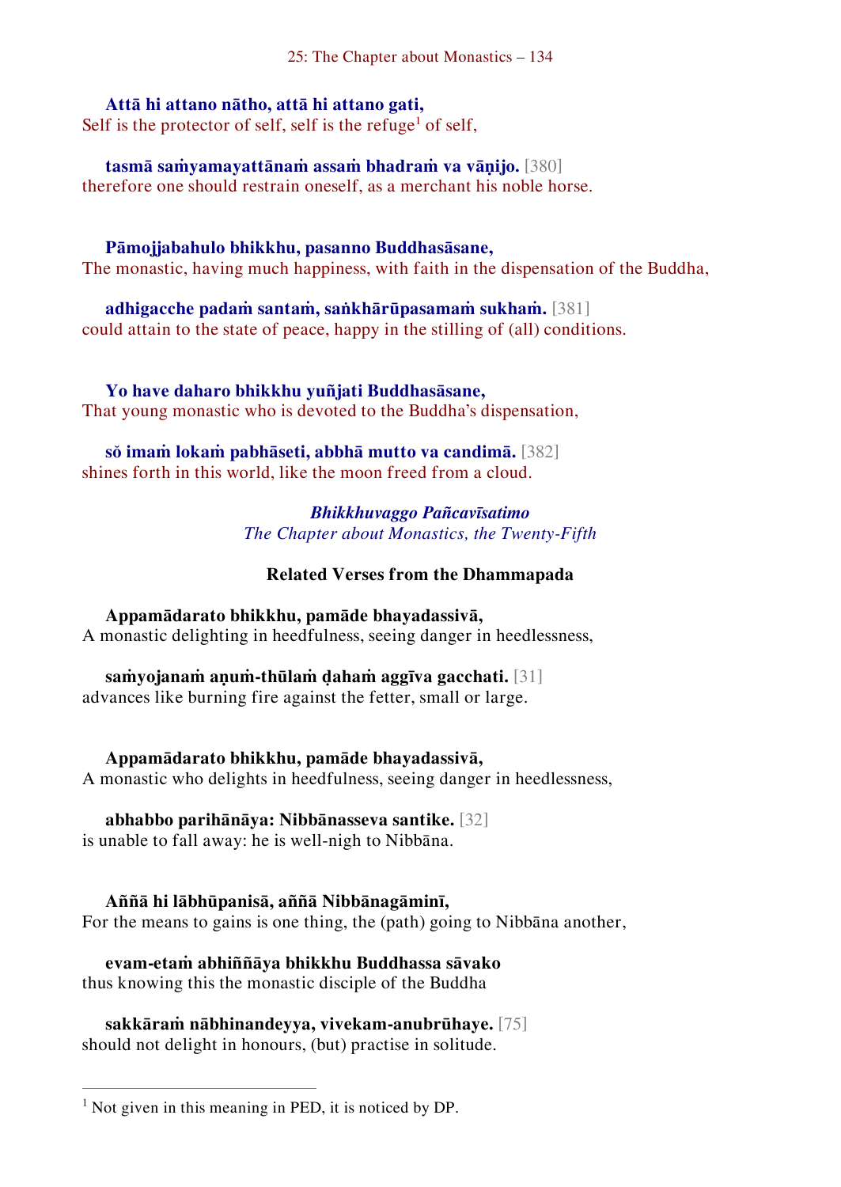**Attā hi attano nātho, attā hi attano gati,**
Self is the protector of self, self is the refuge[1] of self,

**tasmā saṁyamayattānaṁ assaṁ bhadraṁ va vāṇijo.** [380]
therefore one should restrain oneself, as a merchant his noble horse.

**Pāmojjabahulo bhikkhu, pasanno Buddhasāsane,**
The monastic, having much happiness, with faith in the dispensation of the Buddha,

**adhigacche padaṁ santaṁ, saṅkhārūpasamaṁ sukhaṁ.** [381]
could attain to the state of peace, happy in the stilling of (all) conditions.

**Yo have daharo bhikkhu yuñjati Buddhasāsane,**
That young monastic who is devoted to the Buddha's dispensation,

**sŏ imaṁ lokaṁ pabhāseti, abbhā mutto va candimā.** [382]
shines forth in this world, like the moon freed from a cloud.

*Bhikkhuvaggo Pañcavīsatimo*
*The Chapter about Monastics, the Twenty-Fifth*

### Related Verses from the Dhammapada

**Appamādarato bhikkhu, pamāde bhayadassivā,**
A monastic delighting in heedfulness, seeing danger in heedlessness,

**saṁyojanaṁ aṇuṁ-thūlaṁ ḍahaṁ aggīva gacchati.** [31]
advances like burning fire against the fetter, small or large.

**Appamādarato bhikkhu, pamāde bhayadassivā,**
A monastic who delights in heedfulness, seeing danger in heedlessness,

**abhabbo parihānāya: Nibbānasseva santike.** [32]
is unable to fall away: he is well-nigh to Nibbāna.

**Aññā hi lābhūpanisā, aññā Nibbānagāminī,**
For the means to gains is one thing, the (path) going to Nibbāna another,

**evam-etaṁ abhiññāya bhikkhu Buddhassa sāvako**
thus knowing this the monastic disciple of the Buddha

**sakkāraṁ nābhinandeyya, vivekam-anubrūhaye.** [75]
should not delight in honours, (but) practise in solitude.

---

[1] Not given in this meaning in PED, it is noticed by DP.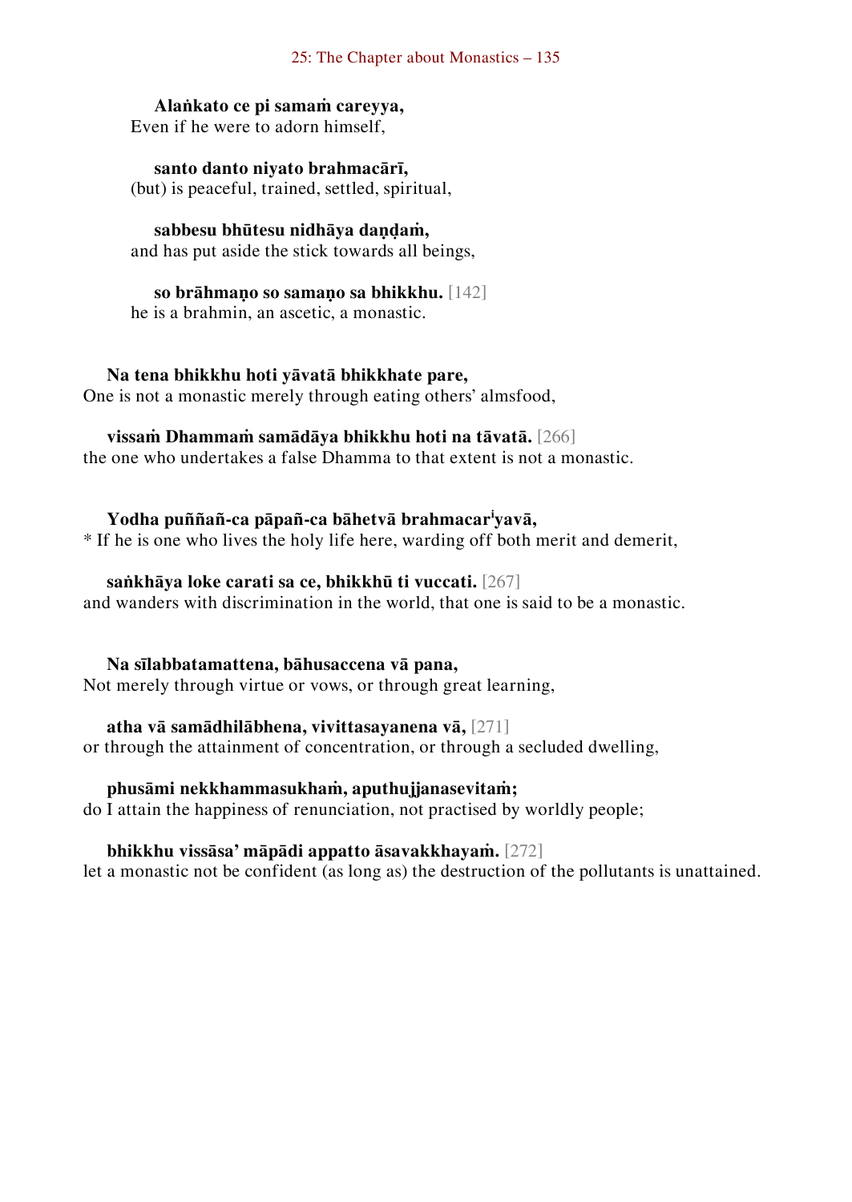**Alaṅkato ce pi samaṁ careyya,**
Even if he were to adorn himself,

**santo danto niyato brahmacārī,**
(but) is peaceful, trained, settled, spiritual,

**sabbesu bhūtesu nidhāya daṇḍaṁ,**
and has put aside the stick towards all beings,

**so brāhmaṇo so samaṇo sa bhikkhu.** [142]
he is a brahmin, an ascetic, a monastic.

**Na tena bhikkhu hoti yāvatā bhikkhate pare,**
One is not a monastic merely through eating others' almsfood,

**vissaṁ Dhammaṁ samādāya bhikkhu hoti na tāvatā.** [266]
the one who undertakes a false Dhamma to that extent is not a monastic.

**Yodha puññañ-ca pāpañ-ca bāhetvā brahmacar[i]yavā,**
* If he is one who lives the holy life here, warding off both merit and demerit,

**saṅkhāya loke carati sa ce, bhikkhū ti vuccati.** [267]
and wanders with discrimination in the world, that one is said to be a monastic.

**Na sīlabbatamattena, bāhusaccena vā pana,**
Not merely through virtue or vows, or through great learning,

**atha vā samādhilābhena, vivittasayanena vā,** [271]
or through the attainment of concentration, or through a secluded dwelling,

**phusāmi nekkhammasukhaṁ, aputhujjanasevitaṁ;**
do I attain the happiness of renunciation, not practised by worldly people;

**bhikkhu vissāsa' māpādi appatto āsavakkhayaṁ.** [272]
let a monastic not be confident (as long as) the destruction of the pollutants is unattained.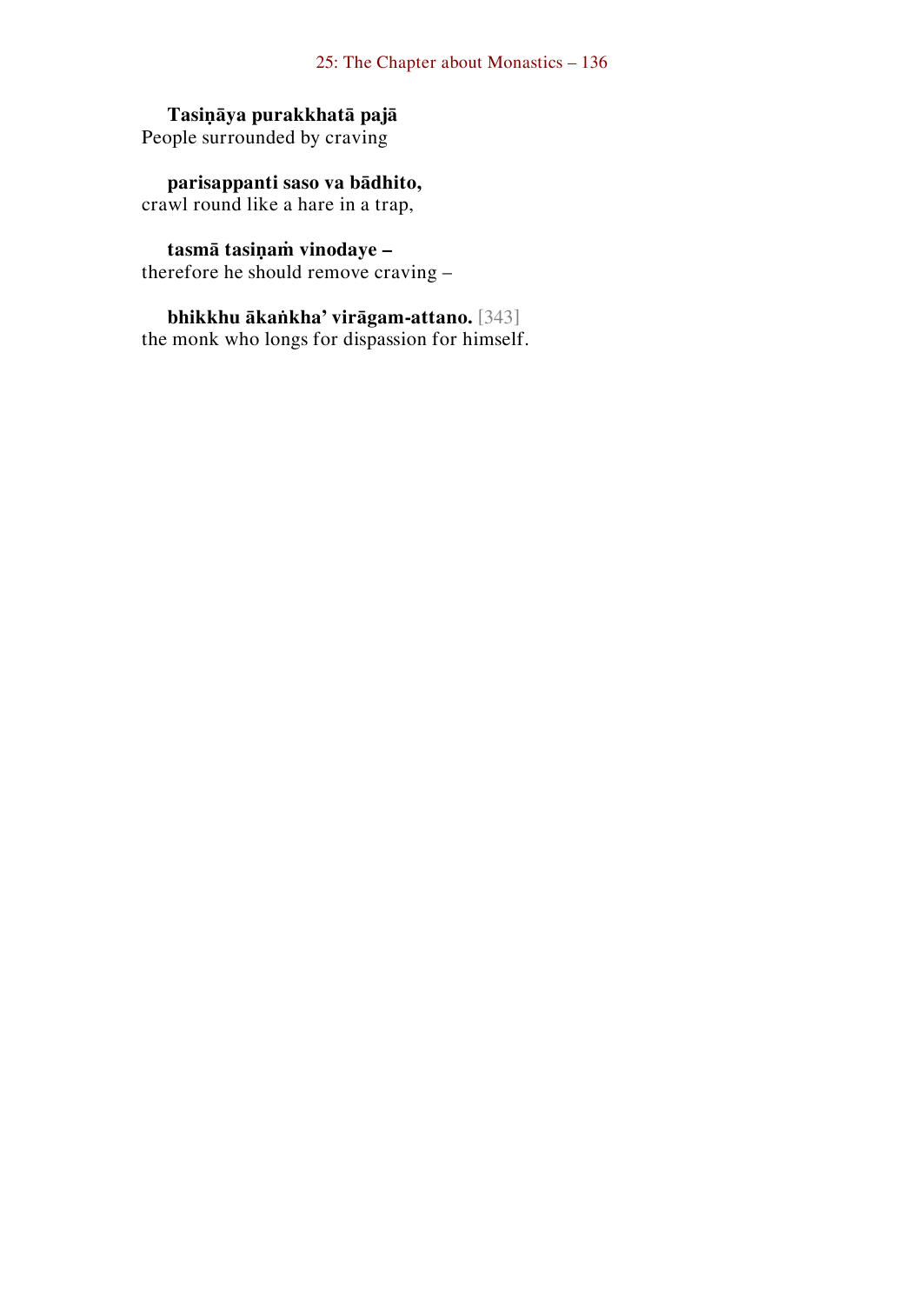**Tasiṇāya purakkhatā pajā**  
People surrounded by craving

**parisappanti saso va bādhito,**  
crawl round like a hare in a trap,

**tasmā tasiṇaṁ vinodaye –**  
therefore he should remove craving –

**bhikkhu ākaṅkha' virāgam-attano.** [343]  
the monk who longs for dispassion for himself.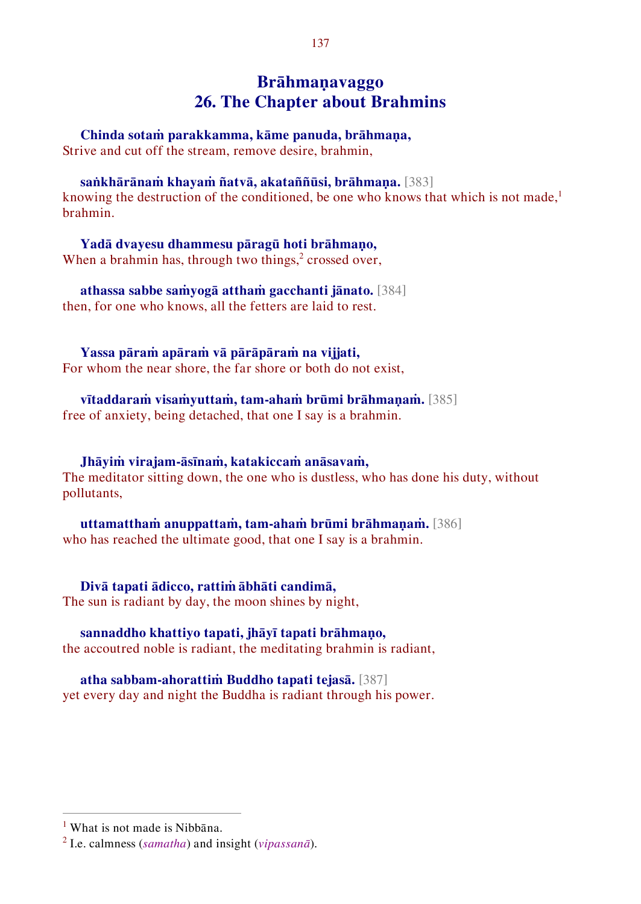## Brāhmaṇavaggo
## 26. The Chapter about Brahmins

**Chinda sotaṁ parakkamma, kāme panuda, brāhmaṇa,**
Strive and cut off the stream, remove desire, brahmin,

**saṅkhārānaṁ khayaṁ ñatvā, akataññūsi, brāhmaṇa.** [383]
knowing the destruction of the conditioned, be one who knows that which is not made,[1] brahmin.

**Yadā dvayesu dhammesu pāragū hoti brāhmaṇo,**
When a brahmin has, through two things,[2] crossed over,

**athassa sabbe saṁyogā atthaṁ gacchanti jānato.** [384]
then, for one who knows, all the fetters are laid to rest.

**Yassa pāraṁ apāraṁ vā pārāpāraṁ na vijjati,**
For whom the near shore, the far shore or both do not exist,

**vītaddaraṁ visaṁyuttaṁ, tam-ahaṁ brūmi brāhmaṇaṁ.** [385]
free of anxiety, being detached, that one I say is a brahmin.

**Jhāyiṁ virajam-āsīnaṁ, katakiccaṁ anāsavaṁ,**
The meditator sitting down, the one who is dustless, who has done his duty, without pollutants,

**uttamatthaṁ anuppattaṁ, tam-ahaṁ brūmi brāhmaṇaṁ.** [386]
who has reached the ultimate good, that one I say is a brahmin.

**Divā tapati ādicco, rattiṁ ābhāti candimā,**
The sun is radiant by day, the moon shines by night,

**sannaddho khattiyo tapati, jhāyī tapati brāhmaṇo,**
the accoutred noble is radiant, the meditating brahmin is radiant,

**atha sabbam-ahorattiṁ Buddho tapati tejasā.** [387]
yet every day and night the Buddha is radiant through his power.

---

[1] What is not made is Nibbāna.
[2] I.e. calmness (*samatha*) and insight (*vipassanā*).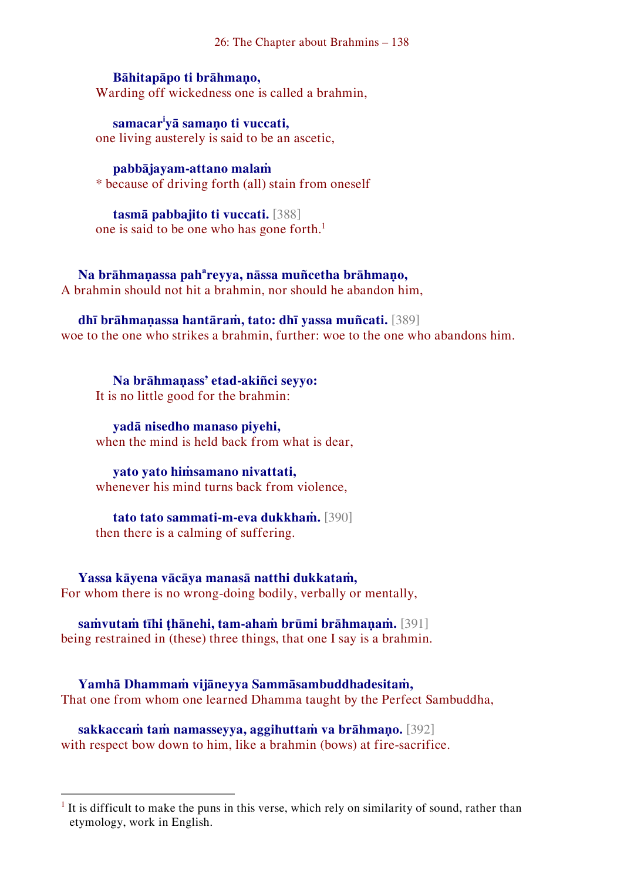**Bāhitapāpo ti brāhmaṇo,**
Warding off wickedness one is called a brahmin,

**samacar[i]yā samaṇo ti vuccati,**
one living austerely is said to be an ascetic,

**pabbājayam-attano malaṁ**
* because of driving forth (all) stain from oneself

**tasmā pabbajito ti vuccati.** [388]
one is said to be one who has gone forth.[1]

**Na brāhmaṇassa pah[a]reyya, nāssa muñcetha brāhmaṇo,**
A brahmin should not hit a brahmin, nor should he abandon him,

**dhī brāhmaṇassa hantāraṁ, tato: dhī yassa muñcati.** [389]
woe to the one who strikes a brahmin, further: woe to the one who abandons him.

**Na brāhmaṇass' etad-akiñci seyyo:**
It is no little good for the brahmin:

**yadā nisedho manaso piyehi,**
when the mind is held back from what is dear,

**yato yato hiṁsamano nivattati,**
whenever his mind turns back from violence,

**tato tato sammati-m-eva dukkhaṁ.** [390]
then there is a calming of suffering.

**Yassa kāyena vācāya manasā natthi dukkataṁ,**
For whom there is no wrong-doing bodily, verbally or mentally,

**saṁvutaṁ tīhi ṭhānehi, tam-ahaṁ brūmi brāhmaṇaṁ.** [391]
being restrained in (these) three things, that one I say is a brahmin.

**Yamhā Dhammaṁ vijāneyya Sammāsambuddhadesitaṁ,**
That one from whom one learned Dhamma taught by the Perfect Sambuddha,

**sakkaccaṁ taṁ namasseyya, aggihuttaṁ va brāhmaṇo.** [392]
with respect bow down to him, like a brahmin (bows) at fire-sacrifice.

---

[1] It is difficult to make the puns in this verse, which rely on similarity of sound, rather than etymology, work in English.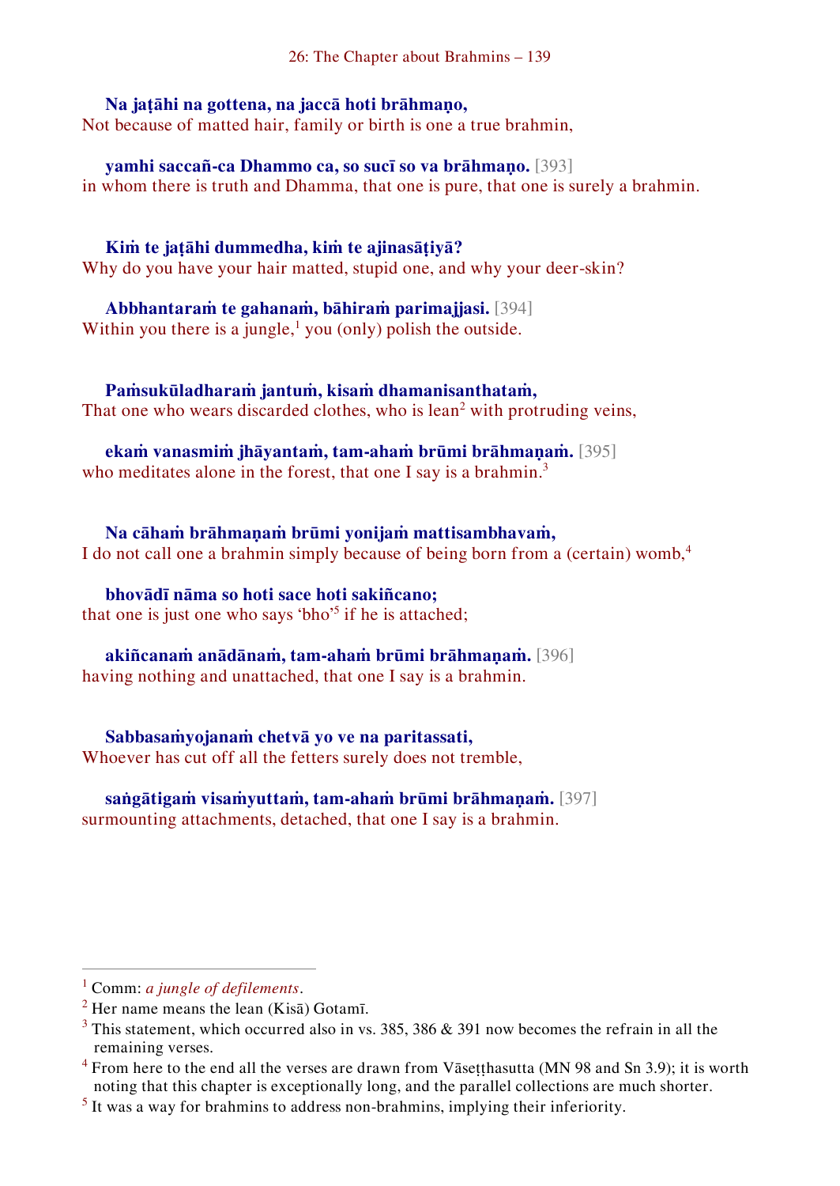**Na jaṭāhi na gottena, na jaccā hoti brāhmaṇo,**
Not because of matted hair, family or birth is one a true brahmin,

**yamhi saccañ-ca Dhammo ca, so sucī so va brāhmaṇo.** [393]
in whom there is truth and Dhamma, that one is pure, that one is surely a brahmin.

**Kiṁ te jaṭāhi dummedha, kiṁ te ajinasāṭiyā?**
Why do you have your hair matted, stupid one, and why your deer-skin?

**Abbhantaraṁ te gahanaṁ, bāhiraṁ parimajjasi.** [394]
Within you there is a jungle,[1] you (only) polish the outside.

**Paṁsukūladharaṁ jantuṁ, kisaṁ dhamanisanthataṁ,**
That one who wears discarded clothes, who is lean[2] with protruding veins,

**ekaṁ vanasmiṁ jhāyantaṁ, tam-ahaṁ brūmi brāhmaṇaṁ.** [395]
who meditates alone in the forest, that one I say is a brahmin.[3]

**Na cāhaṁ brāhmaṇaṁ brūmi yonijaṁ mattisambhavaṁ,**
I do not call one a brahmin simply because of being born from a (certain) womb,[4]

**bhovādī nāma so hoti sace hoti sakiñcano;**
that one is just one who says 'bho'[5] if he is attached;

**akiñcanaṁ anādānaṁ, tam-ahaṁ brūmi brāhmaṇaṁ.** [396]
having nothing and unattached, that one I say is a brahmin.

**Sabbasaṁyojanaṁ chetvā yo ve na paritassati,**
Whoever has cut off all the fetters surely does not tremble,

**saṅgātigaṁ visaṁyuttaṁ, tam-ahaṁ brūmi brāhmaṇaṁ.** [397]
surmounting attachments, detached, that one I say is a brahmin.

---

[1] Comm: *a jungle of defilements*.

[2] Her name means the lean (Kisā) Gotamī.

[3] This statement, which occurred also in vs. 385, 386 & 391 now becomes the refrain in all the remaining verses.

[4] From here to the end all the verses are drawn from Vāseṭṭhasutta (MN 98 and Sn 3.9); it is worth noting that this chapter is exceptionally long, and the parallel collections are much shorter.

[5] It was a way for brahmins to address non-brahmins, implying their inferiority.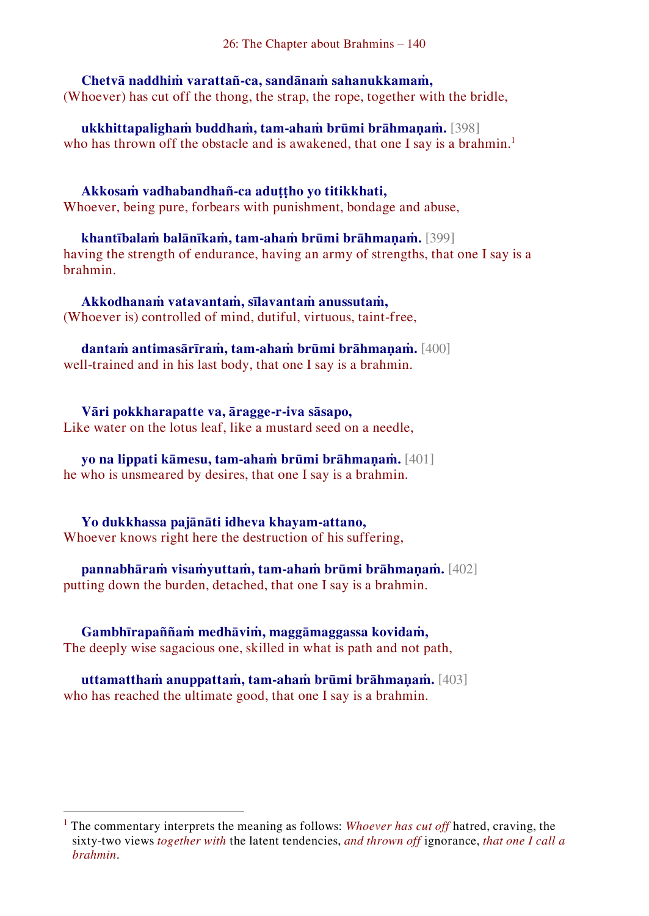**Chetvā naddhiṁ varattañ-ca, sandānaṁ sahanukkamaṁ,**
(Whoever) has cut off the thong, the strap, the rope, together with the bridle,

**ukkhittapalighaṁ buddhaṁ, tam-ahaṁ brūmi brāhmaṇaṁ.** [398]
who has thrown off the obstacle and is awakened, that one I say is a brahmin.[1]

**Akkosaṁ vadhabandhañ-ca aduṭṭho yo titikkhati,**
Whoever, being pure, forbears with punishment, bondage and abuse,

**khantībalaṁ balānīkaṁ, tam-ahaṁ brūmi brāhmaṇaṁ.** [399]
having the strength of endurance, having an army of strengths, that one I say is a brahmin.

**Akkodhanaṁ vatavantaṁ, sīlavantaṁ anussutaṁ,**
(Whoever is) controlled of mind, dutiful, virtuous, taint-free,

**dantaṁ antimasārīraṁ, tam-ahaṁ brūmi brāhmaṇaṁ.** [400]
well-trained and in his last body, that one I say is a brahmin.

**Vāri pokkharapatte va, āragge-r-iva sāsapo,**
Like water on the lotus leaf, like a mustard seed on a needle,

**yo na lippati kāmesu, tam-ahaṁ brūmi brāhmaṇaṁ.** [401]
he who is unsmeared by desires, that one I say is a brahmin.

**Yo dukkhassa pajānāti idheva khayam-attano,**
Whoever knows right here the destruction of his suffering,

**pannabhāraṁ visaṁyuttaṁ, tam-ahaṁ brūmi brāhmaṇaṁ.** [402]
putting down the burden, detached, that one I say is a brahmin.

**Gambhīrapaññaṁ medhāviṁ, maggāmaggassa kovidaṁ,**
The deeply wise sagacious one, skilled in what is path and not path,

**uttamatthaṁ anuppattaṁ, tam-ahaṁ brūmi brāhmaṇaṁ.** [403]
who has reached the ultimate good, that one I say is a brahmin.

---

[1] The commentary interprets the meaning as follows: *Whoever has cut off* hatred, craving, the sixty-two views *together with* the latent tendencies, *and thrown off* ignorance, *that one I call a brahmin*.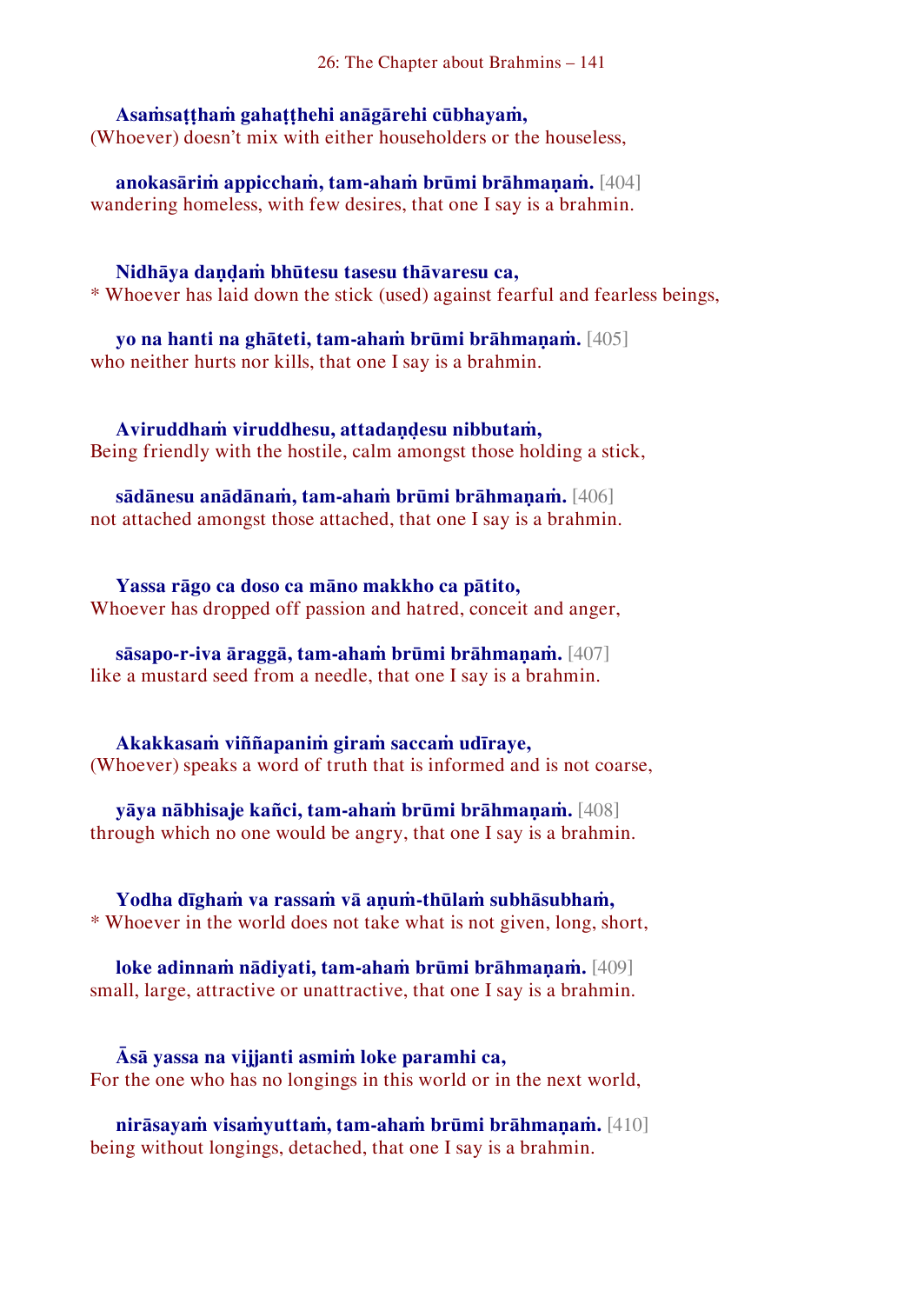**Asaṁsaṭṭhaṁ gahaṭṭhehi anāgārehi cūbhayaṁ,**
(Whoever) doesn't mix with either householders or the houseless,

**anokasāriṁ appicchaṁ, tam-ahaṁ brūmi brāhmaṇaṁ.** [404]
wandering homeless, with few desires, that one I say is a brahmin.

**Nidhāya daṇḍaṁ bhūtesu tasesu thāvaresu ca,**
* Whoever has laid down the stick (used) against fearful and fearless beings,

**yo na hanti na ghāteti, tam-ahaṁ brūmi brāhmaṇaṁ.** [405]
who neither hurts nor kills, that one I say is a brahmin.

**Aviruddhaṁ viruddhesu, attadaṇḍesu nibbutaṁ,**
Being friendly with the hostile, calm amongst those holding a stick,

**sādānesu anādānaṁ, tam-ahaṁ brūmi brāhmaṇaṁ.** [406]
not attached amongst those attached, that one I say is a brahmin.

**Yassa rāgo ca doso ca māno makkho ca pātito,**
Whoever has dropped off passion and hatred, conceit and anger,

**sāsapo-r-iva āraggā, tam-ahaṁ brūmi brāhmaṇaṁ.** [407]
like a mustard seed from a needle, that one I say is a brahmin.

**Akakkasaṁ viññapaniṁ giraṁ saccaṁ udīraye,**
(Whoever) speaks a word of truth that is informed and is not coarse,

**yāya nābhisaje kañci, tam-ahaṁ brūmi brāhmaṇaṁ.** [408]
through which no one would be angry, that one I say is a brahmin.

**Yodha dīghaṁ va rassaṁ vā aṇuṁ-thūlaṁ subhāsubhaṁ,**
* Whoever in the world does not take what is not given, long, short,

**loke adinnaṁ nādiyati, tam-ahaṁ brūmi brāhmaṇaṁ.** [409]
small, large, attractive or unattractive, that one I say is a brahmin.

**Āsā yassa na vijjanti asmiṁ loke paramhi ca,**
For the one who has no longings in this world or in the next world,

**nirāsayaṁ visaṁyuttaṁ, tam-ahaṁ brūmi brāhmaṇaṁ.** [410]
being without longings, detached, that one I say is a brahmin.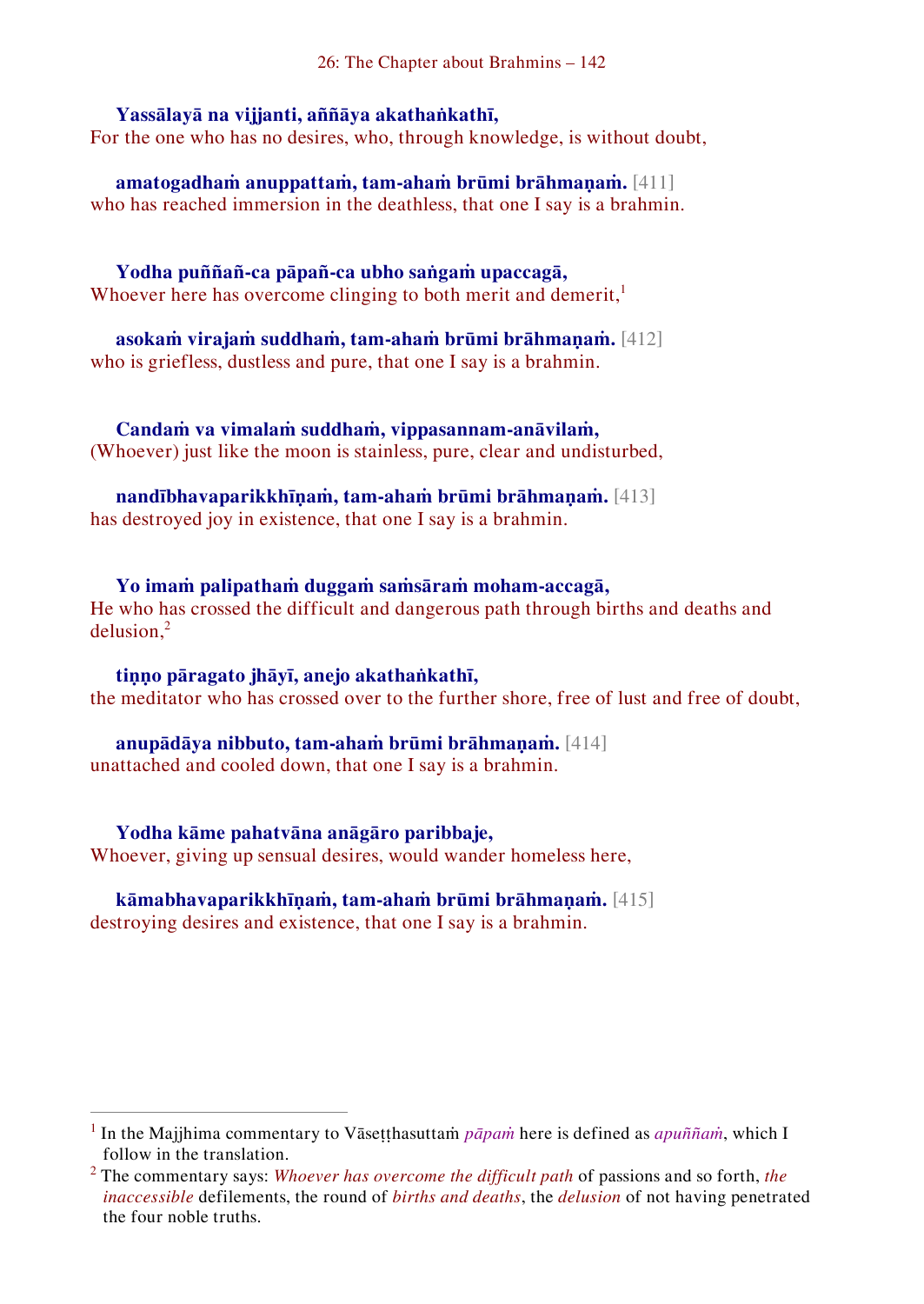**Yassālayā na vijjanti, aññāya akathaṅkathī,**
For the one who has no desires, who, through knowledge, is without doubt,

**amatogadhaṁ anuppattaṁ, tam-ahaṁ brūmi brāhmaṇaṁ.** [411]
who has reached immersion in the deathless, that one I say is a brahmin.

**Yodha puññañ-ca pāpañ-ca ubho saṅgaṁ upaccagā,**
Whoever here has overcome clinging to both merit and demerit,[1]

**asokaṁ virajaṁ suddhaṁ, tam-ahaṁ brūmi brāhmaṇaṁ.** [412]
who is griefless, dustless and pure, that one I say is a brahmin.

**Candaṁ va vimalaṁ suddhaṁ, vippasannam-anāvilaṁ,**
(Whoever) just like the moon is stainless, pure, clear and undisturbed,

**nandībhavaparikkhīṇaṁ, tam-ahaṁ brūmi brāhmaṇaṁ.** [413]
has destroyed joy in existence, that one I say is a brahmin.

**Yo imaṁ palipathaṁ duggaṁ saṁsāraṁ moham-accagā,**
He who has crossed the difficult and dangerous path through births and deaths and delusion,[2]

**tiṇṇo pāragato jhāyī, anejo akathaṅkathī,**
the meditator who has crossed over to the further shore, free of lust and free of doubt,

**anupādāya nibbuto, tam-ahaṁ brūmi brāhmaṇaṁ.** [414]
unattached and cooled down, that one I say is a brahmin.

**Yodha kāme pahatvāna anāgāro paribbaje,**
Whoever, giving up sensual desires, would wander homeless here,

**kāmabhavaparikkhīṇaṁ, tam-ahaṁ brūmi brāhmaṇaṁ.** [415]
destroying desires and existence, that one I say is a brahmin.

---

[1] In the Majjhima commentary to Vāseṭṭhasuttaṁ *pāpaṁ* here is defined as *apuññaṁ*, which I follow in the translation.

[2] The commentary says: *Whoever has overcome the difficult path* of passions and so forth, *the inaccessible* defilements, the round of *births and deaths*, the *delusion* of not having penetrated the four noble truths.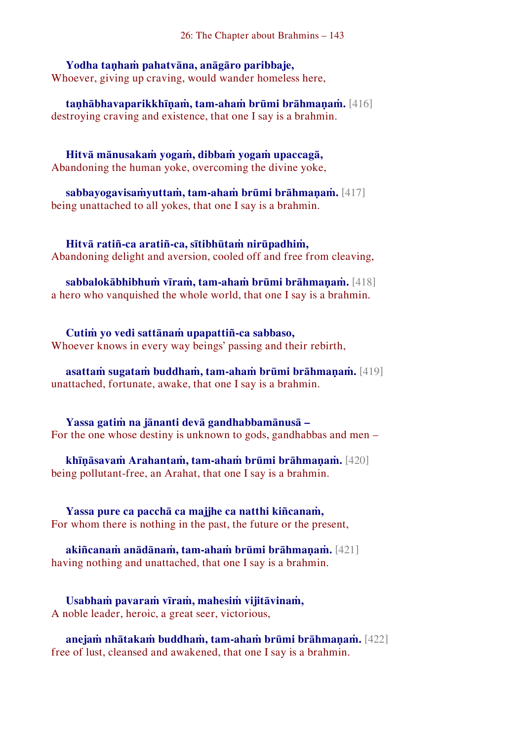**Yodha taṇhaṁ pahatvāna, anāgāro paribbaje,**
Whoever, giving up craving, would wander homeless here,

**taṇhābhavaparikkhīṇaṁ, tam-ahaṁ brūmi brāhmaṇaṁ.** [416]
destroying craving and existence, that one I say is a brahmin.

**Hitvā mānusakaṁ yogaṁ, dibbaṁ yogaṁ upaccagā,**
Abandoning the human yoke, overcoming the divine yoke,

**sabbayogavisaṁyuttaṁ, tam-ahaṁ brūmi brāhmaṇaṁ.** [417]
being unattached to all yokes, that one I say is a brahmin.

**Hitvā ratiñ-ca aratiñ-ca, sītibhūtaṁ nirūpadhiṁ,**
Abandoning delight and aversion, cooled off and free from cleaving,

**sabbalokābhibhuṁ vīraṁ, tam-ahaṁ brūmi brāhmaṇaṁ.** [418]
a hero who vanquished the whole world, that one I say is a brahmin.

**Cutiṁ yo vedi sattānaṁ upapattiñ-ca sabbaso,**
Whoever knows in every way beings' passing and their rebirth,

**asattaṁ sugataṁ buddhaṁ, tam-ahaṁ brūmi brāhmaṇaṁ.** [419]
unattached, fortunate, awake, that one I say is a brahmin.

**Yassa gatiṁ na jānanti devā gandhabbamānusā –**
For the one whose destiny is unknown to gods, gandhabbas and men –

**khīṇāsavaṁ Arahantaṁ, tam-ahaṁ brūmi brāhmaṇaṁ.** [420]
being pollutant-free, an Arahat, that one I say is a brahmin.

**Yassa pure ca pacchā ca majjhe ca natthi kiñcanaṁ,**
For whom there is nothing in the past, the future or the present,

**akiñcanaṁ anādānaṁ, tam-ahaṁ brūmi brāhmaṇaṁ.** [421]
having nothing and unattached, that one I say is a brahmin.

**Usabhaṁ pavaraṁ vīraṁ, mahesiṁ vijitāvinaṁ,**
A noble leader, heroic, a great seer, victorious,

**anejaṁ nhātakaṁ buddhaṁ, tam-ahaṁ brūmi brāhmaṇaṁ.** [422]
free of lust, cleansed and awakened, that one I say is a brahmin.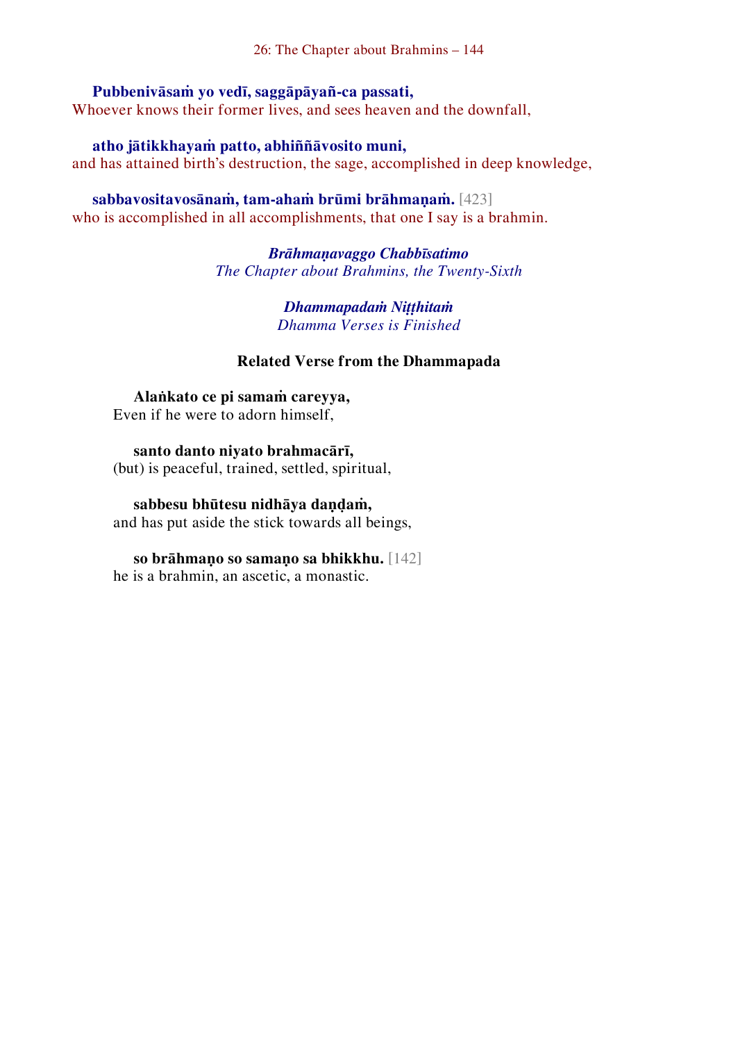**Pubbenivāsaṁ yo vedī, saggāpāyañ-ca passati,**
Whoever knows their former lives, and sees heaven and the downfall,

**atho jātikkhayaṁ patto, abhiññāvosito muni,**
and has attained birth's destruction, the sage, accomplished in deep knowledge,

**sabbavositavosānaṁ, tam-ahaṁ brūmi brāhmaṇaṁ.** [423]
who is accomplished in all accomplishments, that one I say is a brahmin.

***Brāhmaṇavaggo Chabbīsatimo***
*The Chapter about Brahmins, the Twenty-Sixth*

***Dhammapadaṁ Niṭṭhitaṁ***
*Dhamma Verses is Finished*

## Related Verse from the Dhammapada

**Alaṅkato ce pi samaṁ careyya,**
Even if he were to adorn himself,

**santo danto niyato brahmacārī,**
(but) is peaceful, trained, settled, spiritual,

**sabbesu bhūtesu nidhāya daṇḍaṁ,**
and has put aside the stick towards all beings,

**so brāhmaṇo so samaṇo sa bhikkhu.** [142]
he is a brahmin, an ascetic, a monastic.